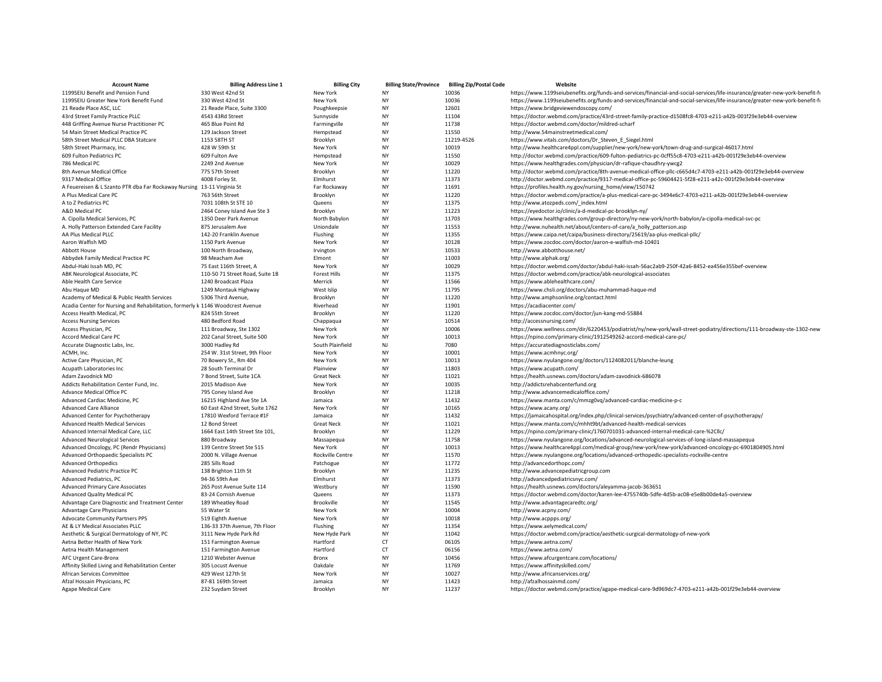| Account Name | Billing Address Line 1 | Billing City | Billing State/Province | Billing Zip/Postal Code | Website |
| --- | --- | --- | --- | --- | --- |
| 1199SEIU Benefit and Pension Fund | 330 West 42nd St | New York | NY | 10036 | https://www.1199seiubenefits.org/funds-and-services/financial-and-social-services/life-insurance/greater-new-york-benefit-fı |
| 1199SEIU Greater New York Benefit Fund | 330 West 42nd St | New York | NY | 10036 | https://www.1199seiubenefits.org/funds-and-services/financial-and-social-services/life-insurance/greater-new-york-benefit-fı |
| 21 Reade Place ASC, LLC | 21 Reade Place, Suite 3300 | Poughkeepsie | NY | 12601 | https://www.bridgeviewendoscopy.com/ |
| 43rd Street Family Practice PLLC | 4543 43Rd Street | Sunnyside | NY | 11104 | https://doctor.webmd.com/practice/43rd-street-family-practice-d1508fc8-4703-e211-a42b-001f29e3eb44-overview |
| 448 Griffing Avenue Nurse Practitioner PC | 465 Blue Point Rd | Farmingville | NY | 11738 | https://doctor.webmd.com/doctor/mildred-scharf |
| 54 Main Street Medical Practice PC | 129 Jackson Street | Hempstead | NY | 11550 | http://www.54mainstreetmedical.com/ |
| 58th Street Medical PLLC DBA Statcare | 1153 58TH ST | Brooklyn | NY | 11219-4526 | https://www.vitals.com/doctors/Dr_Steven_E_Siegel.html |
| 58th Street Pharmacy, Inc. | 428 W 59th St | New York | NY | 10019 | http://www.healthcare4ppl.com/supplier/new-york/new-york/town-drug-and-surgical-46017.html |
| 609 Fulton Pediatrics PC | 609 Fulton Ave | Hempstead | NY | 11550 | http://doctor.webmd.com/practice/609-fulton-pediatrics-pc-0cff55c8-4703-e211-a42b-001f29e3eb44-overview |
| 786 Medical PC | 2249 2nd Avenue | New York | NY | 10029 | https://www.healthgrades.com/physician/dr-rafique-chaudhry-ywcg2 |
| 8th Avenue Medical Office | 775 57th Street | Brooklyn | NY | 11220 | http://doctor.webmd.com/practice/8th-avenue-medical-office-pllc-c665d4c7-4703-e211-a42b-001f29e3eb44-overview |
| 9317 Medical Office | 4008 Forley St. | Elmhurst | NY | 11373 | http://doctor.webmd.com/practice/9317-medical-office-pc-59604421-5f28-e211-a42c-001f29e3eb44-overview |
| A Feuereisen & L Szanto PTR dba Far Rockaway Nursing | 13-11 Virginia St | Far Rockaway | NY | 11691 | https://profiles.health.ny.gov/nursing_home/view/150742 |
| A Plus Medical Care PC | 763 56th Street | Brooklyn | NY | 11220 | https://doctor.webmd.com/practice/a-plus-medical-care-pc-3494e6c7-4703-e211-a42b-001f29e3eb44-overview |
| A to Z Pediatrics PC | 7031 108th St STE 10 | Queens | NY | 11375 | http://www.atozpeds.com/_index.html |
| A&D Medical PC | 2464 Coney Island Ave Ste 3 | Brooklyn | NY | 11223 | https://eyedoctor.io/clinic/a-d-medical-pc-brooklyn-ny/ |
| A. Cipolla Medical Services, PC | 1350 Deer Park Avenue | North Babylon | NY | 11703 | https://www.healthgrades.com/group-directory/ny-new-york/north-babylon/a-cipolla-medical-svc-pc |
| A. Holly Patterson Extended Care Facility | 875 Jerusalem Ave | Uniondale | NY | 11553 | http://www.nuhealth.net/about/centers-of-care/a_holly_patterson.asp |
| AA Plus Medical PLLC | 142-20 Franklin Avenue | Flushing | NY | 11355 | https://www.caipa.net/caipa/business-directory/25619/aa-plus-medical-pllc/ |
| Aaron Walfish MD | 1150 Park Avenue | New York | NY | 10128 | https://www.zocdoc.com/doctor/aaron-e-walfish-md-10401 |
| Abbott House | 100 North Broadway, | Irvington | NY | 10533 | http://www.abbotthouse.net/ |
| Abbydek Family Medical Practice PC | 98 Meacham Ave | Elmont | NY | 11003 | http://www.alphak.org/ |
| Abdul-Haki Issah MD, PC | 75 East 116th Street, A | New York | NY | 10029 | https://doctor.webmd.com/doctor/abdul-haki-issah-56ac2ab9-250f-42a6-8452-ea456e355bef-overview |
| ABK Neurological Associate, PC | 110-50 71 Street Road, Suite 1B | Forest Hills | NY | 11375 | https://doctor.webmd.com/practice/abk-neurological-associates |
| Able Health Care Service | 1240 Broadcast Plaza | Merrick | NY | 11566 | https://www.ablehealthcare.com/ |
| Abu Haque MD | 1249 Montauk Highway | West Islip | NY | 11795 | https://www.chsli.org/doctors/abu-muhammad-haque-md |
| Academy of Medical & Public Health Services | 5306 Third Avenue, | Brooklyn | NY | 11220 | http://www.amphsonline.org/contact.html |
| Acadia Center for Nursing and Rehabilitation, formerly k | 1146 Woodcrest Avenue | Riverhead | NY | 11901 | https://acadiacenter.com/ |
| Access Health Medical, PC | 824 55th Street | Brooklyn | NY | 11220 | https://www.zocdoc.com/doctor/jun-kang-md-55884 |
| Access Nursing Services | 480 Bedford Road | Chappaqua | NY | 10514 | http://accessnursing.com/ |
| Access Physician, PC | 111 Broadway, Ste 1302 | New York | NY | 10006 | https://www.wellness.com/dir/6220453/podiatrist/ny/new-york/wall-street-podiatry/directions/111-broadway-ste-1302-new |
| Accord Medical Care PC | 202 Canal Street, Suite 500 | New York | NY | 10013 | https://npino.com/primary-clinic/1912549262-accord-medical-care-pc/ |
| Accurate Diagnostic Labs, Inc. | 3000 Hadley Rd | South Plainfield | NJ | 7080 | https://accuratediagnosticlabs.com/ |
| ACMH, Inc. | 254 W. 31st Street, 9th Floor | New York | NY | 10001 | https://www.acmhnyc.org/ |
| Active Care Physician, PC | 70 Bowery St., Rm 404 | New York | NY | 10013 | https://www.nyulangone.org/doctors/1124082011/blanche-leung |
| Acupath Laboratories Inc | 28 South Terminal Dr | Plainview | NY | 11803 | https://www.acupath.com/ |
| Adam Zavodnick MD | 7 Bond Street, Suite 1CA | Great Neck | NY | 11021 | https://health.usnews.com/doctors/adam-zavodnick-686078 |
| Addicts Rehabilitation Center Fund, Inc. | 2015 Madison Ave | New York | NY | 10035 | http://addictsrehabcenterfund.org |
| Advance Medical Office PC | 795 Coney Island Ave | Brooklyn | NY | 11218 | http://www.advancemedicaloffice.com/ |
| Advanced Cardiac Medicine, PC | 16215 Highland Ave Ste 1A | Jamaica | NY | 11432 | https://www.manta.com/c/mmzg0vq/advanced-cardiac-medicine-p-c |
| Advanced Care Alliance | 60 East 42nd Street, Suite 1762 | New York | NY | 10165 | https://www.acany.org/ |
| Advanced Center for Psychotherapy | 17810 Wexford Terrace #1F | Jamaica | NY | 11432 | https://jamaicahospital.org/index.php/clinical-services/psychiatry/advanced-center-of-psychotherapy/ |
| Advanced Health Medical Services | 12 Bond Street | Great Neck | NY | 11021 | https://www.manta.com/c/mhht9bt/advanced-health-medical-services |
| Advanced Internal Medical Care, LLC | 1664 East 14th Street Ste 101, | Brooklyn | NY | 11229 | https://npino.com/primary-clinic/1760701031-advanced-internal-medical-care-%2Cllc/ |
| Advanced Neurological Services | 880 Broadway | Massapequa | NY | 11758 | https://www.nyulangone.org/locations/advanced-neurological-services-of-long-island-massapequa |
| Advanced Oncology, PC (Rendr Physicians) | 139 Centre Street Ste 515 | New York | NY | 10013 | https://www.healthcare4ppl.com/medical-group/new-york/new-york/advanced-oncology-pc-6901804905.html |
| Advanced Orthopaedic Specialists PC | 2000 N. Village Avenue | Rockville Centre | NY | 11570 | https://www.nyulangone.org/locations/advanced-orthopedic-specialists-rockville-centre |
| Advanced Orthopedics | 285 Sills Road | Patchogue | NY | 11772 | http://advancedorthopc.com/ |
| Advanced Pediatric Practice PC | 138 Brighton 11th St | Brooklyn | NY | 11235 | http://www.advancepediatricgroup.com |
| Advanced Pediatrics, PC | 94-36 59th Ave | Elmhurst | NY | 11373 | http://advancedpediatricsnyc.com/ |
| Advanced Primary Care Associates | 265 Post Avenue Suite 114 | Westbury | NY | 11590 | https://health.usnews.com/doctors/aleyamma-jacob-363651 |
| Advanced Quality Medical PC | 83-24 Cornish Avenue | Queens | NY | 11373 | https://doctor.webmd.com/doctor/karen-lee-4755740b-5dfe-4d5b-ac08-e5e8b00de4a5-overview |
| Advantage Care Diagnostic and Treatment Center | 189 Wheatley Road | Brookville | NY | 11545 | http://www.advantagecaredtc.org/ |
| Advantage Care Physicians | 55 Water St | New York | NY | 10004 | http://www.acpny.com/ |
| Advocate Community Partners PPS | 519 Eighth Avenue | New York | NY | 10018 | http://www.acppps.org/ |
| AE & LY Medical Associates PLLC | 136-33 37th Avenue, 7th Floor | Flushing | NY | 11354 | https://www.aelymedical.com/ |
| Aesthetic & Surgical Dermatology of NY, PC | 3111 New Hyde Park Rd | New Hyde Park | NY | 11042 | https://doctor.webmd.com/practice/aesthetic-surgical-dermatology-of-new-york |
| Aetna Better Health of New York | 151 Farmington Avenue | Hartford | CT | 06105 | https://www.aetna.com/ |
| Aetna Health Management | 151 Farmington Avenue | Hartford | CT | 06156 | https://www.aetna.com/ |
| AFC Urgent Care-Bronx | 1210 Webster Avenue | Bronx | NY | 10456 | https://www.afcurgentcare.com/locations/ |
| Affinity Skilled Living and Rehabilitation Center | 305 Locust Avenue | Oakdale | NY | 11769 | https://www.affinityskilled.com/ |
| African Services Committee | 429 West 127th St | New York | NY | 10027 | http://www.africanservices.org/ |
| Afzal Hossain Physicians, PC | 87-81 169th Street | Jamaica | NY | 11423 | http://afzalhossainmd.com/ |
| Agape Medical Care | 232 Suydam Street | Brooklyn | NY | 11237 | https://doctor.webmd.com/practice/agape-medical-care-9d969dc7-4703-e211-a42b-001f29e3eb44-overview |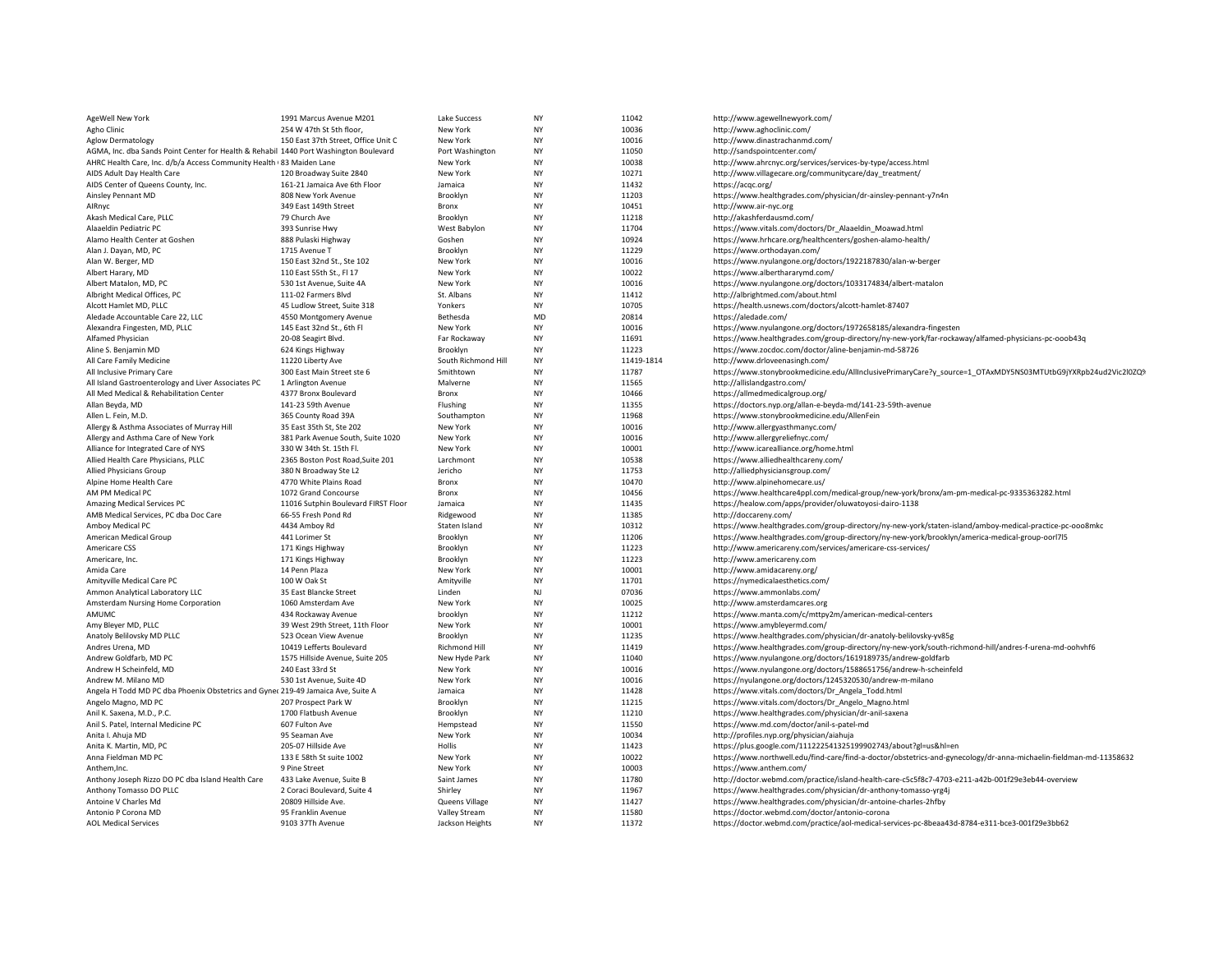| | | | | | |
|---|---|---|---|---|---|
| AgeWell New York | 1991 Marcus Avenue M201 | Lake Success | NY | 11042 | http://www.agewellnewyork.com/ |
| Agho Clinic | 254 W 47th St 5th floor, | New York | NY | 10036 | http://www.aghoclinic.com/ |
| Aglow Dermatology | 150 East 37th Street, Office Unit C | New York | NY | 10016 | http://www.dinastrachanmd.com/ |
| AGMA, Inc. dba Sands Point Center for Health & Rehabil | 1440 Port Washington Boulevard | Port Washington | NY | 11050 | http://sandspointcenter.com/ |
| AHRC Health Care, Inc. d/b/a Access Community Health | 83 Maiden Lane | New York | NY | 10038 | http://www.ahrcnyc.org/services/services-by-type/access.html |
| AIDS Adult Day Health Care | 120 Broadway Suite 2840 | New York | NY | 10271 | http://www.villagecare.org/communitycare/day_treatment/ |
| AIDS Center of Queens County, Inc. | 161-21 Jamaica Ave 6th Floor | Jamaica | NY | 11432 | https://acqc.org/ |
| Ainsley Pennant MD | 808 New York Avenue | Brooklyn | NY | 11203 | https://www.healthgrades.com/physician/dr-ainsley-pennant-y7n4n |
| AIRnyc | 349 East 149th Street | Bronx | NY | 10451 | http://www.air-nyc.org |
| Akash Medical Care, PLLC | 79 Church Ave | Brooklyn | NY | 11218 | http://akashferdausmd.com/ |
| Alaaeldin Pediatric PC | 393 Sunrise Hwy | West Babylon | NY | 11704 | https://www.vitals.com/doctors/Dr_Alaaeldin_Moawad.html |
| Alamo Health Center at Goshen | 888 Pulaski Highway | Goshen | NY | 10924 | https://www.hrhcare.org/healthcenters/goshen-alamo-health/ |
| Alan J. Dayan, MD, PC | 1715 Avenue T | Brooklyn | NY | 11229 | https://www.orthodayan.com/ |
| Alan W. Berger, MD | 150 East 32nd St., Ste 102 | New York | NY | 10016 | https://www.nyulangone.org/doctors/1922187830/alan-w-berger |
| Albert Harary, MD | 110 East 55th St., Fl 17 | New York | NY | 10022 | http://www.alberthararymd.com/ |
| Albert Matalon, MD, PC | 530 1st Avenue, Suite 4A | New York | NY | 10016 | https://www.nyulangone.org/doctors/1033174834/albert-matalon |
| Albright Medical Offices, PC | 111-02 Farmers Blvd | St. Albans | NY | 11412 | http://albrightmed.com/about.html |
| Alcott Hamlet MD, PLLC | 45 Ludlow Street, Suite 318 | Yonkers | NY | 10705 | https://health.usnews.com/doctors/alcott-hamlet-87407 |
| Aledade Accountable Care 22, LLC | 4550 Montgomery Avenue | Bethesda | MD | 20814 | https://aledade.com/ |
| Alexandra Fingesten, MD, PLLC | 145 East 32nd St., 6th Fl | New York | NY | 10016 | https://www.nyulangone.org/doctors/1972658185/alexandra-fingesten |
| Alfamed Physician | 20-08 Seagirt Blvd. | Far Rockaway | NY | 11691 | https://www.healthgrades.com/group-directory/ny-new-york/far-rockaway/alfamed-physicians-pc-ooob43q |
| Aline S. Benjamin MD | 624 Kings Highway | Brooklyn | NY | 11223 | https://www.zocdoc.com/doctor/aline-benjamin-md-58726 |
| All Care Family Medicine | 11220 Liberty Ave | South Richmond Hill | NY | 11419-1814 | http://www.drloveenasingh.com/ |
| All Inclusive Primary Care | 300 East Main Street ste 6 | Smithtown | NY | 11787 | https://www.stonybrookmedicine.edu/AllInclusivePrimaryCare?y_source=1_OTAxMDY5NS03MTUtbG9jYXRpb24ud2Vic2l0ZQ% |
| All Island Gastroenterology and Liver Associates PC | 1 Arlington Avenue | Malverne | NY | 11565 | http://allislandgastro.com/ |
| All Med Medical & Rehabilitation Center | 4377 Bronx Boulevard | Bronx | NY | 10466 | https://allmedmedicalgroup.org/ |
| Allan Beyda, MD | 141-23 59th Avenue | Flushing | NY | 11355 | https://doctors.nyp.org/allan-e-beyda-md/141-23-59th-avenue |
| Allen L. Fein, M.D. | 365 County Road 39A | Southampton | NY | 11968 | https://www.stonybrookmedicine.edu/AllenFein |
| Allergy & Asthma Associates of Murray Hill | 35 East 35th St, Ste 202 | New York | NY | 10016 | http://www.allergyasthmanyc.com/ |
| Allergy and Asthma Care of New York | 381 Park Avenue South, Suite 1020 | New York | NY | 10016 | http://www.allergyreliefnyc.com/ |
| Alliance for Integrated Care of NYS | 330 W 34th St. 15th Fl. | New York | NY | 10001 | http://www.icarealliance.org/home.html |
| Allied Health Care Physicians, PLLC | 2365 Boston Post Road,Suite 201 | Larchmont | NY | 10538 | https://www.alliedhealthcareny.com/ |
| Allied Physicians Group | 380 N Broadway Ste L2 | Jericho | NY | 11753 | http://alliedphysiciansgroup.com/ |
| Alpine Home Health Care | 4770 White Plains Road | Bronx | NY | 10470 | http://www.alpinehomecare.us/ |
| AM PM Medical PC | 1072 Grand Concourse | Bronx | NY | 10456 | https://www.healthcare4ppl.com/medical-group/new-york/bronx/am-pm-medical-pc-9335363282.html |
| Amazing Medical Services PC | 11016 Sutphin Boulevard FIRST Floor | Jamaica | NY | 11435 | https://healow.com/apps/provider/oluwatoyosi-dairo-1138 |
| AMB Medical Services, PC dba Doc Care | 66-55 Fresh Pond Rd | Ridgewood | NY | 11385 | http://doccareny.com/ |
| Amboy Medical PC | 4434 Amboy Rd | Staten Island | NY | 10312 | https://www.healthgrades.com/group-directory/ny-new-york/staten-island/amboy-medical-practice-pc-ooo8mkc |
| American Medical Group | 441 Lorimer St | Brooklyn | NY | 11206 | https://www.healthgrades.com/group-directory/ny-new-york/brooklyn/america-medical-group-oorl7l5 |
| Americare CSS | 171 Kings Highway | Brooklyn | NY | 11223 | http://www.americareny.com/services/americare-css-services/ |
| Americare, Inc. | 171 Kings Highway | Brooklyn | NY | 11223 | http://www.americareny.com |
| Amida Care | 14 Penn Plaza | New York | NY | 10001 | http://www.amidacareny.org/ |
| Amityville Medical Care PC | 100 W Oak St | Amityville | NY | 11701 | https://nymedicalaesthetics.com/ |
| Ammon Analytical Laboratory LLC | 35 East Blancke Street | Linden | NJ | 07036 | https://www.ammonlabs.com/ |
| Amsterdam Nursing Home Corporation | 1060 Amsterdam Ave | New York | NY | 10025 | http://www.amsterdamcares.org |
| AMUMC | 434 Rockaway Avenue | brooklyn | NY | 11212 | https://www.manta.com/c/mttpy2m/american-medical-centers |
| Amy Bleyer MD, PLLC | 39 West 29th Street, 11th Floor | New York | NY | 10001 | https://www.amybleyermd.com/ |
| Anatoly Belilovsky MD PLLC | 523 Ocean View Avenue | Brooklyn | NY | 11235 | https://www.healthgrades.com/physician/dr-anatoly-belilovsky-yv85g |
| Andres Urena, MD | 10419 Lefferts Boulevard | Richmond Hill | NY | 11419 | https://www.healthgrades.com/group-directory/ny-new-york/south-richmond-hill/andres-f-urena-md-oohvhf6 |
| Andrew Goldfarb, MD PC | 1575 Hillside Avenue, Suite 205 | New Hyde Park | NY | 11040 | https://www.nyulangone.org/doctors/1619189735/andrew-goldfarb |
| Andrew H Scheinfeld, MD | 240 East 33rd St | New York | NY | 10016 | https://www.nyulangone.org/doctors/1588651756/andrew-h-scheinfeld |
| Andrew M. Milano MD | 530 1st Avenue, Suite 4D | New York | NY | 10016 | https://nyulangone.org/doctors/1245320530/andrew-m-milano |
| Angela H Todd MD PC dba Phoenix Obstetrics and Gyne | 219-49 Jamaica Ave, Suite A | Jamaica | NY | 11428 | https://www.vitals.com/doctors/Dr_Angela_Todd.html |
| Angelo Magno, MD PC | 207 Prospect Park W | Brooklyn | NY | 11215 | https://www.vitals.com/doctors/Dr_Angelo_Magno.html |
| Anil K. Saxena, M.D., P.C. | 1700 Flatbush Avenue | Brooklyn | NY | 11210 | https://www.healthgrades.com/physician/dr-anil-saxena |
| Anil S. Patel, Internal Medicine PC | 607 Fulton Ave | Hempstead | NY | 11550 | https://www.md.com/doctor/anil-s-patel-md |
| Anita I. Ahuja MD | 95 Seaman Ave | New York | NY | 10034 | http://profiles.nyp.org/physician/aiahuja |
| Anita K. Martin, MD, PC | 205-07 Hillside Ave | Hollis | NY | 11423 | https://plus.google.com/111222541325199902743/about?gl=us&hl=en |
| Anna Fieldman MD PC | 133 E 58th St suite 1002 | New York | NY | 10022 | https://www.northwell.edu/find-care/find-a-doctor/obstetrics-and-gynecology/dr-anna-michaelin-fieldman-md-11358632 |
| Anthem,Inc. | 9 Pine Street | New York | NY | 10003 | https://www.anthem.com/ |
| Anthony Joseph Rizzo DO PC dba Island Health Care | 433 Lake Avenue, Suite B | Saint James | NY | 11780 | http://doctor.webmd.com/practice/island-health-care-c5c5f8c7-4703-e211-a42b-001f29e3eb44-overview |
| Anthony Tomasso DO PLLC | 2 Coraci Boulevard, Suite 4 | Shirley | NY | 11967 | https://www.healthgrades.com/physician/dr-anthony-tomasso-yrg4j |
| Antoine V Charles Md | 20809 Hillside Ave. | Queens Village | NY | 11427 | https://www.healthgrades.com/physician/dr-antoine-charles-2hfby |
| Antonio P Corona MD | 95 Franklin Avenue | Valley Stream | NY | 11580 | https://doctor.webmd.com/doctor/antonio-corona |
| AOL Medical Services | 9103 37Th Avenue | Jackson Heights | NY | 11372 | https://doctor.webmd.com/practice/aol-medical-services-pc-8beaa43d-8784-e311-bce3-001f29e3bb62 |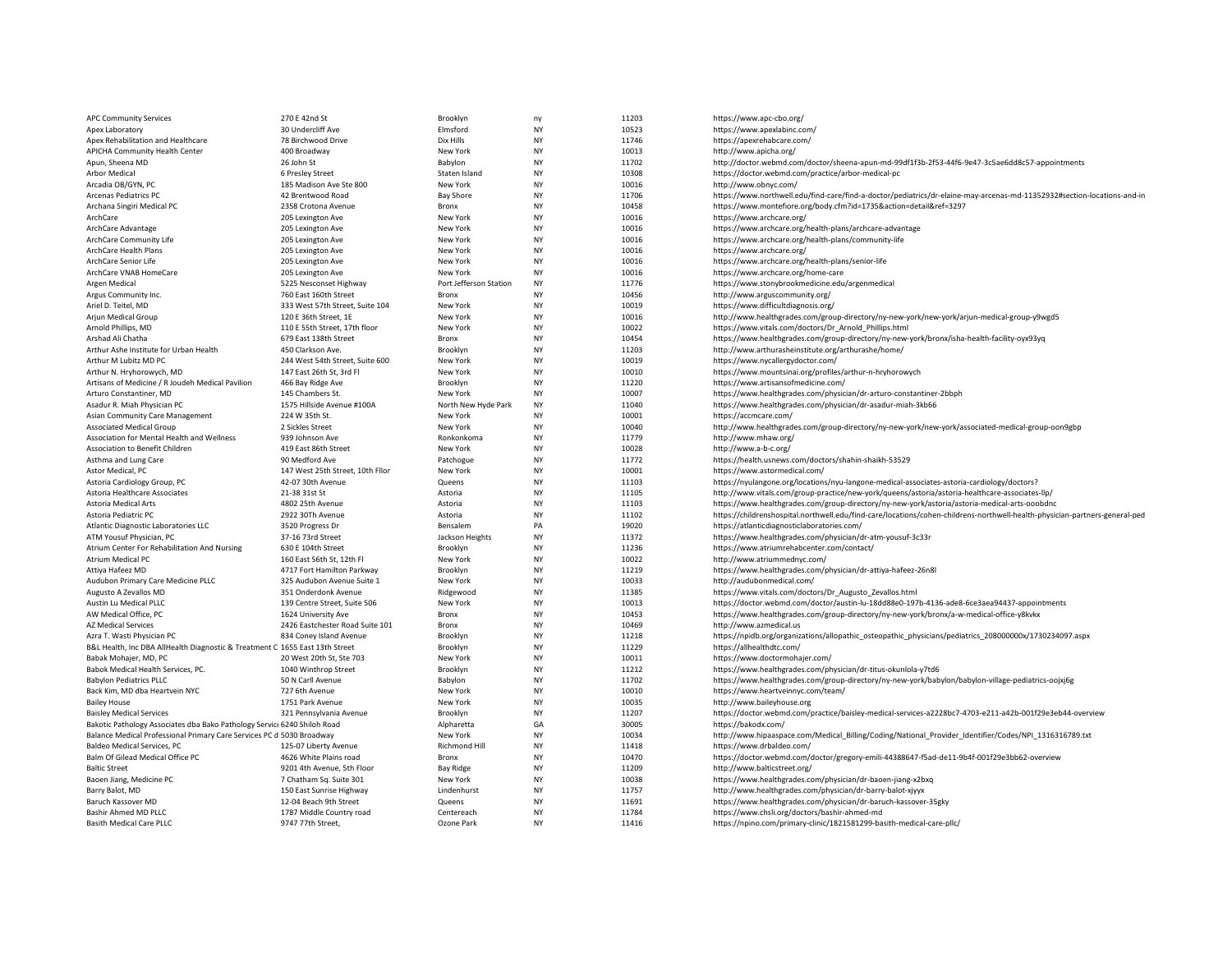| | | | | | |
|---|---|---|---|---|---|
| APC Community Services | 270 E 42nd St | Brooklyn | ny | 11203 | https://www.apc-cbo.org/ |
| Apex Laboratory | 30 Undercliff Ave | Elmsford | NY | 10523 | https://www.apexlabinc.com/ |
| Apex Rehabilitation and Healthcare | 78 Birchwood Drive | Dix Hills | NY | 11746 | https://apexrehabcare.com/ |
| APICHA Community Health Center | 400 Broadway | New York | NY | 10013 | http://www.apicha.org/ |
| Apun, Sheena MD | 26 John St | Babylon | NY | 11702 | http://doctor.webmd.com/doctor/sheena-apun-md-99df1f3b-2f53-44f6-9e47-3c5ae6dd8c57-appointments |
| Arbor Medical | 6 Presley Street | Staten Island | NY | 10308 | https://doctor.webmd.com/practice/arbor-medical-pc |
| Arcadia OB/GYN, PC | 185 Madison Ave Ste 800 | New York | NY | 10016 | http://www.obnyc.com/ |
| Arcenas Pediatrics PC | 42 Brentwood Road | Bay Shore | NY | 11706 | https://www.northwell.edu/find-care/find-a-doctor/pediatrics/dr-elaine-may-arcenas-md-11352932#section-locations-and-in |
| Archana Singiri Medical PC | 2358 Crotona Avenue | Bronx | NY | 10458 | https://www.montefiore.org/body.cfm?id=1735&action=detail&ref=3297 |
| ArchCare | 205 Lexington Ave | New York | NY | 10016 | https://www.archcare.org/ |
| ArchCare Advantage | 205 Lexington Ave | New York | NY | 10016 | https://www.archcare.org/health-plans/archcare-advantage |
| ArchCare Community Life | 205 Lexington Ave | New York | NY | 10016 | https://www.archcare.org/health-plans/community-life |
| ArchCare Health Plans | 205 Lexington Ave | New York | NY | 10016 | https://www.archcare.org/ |
| ArchCare Senior Life | 205 Lexington Ave | New York | NY | 10016 | https://www.archcare.org/health-plans/senior-life |
| ArchCare VNAB HomeCare | 205 Lexington Ave | New York | NY | 10016 | https://www.archcare.org/home-care |
| Argen Medical | 5225 Nesconset Highway | Port Jefferson Station | NY | 11776 | https://www.stonybrookmedicine.edu/argenmedical |
| Argus Community Inc. | 760 East 160th Street | Bronx | NY | 10456 | http://www.arguscommunity.org/ |
| Ariel D. Teitel, MD | 333 West 57th Street, Suite 104 | New York | NY | 10019 | https://www.difficultdiagnosis.org/ |
| Arjun Medical Group | 120 E 36th Street, 1E | New York | NY | 10016 | http://www.healthgrades.com/group-directory/ny-new-york/new-york/arjun-medical-group-y9wgd5 |
| Arnold Phillips, MD | 110 E 55th Street, 17th floor | New York | NY | 10022 | https://www.vitals.com/doctors/Dr_Arnold_Phillips.html |
| Arshad Ali Chatha | 679 East 138th Street | Bronx | NY | 10454 | https://www.healthgrades.com/group-directory/ny-new-york/bronx/isha-health-facility-oyx93yq |
| Arthur Ashe Institute for Urban Health | 450 Clarkson Ave. | Brooklyn | NY | 11203 | http://www.arthurasheinstitute.org/arthurashe/home/ |
| Arthur M Lubitz MD PC | 244 West 54th Street, Suite 600 | New York | NY | 10019 | https://www.nycallergydoctor.com/ |
| Arthur N. Hryhorowych, MD | 147 East 26th St, 3rd Fl | New York | NY | 10010 | https://www.mountsinai.org/profiles/arthur-n-hryhorowych |
| Artisans of Medicine / R Joudeh Medical Pavilion | 466 Bay Ridge Ave | Brooklyn | NY | 11220 | https://www.artisansofmedicine.com/ |
| Arturo Constantiner, MD | 145 Chambers St. | New York | NY | 10007 | https://www.healthgrades.com/physician/dr-arturo-constantiner-2bbph |
| Asadur R. Miah Physician PC | 1575 Hillside Avenue #100A | North New Hyde Park | NY | 11040 | https://www.healthgrades.com/physician/dr-asadur-miah-3kb66 |
| Asian Community Care Management | 224 W 35th St. | New York | NY | 10001 | https://accmcare.com/ |
| Associated Medical Group | 2 Sickles Street | New York | NY | 10040 | http://www.healthgrades.com/group-directory/ny-new-york/new-york/associated-medical-group-oon9gbp |
| Association for Mental Health and Wellness | 939 Johnson Ave | Ronkonkoma | NY | 11779 | http://www.mhaw.org/ |
| Association to Benefit Children | 419 East 86th Street | New York | NY | 10028 | http://www.a-b-c.org/ |
| Asthma and Lung Care | 90 Medford Ave | Patchogue | NY | 11772 | https://health.usnews.com/doctors/shahin-shaikh-53529 |
| Astor Medical, PC | 147 West 25th Street, 10th Fllor | New York | NY | 10001 | https://www.astormedical.com/ |
| Astoria Cardiology Group, PC | 42-07 30th Avenue | Queens | NY | 11103 | https://nyulangone.org/locations/nyu-langone-medical-associates-astoria-cardiology/doctors? |
| Astoria Healthcare Associates | 21-38 31st St | Astoria | NY | 11105 | http://www.vitals.com/group-practice/new-york/queens/astoria/astoria-healthcare-associates-llp/ |
| Astoria Medical Arts | 4802 25th Avenue | Astoria | NY | 11103 | https://www.healthgrades.com/group-directory/ny-new-york/astoria/astoria-medical-arts-ooobdnc |
| Astoria Pediatric PC | 2922 30Th Avenue | Astoria | NY | 11102 | https://childrenshospital.northwell.edu/find-care/locations/cohen-childrens-northwell-health-physician-partners-general-ped |
| Atlantic Diagnostic Laboratories LLC | 3520 Progress Dr | Bensalem | PA | 19020 | https://atlanticdiagnosticlaboratories.com/ |
| ATM Yousuf Physician, PC | 37-16 73rd Street | Jackson Heights | NY | 11372 | https://www.healthgrades.com/physician/dr-atm-yousuf-3c33r |
| Atrium Center For Rehabilitation And Nursing | 630 E 104th Street | Brooklyn | NY | 11236 | https://www.atriumrehabcenter.com/contact/ |
| Atrium Medical PC | 160 East 56th St, 12th Fl | New York | NY | 10022 | http://www.atriummednyc.com/ |
| Attiya Hafeez MD | 4717 Fort Hamilton Parkway | Brooklyn | NY | 11219 | https://www.healthgrades.com/physician/dr-attiya-hafeez-26n8l |
| Audubon Primary Care Medicine PLLC | 325 Audubon Avenue Suite 1 | New York | NY | 10033 | http://audubonmedical.com/ |
| Augusto A Zevallos MD | 351 Onderdonk Avenue | Ridgewood | NY | 11385 | https://www.vitals.com/doctors/Dr_Augusto_Zevallos.html |
| Austin Lu Medical PLLC | 139 Centre Street, Suite 506 | New York | NY | 10013 | https://doctor.webmd.com/doctor/austin-lu-18dd88e0-197b-4136-ade8-6ce3aea94437-appointments |
| AW Medical Office, PC | 1624 University Ave | Bronx | NY | 10453 | https://www.healthgrades.com/group-directory/ny-new-york/bronx/a-w-medical-office-y8kvkx |
| AZ Medical Services | 2426 Eastchester Road Suite 101 | Bronx | NY | 10469 | http://www.azmedical.us |
| Azra T. Wasti Physician PC | 834 Coney Island Avenue | Brooklyn | NY | 11218 | https://npidb.org/organizations/allopathic_osteopathic_physicians/pediatrics_208000000x/1730234097.aspx |
| B&L Health, Inc DBA AllHealth Diagnostic & Treatment C | 1655 East 13th Street | Brooklyn | NY | 11229 | https://allhealthdtc.com/ |
| Babak Mohajer, MD, PC | 20 West 20th St, Ste 703 | New York | NY | 10011 | https://www.doctormohajer.com/ |
| Babok Medical Health Services, PC. | 1040 Winthrop Street | Brooklyn | NY | 11212 | https://www.healthgrades.com/physician/dr-titus-okunlola-y7td6 |
| Babylon Pediatrics PLLC | 50 N Carll Avenue | Babylon | NY | 11702 | https://www.healthgrades.com/group-directory/ny-new-york/babylon/babylon-village-pediatrics-oojxj6g |
| Back Kim, MD dba Heartvein NYC | 727 6th Avenue | New York | NY | 10010 | https://www.heartveinnyc.com/team/ |
| Bailey House | 1751 Park Avenue | New York | NY | 10035 | http://www.baileyhouse.org |
| Baisley Medical Services | 321 Pennsylvania Avenue | Brooklyn | NY | 11207 | https://doctor.webmd.com/practice/baisley-medical-services-a2228bc7-4703-e211-a42b-001f29e3eb44-overview |
| Bakotic Pathology Associates dba Bako Pathology Servic | 6240 Shiloh Road | Alpharetta | GA | 30005 | https://bakodx.com/ |
| Balance Medical Professional Primary Care Services PC d | 5030 Broadway | New York | NY | 10034 | http://www.hipaaspace.com/Medical_Billing/Coding/National_Provider_Identifier/Codes/NPI_1316316789.txt |
| Baldeo Medical Services, PC | 125-07 Liberty Avenue | Richmond Hill | NY | 11418 | https://www.drbaldeo.com/ |
| Balm Of Gilead Medical Office PC | 4626 White Plains road | Bronx | NY | 10470 | https://doctor.webmd.com/doctor/gregory-emili-44388647-f5ad-de11-9b4f-001f29e3bb62-overview |
| Baltic Street | 9201 4th Avenue, 5th Floor | Bay Ridge | NY | 11209 | http://www.balticstreet.org/ |
| Baoen Jiang, Medicine PC | 7 Chatham Sq. Suite 301 | New York | NY | 10038 | https://www.healthgrades.com/physician/dr-baoen-jiang-x2bxq |
| Barry Balot, MD | 150 East Sunrise Highway | Lindenhurst | NY | 11757 | http://www.healthgrades.com/physician/dr-barry-balot-xjyyx |
| Baruch Kassover MD | 12-04 Beach 9th Street | Queens | NY | 11691 | https://www.healthgrades.com/physician/dr-baruch-kassover-35gky |
| Bashir Ahmed MD PLLC | 1787 Middle Country road | Centereach | NY | 11784 | https://www.chsli.org/doctors/bashir-ahmed-md |
| Basith Medical Care PLLC | 9747 77th Street, | Ozone Park | NY | 11416 | https://npino.com/primary-clinic/1821581299-basith-medical-care-pllc/ |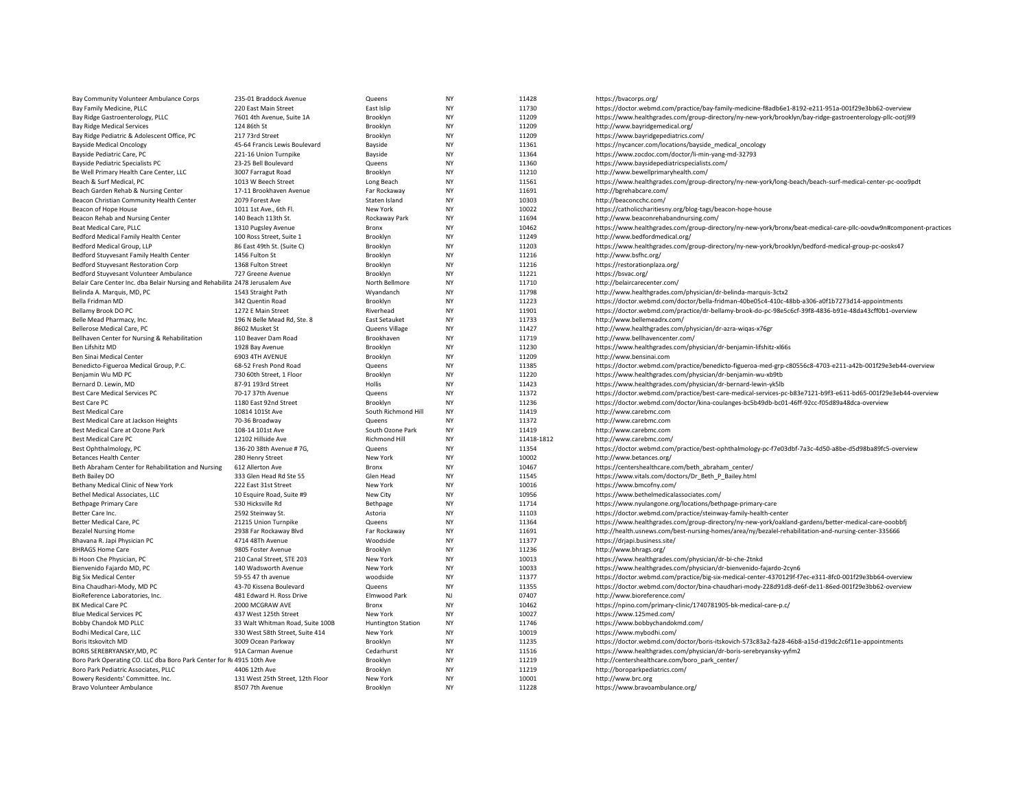| | | | | | |
|---|---|---|---|---|---|
| Bay Community Volunteer Ambulance Corps | 235-01 Braddock Avenue | Queens | NY | 11428 | https://bvacorps.org/ |
| Bay Family Medicine, PLLC | 220 East Main Street | East Islip | NY | 11730 | https://doctor.webmd.com/practice/bay-family-medicine-f8adb6e1-8192-e211-951a-001f29e3bb62-overview |
| Bay Ridge Gastroenterology, PLLC | 7601 4th Avenue, Suite 1A | Brooklyn | NY | 11209 | https://www.healthgrades.com/group-directory/ny-new-york/brooklyn/bay-ridge-gastroenterology-pllc-ootj9l9 |
| Bay Ridge Medical Services | 124 86th St | Brooklyn | NY | 11209 | http://www.bayridgemedical.org/ |
| Bay Ridge Pediatric & Adolescent Office, PC | 217 73rd Street | Brooklyn | NY | 11209 | https://www.bayridgepediatrics.com/ |
| Bayside Medical Oncology | 45-64 Francis Lewis Boulevard | Bayside | NY | 11361 | https://nycancer.com/locations/bayside_medical_oncology |
| Bayside Pediatric Care, PC | 221-16 Union Turnpike | Bayside | NY | 11364 | https://www.zocdoc.com/doctor/li-min-yang-md-32793 |
| Bayside Pediatric Specialists PC | 23-25 Bell Boulevard | Queens | NY | 11360 | https://www.baysidepediatricspecialists.com/ |
| Be Well Primary Health Care Center, LLC | 3007 Farragut Road | Brooklyn | NY | 11210 | http://www.bewellprimaryhealth.com/ |
| Beach & Surf Medical, PC | 1013 W Beech Street | Long Beach | NY | 11561 | https://www.healthgrades.com/group-directory/ny-new-york/long-beach/beach-surf-medical-center-pc-ooo9pdt |
| Beach Garden Rehab & Nursing Center | 17-11 Brookhaven Avenue | Far Rockaway | NY | 11691 | http://bgrehabcare.com/ |
| Beacon Christian Community Health Center | 2079 Forest Ave | Staten Island | NY | 10303 | http://beaconcchc.com/ |
| Beacon of Hope House | 1011 1st Ave., 6th Fl. | New York | NY | 10022 | https://catholiccharitiesny.org/blog-tags/beacon-hope-house |
| Beacon Rehab and Nursing Center | 140 Beach 113th St. | Rockaway Park | NY | 11694 | http://www.beaconrehabandnursing.com/ |
| Beat Medical Care, PLLC | 1310 Pugsley Avenue | Bronx | NY | 10462 | https://www.healthgrades.com/group-directory/ny-new-york/bronx/beat-medical-care-pllc-oovdw9n#component-practices |
| Bedford Medical Family Health Center | 100 Ross Street, Suite 1 | Brooklyn | NY | 11249 | http://www.bedfordmedical.org/ |
| Bedford Medical Group, LLP | 86 East 49th St. (Suite C) | Brooklyn | NY | 11203 | https://www.healthgrades.com/group-directory/ny-new-york/brooklyn/bedford-medical-group-pc-oosks47 |
| Bedford Stuyvesant Family Health Center | 1456 Fulton St | Brooklyn | NY | 11216 | http://www.bsfhc.org/ |
| Bedford Stuyvesant Restoration Corp | 1368 Fulton Street | Brooklyn | NY | 11216 | https://restorationplaza.org/ |
| Bedford Stuyvesant Volunteer Ambulance | 727 Greene Avenue | Brooklyn | NY | 11221 | https://bsvac.org/ |
| Belair Care Center Inc. dba Belair Nursing and Rehabilita | 2478 Jerusalem Ave | North Bellmore | NY | 11710 | http://belaircarecenter.com/ |
| Belinda A. Marquis, MD, PC | 1543 Straight Path | Wyandanch | NY | 11798 | http://www.healthgrades.com/physician/dr-belinda-marquis-3ctx2 |
| Bella Fridman MD | 342 Quentin Road | Brooklyn | NY | 11223 | https://doctor.webmd.com/doctor/bella-fridman-40be05c4-410c-48bb-a306-a0f1b7273d14-appointments |
| Bellamy Brook DO PC | 1272 E Main Street | Riverhead | NY | 11901 | https://doctor.webmd.com/practice/dr-bellamy-brook-do-pc-98e5c6cf-39f8-4836-b91e-48da43cff0b1-overview |
| Belle Mead Pharmacy, Inc. | 196 N Belle Mead Rd, Ste. 8 | East Setauket | NY | 11733 | http://www.bellemeadrx.com/ |
| Bellerose Medical Care, PC | 8602 Musket St | Queens Village | NY | 11427 | http://www.healthgrades.com/physician/dr-azra-wiqas-x76gr |
| Bellhaven Center for Nursing & Rehabilitation | 110 Beaver Dam Road | Brookhaven | NY | 11719 | http://www.bellhavencenter.com/ |
| Ben Lifshitz MD | 1928 Bay Avenue | Brooklyn | NY | 11230 | https://www.healthgrades.com/physician/dr-benjamin-lifshitz-xl66s |
| Ben Sinai Medical Center | 6903 4TH AVENUE | Brooklyn | NY | 11209 | http://www.bensinai.com |
| Benedicto-Figueroa Medical Group, P.C. | 68-52 Fresh Pond Road | Queens | NY | 11385 | https://doctor.webmd.com/practice/benedicto-figueroa-med-grp-c80556c8-4703-e211-a42b-001f29e3eb44-overview |
| Benjamin Wu MD PC | 730 60th Street, 1 Floor | Brooklyn | NY | 11220 | https://www.healthgrades.com/physician/dr-benjamin-wu-xb9tb |
| Bernard D. Lewin, MD | 87-91 193rd Street | Hollis | NY | 11423 | https://www.healthgrades.com/physician/dr-bernard-lewin-yk5lb |
| Best Care Medical Services PC | 70-17 37th Avenue | Queens | NY | 11372 | https://doctor.webmd.com/practice/best-care-medical-services-pc-b83e7121-b9f3-e611-bd65-001f29e3eb44-overview |
| Best Care PC | 1180 East 92nd Street | Brooklyn | NY | 11236 | https://doctor.webmd.com/doctor/kina-coulanges-bc5b49db-bc01-46ff-92cc-f05d89a48dca-overview |
| Best Medical Care | 10814 101St Ave | South Richmond Hill | NY | 11419 | http://www.carebmc.com |
| Best Medical Care at Jackson Heights | 70-36 Broadway | Queens | NY | 11372 | http://www.carebmc.com |
| Best Medical Care at Ozone Park | 108-14 101st Ave | South Ozone Park | NY | 11419 | http://www.carebmc.com |
| Best Medical Care PC | 12102 Hillside Ave | Richmond Hill | NY | 11418-1812 | http://www.carebmc.com/ |
| Best Ophthalmology, PC | 136-20 38th Avenue # 7G, | Queens | NY | 11354 | https://doctor.webmd.com/practice/best-ophthalmology-pc-f7e03dbf-7a3c-4d50-a8be-d5d98ba89fc5-overview |
| Betances Health Center | 280 Henry Street | New York | NY | 10002 | http://www.betances.org/ |
| Beth Abraham Center for Rehabilitation and Nursing | 612 Allerton Ave | Bronx | NY | 10467 | https://centershealthcare.com/beth_abraham_center/ |
| Beth Bailey DO | 333 Glen Head Rd Ste 55 | Glen Head | NY | 11545 | https://www.vitals.com/doctors/Dr_Beth_P_Bailey.html |
| Bethany Medical Clinic of New York | 222 East 31st Street | New York | NY | 10016 | https://www.bmcofny.com/ |
| Bethel Medical Associates, LLC | 10 Esquire Road, Suite #9 | New City | NY | 10956 | https://www.bethelmedicalassociates.com/ |
| Bethpage Primary Care | 530 Hicksville Rd | Bethpage | NY | 11714 | https://www.nyulangone.org/locations/bethpage-primary-care |
| Better Care Inc. | 2592 Steinway St. | Astoria | NY | 11103 | https://doctor.webmd.com/practice/steinway-family-health-center |
| Better Medical Care, PC | 21215 Union Turnpike | Queens | NY | 11364 | https://www.healthgrades.com/group-directory/ny-new-york/oakland-gardens/better-medical-care-ooobbfj |
| Bezalel Nursing Home | 2938 Far Rockaway Blvd | Far Rockaway | NY | 11691 | http://health.usnews.com/best-nursing-homes/area/ny/bezalel-rehabilitation-and-nursing-center-335666 |
| Bhavana R. Japi Physician PC | 4714 48Th Avenue | Woodside | NY | 11377 | https://drjapi.business.site/ |
| BHRAGS Home Care | 9805 Foster Avenue | Brooklyn | NY | 11236 | http://www.bhrags.org/ |
| Bi Hoon Che Physician, PC | 210 Canal Street, STE 203 | New York | NY | 10013 | https://www.healthgrades.com/physician/dr-bi-che-2tnkd |
| Bienvenido Fajardo MD, PC | 140 Wadsworth Avenue | New York | NY | 10033 | https://www.healthgrades.com/physician/dr-bienvenido-fajardo-2cyn6 |
| Big Six Medical Center | 59-55 47 th avenue | woodside | NY | 11377 | https://doctor.webmd.com/practice/big-six-medical-center-4370129f-f7ec-e311-8fc0-001f29e3bb64-overview |
| Bina Chaudhari-Mody, MD PC | 43-70 Kissena Boulevard | Queens | NY | 11355 | https://doctor.webmd.com/doctor/bina-chaudhari-mody-228d91d8-de6f-de11-86ed-001f29e3bb62-overview |
| BioReference Laboratories, Inc. | 481 Edward H. Ross Drive | Elmwood Park | NJ | 07407 | http://www.bioreference.com/ |
| BK Medical Care PC | 2000 MCGRAW AVE | Bronx | NY | 10462 | https://npino.com/primary-clinic/1740781905-bk-medical-care-p.c/ |
| Blue Medical Services PC | 437 West 125th Street | New York | NY | 10027 | https://www.125med.com/ |
| Bobby Chandok MD PLLC | 33 Walt Whitman Road, Suite 100B | Huntington Station | NY | 11746 | https://www.bobbychandokmd.com/ |
| Bodhi Medical Care, LLC | 330 West 58th Street, Suite 414 | New York | NY | 10019 | https://www.mybodhi.com/ |
| Boris Itskovitch MD | 3009 Ocean Parkway | Brooklyn | NY | 11235 | https://doctor.webmd.com/doctor/boris-itskovich-573c83a2-fa28-46b8-a15d-d19dc2c6f11e-appointments |
| BORIS SEREBRYANSKY,MD, PC | 91A Carman Avenue | Cedarhurst | NY | 11516 | https://www.healthgrades.com/physician/dr-boris-serebryansky-yyfm2 |
| Boro Park Operating CO. LLC dba Boro Park Center for Re | 4915 10th Ave | Brooklyn | NY | 11219 | http://centershealthcare.com/boro_park_center/ |
| Boro Park Pediatric Associates, PLLC | 4406 12th Ave | Brooklyn | NY | 11219 | http://boroparkpediatrics.com/ |
| Bowery Residents' Committee. Inc. | 131 West 25th Street, 12th Floor | New York | NY | 10001 | http://www.brc.org |
| Bravo Volunteer Ambulance | 8507 7th Avenue | Brooklyn | NY | 11228 | https://www.bravoambulance.org/ |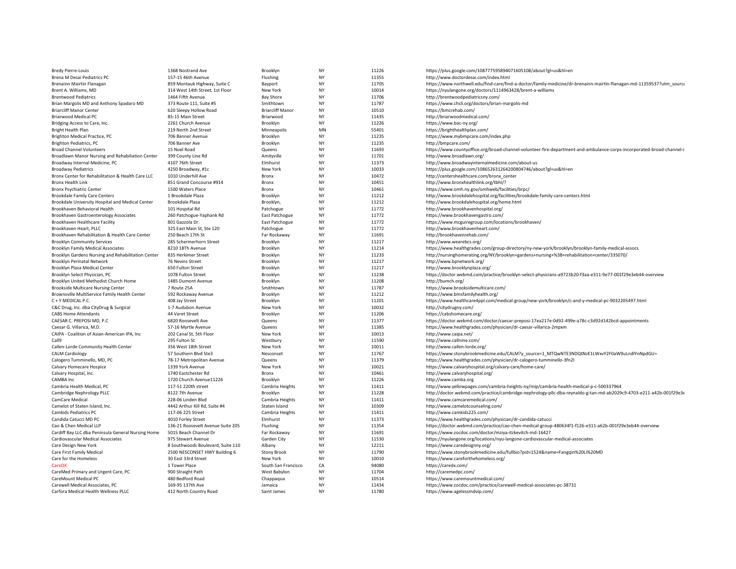| | | | | | |
|---|---|---|---|---|---|
| Bredy Pierre-Louis | 1368 Nostrand Ave | Brooklyn | NY | 11226 | https://plus.google.com/108777595894071605108/about?gl=us&hl=en |
| Brena M Desai Pediatrics PC | 157-15 46th Avenue | Flushing | NY | 11355 | http://www.doctordesai.com/index.html |
| Brenainn Mairtin Flanagan | 859 Montauk Highway, Suite C | Bayport | NY | 11705 | https://www.northwell.edu/find-care/find-a-doctor/family-medicine/dr-brenainn-mairtin-flanagan-md-11359537?utm_sourc |
| Brent A. Williams, MD | 314 West 14th Street, 1st Floor | New York | NY | 10014 | https://nyulangone.org/doctors/1114963428/brent-a-williams |
| Brentwood Pediatrics | 1464 Fifth Avenue | Bay Shore | NY | 11706 | http://brentwoodpediatricsny.com/ |
| Brian Margolis MD and Anthony Spadaro MD | 373 Route 111, Suite #5 | Smithtown | NY | 11787 | https://www.chsli.org/doctors/brian-margolis-md |
| Briarcliff Manor Center | 620 Sleepy Hollow Road | Briarcliff Manor | NY | 10510 | https://bmcrehab.com/ |
| Briarwood Medical PC | 85-15 Main Street | Briarwood | NY | 11435 | http://briarwoodmedical.com/ |
| Bridging Access to Care, Inc. | 2261 Church Avenue | Brooklyn | NY | 11226 | https://www.bac-ny.org/ |
| Bright Health Plan | 219 North 2nd Street | Minneapolis | MN | 55401 | https://brighthealthplan.com/ |
| Brighton Medical Practice, PC | 706 Banner Avenue | Brooklyn | NY | 11235 | https://www.mybmpcare.com/index.php |
| Brighton Pediatrics, PC | 706 Banner Ave | Brooklyn | NY | 11235 | http://bmpcare.com/ |
| Broad Channel Volunteers | 15 Noel Road | Queens | NY | 11693 | https://www.countyoffice.org/broad-channel-volunteer-fire-department-and-ambulance-corps-incorporated-broad-channel-r |
| Broadlawn Manor Nursing and Rehabiliation Center | 399 County Line Rd | Amityville | NY | 11701 | http://www.broadlawn.org/ |
| Broadway Internal Medicine, PC | 4107 76th Street | Elmhurst | NY | 11373 | http://www.broadwayinternalmedicine.com/about-us |
| Broadway Pediatrics | 4250 Broadway, #1c | New York | NY | 10033 | https://plus.google.com/108652631264200804746/about?gl=us&hl=en |
| Bronx Center for Rehabilitation & Health Care LLC | 1010 Underhill Ave | Bronx | NY | 10472 | http://centershealthcare.com/bronx_center |
| Bronx Health Link | 851 Grand Concourse #914 | Bronx | NY | 10451 | http://www.bronxhealthlink.org/tbhl/? |
| Bronx Psychiatric Center | 1500 Waters Place | Bronx | NY | 10461 | https://www.omh.ny.gov/omhweb/facilities/brpc/ |
| Brookdale Family Care Centers | 1 Brookdale Plaza | Brooklyn | NY | 11212 | http://www.brookdalehospital.org/facilities/brookdale-family-care-centers.html |
| Brookdale University Hospital and Medical Center | Brookdale Plaza | Brooklyn, | NY | 11212 | http://www.brookdalehospital.org/home.html |
| Brookhaven Behavioral Health | 101 Hospital Rd | Patchogue | NY | 11772 | http://www.brookhavenhospital.org/ |
| Brookhaven Gastroenterology Associates | 260 Patchogue-Yaphank Rd | East Patchogue | NY | 11772 | https://www.brookhavengastro.com/ |
| Brookhaven Healthcare Facility | 801 Gazzola Dr. | East Patchogue | NY | 11772 | https://www.mcguiregroup.com/locations/brookhaven/ |
| Brookhaven Heart, PLLC | 325 East Main St, Ste 120 | Patchogue | NY | 11772 | http://www.brookhavenheart.com/ |
| Brookhaven Rehabilitation & Health Care Center | 250 Beach 17th St | Far Rockaway | NY | 11691 | http://brookhavenrehab.com/ |
| Brooklyn Community Services | 285 Schermerhorn Street | Brooklyn | NY | 11217 | http://www.wearebcs.org/ |
| Brooklyn Family Medical Associates | 8210 18Th Avenue | Brooklyn | NY | 11214 | https://www.healthgrades.com/group-directory/ny-new-york/brooklyn/brooklyn-family-medical-assocs |
| Brooklyn Gardens Nursing and Rehabilitation Center | 835 Herkimer Street | Brooklyn | NY | 11233 | http://nursinghomerating.org/NY/brooklyn+gardens+nursing+%3B+rehabilitation+center/335070/ |
| Brooklyn Perinatal Network | 76 Nevins Street | Brooklyn | NY | 11217 | http://www.bpnetwork.org/ |
| Brooklyn Plaza Medical Center | 650 Fulton Street | Brooklyn | NY | 11217 | http://www.brooklynplaza.org/ |
| Brooklyn Select Physician, PC | 1078 Fulton Street | Brooklyn | NY | 11238 | https://doctor.webmd.com/practice/brooklyn-select-physicians-a9723b20-f3aa-e311-9e77-001f29e3eb44-overview |
| Brooklyn United Methodist Church Home | 1485 Dumont Avenue | Brooklyn | NY | 11208 | http://bumch.org/ |
| Brookside Multicare Nursing Center | 7 Route 25A | Smithtown | NY | 11787 | https://www.brooksidemulticare.com/ |
| Brownsville MultiService Family Health Center | 592 Rockaway Avenue | Brooklyn | NY | 11212 | https://www.bmsfamilyhealth.org/ |
| C + Y MEDICAL P.C. | 408 Jay Street | Brooklyn | NY | 11201 | https://www.healthcare4ppl.com/medical-group/new-york/brooklyn/c-and-y-medical-pc-9032205497.html |
| C&C Drug, Inc. dba CityDrug & Surgical | 1-7 Audubon Avenue | New York | NY | 10032 | http://citydrugny.com/ |
| CABS Home Attendants | 44 Varet Street | Brooklyn | NY | 11206 | https://cabshomecare.org/ |
| CAESAR C. PREPOSI MD, P.C | 6820 Roosevelt Ave | Queens | NY | 11377 | https://doctor.webmd.com/doctor/caesar-preposi-17ea217e-0d92-499e-a78c-c3d92d142bcd-appointments |
| Caesar G. Villarica, M.D. | 57-16 Myrtle Avenue | Queens | NY | 11385 | https://www.healthgrades.com/physician/dr-caesar-villarica-2mpxm |
| CAIPA - Coalition of Asian-American IPA, Inc | 202 Canal St, 5th Floor | New York | NY | 10013 | http://www.caipa.net/ |
| Call9 | 295 Fulton St | Westbury | NY | 11590 | http://www.callnine.com/ |
| Callen-Lorde Community Health Center | 356 West 18th Street | New York | NY | 10011 | http://www.callen-lorde.org/ |
| CALM Cardiology | 57 Southern Blvd Ste3 | Nesconset | NY | 11767 | https://www.stonybrookmedicine.edu/CALM?y_source=1_MTQwNTE3NDQtNzE1LWxvY2F0aW9uLndlYnNpdGU= |
| Calogero Tumminello, MD, PC | 78-17 Metropolitan Avenue | Queens | NY | 11379 | https://www.healthgrades.com/physician/dr-calogero-tumminello-3fn2l |
| Calvary Homecare Hospice | 1339 York Avenue | New York | NY | 10021 | https://www.calvaryhospital.org/calvary-care/home-care/ |
| Calvary Hospital, Inc. | 1740 Eastchester Rd | Bronx | NY | 10461 | http://www.calvaryhospital.org/ |
| CAMBA Inc | 1720 Church Avenue11226 | Brooklyn | NY | 11226 | http://www.camba.org |
| Cambria Health Medical, PC | 117-51 220th street | Cambria Heights | NY | 11411 | http://www.yellowpages.com/cambria-heights-ny/mip/cambria-health-medical-p-c-500337964 |
| Cambridge Nephrology PLLC | 8122 7th Avenue | Brooklyn | NY | 11228 | http://doctor.webmd.com/practice/cambridge-nephrology-pllc-dba-reynaldo-g-tan-md-ab2029c9-4703-e211-a42b-001f29e3e |
| CamCare Medical | 228-06 Linden Blvd | Cambria Heights | NY | 11411 | http://www.camcaremedical.com/ |
| Camelot of Staten Island, Inc. | 4442 Arthur Kill Rd, Suite #4 | Staten Island | NY | 10309 | http://www.camelotcounseling.com/ |
| Camkids Pediatrics PC | 117-06 225 Street | Cambria Heights | NY | 11411 | http://www.camkids225.com/ |
| Candida Catucci MD PC | 4010 Forley Street | Elmhurst | NY | 11373 | https://www.healthgrades.com/physician/dr-candida-catucci |
| Cao & Chen Medical LLP | 136-21 Roosevelt Avenue Suite 205 | Flushing | NY | 11354 | https://doctor.webmd.com/practice/cao-chen-medical-group-480634f1-f126-e311-a62b-001f29e3eb44-overview |
| Cardiff Bay LLC dba Peninsula General Nursing Home | 5015 Beach Channel Dr | Far Rockaway | NY | 11691 | https://www.zocdoc.com/doctor/mziya-itzkevitch-md-16427 |
| Cardiovascular Medical Associates | 975 Stewart Avenue | Garden City | NY | 11530 | https://nyulangone.org/locations/nyu-langone-cardiovascular-medical-associates |
| Care Design New York | 8 Southwoods Boulevard, Suite 110 | Albany | NY | 12211 | https://www.caredesignny.org/ |
| Care First Family Medical | 2500 NESCONSET HWY Building 6 | Stony Brook | NY | 11790 | https://www.stonybrookmedicine.edu/fullbio?pid=1524&name=Fangqin%20Li%20MD |
| Care for the Homeless | 30 East 33rd Street | New York | NY | 10010 | https://www.careforthehomeless.org/ |
| CareDX | 1 Tower Place | South San Francisco | CA | 94080 | https://caredx.com/ |
| CareMed Primary and Urgent Care, PC | 900 Straight Path | West Babylon | NY | 11704 | http://caremedpc.com/ |
| CareMount Medical PC | 480 Bedford Road | Chappaqua | NY | 10514 | https://www.caremountmedical.com/ |
| Carewell Medical Associates, PC | 169-95 137th Ave | Jamaica | NY | 11434 | https://www.zocdoc.com/practice/carewell-medical-associates-pc-38731 |
| Carfora Medical Health Wellness PLLC | 412 North Country Road | Saint James | NY | 11780 | https://www.agelessmdvip.com/ |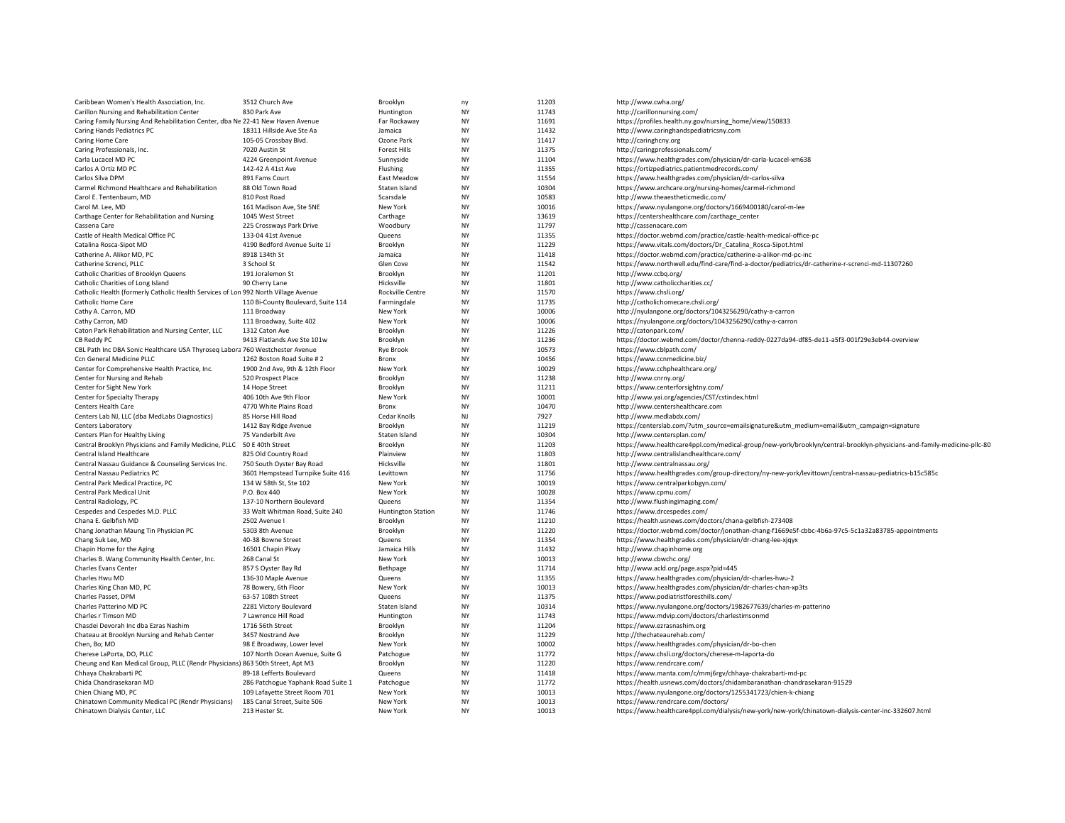| | | | | | |
|---|---|---|---|---|---|
| Caribbean Women's Health Association, Inc. | 3512 Church Ave | Brooklyn | ny | 11203 | http://www.cwha.org/ |
| Carillon Nursing and Rehabilitation Center | 830 Park Ave | Huntington | NY | 11743 | http://carillonnursing.com/ |
| Caring Family Nursing And Rehabilitation Center, dba Ne | 22-41 New Haven Avenue | Far Rockaway | NY | 11691 | https://profiles.health.ny.gov/nursing_home/view/150833 |
| Caring Hands Pediatrics PC | 18311 Hillside Ave Ste Aa | Jamaica | NY | 11432 | http://www.caringhandspediatricsny.com |
| Caring Home Care | 105-05 Crossbay Blvd. | Ozone Park | NY | 11417 | http://caringhcny.org |
| Caring Professionals, Inc. | 7020 Austin St | Forest Hills | NY | 11375 | http://caringprofessionals.com/ |
| Carla Lucacel MD PC | 4224 Greenpoint Avenue | Sunnyside | NY | 11104 | https://www.healthgrades.com/physician/dr-carla-lucacel-xm638 |
| Carlos A Ortiz MD PC | 142-42 A 41st Ave | Flushing | NY | 11355 | https://ortizpediatrics.patientmedrecords.com/ |
| Carlos Silva DPM | 891 Fams Court | East Meadow | NY | 11554 | https://www.healthgrades.com/physician/dr-carlos-silva |
| Carmel Richmond Healthcare and Rehabilitation | 88 Old Town Road | Staten Island | NY | 10304 | https://www.archcare.org/nursing-homes/carmel-richmond |
| Carol E. Tentenbaum, MD | 810 Post Road | Scarsdale | NY | 10583 | http://www.theaestheticmedic.com/ |
| Carol M. Lee, MD | 161 Madison Ave, Ste 5NE | New York | NY | 10016 | https://www.nyulangone.org/doctors/1669400180/carol-m-lee |
| Carthage Center for Rehabilitation and Nursing | 1045 West Street | Carthage | NY | 13619 | https://centershealthcare.com/carthage_center |
| Cassena Care | 225 Crossways Park Drive | Woodbury | NY | 11797 | http://cassenacare.com |
| Castle of Health Medical Office PC | 133-04 41st Avenue | Queens | NY | 11355 | https://doctor.webmd.com/practice/castle-health-medical-office-pc |
| Catalina Rosca-Sipot MD | 4190 Bedford Avenue Suite 1J | Brooklyn | NY | 11229 | https://www.vitals.com/doctors/Dr_Catalina_Rosca-Sipot.html |
| Catherine A. Alikor MD, PC | 8918 134th St | Jamaica | NY | 11418 | https://doctor.webmd.com/practice/catherine-a-alikor-md-pc-inc |
| Catherine Screnci, PLLC | 3 School St | Glen Cove | NY | 11542 | https://www.northwell.edu/find-care/find-a-doctor/pediatrics/dr-catherine-r-screnci-md-11307260 |
| Catholic Charities of Brooklyn Queens | 191 Joralemon St | Brooklyn | NY | 11201 | http://www.ccbq.org/ |
| Catholic Charities of Long Island | 90 Cherry Lane | Hicksville | NY | 11801 | http://www.catholiccharities.cc/ |
| Catholic Health (formerly Catholic Health Services of Lon | 992 North Village Avenue | Rockville Centre | NY | 11570 | https://www.chsli.org/ |
| Catholic Home Care | 110 Bi-County Boulevard, Suite 114 | Farmingdale | NY | 11735 | http://catholichomecare.chsli.org/ |
| Cathy A. Carron, MD | 111 Broadway | New York | NY | 10006 | http://nyulangone.org/doctors/1043256290/cathy-a-carron |
| Cathy Carron, MD | 111 Broadway, Suite 402 | New York | NY | 10006 | https://nyulangone.org/doctors/1043256290/cathy-a-carron |
| Caton Park Rehabilitation and Nursing Center, LLC | 1312 Caton Ave | Brooklyn | NY | 11226 | http://catonpark.com/ |
| CB Reddy PC | 9413 Flatlands Ave Ste 101w | Brooklyn | NY | 11236 | https://doctor.webmd.com/doctor/chenna-reddy-0227da94-df85-de11-a5f3-001f29e3eb44-overview |
| CBL Path Inc DBA Sonic Healthcare USA Thyroseq Labora | 760 Westchester Avenue | Rye Brook | NY | 10573 | https://www.cblpath.com/ |
| Ccn General Medicine PLLC | 1262 Boston Road Suite # 2 | Bronx | NY | 10456 | https://www.ccnmedicine.biz/ |
| Center for Comprehensive Health Practice, Inc. | 1900 2nd Ave, 9th & 12th Floor | New York | NY | 10029 | https://www.cchphealthcare.org/ |
| Center for Nursing and Rehab | 520 Prospect Place | Brooklyn | NY | 11238 | http://www.cnrny.org/ |
| Center for Sight New York | 14 Hope Street | Brooklyn | NY | 11211 | https://www.centerforsightny.com/ |
| Center for Specialty Therapy | 406 10th Ave 9th Floor | New York | NY | 10001 | http://www.yai.org/agencies/CST/cstindex.html |
| Centers Health Care | 4770 White Plains Road | Bronx | NY | 10470 | http://www.centershealthcare.com |
| Centers Lab NJ, LLC (dba MedLabs Diagnostics) | 85 Horse Hill Road | Cedar Knolls | NJ | 7927 | http://www.medlabdx.com/ |
| Centers Laboratory | 1412 Bay Ridge Avenue | Brooklyn | NY | 11219 | https://centerslab.com/?utm_source=emailsignature&utm_medium=email&utm_campaign=signature |
| Centers Plan for Healthy Living | 75 Vanderbilt Ave | Staten Island | NY | 10304 | http://www.centersplan.com/ |
| Central Brooklyn Physicians and Family Medicine, PLLC | 50 E 40th Street | Brooklyn | NY | 11203 | https://www.healthcare4ppl.com/medical-group/new-york/brooklyn/central-brooklyn-physicians-and-family-medicine-pllc-80 |
| Central Island Healthcare | 825 Old Country Road | Plainview | NY | 11803 | http://www.centralislandhealthcare.com/ |
| Central Nassau Guidance & Counseling Services Inc. | 750 South Oyster Bay Road | Hicksville | NY | 11801 | http://www.centralnassau.org/ |
| Central Nassau Pediatrics PC | 3601 Hempstead Turnpike Suite 416 | Levittown | NY | 11756 | https://www.healthgrades.com/group-directory/ny-new-york/levittown/central-nassau-pediatrics-b15c585c |
| Central Park Medical Practice, PC | 134 W 58th St, Ste 102 | New York | NY | 10019 | https://www.centralparkobgyn.com/ |
| Central Park Medical Unit | P.O. Box 440 | New York | NY | 10028 | https://www.cpmu.com/ |
| Central Radiology, PC | 137-10 Northern Boulevard | Queens | NY | 11354 | http://www.flushingimaging.com/ |
| Cespedes and Cespedes M.D. PLLC | 33 Walt Whitman Road, Suite 240 | Huntington Station | NY | 11746 | https://www.drcespedes.com/ |
| Chana E. Gelbfish MD | 2502 Avenue I | Brooklyn | NY | 11210 | https://health.usnews.com/doctors/chana-gelbfish-273408 |
| Chang Jonathan Maung Tin Physician PC | 5303 8th Avenue | Brooklyn | NY | 11220 | https://doctor.webmd.com/doctor/jonathan-chang-f1669e5f-cbbc-4b6a-97c5-5c1a32a83785-appointments |
| Chang Suk Lee, MD | 40-38 Bowne Street | Queens | NY | 11354 | https://www.healthgrades.com/physician/dr-chang-lee-xjqyx |
| Chapin Home for the Aging | 16501 Chapin Pkwy | Jamaica Hills | NY | 11432 | http://www.chapinhome.org |
| Charles B. Wang Community Health Center, Inc. | 268 Canal St | New York | NY | 10013 | http://www.cbwchc.org/ |
| Charles Evans Center | 857 S Oyster Bay Rd | Bethpage | NY | 11714 | http://www.acld.org/page.aspx?pid=445 |
| Charles Hwu MD | 136-30 Maple Avenue | Queens | NY | 11355 | https://www.healthgrades.com/physician/dr-charles-hwu-2 |
| Charles King Chan MD, PC | 78 Bowery, 6th Floor | New York | NY | 10013 | https://www.healthgrades.com/physician/dr-charles-chan-xp3ts |
| Charles Passet, DPM | 63-57 108th Street | Queens | NY | 11375 | https://www.podiatristforesthills.com/ |
| Charles Patterino MD PC | 2281 Victory Boulevard | Staten Island | NY | 10314 | https://www.nyulangone.org/doctors/1982677639/charles-m-patterino |
| Charles r Timson MD | 7 Lawrence Hill Road | Huntington | NY | 11743 | https://www.mdvip.com/doctors/charlestimsonmd |
| Chasdei Devorah Inc dba Ezras Nashim | 1716 56th Street | Brooklyn | NY | 11204 | https://www.ezrasnashim.org |
| Chateau at Brooklyn Nursing and Rehab Center | 3457 Nostrand Ave | Brooklyn | NY | 11229 | http://thechateaurehab.com/ |
| Chen, Bo; MD | 98 E Broadway, Lower level | New York | NY | 10002 | https://www.healthgrades.com/physician/dr-bo-chen |
| Cherese LaPorta, DO, PLLC | 107 North Ocean Avenue, Suite G | Patchogue | NY | 11772 | https://www.chsli.org/doctors/cherese-m-laporta-do |
| Cheung and Kan Medical Group, PLLC (Rendr Physicians) | 863 50th Street, Apt M3 | Brooklyn | NY | 11220 | https://www.rendrcare.com/ |
| Chhaya Chakrabarti PC | 89-18 Lefferts Boulevard | Queens | NY | 11418 | https://www.manta.com/c/mmj6rgv/chhaya-chakrabarti-md-pc |
| Chida Chandrasekaran MD | 286 Patchogue Yaphank Road Suite 1 | Patchogue | NY | 11772 | https://health.usnews.com/doctors/chidambaranathan-chandrasekaran-91529 |
| Chien Chiang MD, PC | 109 Lafayette Street Room 701 | New York | NY | 10013 | https://www.nyulangone.org/doctors/1255341723/chien-k-chiang |
| Chinatown Community Medical PC (Rendr Physicians) | 185 Canal Street, Suite 506 | New York | NY | 10013 | https://www.rendrcare.com/doctors/ |
| Chinatown Dialysis Center, LLC | 213 Hester St. | New York | NY | 10013 | https://www.healthcare4ppl.com/dialysis/new-york/new-york/chinatown-dialysis-center-inc-332607.html |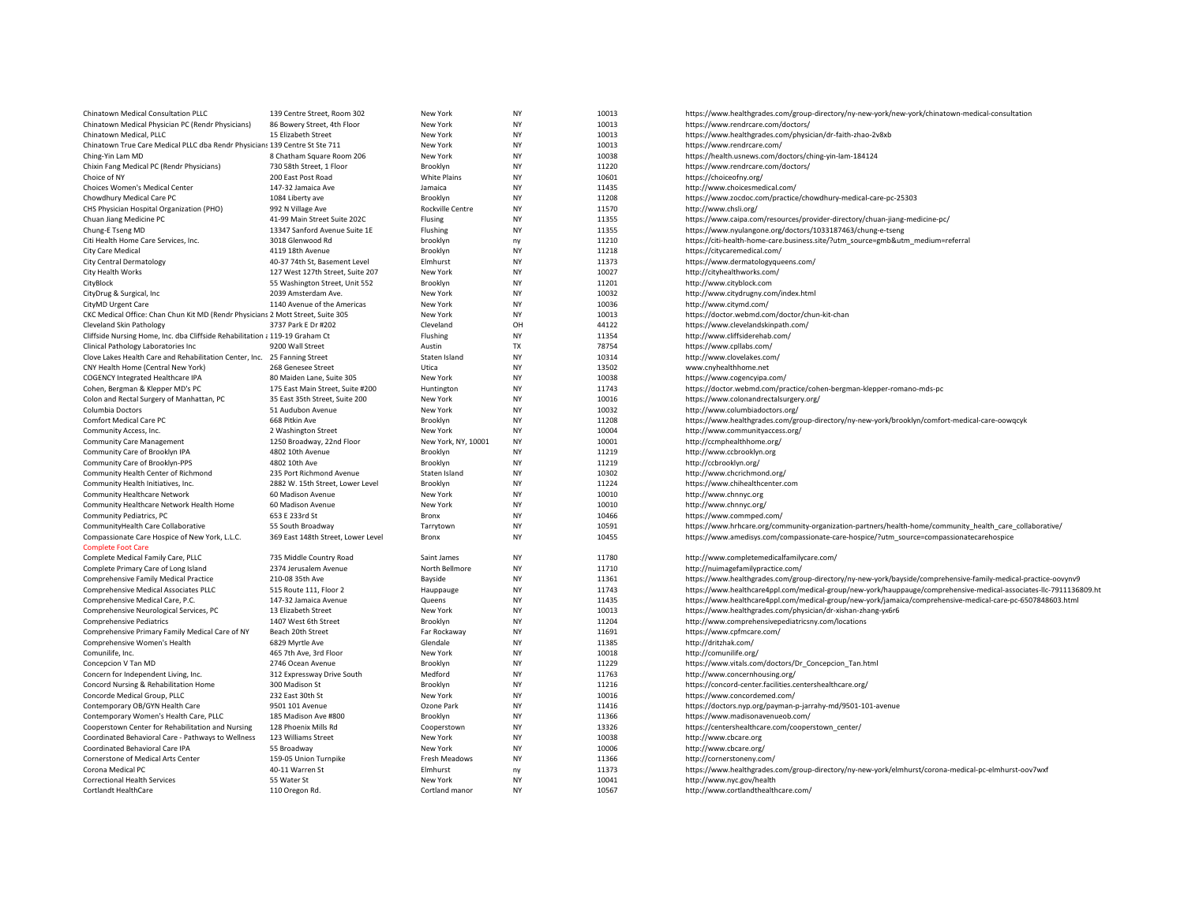| | | | | | |
|---|---|---|---|---|---|
| Chinatown Medical Consultation PLLC | 139 Centre Street, Room 302 | New York | NY | 10013 | https://www.healthgrades.com/group-directory/ny-new-york/new-york/chinatown-medical-consultation |
| Chinatown Medical Physician PC (Rendr Physicians) | 86 Bowery Street, 4th Floor | New York | NY | 10013 | https://www.rendrcare.com/doctors/ |
| Chinatown Medical, PLLC | 15 Elizabeth Street | New York | NY | 10013 | https://www.healthgrades.com/physician/dr-faith-zhao-2v8xb |
| Chinatown True Care Medical PLLC dba Rendr Physicians | 139 Centre St Ste 711 | New York | NY | 10013 | https://www.rendrcare.com/ |
| Ching-Yin Lam MD | 8 Chatham Square Room 206 | New York | NY | 10038 | https://health.usnews.com/doctors/ching-yin-lam-184124 |
| Chixin Fang Medical PC (Rendr Physicians) | 730 58th Street, 1 Floor | Brooklyn | NY | 11220 | https://www.rendrcare.com/doctors/ |
| Choice of NY | 200 East Post Road | White Plains | NY | 10601 | https://choiceofny.org/ |
| Choices Women's Medical Center | 147-32 Jamaica Ave | Jamaica | NY | 11435 | http://www.choicesmedical.com/ |
| Chowdhury Medical Care PC | 1084 Liberty ave | Brooklyn | NY | 11208 | https://www.zocdoc.com/practice/chowdhury-medical-care-pc-25303 |
| CHS Physician Hospital Organization (PHO) | 992 N Village Ave | Rockville Centre | NY | 11570 | http://www.chsli.org/ |
| Chuan Jiang Medicine PC | 41-99 Main Street Suite 202C | Flusing | NY | 11355 | https://www.caipa.com/resources/provider-directory/chuan-jiang-medicine-pc/ |
| Chung-E Tseng MD | 13347 Sanford Avenue Suite 1E | Flushing | NY | 11355 | https://www.nyulangone.org/doctors/1033187463/chung-e-tseng |
| Citi Health Home Care Services, Inc. | 3018 Glenwood Rd | brooklyn | ny | 11210 | https://citi-health-home-care.business.site/?utm_source=gmb&utm_medium=referral |
| City Care Medical | 4119 18th Avenue | Brooklyn | NY | 11218 | https://citycaremedical.com/ |
| City Central Dermatology | 40-37 74th St, Basement Level | Elmhurst | NY | 11373 | https://www.dermatologyqueens.com/ |
| City Health Works | 127 West 127th Street, Suite 207 | New York | NY | 10027 | http://cityhealthworks.com/ |
| CityBlock | 55 Washington Street, Unit 552 | Brooklyn | NY | 11201 | http://www.cityblock.com |
| CityDrug & Surgical, Inc | 2039 Amsterdam Ave. | New York | NY | 10032 | http://www.citydrugny.com/index.html |
| CityMD Urgent Care | 1140 Avenue of the Americas | New York | NY | 10036 | http://www.citymd.com/ |
| CKC Medical Office: Chan Chun Kit MD (Rendr Physicians | 2 Mott Street, Suite 305 | New York | NY | 10013 | https://doctor.webmd.com/doctor/chun-kit-chan |
| Cleveland Skin Pathology | 3737 Park E Dr #202 | Cleveland | OH | 44122 | https://www.clevelandskinpath.com/ |
| Cliffside Nursing Home, Inc. dba Cliffside Rehabilitation a | 119-19 Graham Ct | Flushing | NY | 11354 | http://www.cliffsiderehab.com/ |
| Clinical Pathology Laboratories Inc | 9200 Wall Street | Austin | TX | 78754 | https://www.cpllabs.com/ |
| Clove Lakes Health Care and Rehabilitation Center, Inc. | 25 Fanning Street | Staten Island | NY | 10314 | http://www.clovelakes.com/ |
| CNY Health Home (Central New York) | 268 Genesee Street | Utica | NY | 13502 | www.cnyhealthhome.net |
| COGENCY Integrated Healthcare IPA | 80 Maiden Lane, Suite 305 | New York | NY | 10038 | https://www.cogencyipa.com/ |
| Cohen, Bergman & Klepper MD's PC | 175 East Main Street, Suite #200 | Huntington | NY | 11743 | https://doctor.webmd.com/practice/cohen-bergman-klepper-romano-mds-pc |
| Colon and Rectal Surgery of Manhattan, PC | 35 East 35th Street, Suite 200 | New York | NY | 10016 | https://www.colonandrectalsurgery.org/ |
| Columbia Doctors | 51 Audubon Avenue | New York | NY | 10032 | http://www.columbiadoctors.org/ |
| Comfort Medical Care PC | 668 Pitkin Ave | Brooklyn | NY | 11208 | https://www.healthgrades.com/group-directory/ny-new-york/brooklyn/comfort-medical-care-oowqcyk |
| Community Access, Inc. | 2 Washington Street | New York | NY | 10004 | http://www.communityaccess.org/ |
| Community Care Management | 1250 Broadway, 22nd Floor | New York, NY, 10001 | NY | 10001 | http://ccmphealthhome.org/ |
| Community Care of Brooklyn IPA | 4802 10th Avenue | Brooklyn | NY | 11219 | http://www.ccbrooklyn.org |
| Community Care of Brooklyn-PPS | 4802 10th Ave | Brooklyn | NY | 11219 | http://ccbrooklyn.org/ |
| Community Health Center of Richmond | 235 Port Richmond Avenue | Staten Island | NY | 10302 | http://www.chcrichmond.org/ |
| Community Health Initiatives, Inc. | 2882 W. 15th Street, Lower Level | Brooklyn | NY | 11224 | https://www.chihealthcenter.com |
| Community Healthcare Network | 60 Madison Avenue | New York | NY | 10010 | http://www.chnnyc.org |
| Community Healthcare Network Health Home | 60 Madison Avenue | New York | NY | 10010 | http://www.chnnyc.org/ |
| Community Pediatrics, PC | 653 E 233rd St | Bronx | NY | 10466 | https://www.commped.com/ |
| CommunityHealth Care Collaborative | 55 South Broadway | Tarrytown | NY | 10591 | https://www.hrhcare.org/community-organization-partners/health-home/community_health_care_collaborative/ |
| Compassionate Care Hospice of New York, L.L.C. | 369 East 148th Street, Lower Level | Bronx | NY | 10455 | https://www.amedisys.com/compassionate-care-hospice/?utm_source=compassionatecarehospice |
| Complete Foot Care | | | | | |
| Complete Medical Family Care, PLLC | 735 Middle Country Road | Saint James | NY | 11780 | http://www.completemedicalfamilycare.com/ |
| Complete Primary Care of Long Island | 2374 Jerusalem Avenue | North Bellmore | NY | 11710 | http://nuimagefamilypractice.com/ |
| Comprehensive Family Medical Practice | 210-08 35th Ave | Bayside | NY | 11361 | https://www.healthgrades.com/group-directory/ny-new-york/bayside/comprehensive-family-medical-practice-oovynv9 |
| Comprehensive Medical Associates PLLC | 515 Route 111, Floor 2 | Hauppauge | NY | 11743 | https://www.healthcare4ppl.com/medical-group/new-york/hauppauge/comprehensive-medical-associates-llc-7911136809.ht |
| Comprehensive Medical Care, P.C. | 147-32 Jamaica Avenue | Queens | NY | 11435 | https://www.healthcare4ppl.com/medical-group/new-york/jamaica/comprehensive-medical-care-pc-6507848603.html |
| Comprehensive Neurological Services, PC | 13 Elizabeth Street | New York | NY | 10013 | https://www.healthgrades.com/physician/dr-xishan-zhang-yx6r6 |
| Comprehensive Pediatrics | 1407 West 6th Street | Brooklyn | NY | 11204 | http://www.comprehensivepediatricsny.com/locations |
| Comprehensive Primary Family Medical Care of NY | Beach 20th Street | Far Rockaway | NY | 11691 | https://www.cpfmcare.com/ |
| Comprehensive Women's Health | 6829 Myrtle Ave | Glendale | NY | 11385 | http://dritzhak.com/ |
| Comunilife, Inc. | 465 7th Ave, 3rd Floor | New York | NY | 10018 | http://comunilife.org/ |
| Concepcion V Tan MD | 2746 Ocean Avenue | Brooklyn | NY | 11229 | https://www.vitals.com/doctors/Dr_Concepcion_Tan.html |
| Concern for Independent Living, Inc. | 312 Expressway Drive South | Medford | NY | 11763 | http://www.concernhousing.org/ |
| Concord Nursing & Rehabilitation Home | 300 Madison St | Brooklyn | NY | 11216 | https://concord-center.facilities.centershealthcare.org/ |
| Concorde Medical Group, PLLC | 232 East 30th St | New York | NY | 10016 | https://www.concordemed.com/ |
| Contemporary OB/GYN Health Care | 9501 101 Avenue | Ozone Park | NY | 11416 | https://doctors.nyp.org/payman-p-jarrahy-md/9501-101-avenue |
| Contemporary Women's Health Care, PLLC | 185 Madison Ave #800 | Brooklyn | NY | 11366 | https://www.madisonavenueob.com/ |
| Cooperstown Center for Rehabilitation and Nursing | 128 Phoenix Mills Rd | Cooperstown | NY | 13326 | https://centershealthcare.com/cooperstown_center/ |
| Coordinated Behavioral Care - Pathways to Wellness | 123 Williams Street | New York | NY | 10038 | http://www.cbcare.org |
| Coordinated Behavioral Care IPA | 55 Broadway | New York | NY | 10006 | http://www.cbcare.org/ |
| Cornerstone of Medical Arts Center | 159-05 Union Turnpike | Fresh Meadows | NY | 11366 | http://cornerstoneny.com/ |
| Corona Medical PC | 40-11 Warren St | Elmhurst | ny | 11373 | https://www.healthgrades.com/group-directory/ny-new-york/elmhurst/corona-medical-pc-elmhurst-oov7wxf |
| Correctional Health Services | 55 Water St | New York | NY | 10041 | http://www.nyc.gov/health |
| Cortlandt HealthCare | 110 Oregon Rd. | Cortland manor | NY | 10567 | http://www.cortlandthealthcare.com/ |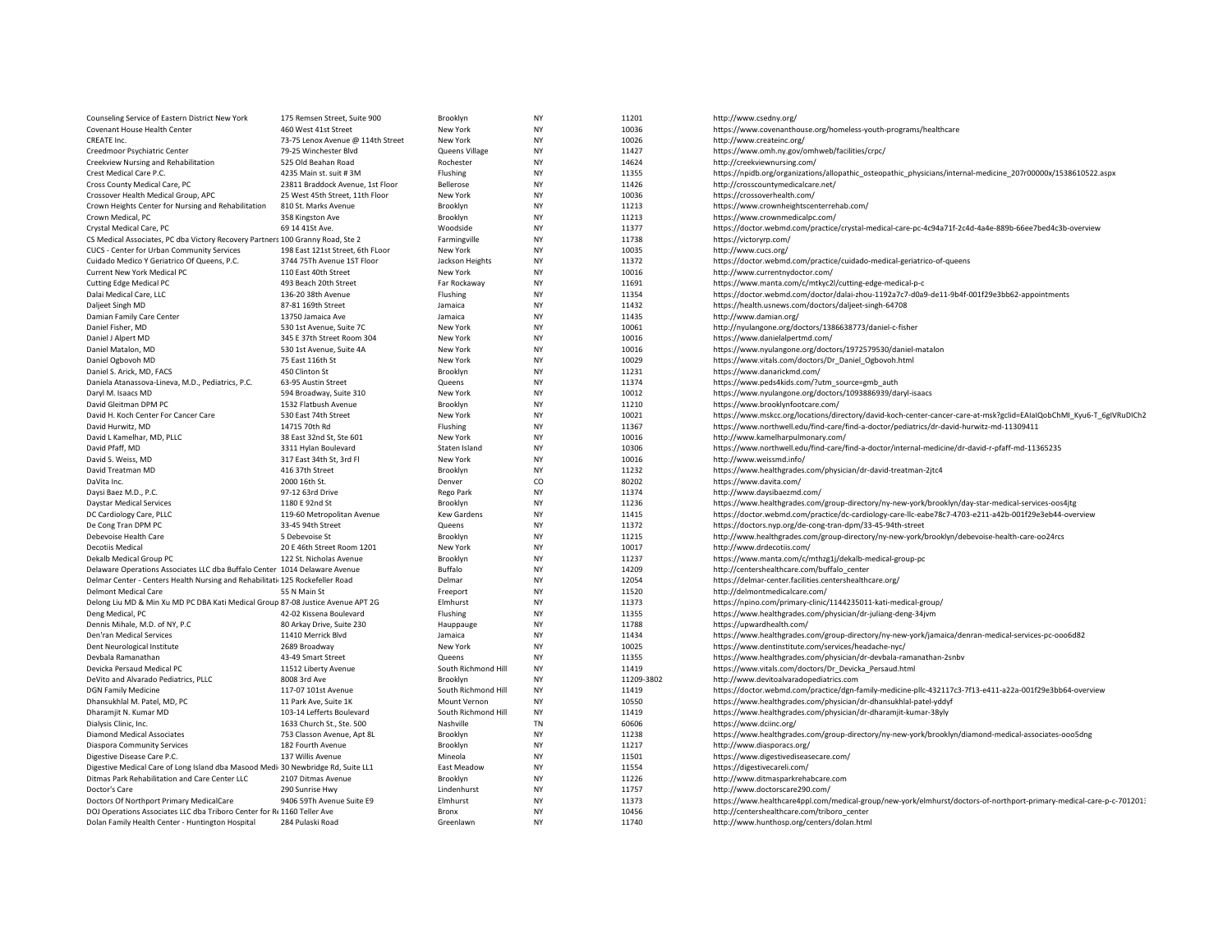| | | | | | |
|---|---|---|---|---|---|
| Counseling Service of Eastern District New York | 175 Remsen Street, Suite 900 | Brooklyn | NY | 11201 | http://www.csedny.org/ |
| Covenant House Health Center | 460 West 41st Street | New York | NY | 10036 | https://www.covenanthouse.org/homeless-youth-programs/healthcare |
| CREATE Inc. | 73-75 Lenox Avenue @ 114th Street | New York | NY | 10026 | http://www.createinc.org/ |
| Creedmoor Psychiatric Center | 79-25 Winchester Blvd | Queens Village | NY | 11427 | https://www.omh.ny.gov/omhweb/facilities/crpc/ |
| Creekview Nursing and Rehabilitation | 525 Old Beahan Road | Rochester | NY | 14624 | http://creekviewnursing.com/ |
| Crest Medical Care P.C. | 4235 Main st. suit # 3M | Flushing | NY | 11355 | https://npidb.org/organizations/allopathic_osteopathic_physicians/internal-medicine_207r00000x/1538610522.aspx |
| Cross County Medical Care, PC | 23811 Braddock Avenue, 1st Floor | Bellerose | NY | 11426 | http://crosscountymedicalcare.net/ |
| Crossover Health Medical Group, APC | 25 West 45th Street, 11th Floor | New York | NY | 10036 | https://crossoverhealth.com/ |
| Crown Heights Center for Nursing and Rehabilitation | 810 St. Marks Avenue | Brooklyn | NY | 11213 | https://www.crownheightscenterrehab.com/ |
| Crown Medical, PC | 358 Kingston Ave | Brooklyn | NY | 11213 | https://www.crownmedicalpc.com/ |
| Crystal Medical Care, PC | 69 14 41St Ave. | Woodside | NY | 11377 | https://doctor.webmd.com/practice/crystal-medical-care-pc-4c94a71f-2c4d-4a4e-889b-66ee7bed4c3b-overview |
| CS Medical Associates, PC dba Victory Recovery Partners | 100 Granny Road, Ste 2 | Farmingville | NY | 11738 | https://victoryrp.com/ |
| CUCS - Center for Urban Community Services | 198 East 121st Street, 6th FLoor | New York | NY | 10035 | http://www.cucs.org/ |
| Cuidado Medico Y Geriatrico Of Queens, P.C. | 3744 75Th Avenue 1ST Floor | Jackson Heights | NY | 11372 | https://doctor.webmd.com/practice/cuidado-medical-geriatrico-of-queens |
| Current New York Medical PC | 110 East 40th Street | New York | NY | 10016 | http://www.currentnydoctor.com/ |
| Cutting Edge Medical PC | 493 Beach 20th Street | Far Rockaway | NY | 11691 | https://www.manta.com/c/mtkyc2l/cutting-edge-medical-p-c |
| Dalai Medical Care, LLC | 136-20 38th Avenue | Flushing | NY | 11354 | https://doctor.webmd.com/doctor/dalai-zhou-1192a7c7-d0a9-de11-9b4f-001f29e3bb62-appointments |
| Daljeet Singh MD | 87-81 169th Street | Jamaica | NY | 11432 | https://health.usnews.com/doctors/daljeet-singh-64708 |
| Damian Family Care Center | 13750 Jamaica Ave | Jamaica | NY | 11435 | http://www.damian.org/ |
| Daniel Fisher, MD | 530 1st Avenue, Suite 7C | New York | NY | 10061 | http://nyulangone.org/doctors/1386638773/daniel-c-fisher |
| Daniel J Alpert MD | 345 E 37th Street Room 304 | New York | NY | 10016 | https://www.danielalpertmd.com/ |
| Daniel Matalon, MD | 530 1st Avenue, Suite 4A | New York | NY | 10016 | https://www.nyulangone.org/doctors/1972579530/daniel-matalon |
| Daniel Ogbovoh MD | 75 East 116th St | New York | NY | 10029 | https://www.vitals.com/doctors/Dr_Daniel_Ogbovoh.html |
| Daniel S. Arick, MD, FACS | 450 Clinton St | Brooklyn | NY | 11231 | https://www.danarickmd.com/ |
| Daniela Atanassova-Lineva, M.D., Pediatrics, P.C. | 63-95 Austin Street | Queens | NY | 11374 | https://www.peds4kids.com/?utm_source=gmb_auth |
| Daryl M. Isaacs MD | 594 Broadway, Suite 310 | New York | NY | 10012 | https://www.nyulangone.org/doctors/1093886939/daryl-isaacs |
| David Gleitman DPM PC | 1532 Flatbush Avenue | Brooklyn | NY | 11210 | https://www.brooklynfootcare.com/ |
| David H. Koch Center For Cancer Care | 530 East 74th Street | New York | NY | 10021 | https://www.mskcc.org/locations/directory/david-koch-center-cancer-care-at-msk?gclid=EAIaIQobChMI_Kyu6-T_6gIVRuDICh2 |
| David Hurwitz, MD | 14715 70th Rd | Flushing | NY | 11367 | https://www.northwell.edu/find-care/find-a-doctor/pediatrics/dr-david-hurwitz-md-11309411 |
| David L Kamelhar, MD, PLLC | 38 East 32nd St, Ste 601 | New York | NY | 10016 | http://www.kamelharpulmonary.com/ |
| David Pfaff, MD | 3311 Hylan Boulevard | Staten Island | NY | 10306 | https://www.northwell.edu/find-care/find-a-doctor/internal-medicine/dr-david-r-pfaff-md-11365235 |
| David S. Weiss, MD | 317 East 34th St, 3rd Fl | New York | NY | 10016 | http://www.weissmd.info/ |
| David Treatman MD | 416 37th Street | Brooklyn | NY | 11232 | https://www.healthgrades.com/physician/dr-david-treatman-2jtc4 |
| DaVita Inc. | 2000 16th St. | Denver | CO | 80202 | https://www.davita.com/ |
| Daysi Baez M.D., P.C. | 97-12 63rd Drive | Rego Park | NY | 11374 | http://www.daysibaezmd.com/ |
| Daystar Medical Services | 1180 E 92nd St | Brooklyn | NY | 11236 | https://www.healthgrades.com/group-directory/ny-new-york/brooklyn/day-star-medical-services-oos4jtg |
| DC Cardiology Care, PLLC | 119-60 Metropolitan Avenue | Kew Gardens | NY | 11415 | https://doctor.webmd.com/practice/dc-cardiology-care-llc-eabe78c7-4703-e211-a42b-001f29e3eb44-overview |
| De Cong Tran DPM PC | 33-45 94th Street | Queens | NY | 11372 | https://doctors.nyp.org/de-cong-tran-dpm/33-45-94th-street |
| Debevoise Health Care | 5 Debevoise St | Brooklyn | NY | 11215 | http://www.healthgrades.com/group-directory/ny-new-york/brooklyn/debevoise-health-care-oo24rcs |
| Decotiis Medical | 20 E 46th Street Room 1201 | New York | NY | 10017 | http://www.drdecotiis.com/ |
| Dekalb Medical Group PC | 122 St. Nicholas Avenue | Brooklyn | NY | 11237 | https://www.manta.com/c/mthzg1j/dekalb-medical-group-pc |
| Delaware Operations Associates LLC dba Buffalo Center | 1014 Delaware Avenue | Buffalo | NY | 14209 | http://centershealthcare.com/buffalo_center |
| Delmar Center - Centers Health Nursing and Rehabilitati | 125 Rockefeller Road | Delmar | NY | 12054 | https://delmar-center.facilities.centershealthcare.org/ |
| Delmont Medical Care | 55 N Main St | Freeport | NY | 11520 | http://delmontmedicalcare.com/ |
| Delong Liu MD & Min Xu MD PC DBA Kati Medical Group | 87-08 Justice Avenue APT 2G | Elmhurst | NY | 11373 | https://npino.com/primary-clinic/1144235011-kati-medical-group/ |
| Deng Medical, PC | 42-02 Kissena Boulevard | Flushing | NY | 11355 | https://www.healthgrades.com/physician/dr-juliang-deng-34jvm |
| Dennis Mihale, M.D. of NY, P.C | 80 Arkay Drive, Suite 230 | Hauppauge | NY | 11788 | https://upwardhealth.com/ |
| Den'ran Medical Services | 11410 Merrick Blvd | Jamaica | NY | 11434 | https://www.healthgrades.com/group-directory/ny-new-york/jamaica/denran-medical-services-pc-ooo6d82 |
| Dent Neurological Institute | 2689 Broadway | New York | NY | 10025 | https://www.dentinstitute.com/services/headache-nyc/ |
| Devbala Ramanathan | 43-49 Smart Street | Queens | NY | 11355 | https://www.healthgrades.com/physician/dr-devbala-ramanathan-2snbv |
| Devicka Persaud Medical PC | 11512 Liberty Avenue | South Richmond Hill | NY | 11419 | https://www.vitals.com/doctors/Dr_Devicka_Persaud.html |
| DeVito and Alvarado Pediatrics, PLLC | 8008 3rd Ave | Brooklyn | NY | 11209-3802 | http://www.devitoalvaradopediatrics.com |
| DGN Family Medicine | 117-07 101st Avenue | South Richmond Hill | NY | 11419 | https://doctor.webmd.com/practice/dgn-family-medicine-pllc-432117c3-7f13-e411-a22a-001f29e3bb64-overview |
| Dhansukhlal M. Patel, MD, PC | 11 Park Ave, Suite 1K | Mount Vernon | NY | 10550 | https://www.healthgrades.com/physician/dr-dhansukhlal-patel-yddyf |
| Dharamjit N. Kumar MD | 103-14 Lefferts Boulevard | South Richmond Hill | NY | 11419 | https://www.healthgrades.com/physician/dr-dharamjit-kumar-38yly |
| Dialysis Clinic, Inc. | 1633 Church St., Ste. 500 | Nashville | TN | 60606 | https://www.dciinc.org/ |
| Diamond Medical Associates | 753 Classon Avenue, Apt 8L | Brooklyn | NY | 11238 | https://www.healthgrades.com/group-directory/ny-new-york/brooklyn/diamond-medical-associates-ooo5dng |
| Diaspora Community Services | 182 Fourth Avenue | Brooklyn | NY | 11217 | http://www.diasporacs.org/ |
| Digestive Disease Care P.C. | 137 Willis Avenue | Mineola | NY | 11501 | https://www.digestivediseasecare.com/ |
| Digestive Medical Care of Long Island dba Masood Medi | 30 Newbridge Rd, Suite LL1 | East Meadow | NY | 11554 | https://digestivecareli.com/ |
| Ditmas Park Rehabilitation and Care Center LLC | 2107 Ditmas Avenue | Brooklyn | NY | 11226 | http://www.ditmasparkrehabcare.com |
| Doctor's Care | 290 Sunrise Hwy | Lindenhurst | NY | 11757 | http://www.doctorscare290.com/ |
| Doctors Of Northport Primary MedicalCare | 9406 59Th Avenue Suite E9 | Elmhurst | NY | 11373 | https://www.healthcare4ppl.com/medical-group/new-york/elmhurst/doctors-of-northport-primary-medical-care-p-c-701201 |
| DOJ Operations Associates LLC dba Triboro Center for R | 1160 Teller Ave | Bronx | NY | 10456 | http://centershealthcare.com/triboro_center |
| Dolan Family Health Center - Huntington Hospital | 284 Pulaski Road | Greenlawn | NY | 11740 | http://www.hunthosp.org/centers/dolan.html |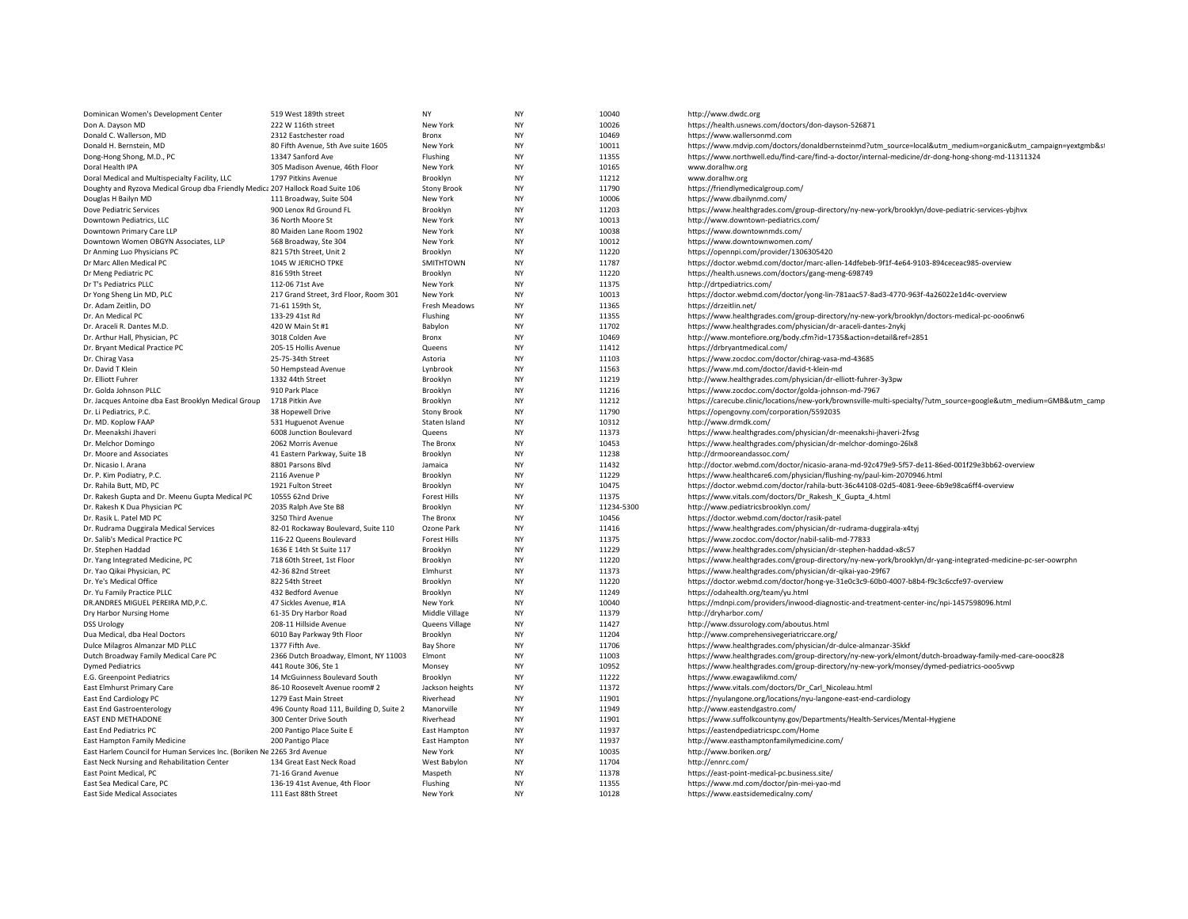| | | | | | |
|---|---|---|---|---|---|
| Dominican Women's Development Center | 519 West 189th street | NY | NY | 10040 | http://www.dwdc.org |
| Don A. Dayson MD | 222 W 116th street | New York | NY | 10026 | https://health.usnews.com/doctors/don-dayson-526871 |
| Donald C. Wallerson, MD | 2312 Eastchester road | Bronx | NY | 10469 | https://www.wallersonmd.com |
| Donald H. Bernstein, MD | 80 Fifth Avenue, 5th Ave suite 1605 | New York | NY | 10011 | https://www.mdvip.com/doctors/donaldbernsteinmd?utm_source=local&utm_medium=organic&utm_campaign=yextgmb&s |
| Dong-Hong Shong, M.D., PC | 13347 Sanford Ave | Flushing | NY | 11355 | https://www.northwell.edu/find-care/find-a-doctor/internal-medicine/dr-dong-hong-shong-md-11311324 |
| Doral Health IPA | 305 Madison Avenue, 46th Floor | New York | NY | 10165 | www.doralhw.org |
| Doral Medical and Multispecialty Facility, LLC | 1797 Pitkins Avenue | Brooklyn | NY | 11212 | www.doralhw.org |
| Doughty and Ryzova Medical Group dba Friendly Medic | 207 Hallock Road Suite 106 | Stony Brook | NY | 11790 | https://friendlymedicalgroup.com/ |
| Douglas H Bailyn MD | 111 Broadway, Suite 504 | New York | NY | 10006 | https://www.dbailynmd.com/ |
| Dove Pediatric Services | 900 Lenox Rd Ground FL | Brooklyn | NY | 11203 | https://www.healthgrades.com/group-directory/ny-new-york/brooklyn/dove-pediatric-services-ybjhvx |
| Downtown Pediatrics, LLC | 36 North Moore St | New York | NY | 10013 | http://www.downtown-pediatrics.com/ |
| Downtown Primary Care LLP | 80 Maiden Lane Room 1902 | New York | NY | 10038 | https://www.downtownmds.com/ |
| Downtown Women OBGYN Associates, LLP | 568 Broadway, Ste 304 | New York | NY | 10012 | https://www.downtownwomen.com/ |
| Dr Anming Luo Physicians PC | 821 57th Street, Unit 2 | Brooklyn | NY | 11220 | https://opennpi.com/provider/1306305420 |
| Dr Marc Allen Medical PC | 1045 W JERICHO TPKE | SMITHTOWN | NY | 11787 | https://doctor.webmd.com/doctor/marc-allen-14dfebeb-9f1f-4e64-9103-894ceceac985-overview |
| Dr Meng Pediatric PC | 816 59th Street | Brooklyn | NY | 11220 | https://health.usnews.com/doctors/gang-meng-698749 |
| Dr T's Pediatrics PLLC | 112-06 71st Ave | New York | NY | 11375 | http://drtpediatrics.com/ |
| Dr Yong Sheng Lin MD, PLC | 217 Grand Street, 3rd Floor, Room 301 | New York | NY | 10013 | https://doctor.webmd.com/doctor/yong-lin-781aac57-8ad3-4770-963f-4a26022e1d4c-overview |
| Dr. Adam Zeitlin, DO | 71-61 159th St, | Fresh Meadows | NY | 11365 | https://drzeitlin.net/ |
| Dr. An Medical PC | 133-29 41st Rd | Flushing | NY | 11355 | https://www.healthgrades.com/group-directory/ny-new-york/brooklyn/doctors-medical-pc-ooo6nw6 |
| Dr. Araceli R. Dantes M.D. | 420 W Main St #1 | Babylon | NY | 11702 | https://www.healthgrades.com/physician/dr-araceli-dantes-2nykj |
| Dr. Arthur Hall, Physician, PC | 3018 Colden Ave | Bronx | NY | 10469 | http://www.montefiore.org/body.cfm?id=1735&action=detail&ref=2851 |
| Dr. Bryant Medical Practice PC | 205-15 Hollis Avenue | Queens | NY | 11412 | https://drbryantmedical.com/ |
| Dr. Chirag Vasa | 25-75-34th Street | Astoria | NY | 11103 | https://www.zocdoc.com/doctor/chirag-vasa-md-43685 |
| Dr. David T Klein | 50 Hempstead Avenue | Lynbrook | NY | 11563 | https://www.md.com/doctor/david-t-klein-md |
| Dr. Elliott Fuhrer | 1332 44th Street | Brooklyn | NY | 11219 | http://www.healthgrades.com/physician/dr-elliott-fuhrer-3y3pw |
| Dr. Golda Johnson PLLC | 910 Park Place | Brooklyn | NY | 11216 | https://www.zocdoc.com/doctor/golda-johnson-md-7967 |
| Dr. Jacques Antoine dba East Brooklyn Medical Group | 1718 Pitkin Ave | Brooklyn | NY | 11212 | https://carecube.clinic/locations/new-york/brownsville-multi-specialty/?utm_source=google&utm_medium=GMB&utm_camp |
| Dr. Li Pediatrics, P.C. | 38 Hopewell Drive | Stony Brook | NY | 11790 | https://opengovny.com/corporation/5592035 |
| Dr. MD. Koplow FAAP | 531 Huguenot Avenue | Staten Island | NY | 10312 | http://www.drmdk.com/ |
| Dr. Meenakshi Jhaveri | 6008 Junction Boulevard | Queens | NY | 11373 | https://www.healthgrades.com/physician/dr-meenakshi-jhaveri-2fvsg |
| Dr. Melchor Domingo | 2062 Morris Avenue | The Bronx | NY | 10453 | https://www.healthgrades.com/physician/dr-melchor-domingo-26lx8 |
| Dr. Moore and Associates | 41 Eastern Parkway, Suite 1B | Brooklyn | NY | 11238 | http://drmooreandassoc.com/ |
| Dr. Nicasio I. Arana | 8801 Parsons Blvd | Jamaica | NY | 11432 | http://doctor.webmd.com/doctor/nicasio-arana-md-92c479e9-5f57-de11-86ed-001f29e3bb62-overview |
| Dr. P. Kim Podiatry, P.C. | 2116 Avenue P | Brooklyn | NY | 11229 | https://www.healthcare6.com/physician/flushing-ny/paul-kim-2070946.html |
| Dr. Rahila Butt, MD, PC | 1921 Fulton Street | Brooklyn | NY | 10475 | https://doctor.webmd.com/doctor/rahila-butt-36c44108-02d5-4081-9eee-6b9e98ca6ff4-overview |
| Dr. Rakesh Gupta and Dr. Meenu Gupta Medical PC | 10555 62nd Drive | Forest Hills | NY | 11375 | https://www.vitals.com/doctors/Dr_Rakesh_K_Gupta_4.html |
| Dr. Rakesh K Dua Physician PC | 2035 Ralph Ave Ste B8 | Brooklyn | NY | 11234-5300 | http://www.pediatricsbrooklyn.com/ |
| Dr. Rasik L. Patel MD PC | 3250 Third Avenue | The Bronx | NY | 10456 | https://doctor.webmd.com/doctor/rasik-patel |
| Dr. Rudrama Duggirala Medical Services | 82-01 Rockaway Boulevard, Suite 110 | Ozone Park | NY | 11416 | https://www.healthgrades.com/physician/dr-rudrama-duggirala-x4tyj |
| Dr. Salib's Medical Practice PC | 116-22 Queens Boulevard | Forest Hills | NY | 11375 | https://www.zocdoc.com/doctor/nabil-salib-md-77833 |
| Dr. Stephen Haddad | 1636 E 14th St Suite 117 | Brooklyn | NY | 11229 | https://www.healthgrades.com/physician/dr-stephen-haddad-x8c57 |
| Dr. Yang Integrated Medicine, PC | 718 60th Street, 1st Floor | Brooklyn | NY | 11220 | https://www.healthgrades.com/group-directory/ny-new-york/brooklyn/dr-yang-integrated-medicine-pc-ser-oowrphn |
| Dr. Yao Qikai Physician, PC | 42-36 82nd Street | Elmhurst | NY | 11373 | https://www.healthgrades.com/physician/dr-qikai-yao-29f67 |
| Dr. Ye's Medical Office | 822 54th Street | Brooklyn | NY | 11220 | https://doctor.webmd.com/doctor/hong-ye-31e0c3c9-60b0-4007-b8b4-f9c3c6ccfe97-overview |
| Dr. Yu Family Practice PLLC | 432 Bedford Avenue | Brooklyn | NY | 11249 | https://odahealth.org/team/yu.html |
| DR.ANDRES MIGUEL PEREIRA MD,P.C. | 47 Sickles Avenue, #1A | New York | NY | 10040 | https://mdnpi.com/providers/inwood-diagnostic-and-treatment-center-inc/npi-1457598096.html |
| Dry Harbor Nursing Home | 61-35 Dry Harbor Road | Middle Village | NY | 11379 | http://dryharbor.com/ |
| DSS Urology | 208-11 Hillside Avenue | Queens Village | NY | 11427 | http://www.dssurology.com/aboutus.html |
| Dua Medical, dba Heal Doctors | 6010 Bay Parkway 9th Floor | Brooklyn | NY | 11204 | http://www.comprehensivegeriatriccare.org/ |
| Dulce Milagros Almanzar MD PLLC | 1377 Fifth Ave. | Bay Shore | NY | 11706 | https://www.healthgrades.com/physician/dr-dulce-almanzar-35kkf |
| Dutch Broadway Family Medical Care PC | 2366 Dutch Broadway, Elmont, NY 11003 | Elmont | NY | 11003 | https://www.healthgrades.com/group-directory/ny-new-york/elmont/dutch-broadway-family-med-care-oooc828 |
| Dymed Pediatrics | 441 Route 306, Ste 1 | Monsey | NY | 10952 | https://www.healthgrades.com/group-directory/ny-new-york/monsey/dymed-pediatrics-ooo5vwp |
| E.G. Greenpoint Pediatrics | 14 McGuinness Boulevard South | Brooklyn | NY | 11222 | https://www.ewagawlikmd.com/ |
| East Elmhurst Primary Care | 86-10 Roosevelt Avenue room# 2 | Jackson heights | NY | 11372 | https://www.vitals.com/doctors/Dr_Carl_Nicoleau.html |
| East End Cardiology PC | 1279 East Main Street | Riverhead | NY | 11901 | https://nyulangone.org/locations/nyu-langone-east-end-cardiology |
| East End Gastroenterology | 496 County Road 111, Building D, Suite 2 | Manorville | NY | 11949 | http://www.eastendgastro.com/ |
| EAST END METHADONE | 300 Center Drive South | Riverhead | NY | 11901 | https://www.suffolkcountyny.gov/Departments/Health-Services/Mental-Hygiene |
| East End Pediatrics PC | 200 Pantigo Place Suite E | East Hampton | NY | 11937 | https://eastendpediatricspc.com/Home |
| East Hampton Family Medicine | 200 Pantigo Place | East Hampton | NY | 11937 | http://www.easthamptonfamilymedicine.com/ |
| East Harlem Council for Human Services Inc. (Boriken Ne | 2265 3rd Avenue | New York | NY | 10035 | http://www.boriken.org/ |
| East Neck Nursing and Rehabilitation Center | 134 Great East Neck Road | West Babylon | NY | 11704 | http://ennrc.com/ |
| East Point Medical, PC | 71-16 Grand Avenue | Maspeth | NY | 11378 | https://east-point-medical-pc.business.site/ |
| East Sea Medical Care, PC | 136-19 41st Avenue, 4th Floor | Flushing | NY | 11355 | https://www.md.com/doctor/pin-mei-yao-md |
| East Side Medical Associates | 111 East 88th Street | New York | NY | 10128 | https://www.eastsidemedicalny.com/ |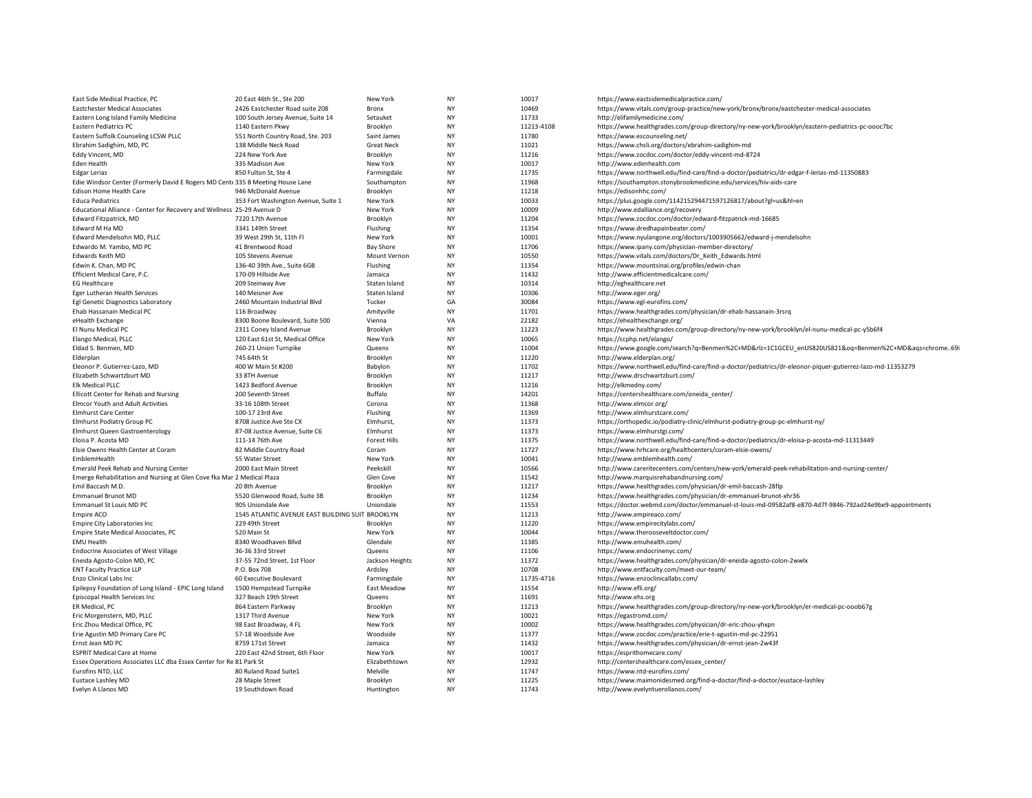| | | | | | |
|---|---|---|---|---|---|
| East Side Medical Practice, PC | 20 East 46th St., Ste 200 | New York | NY | 10017 | https://www.eastsidemedicalpractice.com/ |
| Eastchester Medical Associates | 2426 Eastchester Road suite 208 | Bronx | NY | 10469 | https://www.vitals.com/group-practice/new-york/bronx/bronx/eastchester-medical-associates |
| Eastern Long Island Family Medicine | 100 South Jersey Avenue, Suite 14 | Setauket | NY | 11733 | http://elifamilymedicine.com/ |
| Eastern Pediatrics PC | 1140 Eastern Pkwy | Brooklyn | NY | 11213-4108 | https://www.healthgrades.com/group-directory/ny-new-york/brooklyn/eastern-pediatrics-pc-oooc7bc |
| Eastern Suffolk Counseling LCSW PLLC | 551 North Country Road, Ste. 203 | Saint James | NY | 11780 | https://www.escounseling.net/ |
| Ebrahim Sadighim, MD, PC | 138 Middle Neck Road | Great Neck | NY | 11021 | https://www.chsli.org/doctors/ebrahim-sadighim-md |
| Eddy Vincent, MD | 224 New York Ave | Brooklyn | NY | 11216 | https://www.zocdoc.com/doctor/eddy-vincent-md-8724 |
| Eden Health | 335 Madison Ave | New York | NY | 10017 | http://www.edenhealth.com |
| Edgar Lerias | 850 Fulton St, Ste 4 | Farmingdale | NY | 11735 | https://www.northwell.edu/find-care/find-a-doctor/pediatrics/dr-edgar-f-lerias-md-11350883 |
| Edie Windsor Center (Formerly David E Rogers MD Cent | 335 B Meeting House Lane | Southampton | NY | 11968 | https://southampton.stonybrookmedicine.edu/services/hiv-aids-care |
| Edison Home Health Care | 946 McDonald Avenue | Brooklyn | NY | 11218 | https://edisonhhc.com/ |
| Educa Pediatrics | 353 Fort Washington Avenue, Suite 1 | New York | NY | 10033 | https://plus.google.com/114215294471597126817/about?gl=us&hl=en |
| Educational Alliance - Center for Recovery and Wellness | 25-29 Avenue D | New York | NY | 10009 | http://www.edalliance.org/recovery |
| Edward Fitzpatrick, MD | 7220 17th Avenue | Brooklyn | NY | 11204 | https://www.zocdoc.com/doctor/edward-fitzpatrick-md-16685 |
| Edward M Ha MD | 3341 149th Street | Flushing | NY | 11354 | https://www.dredhapainbeater.com/ |
| Edward Mendelsohn MD, PLLC | 39 West 29th St, 11th Fl | New York | NY | 10001 | https://www.nyulangone.org/doctors/1003905662/edward-j-mendelsohn |
| Edwardo M. Yambo, MD PC | 41 Brentwood Road | Bay Shore | NY | 11706 | https://www.ipany.com/physician-member-directory/ |
| Edwards Keith MD | 105 Stevens Avenue | Mount Vernon | NY | 10550 | https://www.vitals.com/doctors/Dr_Keith_Edwards.html |
| Edwin K. Chan, MD PC | 136-40 39th Ave., Suite 6GB | Flushing | NY | 11354 | https://www.mountsinai.org/profiles/edwin-chan |
| Efficient Medical Care, P.C. | 170-09 Hillside Ave | Jamaica | NY | 11432 | http://www.efficientmedicalcare.com/ |
| EG Healthcare | 209 Steinway Ave | Staten Island | NY | 10314 | http://eghealthcare.net |
| Eger Lutheran Health Services | 140 Meisner Ave | Staten Island | NY | 10306 | http://www.eger.org/ |
| Egl Genetic Diagnostics Laboratory | 2460 Mountain Industrial Blvd | Tucker | GA | 30084 | https://www.egl-eurofins.com/ |
| Ehab Hassanain Medical PC | 116 Broadway | Amityville | NY | 11701 | https://www.healthgrades.com/physician/dr-ehab-hassanain-3rsrq |
| eHealth Exchange | 8300 Boone Boulevard, Suite 500 | Vienna | VA | 22182 | https://ehealthexchange.org/ |
| El Nunu Medical PC | 2311 Coney Island Avenue | Brooklyn | NY | 11223 | https://www.healthgrades.com/group-directory/ny-new-york/brooklyn/el-nunu-medical-pc-y5b6f4 |
| Elango Medical, PLLC | 120 East 61st St, Medical Office | New York | NY | 10065 | https://ccphp.net/elango/ |
| Eldad S. Benmen, MD | 260-21 Union Turnpike | Queens | NY | 11004 | https://www.google.com/search?q=Benmen%2C+MD&rlz=1C1GCEU_enUS820US821&oq=Benmen%2C+MD&aqs=chrome..69i |
| Elderplan | 745 64th St | Brooklyn | NY | 11220 | http://www.elderplan.org/ |
| Eleonor P. Gutierrez-Lazo, MD | 400 W Main St #200 | Babylon | NY | 11702 | https://www.northwell.edu/find-care/find-a-doctor/pediatrics/dr-eleonor-piquer-gutierrez-lazo-md-11353279 |
| Elizabeth Schwartzburt MD | 33 8TH Avenue | Brooklyn | NY | 11217 | http://www.drschwartzburt.com/ |
| Elk Medical PLLC | 1423 Bedford Avenue | Brooklyn | NY | 11216 | http://elkmedny.com/ |
| Ellicott Center for Rehab and Nursing | 200 Seventh Street | Buffalo | NY | 14201 | https://centershealthcare.com/oneida_center/ |
| Elmcor Youth and Adult Activities | 33-16 108th Street | Corona | NY | 11368 | http://www.elmcor.org/ |
| Elmhurst Care Center | 100-17 23rd Ave | Flushing | NY | 11369 | http://www.elmhurstcare.com/ |
| Elmhurst Podiatry Group PC | 8708 Justice Ave Ste CX | Elmhurst, | NY | 11373 | https://orthopedic.io/podiatry-clinic/elmhurst-podiatry-group-pc-elmhurst-ny/ |
| Elmhurst Queen Gastroenterology | 87-08 Justice Avenue, Suite C6 | Elmhurst | NY | 11373 | https://www.elmhurstgi.com/ |
| Eloisa P. Acosta MD | 111-14 76th Ave | Forest Hills | NY | 11375 | https://www.northwell.edu/find-care/find-a-doctor/pediatrics/dr-eloisa-p-acosta-md-11313449 |
| Elsie Owens Health Center at Coram | 82 Middle Country Road | Coram | NY | 11727 | https://www.hrhcare.org/healthcenters/coram-elsie-owens/ |
| EmblemHealth | 55 Water Street | New York | NY | 10041 | http://www.emblemhealth.com/ |
| Emerald Peek Rehab and Nursing Center | 2000 East Main Street | Peekskill | NY | 10566 | http://www.careritecenters.com/centers/new-york/emerald-peek-rehabilitation-and-nursing-center/ |
| Emerge Rehabilitation and Nursing at Glen Cove fka Mar | 2 Medical Plaza | Glen Cove | NY | 11542 | http://www.marquisrehabandnursing.com/ |
| Emil Baccash M.D. | 20 8th Avenue | Brooklyn | NY | 11217 | https://www.healthgrades.com/physician/dr-emil-baccash-28flp |
| Emmanuel Brunot MD | 5520 Glenwood Road, Suite 3B | Brooklyn | NY | 11234 | https://www.healthgrades.com/physician/dr-emmanuel-brunot-xhr36 |
| Emmanuel St Louis MD PC | 905 Uniondale Ave | Uniondale | NY | 11553 | https://doctor.webmd.com/doctor/emmanuel-st-louis-md-09582af8-e870-4d7f-9846-792ad24e9be9-appointments |
| Empire ACO | 1545 ATLANTIC AVENUE EAST BUILDING SUIT | BROOKLYN | NY | 11213 | http://www.empireaco.com/ |
| Empire City Laboratories Inc | 229 49th Street | Brooklyn | NY | 11220 | https://www.empirecitylabs.com/ |
| Empire State Medical Associates, PC | 520 Main St | New York | NY | 10044 | https://www.therooseveltdoctor.com/ |
| EMU Health | 8340 Woodhaven Bllvd | Glendale | NY | 11385 | http://www.emuhealth.com/ |
| Endocrine Associates of West Village | 36-36 33rd Street | Queens | NY | 11106 | https://www.endocrinenyc.com/ |
| Eneida Agosto-Colon MD, PC | 37-55 72nd Street, 1st Floor | Jackson Heights | NY | 11372 | https://www.healthgrades.com/physician/dr-eneida-agosto-colon-2wwlx |
| ENT Faculty Practice LLP | P.O. Box 708 | Ardsley | NY | 10708 | http://www.entfaculty.com/meet-our-team/ |
| Enzo Clinical Labs Inc | 60 Executive Boulevard | Farmingdale | NY | 11735-4716 | https://www.enzoclinicallabs.com/ |
| Epilepsy Foundation of Long Island - EPIC Long Island | 1500 Hempstead Turnpike | East Meadow | NY | 11554 | http://www.efli.org/ |
| Episcopal Health Services Inc | 327 Beach 19th Street | Queens | NY | 11691 | http://www.ehs.org |
| ER Medical, PC | 864 Eastern Parkway | Brooklyn | NY | 11213 | https://www.healthgrades.com/group-directory/ny-new-york/brooklyn/er-medical-pc-ooob67g |
| Eric Morgenstern, MD, PLLC | 1317 Third Avenue | New York | NY | 10021 | https://egastromd.com/ |
| Eric Zhou Medical Office, PC | 98 East Broadway, 4 FL | New York | NY | 10002 | https://www.healthgrades.com/physician/dr-eric-zhou-yhxpn |
| Erie Agustin MD Primary Care PC | 57-18 Woodside Ave | Woodside | NY | 11377 | https://www.zocdoc.com/practice/erie-t-agustin-md-pc-22951 |
| Ernst Jean MD PC | 8759 171st Street | Jamaica | NY | 11432 | https://www.healthgrades.com/physician/dr-ernst-jean-2w43f |
| ESPRIT Medical Care at Home | 220 East 42nd Street, 6th Floor | New York | NY | 10017 | https://esprithomecare.com/ |
| Essex Operations Associates LLC dba Essex Center for Re | 81 Park St | Elizabethtown | NY | 12932 | http://centershealthcare.com/essex_center/ |
| Eurofins NTD, LLC | 80 Ruland Road Suite1 | Melville | NY | 11747 | https://www.ntd-eurofins.com/ |
| Eustace Lashley MD | 28 Maple Street | Brooklyn | NY | 11225 | https://www.maimonidesmed.org/find-a-doctor/find-a-doctor/eustace-lashley |
| Evelyn A Llanos MD | 19 Southdown Road | Huntington | NY | 11743 | http://www.evelyntuerollanos.com/ |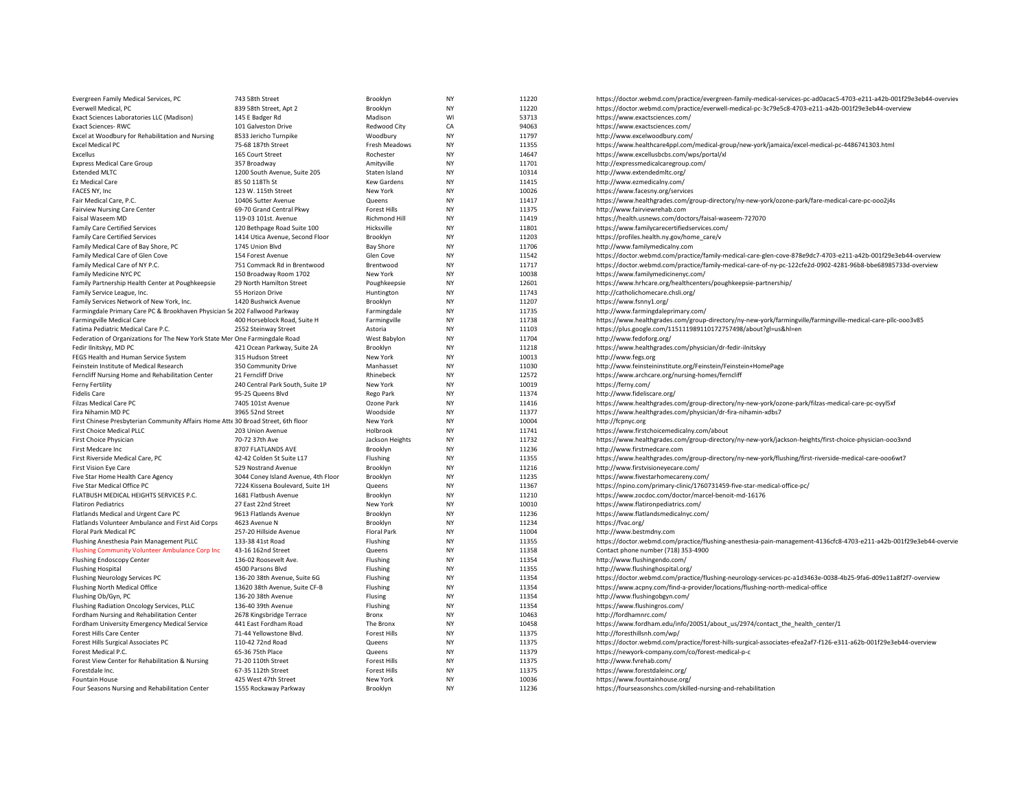| | | | | | |
|---|---|---|---|---|---|
| Evergreen Family Medical Services, PC | 743 58th Street | Brooklyn | NY | 11220 | https://doctor.webmd.com/practice/evergreen-family-medical-services-pc-ad0acac5-4703-e211-a42b-001f29e3eb44-overview |
| Everwell Medical, PC | 839 58th Street, Apt 2 | Brooklyn | NY | 11220 | https://doctor.webmd.com/practice/everwell-medical-pc-3c79e5c8-4703-e211-a42b-001f29e3eb44-overview |
| Exact Sciences Laboratories LLC (Madison) | 145 E Badger Rd | Madison | WI | 53713 | https://www.exactsciences.com/ |
| Exact Sciences- RWC | 101 Galveston Drive | Redwood City | CA | 94063 | https://www.exactsciences.com/ |
| Excel at Woodbury for Rehabilitation and Nursing | 8533 Jericho Turnpike | Woodbury | NY | 11797 | http://www.excelwoodbury.com/ |
| Excel Medical PC | 75-68 187th Street | Fresh Meadows | NY | 11355 | https://www.healthcare4ppl.com/medical-group/new-york/jamaica/excel-medical-pc-4486741303.html |
| Excellus | 165 Court Street | Rochester | NY | 14647 | https://www.excellusbcbs.com/wps/portal/xl |
| Express Medical Care Group | 357 Broadway | Amityville | NY | 11701 | http://expressmedicalcaregroup.com/ |
| Extended MLTC | 1200 South Avenue, Suite 205 | Staten Island | NY | 10314 | http://www.extendedmltc.org/ |
| Ez Medical Care | 85 50 118Th St | Kew Gardens | NY | 11415 | http://www.ezmedicalny.com/ |
| FACES NY, Inc | 123 W. 115th Street | New York | NY | 10026 | https://www.facesny.org/services |
| Fair Medical Care, P.C. | 10406 Sutter Avenue | Queens | NY | 11417 | https://www.healthgrades.com/group-directory/ny-new-york/ozone-park/fare-medical-care-pc-ooo2j4s |
| Fairview Nursing Care Center | 69-70 Grand Central Pkwy | Forest Hills | NY | 11375 | http://www.fairviewrehab.com |
| Faisal Waseem MD | 119-03 101st. Avenue | Richmond Hill | NY | 11419 | https://health.usnews.com/doctors/faisal-waseem-727070 |
| Family Care Certified Services | 120 Bethpage Road Suite 100 | Hicksville | NY | 11801 | https://www.familycarecertifiedservices.com/ |
| Family Care Certified Services | 1414 Utica Avenue, Second Floor | Brooklyn | NY | 11203 | https://profiles.health.ny.gov/home_care/v |
| Family Medical Care of Bay Shore, PC | 1745 Union Blvd | Bay Shore | NY | 11706 | http://www.familymedicalny.com |
| Family Medical Care of Glen Cove | 154 Forest Avenue | Glen Cove | NY | 11542 | https://doctor.webmd.com/practice/family-medical-care-glen-cove-878e9dc7-4703-e211-a42b-001f29e3eb44-overview |
| Family Medical Care of NY P.C. | 751 Commack Rd in Brentwood | Brentwood | NY | 11717 | https://doctor.webmd.com/practice/family-medical-care-of-ny-pc-122cfe2d-0902-4281-96b8-bbe68985733d-overview |
| Family Medicine NYC PC | 150 Broadway Room 1702 | New York | NY | 10038 | https://www.familymedicinenyc.com/ |
| Family Partnership Health Center at Poughkeepsie | 29 North Hamilton Street | Poughkeepsie | NY | 12601 | https://www.hrhcare.org/healthcenters/poughkeepsie-partnership/ |
| Family Service League, Inc. | 55 Horizon Drive | Huntington | NY | 11743 | http://catholichomecare.chsli.org/ |
| Family Services Network of New York, Inc. | 1420 Bushwick Avenue | Brooklyn | NY | 11207 | https://www.fsnny1.org/ |
| Farmingdale Primary Care PC & Brookhaven Physician Se | 202 Fallwood Parkway | Farmingdale | NY | 11735 | http://www.farmingdaleprimary.com/ |
| Farmingville Medical Care | 400 Horseblock Road, Suite H | Farmingville | NY | 11738 | https://www.healthgrades.com/group-directory/ny-new-york/farmingville/farmingville-medical-care-pllc-ooo3v85 |
| Fatima Pediatric Medical Care P.C. | 2552 Steinway Street | Astoria | NY | 11103 | https://plus.google.com/115111989110172757498/about?gl=us&hl=en |
| Federation of Organizations for The New York State Mer | One Farmingdale Road | West Babylon | NY | 11704 | http://www.fedoforg.org/ |
| Fedir Ilnitskyy, MD PC | 421 Ocean Parkway, Suite 2A | Brooklyn | NY | 11218 | https://www.healthgrades.com/physician/dr-fedir-ilnitskyy |
| FEGS Health and Human Service System | 315 Hudson Street | New York | NY | 10013 | http://www.fegs.org |
| Feinstein Institute of Medical Research | 350 Community Drive | Manhasset | NY | 11030 | http://www.feinsteininstitute.org/Feinstein/Feinstein+HomePage |
| Ferncliff Nursing Home and Rehabilitation Center | 21 Ferncliff Drive | Rhinebeck | NY | 12572 | https://www.archcare.org/nursing-homes/ferncliff |
| Ferny Fertility | 240 Central Park South, Suite 1P | New York | NY | 10019 | https://ferny.com/ |
| Fidelis Care | 95-25 Queens Blvd | Rego Park | NY | 11374 | http://www.fideliscare.org/ |
| Filzas Medical Care PC | 7405 101st Avenue | Ozone Park | NY | 11416 | https://www.healthgrades.com/group-directory/ny-new-york/ozone-park/filzas-medical-care-pc-oyyl5xf |
| Fira Nihamin MD PC | 3965 52nd Street | Woodside | NY | 11377 | https://www.healthgrades.com/physician/dr-fira-nihamin-xdbs7 |
| First Chinese Presbyterian Community Affairs Home Atte | 30 Broad Street, 6th floor | New York | NY | 10004 | http://fcpnyc.org |
| First Choice Medical PLLC | 203 Union Avenue | Holbrook | NY | 11741 | https://www.firstchoicemedicalny.com/about |
| First Choice Physician | 70-72 37th Ave | Jackson Heights | NY | 11732 | https://www.healthgrades.com/group-directory/ny-new-york/jackson-heights/first-choice-physician-ooo3xnd |
| First Medcare Inc | 8707 FLATLANDS AVE | Brooklyn | NY | 11236 | http://www.firstmedcare.com |
| First Riverside Medical Care, PC | 42-42 Colden St Suite L17 | Flushing | NY | 11355 | https://www.healthgrades.com/group-directory/ny-new-york/flushing/first-riverside-medical-care-ooo6wt7 |
| First Vision Eye Care | 529 Nostrand Avenue | Brooklyn | NY | 11216 | http://www.firstvisioneyecare.com/ |
| Five Star Home Health Care Agency | 3044 Coney Island Avenue, 4th Floor | Brooklyn | NY | 11235 | https://www.fivestarhomecareny.com/ |
| Five Star Medical Office PC | 7224 Kissena Boulevard, Suite 1H | Queens | NY | 11367 | https://npino.com/primary-clinic/1760731459-five-star-medical-office-pc/ |
| FLATBUSH MEDICAL HEIGHTS SERVICES P.C. | 1681 Flatbush Avenue | Brooklyn | NY | 11210 | https://www.zocdoc.com/doctor/marcel-benoit-md-16176 |
| Flatiron Pediatrics | 27 East 22nd Street | New York | NY | 10010 | https://www.flatironpediatrics.com/ |
| Flatlands Medical and Urgent Care PC | 9613 Flatlands Avenue | Brooklyn | NY | 11236 | https://www.flatlandsmedicalnyc.com/ |
| Flatlands Volunteer Ambulance and First Aid Corps | 4623 Avenue N | Brooklyn | NY | 11234 | https://fvac.org/ |
| Floral Park Medical PC | 257-20 Hillside Avenue | Floral Park | NY | 11004 | http://www.bestmdny.com |
| Flushing Anesthesia Pain Management PLLC | 133-38 41st Road | Flushing | NY | 11355 | https://doctor.webmd.com/practice/flushing-anesthesia-pain-management-4136cfc8-4703-e211-a42b-001f29e3eb44-overview |
| Flushing Community Volunteer Ambulance Corp Inc | 43-16 162nd Street | Queens | NY | 11358 | Contact phone number (718) 353-4900 |
| Flushing Endoscopy Center | 136-02 Roosevelt Ave. | Flushing | NY | 11354 | http://www.flushingendo.com/ |
| Flushing Hospital | 4500 Parsons Blvd | Flushing | NY | 11355 | http://www.flushinghospital.org/ |
| Flushing Neurology Services PC | 136-20 38th Avenue, Suite 6G | Flushing | NY | 11354 | https://doctor.webmd.com/practice/flushing-neurology-services-pc-a1d3463e-0038-4b25-9fa6-d09e11a8f2f7-overview |
| Flushing North Medical Office | 13620 38th Avenue, Suite CF-B | Flushing | NY | 11354 | https://www.acpny.com/find-a-provider/locations/flushing-north-medical-office |
| Flushing Ob/Gyn, PC | 136-20 38th Avenue | Flusing | NY | 11354 | http://www.flushingobgyn.com/ |
| Flushing Radiation Oncology Services, PLLC | 136-40 39th Avenue | Flushing | NY | 11354 | https://www.flushingros.com/ |
| Fordham Nursing and Rehabilitation Center | 2678 Kingsbridge Terrace | Bronx | NY | 10463 | http://fordhamnrc.com/ |
| Fordham University Emergency Medical Service | 441 East Fordham Road | The Bronx | NY | 10458 | https://www.fordham.edu/info/20051/about_us/2974/contact_the_health_center/1 |
| Forest Hills Care Center | 71-44 Yellowstone Blvd. | Forest Hills | NY | 11375 | http://foresthillsnh.com/wp/ |
| Forest Hills Surgical Associates PC | 110-42 72nd Road | Queens | NY | 11375 | https://doctor.webmd.com/practice/forest-hills-surgical-associates-efea2af7-f126-e311-a62b-001f29e3eb44-overview |
| Forest Medical P.C. | 65-36 75th Place | Queens | NY | 11379 | https://newyork-company.com/co/forest-medical-p-c |
| Forest View Center for Rehabilitation & Nursing | 71-20 110th Street | Forest Hills | NY | 11375 | http://www.fvrehab.com/ |
| Forestdale Inc. | 67-35 112th Street | Forest Hills | NY | 11375 | https://www.forestdaleinc.org/ |
| Fountain House | 425 West 47th Street | New York | NY | 10036 | https://www.fountainhouse.org/ |
| Four Seasons Nursing and Rehabilitation Center | 1555 Rockaway Parkway | Brooklyn | NY | 11236 | https://fourseasonshcs.com/skilled-nursing-and-rehabilitation |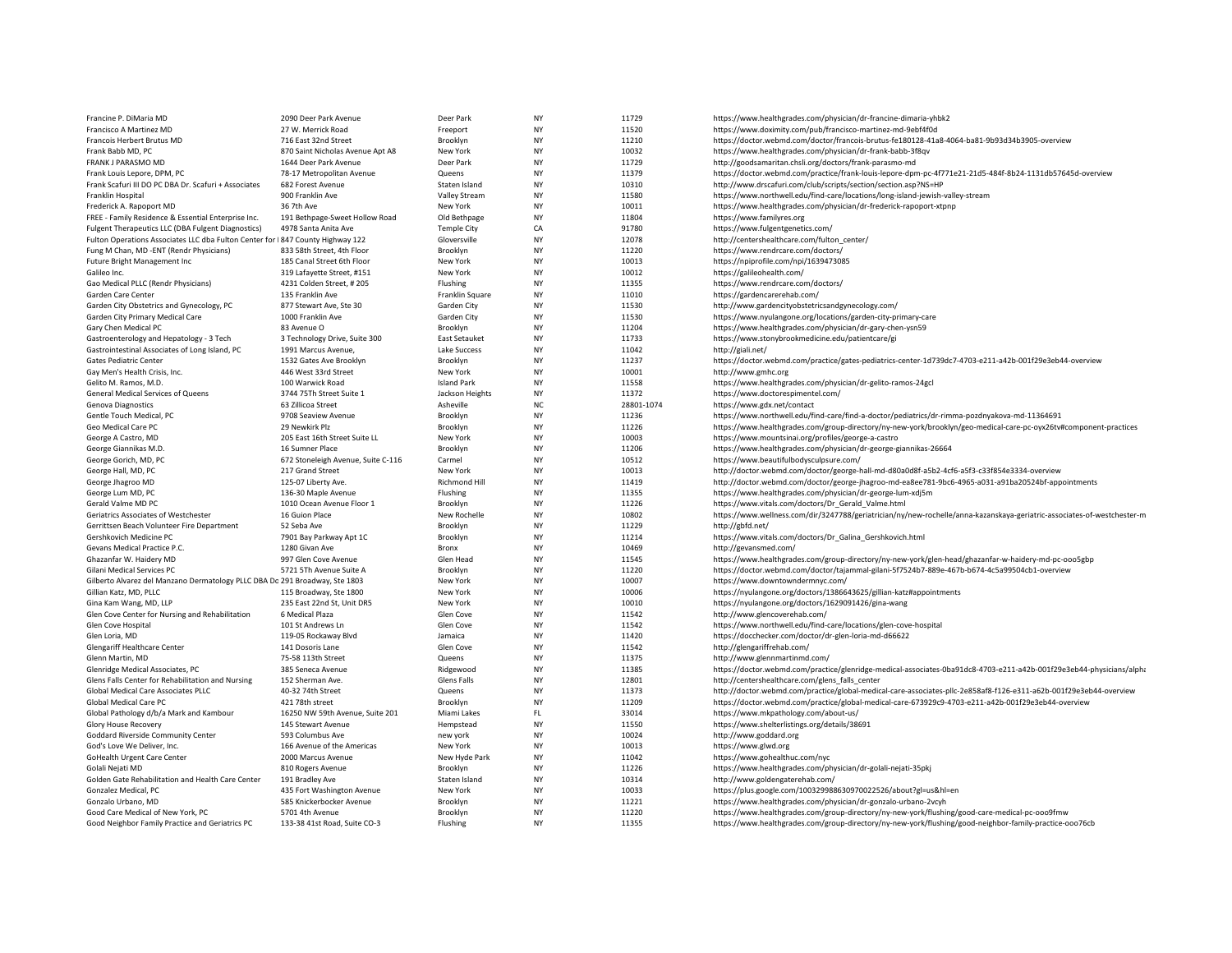| | | | | | |
|---|---|---|---|---|---|
| Francine P. DiMaria MD | 2090 Deer Park Avenue | Deer Park | NY | 11729 | https://www.healthgrades.com/physician/dr-francine-dimaria-yhbk2 |
| Francisco A Martinez MD | 27 W. Merrick Road | Freeport | NY | 11520 | https://www.doximity.com/pub/francisco-martinez-md-9ebf4f0d |
| Francois Herbert Brutus MD | 716 East 32nd Street | Brooklyn | NY | 11210 | https://doctor.webmd.com/doctor/francois-brutus-fe180128-41a8-4064-ba81-9b93d34b3905-overview |
| Frank Babb MD, PC | 870 Saint Nicholas Avenue Apt A8 | New York | NY | 10032 | https://www.healthgrades.com/physician/dr-frank-babb-3f8qv |
| FRANK J PARASMO MD | 1644 Deer Park Avenue | Deer Park | NY | 11729 | http://goodsamaritan.chsli.org/doctors/frank-parasmo-md |
| Frank Louis Lepore, DPM, PC | 78-17 Metropolitan Avenue | Queens | NY | 11379 | https://doctor.webmd.com/practice/frank-louis-lepore-dpm-pc-4f771e21-21d5-484f-8b24-1131db57645d-overview |
| Frank Scafuri III DO PC DBA Dr. Scafuri + Associates | 682 Forest Avenue | Staten Island | NY | 10310 | http://www.drscafuri.com/club/scripts/section/section.asp?NS=HP |
| Franklin Hospital | 900 Franklin Ave | Valley Stream | NY | 11580 | https://www.northwell.edu/find-care/locations/long-island-jewish-valley-stream |
| Frederick A. Rapoport MD | 36 7th Ave | New York | NY | 10011 | https://www.healthgrades.com/physician/dr-frederick-rapoport-xtpnp |
| FREE - Family Residence & Essential Enterprise Inc. | 191 Bethpage-Sweet Hollow Road | Old Bethpage | NY | 11804 | https://www.familyres.org |
| Fulgent Therapeutics LLC (DBA Fulgent Diagnostics) | 4978 Santa Anita Ave | Temple City | CA | 91780 | https://www.fulgentgenetics.com/ |
| Fulton Operations Associates LLC dba Fulton Center for I | 847 County Highway 122 | Gloversville | NY | 12078 | http://centershealthcare.com/fulton_center/ |
| Fung M Chan, MD -ENT (Rendr Physicians) | 833 58th Street, 4th Floor | Brooklyn | NY | 11220 | https://www.rendrcare.com/doctors/ |
| Future Bright Management Inc | 185 Canal Street 6th Floor | New York | NY | 10013 | https://npiprofile.com/npi/1639473085 |
| Galileo Inc. | 319 Lafayette Street, #151 | New York | NY | 10012 | https://galileohealth.com/ |
| Gao Medical PLLC (Rendr Physicians) | 4231 Colden Street, # 205 | Flushing | NY | 11355 | https://www.rendrcare.com/doctors/ |
| Garden Care Center | 135 Franklin Ave | Franklin Square | NY | 11010 | https://gardencarerehab.com/ |
| Garden City Obstetrics and Gynecology, PC | 877 Stewart Ave, Ste 30 | Garden City | NY | 11530 | http://www.gardencityobstetricsandgynecology.com/ |
| Garden City Primary Medical Care | 1000 Franklin Ave | Garden City | NY | 11530 | https://www.nyulangone.org/locations/garden-city-primary-care |
| Gary Chen Medical PC | 83 Avenue O | Brooklyn | NY | 11204 | https://www.healthgrades.com/physician/dr-gary-chen-ysn59 |
| Gastroenterology and Hepatology - 3 Tech | 3 Technology Drive, Suite 300 | East Setauket | NY | 11733 | https://www.stonybrookmedicine.edu/patientcare/gi |
| Gastrointestinal Associates of Long Island, PC | 1991 Marcus Avenue, | Lake Success | NY | 11042 | http://giali.net/ |
| Gates Pediatric Center | 1532 Gates Ave Brooklyn | Brooklyn | NY | 11237 | https://doctor.webmd.com/practice/gates-pediatrics-center-1d739dc7-4703-e211-a42b-001f29e3eb44-overview |
| Gay Men's Health Crisis, Inc. | 446 West 33rd Street | New York | NY | 10001 | http://www.gmhc.org |
| Gelito M. Ramos, M.D. | 100 Warwick Road | Island Park | NY | 11558 | https://www.healthgrades.com/physician/dr-gelito-ramos-24gcl |
| General Medical Services of Queens | 3744 75Th Street Suite 1 | Jackson Heights | NY | 11372 | https://www.doctorespimentel.com/ |
| Genova Diagnostics | 63 Zillicoa Street | Asheville | NC | 28801-1074 | https://www.gdx.net/contact |
| Gentle Touch Medical, PC | 9708 Seaview Avenue | Brooklyn | NY | 11236 | https://www.northwell.edu/find-care/find-a-doctor/pediatrics/dr-rimma-pozdnyakova-md-11364691 |
| Geo Medical Care PC | 29 Newkirk Plz | Brooklyn | NY | 11226 | https://www.healthgrades.com/group-directory/ny-new-york/brooklyn/geo-medical-care-pc-oyx26tv#component-practices |
| George A Castro, MD | 205 East 16th Street Suite LL | New York | NY | 10003 | https://www.mountsinai.org/profiles/george-a-castro |
| George Giannikas M.D. | 16 Sumner Place | Brooklyn | NY | 11206 | https://www.healthgrades.com/physician/dr-george-giannikas-26664 |
| George Gorich, MD, PC | 672 Stoneleigh Avenue, Suite C-116 | Carmel | NY | 10512 | https://www.beautifulbodysculpsure.com/ |
| George Hall, MD, PC | 217 Grand Street | New York | NY | 10013 | http://doctor.webmd.com/doctor/george-hall-md-d80a0d8f-a5b2-4cf6-a5f3-c33f854e3334-overview |
| George Jhagroo MD | 125-07 Liberty Ave. | Richmond Hill | NY | 11419 | http://doctor.webmd.com/doctor/george-jhagroo-md-ea8ee781-9bc6-4965-a031-a91ba20524bf-appointments |
| George Lum MD, PC | 136-30 Maple Avenue | Flushing | NY | 11355 | https://www.healthgrades.com/physician/dr-george-lum-xdj5m |
| Gerald Valme MD PC | 1010 Ocean Avenue Floor 1 | Brooklyn | NY | 11226 | https://www.vitals.com/doctors/Dr_Gerald_Valme.html |
| Geriatrics Associates of Westchester | 16 Guion Place | New Rochelle | NY | 10802 | https://www.wellness.com/dir/3247788/geriatrician/ny/new-rochelle/anna-kazanskaya-geriatric-associates-of-westchester-m |
| Gerrittsen Beach Volunteer Fire Department | 52 Seba Ave | Brooklyn | NY | 11229 | http://gbfd.net/ |
| Gershkovich Medicine PC | 7901 Bay Parkway Apt 1C | Brooklyn | NY | 11214 | https://www.vitals.com/doctors/Dr_Galina_Gershkovich.html |
| Gevans Medical Practice P.C. | 1280 Givan Ave | Bronx | NY | 10469 | http://gevansmed.com/ |
| Ghazanfar W. Haidery MD | 997 Glen Cove Avenue | Glen Head | NY | 11545 | https://www.healthgrades.com/group-directory/ny-new-york/glen-head/ghazanfar-w-haidery-md-pc-ooo5gbp |
| Gilani Medical Services PC | 5721 5Th Avenue Suite A | Brooklyn | NY | 11220 | https://doctor.webmd.com/doctor/tajammal-gilani-5f7524b7-889e-467b-b674-4c5a99504cb1-overview |
| Gilberto Alvarez del Manzano Dermatology PLLC DBA Dc | 291 Broadway, Ste 1803 | New York | NY | 10007 | https://www.downtowndermnyc.com/ |
| Gillian Katz, MD, PLLC | 115 Broadway, Ste 1800 | New York | NY | 10006 | https://nyulangone.org/doctors/1386643625/gillian-katz#appointments |
| Gina Kam Wang, MD, LLP | 235 East 22nd St, Unit DR5 | New York | NY | 10010 | https://nyulangone.org/doctors/1629091426/gina-wang |
| Glen Cove Center for Nursing and Rehabilitation | 6 Medical Plaza | Glen Cove | NY | 11542 | http://www.glencoverehab.com/ |
| Glen Cove Hospital | 101 St Andrews Ln | Glen Cove | NY | 11542 | https://www.northwell.edu/find-care/locations/glen-cove-hospital |
| Glen Loria, MD | 119-05 Rockaway Blvd | Jamaica | NY | 11420 | https://docchecker.com/doctor/dr-glen-loria-md-d66622 |
| Glengariff Healthcare Center | 141 Dosoris Lane | Glen Cove | NY | 11542 | http://glengariffrehab.com/ |
| Glenn Martin, MD | 75-58 113th Street | Queens | NY | 11375 | http://www.glennmartinmd.com/ |
| Glenridge Medical Associates, PC | 385 Seneca Avenue | Ridgewood | NY | 11385 | https://doctor.webmd.com/practice/glenridge-medical-associates-0ba91dc8-4703-e211-a42b-001f29e3eb44-physicians/alpha |
| Glens Falls Center for Rehabilitation and Nursing | 152 Sherman Ave. | Glens Falls | NY | 12801 | http://centershealthcare.com/glens_falls_center |
| Global Medical Care Associates PLLC | 40-32 74th Street | Queens | NY | 11373 | http://doctor.webmd.com/practice/global-medical-care-associates-pllc-2e858af8-f126-e311-a62b-001f29e3eb44-overview |
| Global Medical Care PC | 421 78th street | Brooklyn | NY | 11209 | https://doctor.webmd.com/practice/global-medical-care-673929c9-4703-e211-a42b-001f29e3eb44-overview |
| Global Pathology d/b/a Mark and Kambour | 16250 NW 59th Avenue, Suite 201 | Miami Lakes | FL | 33014 | https://www.mkpathology.com/about-us/ |
| Glory House Recovery | 145 Stewart Avenue | Hempstead | NY | 11550 | https://www.shelterlistings.org/details/38691 |
| Goddard Riverside Community Center | 593 Columbus Ave | new york | NY | 10024 | http://www.goddard.org |
| God's Love We Deliver, Inc. | 166 Avenue of the Americas | New York | NY | 10013 | https://www.glwd.org |
| GoHealth Urgent Care Center | 2000 Marcus Avenue | New Hyde Park | NY | 11042 | https://www.gohealthuc.com/nyc |
| Golali Nejati MD | 810 Rogers Avenue | Brooklyn | NY | 11226 | https://www.healthgrades.com/physician/dr-golali-nejati-35pkj |
| Golden Gate Rehabilitation and Health Care Center | 191 Bradley Ave | Staten Island | NY | 10314 | http://www.goldengaterehab.com/ |
| Gonzalez Medical, PC | 435 Fort Washington Avenue | New York | NY | 10033 | https://plus.google.com/100329988630970022526/about?gl=us&hl=en |
| Gonzalo Urbano, MD | 585 Knickerbocker Avenue | Brooklyn | NY | 11221 | https://www.healthgrades.com/physician/dr-gonzalo-urbano-2vcyh |
| Good Care Medical of New York, PC | 5701 4th Avenue | Brooklyn | NY | 11220 | https://www.healthgrades.com/group-directory/ny-new-york/flushing/good-care-medical-pc-ooo9fmw |
| Good Neighbor Family Practice and Geriatrics PC | 133-38 41st Road, Suite CO-3 | Flushing | NY | 11355 | https://www.healthgrades.com/group-directory/ny-new-york/flushing/good-neighbor-family-practice-ooo76cb |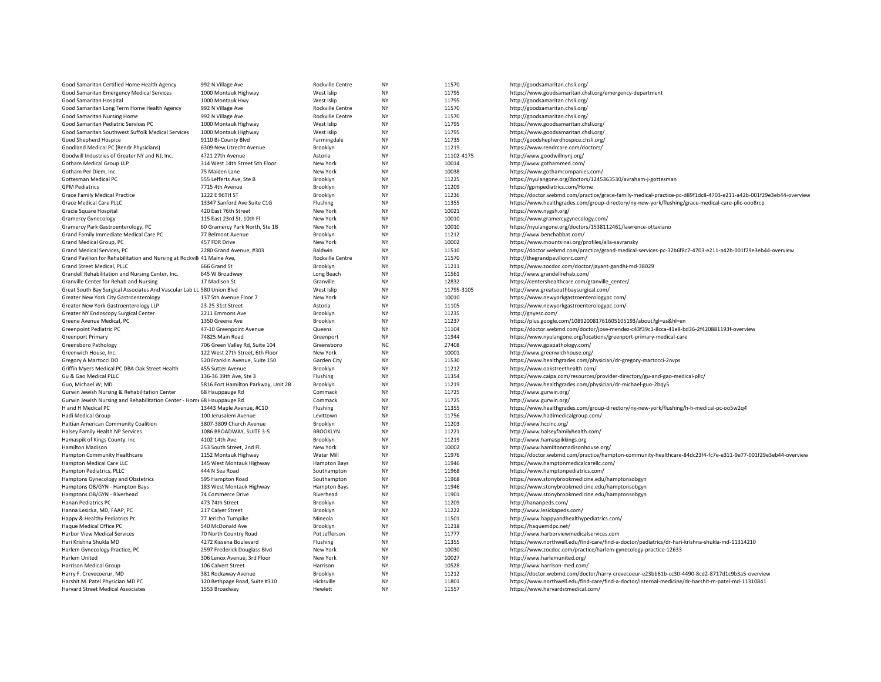| | | | | | |
|---|---|---|---|---|---|
| Good Samaritan Certified Home Health Agency | 992 N Village Ave | Rockville Centre | NY | 11570 | http://goodsamaritan.chsli.org/ |
| Good Samaritan Emergency Medical Services | 1000 Montauk Highway | West Islip | NY | 11795 | https://www.goodsamaritan.chsli.org/emergency-department |
| Good Samaritan Hospital | 1000 Montauk Hwy | West Islip | NY | 11795 | http://goodsamaritan.chsli.org/ |
| Good Samaritan Long Term Home Health Agency | 992 N Village Ave | Rockville Centre | NY | 11570 | http://goodsamaritan.chsli.org/ |
| Good Samaritan Nursing Home | 992 N Village Ave | Rockville Centre | NY | 11570 | http://goodsamaritan.chsli.org/ |
| Good Samaritan Pediatric Services PC | 1000 Montauk Highway | West Islip | NY | 11795 | https://www.goodsamaritan.chsli.org/ |
| Good Samaritan Southwest Suffolk Medical Services | 1000 Montauk Highway | West Islip | NY | 11795 | https://www.goodsamaritan.chsli.org/ |
| Good Shepherd Hospice | 9110 Bi-County Blvd | Farmingdale | NY | 11735 | http://goodshepherdhospice.chsli.org/ |
| Goodland Medical PC (Rendr Physicians) | 6309 New Utrecht Avenue | Brooklyn | NY | 11219 | https://www.rendrcare.com/doctors/ |
| Goodwill Industries of Greater NY and NJ, Inc. | 4?21 27th Avenue | Astoria | NY | 11102-4175 | http://www.goodwillnynj.org/ |
| Gotham Medical Group LLP | 314 West 14th Street 5th Floor | New York | NY | 10014 | http://www.gothammed.com/ |
| Gotham Per Diem, Inc. | 75 Maiden Lane | New York | NY | 10038 | https://www.gothamcompanies.com/ |
| Gottesman Medical PC | 555 Lefferts Ave, Ste B | Brooklyn | NY | 11225 | https://nyulangone.org/doctors/1245363530/avraham-j-gottesman |
| GPM Pediatrics | 7715 4th Avenue | Brooklyn | NY | 11209 | https://gpmpediatrics.com/Home |
| Grace Family Medical Practice | 1222 E 96TH ST | Brooklyn | NY | 11236 | https://doctor.webmd.com/practice/grace-family-medical-practice-pc-d89f1dc8-4703-e211-a42b-001f29e3eb44-overview |
| Grace Medical Care PLLC | 13347 Sanford Ave Suite C1G | Flushing | NY | 11355 | https://www.healthgrades.com/group-directory/ny-new-york/flushing/grace-medical-care-pllc-ooo8rcp |
| Gracie Square Hospital | 420 East 76th Street | New York | NY | 10021 | https://www.nygsh.org/ |
| Gramercy Gynecology | 115 East 23rd St, 10th Fl | New York | NY | 10010 | https://www.gramercygynecology.com/ |
| Gramercy Park Gastroenterology, PC | 60 Gramercy Park North, Ste 1B | New York | NY | 10010 | https://nyulangone.org/doctors/1538112461/lawrence-ottaviano |
| Grand Family Immediate Medical Care PC | 77 Belmont Avenue | Brooklyn | NY | 11212 | http://www.benchabbat.com/ |
| Grand Medical Group, PC | 457 FDR Drive | New York | NY | 10002 | https://www.mountsinai.org/profiles/alla-savransky |
| Grand Medical Services, PC | 2280 Grand Avenue, #303 | Baldwin | NY | 11510 | https://doctor.webmd.com/practice/grand-medical-services-pc-32b6f8c7-4703-e211-a42b-001f29e3eb44-overview |
| Grand Pavilion for Rehabilitation and Nursing at Rockvill | 41 Maine Ave, | Rockville Centre | NY | 11570 | http://thegrandpavilionrc.com/ |
| Grand Street Medical, PLLC | 666 Grand St | Brooklyn | NY | 11211 | https://www.zocdoc.com/doctor/jayant-gandhi-md-38029 |
| Grandell Rehabilitation and Nursing Center, Inc. | 645 W Broadway | Long Beach | NY | 11561 | http://www.grandellrehab.com/ |
| Granville Center for Rehab and Nursing | 17 Madison St | Granville | NY | 12832 | https://centershealthcare.com/granville_center/ |
| Great South Bay Surgical Associates And Vascular Lab LL | 580 Union Blvd | West Islip | NY | 11795-3105 | http://www.greatsouthbaysurgical.com/ |
| Greater New York City Gastroenterology | 137 5th Avenue Floor 7 | New York | NY | 10010 | https://www.newyorkgastroenterologypc.com/ |
| Greater New York Gastroenterology LLP | 23-25 31st Street | Astoria | NY | 11105 | https://www.newyorkgastroenterologypc.com/ |
| Greater NY Endoscopy Surgical Center | 2211 Emmons Ave | Brooklyn | NY | 11235 | http://gnyesc.com/ |
| Greene Avenue Medical, PC | 1350 Greene Ave | Brooklyn | NY | 11237 | https://plus.google.com/108920081761605105193/about?gl=us&hl=en |
| Greenpoint Pediatric PC | 47-10 Greenpoint Avenue | Queens | NY | 11104 | https://doctor.webmd.com/doctor/jose-mendez-c43f39c1-8cca-41e8-bd36-2f420881193f-overview |
| Greenport Primary | 74825 Main Road | Greenport | NY | 11944 | https://www.nyulangone.org/locations/greenport-primary-medical-care |
| Greensboro Pathology | 706 Green Valley Rd, Suite 104 | Greensboro | NC | 27408 | https://www.gpapathology.com/ |
| Greenwich House, Inc. | 122 West 27th Street, 6th Floor | New York | NY | 10001 | http://www.greenwichhouse.org/ |
| Gregory A Martocci DO | 520 Franklin Avenue, Suite 150 | Garden City | NY | 11530 | https://www.healthgrades.com/physician/dr-gregory-martocci-2nvps |
| Griffin Myers Medical PC DBA Oak Street Health | 455 Sutter Avenue | Brooklyn | NY | 11212 | https://www.oakstreethealth.com/ |
| Gu & Gao Medical PLLC | 136-36 39th Ave, Ste 3 | Flushing | NY | 11354 | https://www.caipa.com/resources/provider-directory/gu-and-gao-medical-pllc/ |
| Guo, Michael W; MD | 5816 Fort Hamilton Parkway, Unit 2B | Brooklyn | NY | 11219 | https://www.healthgrades.com/physician/dr-michael-guo-2bqy5 |
| Gurwin Jewish Nursing & Rehabilitation Center | 68 Hauppauge Rd | Commack | NY | 11725 | http://www.gurwin.org/ |
| Gurwin Jewish Nursing and Rehabilitation Center - Hom | 68 Hauppauge Rd | Commack | NY | 11725 | http://www.gurwin.org/ |
| H and H Medical PC | 13443 Maple Avenue, #C1D | Flushing | NY | 11355 | https://www.healthgrades.com/group-directory/ny-new-york/flushing/h-h-medical-pc-oo5w2q4 |
| Hadi Medical Group | 100 Jerusalem Avenue | Levittown | NY | 11756 | https://www.hadimedicalgroup.com/ |
| Haitian American Community Coalition | 3807-3809 Church Avenue | Brooklyn | NY | 11203 | http://www.hccinc.org/ |
| Halsey Family Health NP Services | 1086 BROADWAY, SUITE 3-5 | BROOKLYN | NY | 11221 | http://www.halseyfamilyhealth.com/ |
| Hamaspik of Kings County. Inc | 4102 14th Ave. | Brooklyn | NY | 11219 | http://www.hamaspikkings.org |
| Hamilton Madison | 253 South Street, 2nd Fl. | New York | NY | 10002 | http://www.hamiltonmadisonhouse.org/ |
| Hampton Community Healthcare | 1152 Montauk Highway | Water Mill | NY | 11976 | https://doctor.webmd.com/practice/hampton-community-healthcare-84dc23f4-fc7e-e311-9e77-001f29e3eb44-overview |
| Hampton Medical Care LLC | 145 West Montauk Highway | Hampton Bays | NY | 11946 | https://www.hamptonmedicalcarellc.com/ |
| Hampton Pediatrics, PLLC | 444 N Sea Road | Southampton | NY | 11968 | https://www.hamptonpediatrics.com/ |
| Hamptons Gynecology and Obstetrics | 595 Hampton Road | Southampton | NY | 11968 | https://www.stonybrookmedicine.edu/hamptonsobgyn |
| Hamptons OB/GYN - Hampton Bays | 183 West Montauk Highway | Hampton Bays | NY | 11946 | https://www.stonybrookmedicine.edu/hamptonsobgyn |
| Hamptons OB/GYN - Riverhead | 74 Commerce Drive | Riverhead | NY | 11901 | https://www.stonybrookmedicine.edu/hamptonsobgyn |
| Hanan Pediatrics PC | 473 74th Street | Brooklyn | NY | 11209 | http://hananpeds.com/ |
| Hanna Lesicka, MD, FAAP, PC | 217 Calyer Street | Brooklyn | NY | 11222 | http://www.lesickapeds.com/ |
| Happy & Healthy Pediatrics Pc | 77 Jericho Turnpike | Mineola | NY | 11501 | http://www.happyandhealthypediatrics.com/ |
| Haque Medical Office PC | 540 McDonald Ave | Brooklyn | NY | 11218 | https://haquemdpc.net/ |
| Harbor View Medical Services | 70 North Country Road | Pot Jefferson | NY | 11777 | http://www.harborviewmedicalservices.com |
| Hari Krishna Shukla MD | 4272 Kissena Boulevard | Flushing | NY | 11355 | https://www.northwell.edu/find-care/find-a-doctor/pediatrics/dr-hari-krishna-shukla-md-11314210 |
| Harlem Gynecology Practice, PC | 2597 Frederick Douglass Blvd | New York | NY | 10030 | https://www.zocdoc.com/practice/harlem-gynecology-practice-12633 |
| Harlem United | 306 Lenox Avenue, 3rd Floor | New York | NY | 10027 | http://www.harlemunited.org/ |
| Harrison Medical Group | 106 Calvert Street | Harrison | NY | 10528 | http://www.harrison-med.com/ |
| Harry F. Crevecoerur, MD | 381 Rockaway Avenue | Brooklyn | NY | 11212 | https://doctor.webmd.com/doctor/harry-crevecoeur-e23bb61b-cc30-4490-8cd2-8717d1c9b3a5-overview |
| Harshit M. Patel Physician MD PC | 120 Bethpage Road, Suite #310 | Hicksville | NY | 11801 | https://www.northwell.edu/find-care/find-a-doctor/internal-medicine/dr-harshit-m-patel-md-11310841 |
| Harvard Street Medical Associates | 1553 Broadway | Hewlett | NY | 11557 | https://www.harvardstmedical.com/ |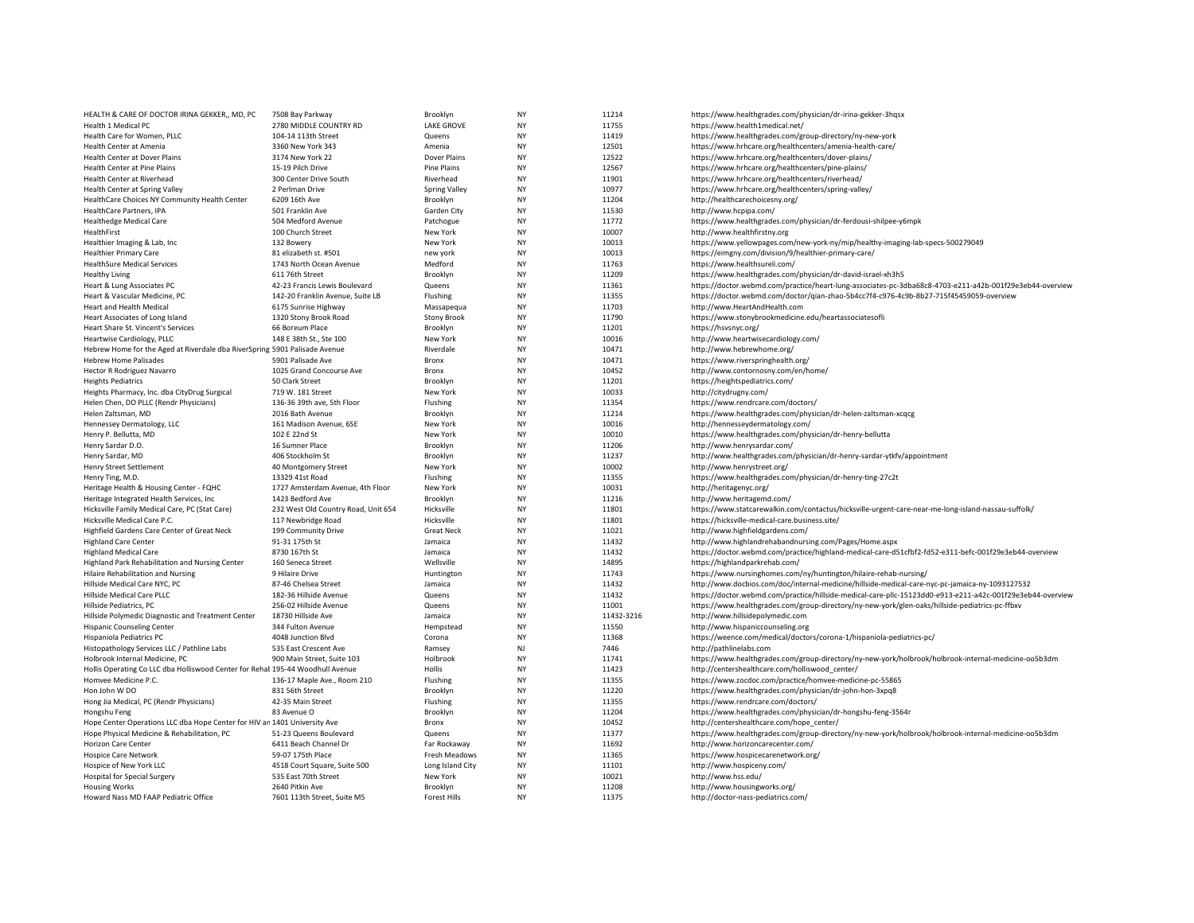| | | | | | |
|---|---|---|---|---|---|
| HEALTH & CARE OF DOCTOR IRINA GEKKER,, MD, PC | 7508 Bay Parkway | Brooklyn | NY | 11214 | https://www.healthgrades.com/physician/dr-irina-gekker-3hqsx |
| Health 1 Medical PC | 2780 MIDDLE COUNTRY RD | LAKE GROVE | NY | 11755 | https://www.health1medical.net/ |
| Health Care for Women, PLLC | 104-14 113th Street | Queens | NY | 11419 | https://www.healthgrades.com/group-directory/ny-new-york |
| Health Center at Amenia | 3360 New York 343 | Amenia | NY | 12501 | https://www.hrhcare.org/healthcenters/amenia-health-care/ |
| Health Center at Dover Plains | 3174 New York 22 | Dover Plains | NY | 12522 | https://www.hrhcare.org/healthcenters/dover-plains/ |
| Health Center at Pine Plains | 15-19 Pilch Drive | Pine Plains | NY | 12567 | https://www.hrhcare.org/healthcenters/pine-plains/ |
| Health Center at Riverhead | 300 Center Drive South | Riverhead | NY | 11901 | https://www.hrhcare.org/healthcenters/riverhead/ |
| Health Center at Spring Valley | 2 Perlman Drive | Spring Valley | NY | 10977 | https://www.hrhcare.org/healthcenters/spring-valley/ |
| HealthCare Choices NY Community Health Center | 6209 16th Ave | Brooklyn | NY | 11204 | http://healthcarechoicesny.org/ |
| HealthCare Partners, IPA | 501 Franklin Ave | Garden City | NY | 11530 | http://www.hcpipa.com/ |
| Healthedge Medical Care | 504 Medford Avenue | Patchogue | NY | 11772 | https://www.healthgrades.com/physician/dr-ferdousi-shilpee-y6mpk |
| HealthFirst | 100 Church Street | New York | NY | 10007 | http://www.healthfirstny.org |
| Healthier Imaging & Lab, Inc | 132 Bowery | New York | NY | 10013 | https://www.yellowpages.com/new-york-ny/mip/healthy-imaging-lab-specs-500279049 |
| Healthier Primary Care | 81 elizabeth st. #501 | new york | NY | 10013 | https://eimgny.com/division/9/healthier-primary-care/ |
| HealthSure Medical Services | 1743 North Ocean Avenue | Medford | NY | 11763 | https://www.healthsureli.com/ |
| Healthy Living | 611 76th Street | Brooklyn | NY | 11209 | https://www.healthgrades.com/physician/dr-david-israel-xh3h5 |
| Heart & Lung Associates PC | 42-23 Francis Lewis Boulevard | Queens | NY | 11361 | https://doctor.webmd.com/practice/heart-lung-associates-pc-3dba68c8-4703-e211-a42b-001f29e3eb44-overview |
| Heart & Vascular Medicine, PC | 142-20 Franklin Avenue, Suite LB | Flushing | NY | 11355 | https://doctor.webmd.com/doctor/qian-zhao-5b4cc7f4-c976-4c9b-8b27-715f45459059-overview |
| Heart and Health Medical | 6175 Sunrise Highway | Massapequa | NY | 11703 | http://www.HeartAndHealth.com |
| Heart Associates of Long Island | 1320 Stony Brook Road | Stony Brook | NY | 11790 | https://www.stonybrookmedicine.edu/heartassociatesofli |
| Heart Share St. Vincent's Services | 66 Boreum Place | Brooklyn | NY | 11201 | https://hsvsnyc.org/ |
| Heartwise Cardiology, PLLC | 148 E 38th St., Ste 100 | New York | NY | 10016 | http://www.heartwisecardiology.com/ |
| Hebrew Home for the Aged at Riverdale dba RiverSpring | 5901 Palisade Avenue | Riverdale | NY | 10471 | http://www.hebrewhome.org/ |
| Hebrew Home Palisades | 5901 Palisade Ave | Bronx | NY | 10471 | https://www.riverspringhealth.org/ |
| Hector R Rodriguez Navarro | 1025 Grand Concourse Ave | Bronx | NY | 10452 | http://www.contornosny.com/en/home/ |
| Heights Pediatrics | 50 Clark Street | Brooklyn | NY | 11201 | https://heightspediatrics.com/ |
| Heights Pharmacy, Inc. dba CityDrug Surgical | 719 W. 181 Street | New York | NY | 10033 | http://citydrugny.com/ |
| Helen Chen, DO PLLC (Rendr Physicians) | 136-36 39th ave, 5th Floor | Flushing | NY | 11354 | https://www.rendrcare.com/doctors/ |
| Helen Zaltsman, MD | 2016 Bath Avenue | Brooklyn | NY | 11214 | https://www.healthgrades.com/physician/dr-helen-zaltsman-xcqcg |
| Hennessey Dermatology, LLC | 161 Madison Avenue, 6SE | New York | NY | 10016 | http://hennesseydermatology.com/ |
| Henry P. Bellutta, MD | 102 E 22nd St | New York | NY | 10010 | https://www.healthgrades.com/physician/dr-henry-bellutta |
| Henry Sardar D.O. | 16 Sumner Place | Brooklyn | NY | 11206 | http://www.henrysardar.com/ |
| Henry Sardar, MD | 406 Stockholm St | Brooklyn | NY | 11237 | http://www.healthgrades.com/physician/dr-henry-sardar-ytkfv/appointment |
| Henry Street Settlement | 40 Montgomery Street | New York | NY | 10002 | http://www.henrystreet.org/ |
| Henry Ting, M.D. | 13329 41st Road | Flushing | NY | 11355 | https://www.healthgrades.com/physician/dr-henry-ting-27c2t |
| Heritage Health & Housing Center - FQHC | 1727 Amsterdam Avenue, 4th Floor | New York | NY | 10031 | http://heritagenyc.org/ |
| Heritage Integrated Health Services, Inc | 1423 Bedford Ave | Brooklyn | NY | 11216 | http://www.heritagemd.com/ |
| Hicksville Family Medical Care, PC (Stat Care) | 232 West Old Country Road, Unit 654 | Hicksville | NY | 11801 | https://www.statcarewalkin.com/contactus/hicksville-urgent-care-near-me-long-island-nassau-suffolk/ |
| Hicksville Medical Care P.C. | 117 Newbridge Road | Hicksville | NY | 11801 | https://hicksville-medical-care.business.site/ |
| Highfield Gardens Care Center of Great Neck | 199 Community Drive | Great Neck | NY | 11021 | http://www.highfieldgardens.com/ |
| Highland Care Center | 91-31 175th St | Jamaica | NY | 11432 | http://www.highlandrehabandnursing.com/Pages/Home.aspx |
| Highland Medical Care | 8730 167th St | Jamaica | NY | 11432 | https://doctor.webmd.com/practice/highland-medical-care-d51cfbf2-fd52-e311-befc-001f29e3eb44-overview |
| Highland Park Rehabilitation and Nursing Center | 160 Seneca Street | Wellsville | NY | 14895 | https://highlandparkrehab.com/ |
| Hilaire Rehabilitation and Nursing | 9 Hilaire Drive | Huntington | NY | 11743 | https://www.nursinghomes.com/ny/huntington/hilaire-rehab-nursing/ |
| Hillside Medical Care NYC, PC | 87-46 Chelsea Street | Jamaica | NY | 11432 | http://www.docbios.com/doc/internal-medicine/hillside-medical-care-nyc-pc-jamaica-ny-1093127532 |
| Hillside Medical Care PLLC | 182-36 Hillside Avenue | Queens | NY | 11432 | https://doctor.webmd.com/practice/hillside-medical-care-pllc-15123dd0-e913-e211-a42c-001f29e3eb44-overview |
| Hillside Pediatrics, PC | 256-02 Hillside Avenue | Queens | NY | 11001 | https://www.healthgrades.com/group-directory/ny-new-york/glen-oaks/hillside-pediatrics-pc-ffbxv |
| Hillside Polymedic Diagnostic and Treatment Center | 18730 Hillside Ave | Jamaica | NY | 11432-3216 | http://www.hillsidepolymedic.com |
| Hispanic Counseling Center | 344 Fulton Avenue | Hempstead | NY | 11550 | http://www.hispaniccounseling.org |
| Hispaniola Pediatrics PC | 4048 Junction Blvd | Corona | NY | 11368 | https://weence.com/medical/doctors/corona-1/hispaniola-pediatrics-pc/ |
| Histopathology Services LLC / Pathline Labs | 535 East Crescent Ave | Ramsey | NJ | 7446 | http://pathlinelabs.com |
| Holbrook Internal Medicine, PC | 900 Main Street, Suite 103 | Holbrook | NY | 11741 | https://www.healthgrades.com/group-directory/ny-new-york/holbrook/holbrook-internal-medicine-oo5b3dm |
| Hollis Operating Co LLC dba Holliswood Center for Rehab | 195-44 Woodhull Avenue | Hollis | NY | 11423 | http://centershealthcare.com/holliswood_center/ |
| Homvee Medicine P.C. | 136-17 Maple Ave., Room 210 | Flushing | NY | 11355 | https://www.zocdoc.com/practice/homvee-medicine-pc-55865 |
| Hon John W DO | 831 56th Street | Brooklyn | NY | 11220 | https://www.healthgrades.com/physician/dr-john-hon-3xpq8 |
| Hong Jia Medical, PC (Rendr Physicians) | 42-35 Main Street | Flushing | NY | 11355 | https://www.rendrcare.com/doctors/ |
| Hongshu Feng | 83 Avenue O | Brooklyn | NY | 11204 | https://www.healthgrades.com/physician/dr-hongshu-feng-3564r |
| Hope Center Operations LLC dba Hope Center for HIV an | 1401 University Ave | Bronx | NY | 10452 | http://centershealthcare.com/hope_center/ |
| Hope Physical Medicine & Rehabilitation, PC | 51-23 Queens Boulevard | Queens | NY | 11377 | https://www.healthgrades.com/group-directory/ny-new-york/holbrook/holbrook-internal-medicine-oo5b3dm |
| Horizon Care Center | 6411 Beach Channel Dr | Far Rockaway | NY | 11692 | http://www.horizoncarecenter.com/ |
| Hospice Care Network | 59-07 175th Place | Fresh Meadows | NY | 11365 | https://www.hospicecarenetwork.org/ |
| Hospice of New York LLC | 4518 Court Square, Suite 500 | Long Island City | NY | 11101 | http://www.hospiceny.com/ |
| Hospital for Special Surgery | 535 East 70th Street | New York | NY | 10021 | http://www.hss.edu/ |
| Housing Works | 2640 Pitkin Ave | Brooklyn | NY | 11208 | http://www.housingworks.org/ |
| Howard Nass MD FAAP Pediatric Office | 7601 113th Street, Suite M5 | Forest Hills | NY | 11375 | http://doctor-nass-pediatrics.com/ |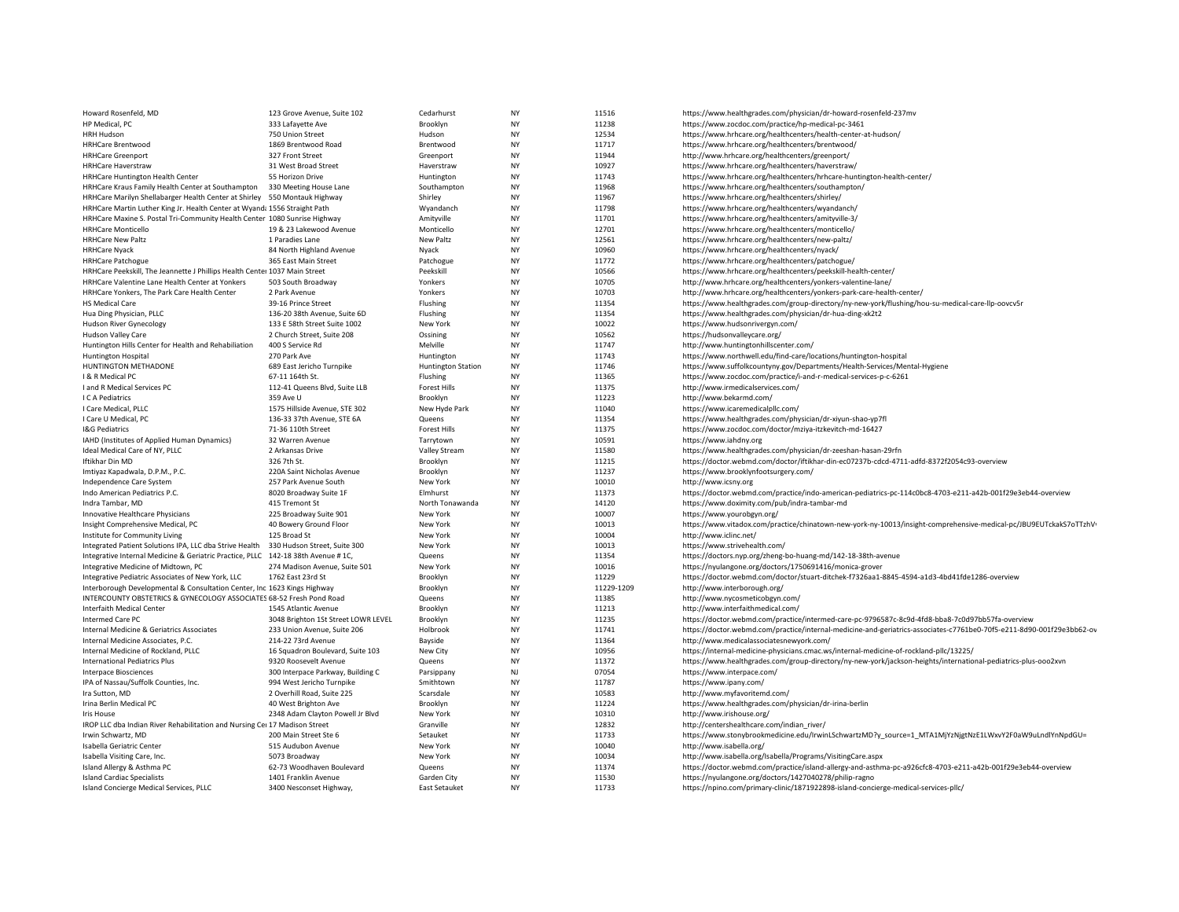| | | | | | |
|---|---|---|---|---|---|
| Howard Rosenfeld, MD | 123 Grove Avenue, Suite 102 | Cedarhurst | NY | 11516 | https://www.healthgrades.com/physician/dr-howard-rosenfeld-237mv |
| HP Medical, PC | 333 Lafayette Ave | Brooklyn | NY | 11238 | https://www.zocdoc.com/practice/hp-medical-pc-3461 |
| HRH Hudson | 750 Union Street | Hudson | NY | 12534 | https://www.hrhcare.org/healthcenters/health-center-at-hudson/ |
| HRHCare Brentwood | 1869 Brentwood Road | Brentwood | NY | 11717 | https://www.hrhcare.org/healthcenters/brentwood/ |
| HRHCare Greenport | 327 Front Street | Greenport | NY | 11944 | http://www.hrhcare.org/healthcenters/greenport/ |
| HRHCare Haverstraw | 31 West Broad Street | Haverstraw | NY | 10927 | https://www.hrhcare.org/healthcenters/haverstraw/ |
| HRHCare Huntington Health Center | 55 Horizon Drive | Huntington | NY | 11743 | https://www.hrhcare.org/healthcenters/hrhcare-huntington-health-center/ |
| HRHCare Kraus Family Health Center at Southampton | 330 Meeting House Lane | Southampton | NY | 11968 | https://www.hrhcare.org/healthcenters/southampton/ |
| HRHCare Marilyn Shellabarger Health Center at Shirley | 550 Montauk Highway | Shirley | NY | 11967 | https://www.hrhcare.org/healthcenters/shirley/ |
| HRHCare Martin Luther King Jr. Health Center at Wyanda | 1556 Straight Path | Wyandanch | NY | 11798 | https://www.hrhcare.org/healthcenters/wyandanch/ |
| HRHCare Maxine S. Postal Tri-Community Health Center | 1080 Sunrise Highway | Amityville | NY | 11701 | https://www.hrhcare.org/healthcenters/amityville-3/ |
| HRHCare Monticello | 19 & 23 Lakewood Avenue | Monticello | NY | 12701 | https://www.hrhcare.org/healthcenters/monticello/ |
| HRHCare New Paltz | 1 Paradies Lane | New Paltz | NY | 12561 | https://www.hrhcare.org/healthcenters/new-paltz/ |
| HRHCare Nyack | 84 North Highland Avenue | Nyack | NY | 10960 | https://www.hrhcare.org/healthcenters/nyack/ |
| HRHCare Patchogue | 365 East Main Street | Patchogue | NY | 11772 | https://www.hrhcare.org/healthcenters/patchogue/ |
| HRHCare Peekskill, The Jeannette J Phillips Health Center | 1037 Main Street | Peekskill | NY | 10566 | https://www.hrhcare.org/healthcenters/peekskill-health-center/ |
| HRHCare Valentine Lane Health Center at Yonkers | 503 South Broadway | Yonkers | NY | 10705 | http://www.hrhcare.org/healthcenters/yonkers-valentine-lane/ |
| HRHCare Yonkers, The Park Care Health Center | 2 Park Avenue | Yonkers | NY | 10703 | http://www.hrhcare.org/healthcenters/yonkers-park-care-health-center/ |
| HS Medical Care | 39-16 Prince Street | Flushing | NY | 11354 | https://www.healthgrades.com/group-directory/ny-new-york/flushing/hou-su-medical-care-llp-oovcv5r |
| Hua Ding Physician, PLLC | 136-20 38th Avenue, Suite 6D | Flushing | NY | 11354 | https://www.healthgrades.com/physician/dr-hua-ding-xk2t2 |
| Hudson River Gynecology | 133 E 58th Street Suite 1002 | New York | NY | 10022 | https://www.hudsonrivergyn.com/ |
| Hudson Valley Care | 2 Church Street, Suite 208 | Ossining | NY | 10562 | https://hudsonvalleycare.org/ |
| Huntington Hills Center for Health and Rehabiliation | 400 S Service Rd | Melville | NY | 11747 | http://www.huntingtonhillscenter.com/ |
| Huntington Hospital | 270 Park Ave | Huntington | NY | 11743 | https://www.northwell.edu/find-care/locations/huntington-hospital |
| HUNTINGTON METHADONE | 689 East Jericho Turnpike | Huntington Station | NY | 11746 | https://www.suffolkcountyny.gov/Departments/Health-Services/Mental-Hygiene |
| I & R Medical PC | 67-11 164th St. | Flushing | NY | 11365 | https://www.zocdoc.com/practice/i-and-r-medical-services-p-c-6261 |
| I and R Medical Services PC | 112-41 Queens Blvd, Suite LLB | Forest Hills | NY | 11375 | http://www.irmedicalservices.com/ |
| I C A Pediatrics | 359 Ave U | Brooklyn | NY | 11223 | http://www.bekarmd.com/ |
| I Care Medical, PLLC | 1575 Hillside Avenue, STE 302 | New Hyde Park | NY | 11040 | https://www.icaremedicalpllc.com/ |
| I Care U Medical, PC | 136-33 37th Avenue, STE 6A | Queens | NY | 11354 | https://www.healthgrades.com/physician/dr-xiyun-shao-yp7fl |
| I&G Pediatrics | 71-36 110th Street | Forest Hills | NY | 11375 | https://www.zocdoc.com/doctor/mziya-itzkevitch-md-16427 |
| IAHD (Institutes of Applied Human Dynamics) | 32 Warren Avenue | Tarrytown | NY | 10591 | https://www.iahdny.org |
| Ideal Medical Care of NY, PLLC | 2 Arkansas Drive | Valley Stream | NY | 11580 | https://www.healthgrades.com/physician/dr-zeeshan-hasan-29rfn |
| Iftikhar Din MD | 326 7th St. | Brooklyn | NY | 11215 | https://doctor.webmd.com/doctor/iftikhar-din-ec07237b-cdcd-4711-adfd-8372f2054c93-overview |
| Imtiyaz Kapadwala, D.P.M., P.C. | 220A Saint Nicholas Avenue | Brooklyn | NY | 11237 | https://www.brooklynfootsurgery.com/ |
| Independence Care System | 257 Park Avenue South | New York | NY | 10010 | http://www.icsny.org |
| Indo American Pediatrics P.C. | 8020 Broadway Suite 1F | Elmhurst | NY | 11373 | https://doctor.webmd.com/practice/indo-american-pediatrics-pc-114c0bc8-4703-e211-a42b-001f29e3eb44-overview |
| Indra Tambar, MD | 415 Tremont St | North Tonawanda | NY | 14120 | https://www.doximity.com/pub/indra-tambar-md |
| Innovative Healthcare Physicians | 225 Broadway Suite 901 | New York | NY | 10007 | https://www.yourobgyn.org/ |
| Insight Comprehensive Medical, PC | 40 Bowery Ground Floor | New York | NY | 10013 | https://www.vitadox.com/practice/chinatown-new-york-ny-10013/insight-comprehensive-medical-pc/JBU9EUTckakS7oTTzhV |
| Institute for Community Living | 125 Broad St | New York | NY | 10004 | http://www.iclinc.net/ |
| Integrated Patient Solutions IPA, LLC dba Strive Health | 330 Hudson Street, Suite 300 | New York | NY | 10013 | https://www.strivehealth.com/ |
| Integrative Internal Medicine & Geriatric Practice, PLLC | 142-18 38th Avenue # 1C, | Queens | NY | 11354 | https://doctors.nyp.org/zheng-bo-huang-md/142-18-38th-avenue |
| Integrative Medicine of Midtown, PC | 274 Madison Avenue, Suite 501 | New York | NY | 10016 | https://nyulangone.org/doctors/1750691416/monica-grover |
| Integrative Pediatric Associates of New York, LLC | 1762 East 23rd St | Brooklyn | NY | 11229 | https://doctor.webmd.com/doctor/stuart-ditchek-f7326aa1-8845-4594-a1d3-4bd41fde1286-overview |
| Interborough Developmental & Consultation Center, Inc | 1623 Kings Highway | Brooklyn | NY | 11229-1209 | http://www.interborough.org/ |
| INTERCOUNTY OBSTETRICS & GYNECOLOGY ASSOCIATES | 68-52 Fresh Pond Road | Queens | NY | 11385 | http://www.nycosmeticobgyn.com/ |
| Interfaith Medical Center | 1545 Atlantic Avenue | Brooklyn | NY | 11213 | http://www.interfaithmedical.com/ |
| Intermed Care PC | 3048 Brighton 1St Street LOWR LEVEL | Brooklyn | NY | 11235 | https://doctor.webmd.com/practice/intermed-care-pc-9796587c-8c9d-4fd8-bba8-7c0d97bb57fa-overview |
| Internal Medicine & Geriatrics Associates | 233 Union Avenue, Suite 206 | Holbrook | NY | 11741 | https://doctor.webmd.com/practice/internal-medicine-and-geriatrics-associates-c7761be0-70f5-e211-8d90-001f29e3bb62-ov |
| Internal Medicine Associates, P.C. | 214-22 73rd Avenue | Bayside | NY | 11364 | http://www.medicalassociatesnewyork.com/ |
| Internal Medicine of Rockland, PLLC | 16 Squadron Boulevard, Suite 103 | New City | NY | 10956 | https://internal-medicine-physicians.cmac.ws/internal-medicine-of-rockland-pllc/13225/ |
| International Pediatrics Plus | 9320 Roosevelt Avenue | Queens | NY | 11372 | https://www.healthgrades.com/group-directory/ny-new-york/jackson-heights/international-pediatrics-plus-ooo2xvn |
| Interpace Biosciences | 300 Interpace Parkway, Building C | Parsippany | NJ | 07054 | https://www.interpace.com/ |
| IPA of Nassau/Suffolk Counties, Inc. | 994 West Jericho Turnpike | Smithtown | NY | 11787 | https://www.ipany.com/ |
| Ira Sutton, MD | 2 Overhill Road, Suite 225 | Scarsdale | NY | 10583 | http://www.myfavoritemd.com/ |
| Irina Berlin Medical PC | 40 West Brighton Ave | Brooklyn | NY | 11224 | https://www.healthgrades.com/physician/dr-irina-berlin |
| Iris House | 2348 Adam Clayton Powell Jr Blvd | New York | NY | 10310 | http://www.irishouse.org/ |
| IROP LLC dba Indian River Rehabilitation and Nursing Cen | 17 Madison Street | Granville | NY | 12832 | http://centershealthcare.com/indian_river/ |
| Irwin Schwartz, MD | 200 Main Street Ste 6 | Setauket | NY | 11733 | https://www.stonybrookmedicine.edu/IrwinLSchwartzMD?y_source=1_MTA1MjYzNjgtNzE1LWxvY2F0aW9uLndlYnNpdGU= |
| Isabella Geriatric Center | 515 Audubon Avenue | New York | NY | 10040 | http://www.isabella.org/ |
| Isabella Visiting Care, Inc. | 5073 Broadway | New York | NY | 10034 | http://www.isabella.org/Isabella/Programs/VisitingCare.aspx |
| Island Allergy & Asthma PC | 62-73 Woodhaven Boulevard | Queens | NY | 11374 | https://doctor.webmd.com/practice/island-allergy-and-asthma-pc-a926cfc8-4703-e211-a42b-001f29e3eb44-overview |
| Island Cardiac Specialists | 1401 Franklin Avenue | Garden City | NY | 11530 | https://nyulangone.org/doctors/1427040278/philip-ragno |
| Island Concierge Medical Services, PLLC | 3400 Nesconset Highway, | East Setauket | NY | 11733 | https://npino.com/primary-clinic/1871922898-island-concierge-medical-services-pllc/ |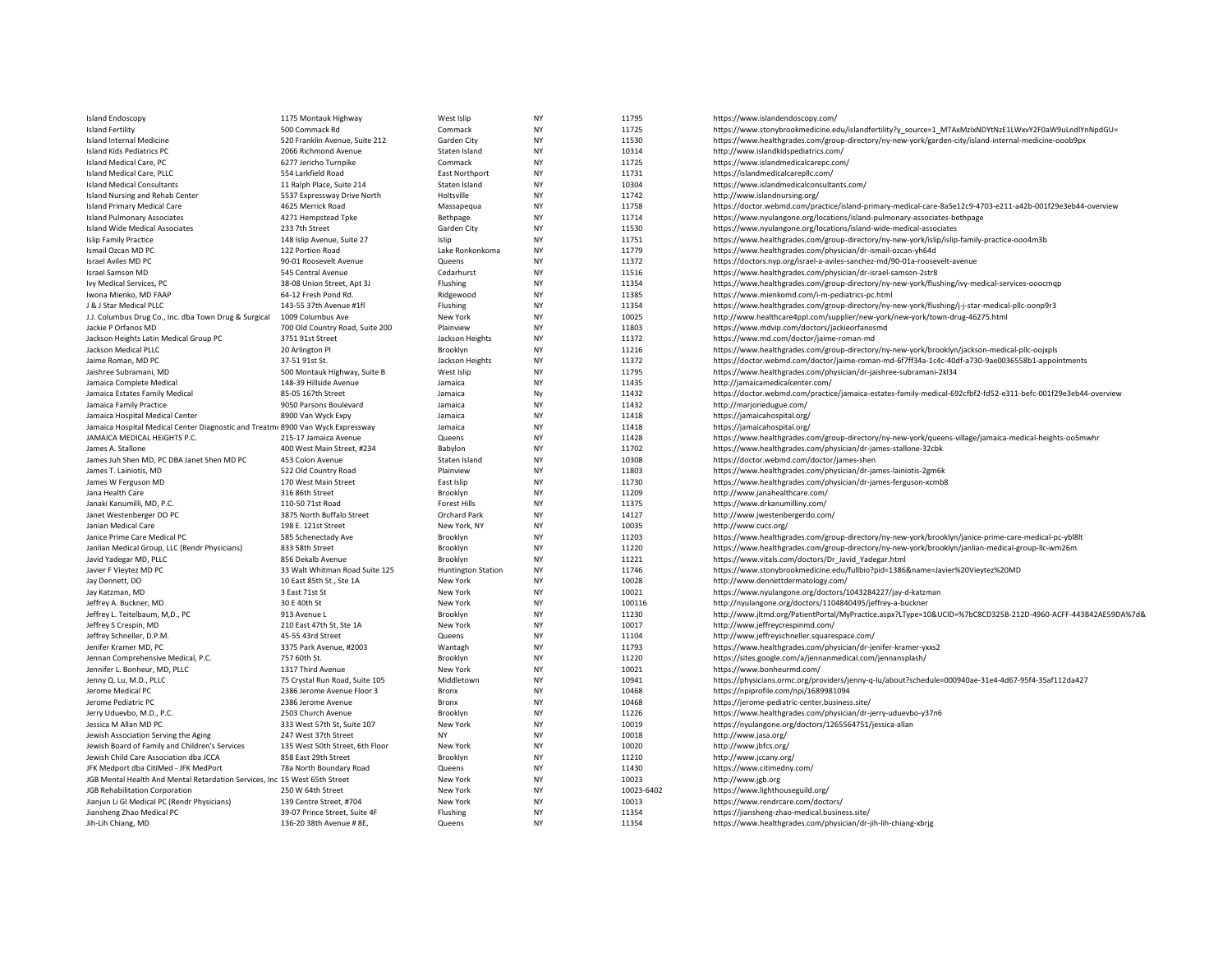| | | | | | |
|---|---|---|---|---|---|
| Island Endoscopy | 1175 Montauk Highway | West Islip | NY | 11795 | https://www.islandendoscopy.com/ |
| Island Fertility | 500 Commack Rd | Commack | NY | 11725 | https://www.stonybrookmedicine.edu/islandfertility?y_source=1_MTAxMzIxNDYtNzE1LWxvY2F0aW9uLndlYnNpdGU= |
| Island Internal Medicine | 520 Franklin Avenue, Suite 212 | Garden City | NY | 11530 | https://www.healthgrades.com/group-directory/ny-new-york/garden-city/island-internal-medicine-ooob9px |
| Island Kids Pediatrics PC | 2066 Richmond Avenue | Staten Island | NY | 10314 | http://www.islandkidspediatrics.com/ |
| Island Medical Care, PC | 6277 Jericho Turnpike | Commack | NY | 11725 | https://www.islandmedicalcarepc.com/ |
| Island Medical Care, PLLC | 554 Larkfield Road | East Northport | NY | 11731 | https://islandmedicalcarepllc.com/ |
| Island Medical Consultants | 11 Ralph Place, Suite 214 | Staten Island | NY | 10304 | https://www.islandmedicalconsultants.com/ |
| Island Nursing and Rehab Center | 5537 Expressway Drive North | Holtsville | NY | 11742 | http://www.islandnursing.org/ |
| Island Primary Medical Care | 4625 Merrick Road | Massapequa | NY | 11758 | https://doctor.webmd.com/practice/island-primary-medical-care-8a5e12c9-4703-e211-a42b-001f29e3eb44-overview |
| Island Pulmonary Associates | 4271 Hempstead Tpke | Bethpage | NY | 11714 | https://www.nyulangone.org/locations/island-pulmonary-associates-bethpage |
| Island Wide Medical Associates | 233 7th Street | Garden City | NY | 11530 | https://www.nyulangone.org/locations/island-wide-medical-associates |
| Islip Family Practice | 148 Islip Avenue, Suite 27 | Islip | NY | 11751 | https://www.healthgrades.com/group-directory/ny-new-york/islip/islip-family-practice-ooo4m3b |
| Ismail Ozcan MD PC | 122 Portion Road | Lake Ronkonkoma | NY | 11779 | https://www.healthgrades.com/physician/dr-ismail-ozcan-yh64d |
| Israel Aviles MD PC | 90-01 Roosevelt Avenue | Queens | NY | 11372 | https://doctors.nyp.org/israel-a-aviles-sanchez-md/90-01a-roosevelt-avenue |
| Israel Samson MD | 545 Central Avenue | Cedarhurst | NY | 11516 | https://www.healthgrades.com/physician/dr-israel-samson-2str8 |
| Ivy Medical Services, PC | 38-08 Union Street, Apt 3J | Flushing | NY | 11354 | https://www.healthgrades.com/group-directory/ny-new-york/flushing/ivy-medical-services-ooocmqp |
| Iwona Mienko, MD FAAP | 64-12 Fresh Pond Rd. | Ridgewood | NY | 11385 | https://www.mienkomd.com/i-m-pediatrics-pc.html |
| J & J Star Medical PLLC | 143-55 37th Avenue #1fl | Flushing | NY | 11354 | https://www.healthgrades.com/group-directory/ny-new-york/flushing/j-j-star-medical-pllc-oonp9r3 |
| J.J. Columbus Drug Co., Inc. dba Town Drug & Surgical | 1009 Columbus Ave | New York | NY | 10025 | http://www.healthcare4ppl.com/supplier/new-york/new-york/town-drug-46275.html |
| Jackie P Orfanos MD | 700 Old Country Road, Suite 200 | Plainview | NY | 11803 | https://www.mdvip.com/doctors/jackieorfanosmd |
| Jackson Heights Latin Medical Group PC | 3751 91st Street | Jackson Heights | NY | 11372 | https://www.md.com/doctor/jaime-roman-md |
| Jackson Medical PLLC | 20 Arlington Pl | Brooklyn | NY | 11216 | https://www.healthgrades.com/group-directory/ny-new-york/brooklyn/jackson-medical-pllc-oojxpls |
| Jaime Roman, MD PC | 37-51 91st St. | Jackson Heights | NY | 11372 | https://doctor.webmd.com/doctor/jaime-roman-md-6f7ff34a-1c4c-40df-a730-9ae0036558b1-appointments |
| Jaishree Subramani, MD | 500 Montauk Highway, Suite B | West Islip | NY | 11795 | https://www.healthgrades.com/physician/dr-jaishree-subramani-2kl34 |
| Jamaica Complete Medical | 148-39 Hillside Avenue | Jamaica | NY | 11435 | http://jamaicamedicalcenter.com/ |
| Jamaica Estates Family Medical | 85-05 167th Street | Jamaica | Ny | 11432 | https://doctor.webmd.com/practice/jamaica-estates-family-medical-692cfbf2-fd52-e311-befc-001f29e3eb44-overview |
| Jamaica Family Practice | 9050 Parsons Boulevard | Jamaica | NY | 11432 | http://marjoriedugue.com/ |
| Jamaica Hospital Medical Center | 8900 Van Wyck Expy | Jamaica | NY | 11418 | https://jamaicahospital.org/ |
| Jamaica Hospital Medical Center Diagnostic and Treatme | 8900 Van Wyck Expressway | Jamaica | NY | 11418 | https://jamaicahospital.org/ |
| JAMAICA MEDICAL HEIGHTS P.C. | 215-17 Jamaica Avenue | Queens | NY | 11428 | https://www.healthgrades.com/group-directory/ny-new-york/queens-village/jamaica-medical-heights-oo5mwhr |
| James A. Stallone | 400 West Main Street, #234 | Babylon | NY | 11702 | https://www.healthgrades.com/physician/dr-james-stallone-32cbk |
| James Juh Shen MD, PC DBA Janet Shen MD PC | 453 Colon Avenue | Staten Island | NY | 10308 | https://doctor.webmd.com/doctor/james-shen |
| James T. Lainiotis, MD | 522 Old Country Road | Plainview | NY | 11803 | https://www.healthgrades.com/physician/dr-james-lainiotis-2gm6k |
| James W Ferguson MD | 170 West Main Street | East Islip | NY | 11730 | https://www.healthgrades.com/physician/dr-james-ferguson-xcmb8 |
| Jana Health Care | 316 86th Street | Brooklyn | NY | 11209 | http://www.janahealthcare.com/ |
| Janaki Kanumilli, MD, P.C. | 110-50 71st Road | Forest Hills | NY | 11375 | https://www.drkanumilliny.com/ |
| Janet Westenberger DO PC | 3875 North Buffalo Street | Orchard Park | NY | 14127 | http://www.jwestenbergerdo.com/ |
| Janian Medical Care | 198 E. 121st Street | New York, NY | NY | 10035 | http://www.cucs.org/ |
| Janice Prime Care Medical PC | 585 Schenectady Ave | Brooklyn | NY | 11203 | https://www.healthgrades.com/group-directory/ny-new-york/brooklyn/janice-prime-care-medical-pc-ybl8lt |
| Janlian Medical Group, LLC (Rendr Physicians) | 833 58th Street | Brooklyn | NY | 11220 | https://www.healthgrades.com/group-directory/ny-new-york/brooklyn/janlian-medical-group-llc-wm26m |
| Javid Yadegar MD, PLLC | 856 Dekalb Avenue | Brooklyn | NY | 11221 | https://www.vitals.com/doctors/Dr_Javid_Yadegar.html |
| Javier F Vieytez MD PC | 33 Walt Whitman Road Suite 125 | Huntington Station | NY | 11746 | https://www.stonybrookmedicine.edu/fullbio?pid=1386&name=Javier%20Vieytez%20MD |
| Jay Dennett, DO | 10 East 85th St., Ste 1A | New York | NY | 10028 | http://www.dennettdermatology.com/ |
| Jay Katzman, MD | 3 East 71st St | New York | NY | 10021 | https://www.nyulangone.org/doctors/1043284227/jay-d-katzman |
| Jeffrey A. Buckner, MD | 30 E 40th St | New York | NY | 100116 | http://nyulangone.org/doctors/1104840495/jeffrey-a-buckner |
| Jeffrey L. Teitelbaum, M,D., PC | 913 Avenue L | Brooklyn | NY | 11230 | http://www.jltmd.org/PatientPortal/MyPractice.aspx?LType=10&UCID=%7bC8CD325B-212D-4960-ACFF-443B42AE59DA%7d& |
| Jeffrey S Crespin, MD | 210 East 47th St, Ste 1A | New York | NY | 10017 | http://www.jeffreycrespinmd.com/ |
| Jeffrey Schneller, D.P.M. | 45-55 43rd Street | Queens | NY | 11104 | http://www.jeffreyschneller.squarespace.com/ |
| Jenifer Kramer MD, PC | 3375 Park Avenue, #2003 | Wantagh | NY | 11793 | https://www.healthgrades.com/physician/dr-jenifer-kramer-yxxs2 |
| Jennan Comprehensive Medical, P.C. | 757 60th St. | Brooklyn | NY | 11220 | https://sites.google.com/a/jennanmedical.com/jennansplash/ |
| Jennifer L. Bonheur, MD, PLLC | 1317 Third Avenue | New York | NY | 10021 | https://www.bonheurmd.com/ |
| Jenny Q. Lu, M.D., PLLC | 75 Crystal Run Road, Suite 105 | Middletown | NY | 10941 | https://physicians.ormc.org/providers/jenny-q-lu/about?schedule=000940ae-31e4-4d67-95f4-35af112da427 |
| Jerome Medical PC | 2386 Jerome Avenue Floor 3 | Bronx | NY | 10468 | https://npiprofile.com/npi/1689981094 |
| Jerome Pediatric PC | 2386 Jerome Avenue | Bronx | NY | 10468 | https://jerome-pediatric-center.business.site/ |
| Jerry Uduevbo, M.D., P.C. | 2503 Church Avenue | Brooklyn | NY | 11226 | https://www.healthgrades.com/physician/dr-jerry-uduevbo-y37n6 |
| Jessica M Allan MD PC | 333 West 57th St, Suite 107 | New York | NY | 10019 | https://nyulangone.org/doctors/1265564751/jessica-allan |
| Jewish Association Serving the Aging | 247 West 37th Street | NY | NY | 10018 | http://www.jasa.org/ |
| Jewish Board of Family and Children's Services | 135 West 50th Street, 6th Floor | New York | NY | 10020 | http://www.jbfcs.org/ |
| Jewish Child Care Association dba JCCA | 858 East 29th Street | Brooklyn | NY | 11210 | http://www.jccany.org/ |
| JFK Medport dba CitiMed - JFK MedPort | 78a North Boundary Road | Queens | NY | 11430 | https://www.citimedny.com/ |
| JGB Mental Health And Mental Retardation Services, Inc | 15 West 65th Street | New York | NY | 10023 | http://www.jgb.org |
| JGB Rehabilitation Corporation | 250 W 64th Street | New York | NY | 10023-6402 | https://www.lighthouseguild.org/ |
| Jianjun Li GI Medical PC (Rendr Physicians) | 139 Centre Street, #704 | New York | NY | 10013 | https://www.rendrcare.com/doctors/ |
| Jiansheng Zhao Medical PC | 39-07 Prince Street, Suite 4F | Flushing | NY | 11354 | https://jiansheng-zhao-medical.business.site/ |
| Jih-Lih Chiang, MD | 136-20 38th Avenue # 8E, | Queens | NY | 11354 | https://www.healthgrades.com/physician/dr-jih-lih-chiang-xbrjg |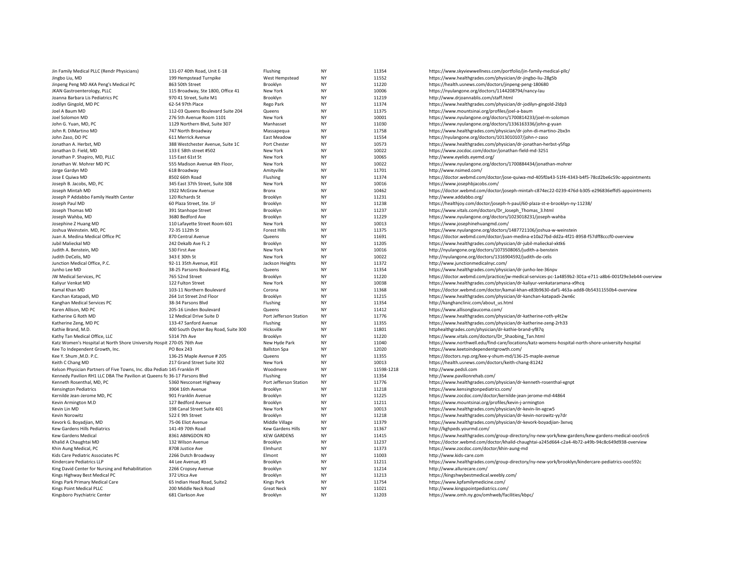| | | | | | |
|---|---|---|---|---|---|
| Jin Family Medical PLLC (Rendr Physicians) | 131-07 40th Road, Unit E-18 | Flushing | NY | 11354 | https://www.skyviewwellness.com/portfolio/jin-family-medical-pllc/ |
| Jingbo Liu, MD | 199 Hempstead Turnpike | West Hempstead | NY | 11552 | https://www.healthgrades.com/physician/dr-jingbo-liu-28g5b |
| Jinpeng Peng MD AKA Peng's Medical PC | 863 50th Street | Brooklyn | NY | 11220 | https://health.usnews.com/doctors/jinpeng-peng-180680 |
| JKAN Gastroenterology, PLLC | 115 Broadway, Ste 1800, Office 41 | New York | NY | 10006 | https://nyulangone.org/doctors/1144208794/nancy-lau |
| Joanna Barbara Lis Pediatrics PC | 970 41 Street, Suite M1 | Brooklyn | NY | 11219 | http://www.drjoannablis.com/staff.html |
| Jodilyn Gingold, MD PC | 62-54 97th Place | Rego Park | NY | 11374 | https://www.healthgrades.com/physician/dr-jodilyn-gingold-2ldp3 |
| Joel A Baum MD | 112-03 Queens Boulevard Suite 204 | Queens | NY | 11375 | https://www.mountsinai.org/profiles/joel-a-baum |
| Joel Solomon MD | 276 5th Avenue Room 1101 | New York | NY | 10001 | https://www.nyulangone.org/doctors/1700814233/joel-m-solomon |
| John G. Yuan, MD, PC | 1129 Northern Blvd, Suite 307 | Manhasset | NY | 11030 | https://www.nyulangone.org/doctors/1336163336/john-g-yuan |
| John R. DiMartino MD | 747 North Broadway | Massapequa | NY | 11758 | https://www.healthgrades.com/physician/dr-john-di-martino-2bx3n |
| John Zaso, DO PC | 611 Merrick Avenue | East Meadow | NY | 11554 | https://nyulangone.org/doctors/1013010107/john-r-zaso |
| Jonathan A. Herbst, MD | 388 Westchester Avenue, Suite 1C | Port Chester | NY | 10573 | https://www.healthgrades.com/physician/dr-jonathan-herbst-y5fqp |
| Jonathan D. Field, MD | 133 E 58th street #502 | New York | NY | 10022 | https://www.zocdoc.com/doctor/jonathan-field-md-3251 |
| Jonathan P. Shapiro, MD, PLLC | 115 East 61st St | New York | NY | 10065 | http://www.eyelids.eyemd.org/ |
| Jonathan W. Mohrer MD PC | 555 Madison Avenue 4th Floor, | New York | NY | 10022 | https://www.nyulangone.org/doctors/1700884434/jonathan-mohrer |
| Jorge Gardyn MD | 618 Broadway | Amityville | NY | 11701 | http://www.nsimed.com/ |
| Jose E Quiwa MD | 8502 66th Road | Flushing | NY | 11374 | https://doctor.webmd.com/doctor/jose-quiwa-md-405f0a43-51f4-4343-b4f5-78cd2be6c59c-appointments |
| Joseph B. Jacobs, MD, PC | 345 East 37th Street, Suite 308 | New York | NY | 10016 | https://www.josephbjacobs.com/ |
| Joseph Mintah MD | 1922 McGraw Avenue | Bronx | NY | 10462 | https://doctor.webmd.com/doctor/joseph-mintah-c874ec22-0239-476d-b305-e296836effd5-appointments |
| Joseph P Addabbo Family Health Center | 120 Richards St | Brooklyn | NY | 11231 | http://www.addabbo.org/ |
| Joseph Paul MD | 60 Plaza Street, Ste. 1F | Brooklyn | NY | 11238 | https://healthjoy.com/doctor/joseph-h-paul/60-plaza-st-e-brooklyn-ny-11238/ |
| Joseph Thomas MD | 391 Stanhope Street | Brooklyn | NY | 11237 | https://www.vitals.com/doctors/Dr_Joseph_Thomas_3.html |
| Joseph Wahba, MD | 3680 Bedford Ave | Brooklyn | NY | 11229 | https://www.nyulangone.org/doctors/1023018231/joseph-wahba |
| Josephine Z Huang MD | 110 Lafayette Street Room 601 | New York | NY | 10013 | https://www.josephinehuangmd.com/ |
| Joshua Weinstein. MD, PC | 72-35 112th St | Forest Hills | NY | 11375 | https://www.nyulangone.org/doctors/1487721106/joshua-w-weinstein |
| Juan A. Medina Medical Office PC | 870 Central Avenue | Queens | NY | 11691 | https://doctor.webmd.com/doctor/juan-medina-e10a27bd-dd2a-4f21-8958-f57dff8cccf0-overview |
| Jubil Malieckal MD | 242 Dekalb Ave FL 2 | Brooklyn | NY | 11205 | https://www.healthgrades.com/physician/dr-jubil-malieckal-xktk6 |
| Judith A. Benstein, MD | 530 First Ave | New York | NY | 10016 | http://nyulangone.org/doctors/1073508065/judith-a-benstein |
| Judith DeCelis, MD | 343 E 30th St | New York | NY | 10022 | http://nyulangone.org/doctors/1316904592/judith-de-celis |
| Junction Medical Office, P.C. | 92-11 35th Avenue, #1E | Jackson Heights | NY | 11372 | http://www.junctionmedicalnyc.com/ |
| Junho Lee MD | 38-25 Parsons Boulevard #1g, | Queens | NY | 11354 | https://www.healthgrades.com/physician/dr-junho-lee-36npv |
| JW Medical Services, PC | 765 52nd Street | Brooklyn | NY | 11220 | https://doctor.webmd.com/practice/jw-medical-services-pc-1a4859b2-301a-e711-a8b6-001f29e3eb44-overview |
| Kaliyur Venkat MD | 122 Fulton Street | New York | NY | 10038 | https://www.healthgrades.com/physician/dr-kaliyur-venkataramana-x9hcq |
| Kamal Khan MD | 103-11 Northern Boulevard | Corona | NY | 11368 | https://doctor.webmd.com/doctor/kamal-khan-e83b9630-daf1-463a-add8-0b54311550b4-overview |
| Kanchan Katapadi, MD | 264 1st Street 2nd Floor | Brooklyn | NY | 11215 | https://www.healthgrades.com/physician/dr-kanchan-katapadi-2wn6c |
| Kanghan Medical Services PC | 38-34 Parsons Blvd | Flushing | NY | 11354 | http://kanghanclinic.com/about_us.html |
| Karen Allison, MD PC | 205-16 Linden Boulevard | Queens | NY | 11412 | https://www.allisonglaucoma.com/ |
| Katherine G Roth MD | 12 Medical Drive Suite D | Port Jefferson Station | NY | 11776 | https://www.healthgrades.com/physician/dr-katherine-roth-y4t2w |
| Katherine Zeng, MD PC | 133-47 Sanford Avenue | Flushing | NY | 11355 | https://www.healthgrades.com/physician/dr-katherine-zeng-2rh33 |
| Kathie Brand, M.D. | 400 South Oyster Bay Road, Suite 300 | Hicksville | NY | 11801 | httphealthgrades.com/physician/dr-kathie-brand-yf87q |
| Kathy Tan Medical Office, LLC | 5314 7th Ave | Brooklyn | NY | 11220 | https://www.vitals.com/doctors/Dr_Shaobing_Tan.html |
| Katz Women's Hospital at North Shore University Hospit | 270-05 76th Ave | New Hyde Park | NY | 11040 | https://www.northwell.edu/find-care/locations/katz-womens-hospital-north-shore-university-hospital |
| Kee To Independent Growth, Inc. | PO Box 243 | Ballston Spa | NY | 12020 | https://www.keetoindependentgrowth.com/ |
| Kee Y. Shum ,M.D. P.C. | 136-25 Maple Avenue # 205 | Queens | NY | 11355 | https://doctors.nyp.org/kee-y-shum-md/136-25-maple-avenue |
| Keith C Chang MD | 217 Grand Street Suite 302 | New York | NY | 10013 | https://health.usnews.com/doctors/keith-chang-81242 |
| Kelson Physician Partners of Five Towns, Inc. dba Pediat | 145 Franklin Pl | Woodmere | NY | 11598-1218 | http://www.pedsli.com |
| Kennedy Pavilion RH1 LLC DBA The Pavilion at Queens fo | 36-17 Parsons Blvd | Flushing | NY | 11354 | http://www.pavilionrehab.com/ |
| Kenneth Rosenthal, MD, PC | 5360 Nesconset Highway | Port Jefferson Station | NY | 11776 | https://www.healthgrades.com/physician/dr-kenneth-rosenthal-xgnpt |
| Kensington Pediatrics | 3904 16th Avenue | Brooklyn | NY | 11218 | https://www.kensingtonpediatrics.com/ |
| Kernilde Jean-Jerome MD, PC | 901 Franklin Avenue | Brooklyn | NY | 11225 | https://www.zocdoc.com/doctor/kernilde-jean-jerome-md-44864 |
| Kevin Armington M.D | 127 Bedford Avenue | Brooklyn | NY | 11211 | https://www.mountsinai.org/profiles/kevin-j-armington |
| Kevin Lin MD | 198 Canal Street Suite 401 | New York | NY | 10013 | https://www.healthgrades.com/physician/dr-kevin-lin-xgcw5 |
| Kevin Norowitz | 522 E 9th Street | Brooklyn | NY | 11218 | https://www.healthgrades.com/physician/dr-kevin-norowitz-yy7dr |
| Kevork G. Boyadjian, MD | 75-06 Eliot Avenue | Middle Village | NY | 11379 | https://www.healthgrades.com/physician/dr-kevork-boyadjian-3xnvq |
| Kew Gardens Hills Pediatrics | 141-49 70th Road | Kew Gardens Hills | NY | 11367 | http://kghpeds.yourmd.com/ |
| Kew Gardens Medical | 8361 ABINGDON RD | KEW GARDENS | NY | 11415 | https://www.healthgrades.com/group-directory/ny-new-york/kew-gardens/kew-gardens-medical-ooo5rc6 |
| Khalid A Chaughtai MD | 132 Wilson Avenue | Brooklyn | NY | 11237 | https://doctor.webmd.com/doctor/khalid-chaughtai-a245d664-c2a4-4b72-a49b-94c8c649d938-overview |
| Khin Aung Medical, PC | 8708 Justice Ave | Elmhurst | NY | 11373 | https://www.zocdoc.com/doctor/khin-aung-md |
| Kids Care Pediatric Associates PC | 2266 Dutch Broadway | Elmont | NY | 11003 | http://www.kids-care.com |
| Kindercare Pediatrics LLP | 44 Lee Avenue, #3 | Brooklyn | NY | 11211 | https://www.healthgrades.com/group-directory/ny-new-york/brooklyn/kindercare-pediatrics-ooo592c |
| King David Center for Nursing and Rehabilitation | 2266 Cropsey Avenue | Brooklyn | NY | 11214 | http://www.allurecare.com/ |
| Kings Highway Best Medical PC | 372 Utica Ave | Brooklyn | NY | 11213 | https://kingshwybestmedical.weebly.com/ |
| Kings Park Primary Medical Care | 65 Indian Head Road, Suite2 | Kings Park | NY | 11754 | https://www.kpfamilymedicine.com/ |
| Kings Point Medical PLLC | 200 Middle Neck Road | Great Neck | NY | 11021 | http://www.kingspointpediatrics.com/ |
| Kingsboro Psychiatric Center | 681 Clarkson Ave | Brooklyn | NY | 11203 | https://www.omh.ny.gov/omhweb/facilities/kbpc/ |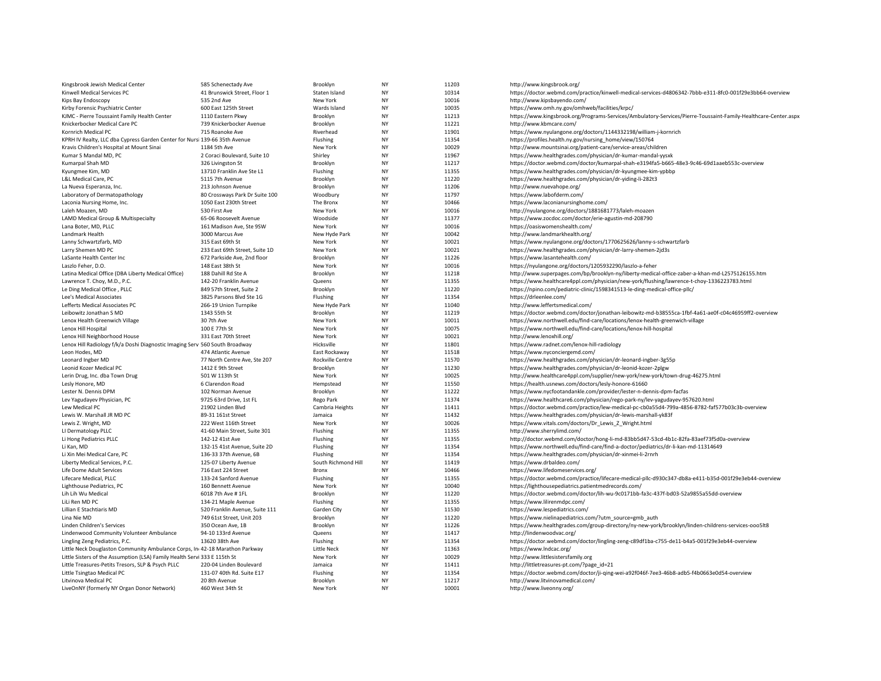| | | | | | |
|---|---|---|---|---|---|
| Kingsbrook Jewish Medical Center | 585 Schenectady Ave | Brooklyn | NY | 11203 | http://www.kingsbrook.org/ |
| Kinwell Medical Services PC | 41 Brunswick Street, Floor 1 | Staten Island | NY | 10314 | https://doctor.webmd.com/practice/kinwell-medical-services-d4806342-7bbb-e311-8fc0-001f29e3bb64-overview |
| Kips Bay Endoscopy | 535 2nd Ave | New York | NY | 10016 | http://www.kipsbayendo.com/ |
| Kirby Forensic Psychiatric Center | 600 East 125th Street | Wards Island | NY | 10035 | https://www.omh.ny.gov/omhweb/facilities/krpc/ |
| KJMC - Pierre Toussaint Family Health Center | 1110 Eastern Pkwy | Brooklyn | NY | 11213 | https://www.kingsbrook.org/Programs-Services/Ambulatory-Services/Pierre-Toussaint-Family-Healthcare-Center.aspx |
| Knickerbocker Medical Care PC | 739 Knickerbocker Avenue | Brooklyn | NY | 11221 | http://www.kbmcare.com/ |
| Kornrich Medical PC | 715 Roanoke Ave | Riverhead | NY | 11901 | https://www.nyulangone.org/doctors/1144332198/william-j-kornrich |
| KPRH IV Realty, LLC dba Cypress Garden Center for Nursi | 139-66 35th Avenue | Flushing | NY | 11354 | https://profiles.health.ny.gov/nursing_home/view/150764 |
| Kravis Children's Hospital at Mount Sinai | 1184 5th Ave | New York | NY | 10029 | http://www.mountsinai.org/patient-care/service-areas/children |
| Kumar S Mandal MD, PC | 2 Coraci Boulevard, Suite 10 | Shirley | NY | 11967 | https://www.healthgrades.com/physician/dr-kumar-mandal-yysxk |
| Kumarpal Shah MD | 326 Livingston St | Brooklyn | NY | 11217 | https://doctor.webmd.com/doctor/kumarpal-shah-e3194fa5-b665-48e3-9c46-69d1aaeb553c-overview |
| Kyungmee Kim, MD | 13710 Franklin Ave Ste L1 | Flushing | NY | 11355 | https://www.healthgrades.com/physician/dr-kyungmee-kim-ypbbp |
| L&L Medical Care, PC | 5115 7th Avenue | Brooklyn | NY | 11220 | https://www.healthgrades.com/physician/dr-yiding-li-282t3 |
| La Nueva Esperanza, Inc. | 213 Johnson Avenue | Brooklyn | NY | 11206 | http://www.nuevahope.org/ |
| Laboratory of Dermatopathology | 80 Crossways Park Dr Suite 100 | Woodbury | NY | 11797 | https://www.labofderm.com/ |
| Laconia Nursing Home, Inc. | 1050 East 230th Street | The Bronx | NY | 10466 | https://www.laconianursinghome.com/ |
| Laleh Moazen, MD | 530 First Ave | New York | NY | 10016 | http://nyulangone.org/doctors/1881681773/laleh-moazen |
| LAMD Medical Group & Multispecialty | 65-06 Roosevelt Avenue | Woodside | NY | 11377 | https://www.zocdoc.com/doctor/erie-agustin-md-208790 |
| Lana Boter, MD, PLLC | 161 Madison Ave, Ste 9SW | New York | NY | 10016 | https://oasiswomenshealth.com/ |
| Landmark Health | 3000 Marcus Ave | New Hyde Park | NY | 10042 | http://www.landmarkhealth.org/ |
| Lanny Schwartzfarb, MD | 315 East 69th St | New York | NY | 10021 | https://www.nyulangone.org/doctors/1770625626/lanny-s-schwartzfarb |
| Larry Shemen MD PC | 233 East 69th Street, Suite 1D | New York | NY | 10021 | https://www.healthgrades.com/physician/dr-larry-shemen-2jd3s |
| LaSante Health Center Inc | 672 Parkside Ave, 2nd floor | Brooklyn | NY | 11226 | https://www.lasantehealth.com/ |
| Laszlo Feher, D.O. | 148 East 38th St | New York | NY | 10016 | https://nyulangone.org/doctors/1205932290/laszlo-a-feher |
| Latina Medical Office (DBA Liberty Medical Office) | 188 Dahill Rd Ste A | Brooklyn | NY | 11218 | http://www.superpages.com/bp/brooklyn-ny/liberty-medical-office-zaber-a-khan-md-L2575126155.htm |
| Lawrence T. Choy, M.D., P.C. | 142-20 Franklin Avenue | Queens | NY | 11355 | https://www.healthcare4ppl.com/physician/new-york/flushing/lawrence-t-choy-1336223783.html |
| Le Ding Medical Office , PLLC | 849 57th Street, Suite 2 | Brooklyn | NY | 11220 | https://npino.com/pediatric-clinic/1598341513-le-ding-medical-office-pllc/ |
| Lee's Medical Associates | 3825 Parsons Blvd Ste 1G | Flushing | NY | 11354 | https://drleenlee.com/ |
| Lefferts Medical Associates PC | 266-19 Union Turnpike | New Hyde Park | NY | 11040 | http://www.leffertsmedical.com/ |
| Leibowitz Jonathan S MD | 1343 55th St | Brooklyn | NY | 11219 | https://doctor.webmd.com/doctor/jonathan-leibowitz-md-b38555ca-1fbf-4a61-ae0f-c04c46959ff2-overview |
| Lenox Health Greenwich Village | 30 7th Ave | New York | NY | 10011 | https://www.northwell.edu/find-care/locations/lenox-health-greenwich-village |
| Lenox Hill Hospital | 100 E 77th St | New York | NY | 10075 | https://www.northwell.edu/find-care/locations/lenox-hill-hospital |
| Lenox Hill Neighborhood House | 331 East 70th Street | New York | NY | 10021 | http://www.lenoxhill.org/ |
| Lenox Hill Radiology f/k/a Doshi Diagnostic Imaging Serv | 560 South Broadway | Hicksville | NY | 11801 | https://www.radnet.com/lenox-hill-radiology |
| Leon Hodes, MD | 474 Atlantic Avenue | East Rockaway | NY | 11518 | https://www.nyconciergemd.com/ |
| Leonard Ingber MD | 77 North Centre Ave, Ste 207 | Rockville Centre | NY | 11570 | https://www.healthgrades.com/physician/dr-leonard-ingber-3g55p |
| Leonid Kozer Medical PC | 1412 E 9th Street | Brooklyn | NY | 11230 | https://www.healthgrades.com/physician/dr-leonid-kozer-2plgw |
| Lerin Drug, Inc. dba Town Drug | 501 W 113th St | New York | NY | 10025 | http://www.healthcare4ppl.com/supplier/new-york/new-york/town-drug-46275.html |
| Lesly Honore, MD | 6 Clarendon Road | Hempstead | NY | 11550 | https://health.usnews.com/doctors/lesly-honore-61660 |
| Lester N. Dennis DPM | 102 Norman Avenue | Brooklyn | NY | 11222 | https://www.nycfootandankle.com/provider/lester-n-dennis-dpm-facfas |
| Lev Yagudayev Physician, PC | 9725 63rd Drive, 1st FL | Rego Park | NY | 11374 | https://www.healthcare6.com/physician/rego-park-ny/lev-yagudayev-957620.html |
| Lew Medical PC | 21902 Linden Blvd | Cambria Heights | NY | 11411 | https://doctor.webmd.com/practice/lew-medical-pc-cb0a55d4-799a-4856-8782-faf577b03c3b-overview |
| Lewis W. Marshall JR MD PC | 89-31 161st Street | Jamaica | NY | 11432 | https://www.healthgrades.com/physician/dr-lewis-marshall-yk83f |
| Lewis Z. Wright, MD | 222 West 116th Street | New York | NY | 10026 | https://www.vitals.com/doctors/Dr_Lewis_Z_Wright.html |
| LI Dermatology PLLC | 41-60 Main Street, Suite 301 | Flushing | NY | 11355 | http://www.sherrylimd.com/ |
| Li Hong Pediatrics PLLC | 142-12 41st Ave | Flushing | NY | 11355 | http://doctor.webmd.com/doctor/hong-li-md-83bb5d47-53cd-4b1c-82fa-83aef73f5d0a-overview |
| Li Kan, MD | 132-15 41st Avenue, Suite 2D | Flushing | NY | 11354 | https://www.northwell.edu/find-care/find-a-doctor/pediatrics/dr-li-kan-md-11314649 |
| Li Xin Mei Medical Care, PC | 136-33 37th Avenue, 6B | Flushing | NY | 11354 | https://www.healthgrades.com/physician/dr-xinmei-li-2rnrh |
| Liberty Medical Services, P.C. | 125-07 Liberty Avenue | South Richmond Hill | NY | 11419 | https://www.drbaldeo.com/ |
| Life Dome Adult Services | 716 East 224 Street | Bronx | NY | 10466 | https://www.lifedomeservices.org/ |
| Lifecare Medical, PLLC | 133-24 Sanford Avenue | Flushing | NY | 11355 | https://doctor.webmd.com/practice/lifecare-medical-pllc-d930c347-db8a-e411-b35d-001f29e3eb44-overview |
| Lighthouse Pediatrics, PC | 160 Bennett Avenue | New York | NY | 10040 | https://lighthousepediatrics.patientmedrecords.com/ |
| Lih Lih Wu Medical | 6018 7th Ave # 1FL | Brooklyn | NY | 11220 | https://doctor.webmd.com/doctor/lih-wu-9c0171bb-fa3c-437f-bd03-52a9855a55dd-overview |
| LiLi Ren MD PC | 134-21 Maple Avenue | Flushing | NY | 11355 | https://www.lilirenmdpc.com/ |
| Lillian E Stachtiaris MD | 520 Franklin Avenue, Suite 111 | Garden City | NY | 11530 | https://www.lespediatrics.com/ |
| Lina Nie MD | 749 61st Street, Unit 203 | Brooklyn | NY | 11220 | https://www.nielinapediatrics.com/?utm_source=gmb_auth |
| Linden Children's Services | 350 Ocean Ave, 1B | Brooklyn | NY | 11226 | https://www.healthgrades.com/group-directory/ny-new-york/brooklyn/linden-childrens-services-ooo5lt8 |
| Lindenwood Community Volunteer Ambulance | 94-10 133rd Avenue | Queens | NY | 11417 | http://lindenwoodvac.org/ |
| Lingling Zeng Pediatrics, P.C. | 13620 38th Ave | Flushing | NY | 11354 | https://doctor.webmd.com/doctor/lingling-zeng-c89df1ba-c755-de11-b4a5-001f29e3eb44-overview |
| Little Neck Douglaston Community Ambulance Corps, In | 42-18 Marathon Parkway | Little Neck | NY | 11363 | https://www.lndcac.org/ |
| Little Sisters of the Assumption (LSA) Family Health Servi | 333 E 115th St | New York | NY | 10029 | http://www.littlesistersfamily.org |
| Little Treasures-Petits Tresors, SLP & Psych PLLC | 220-04 Linden Boulevard | Jamaica | NY | 11411 | http://littletreasures-pt.com/?page_id=21 |
| Little Tsingtao Medical PC | 131-07 40th Rd. Suite E17 | Flushing | NY | 11354 | https://doctor.webmd.com/doctor/ji-qing-wei-a92f046f-7ee3-46b8-adb5-f4b0663e0d54-overview |
| Litvinova Medical PC | 20 8th Avenue | Brooklyn | NY | 11217 | http://www.litvinovamedical.com/ |
| LiveOnNY (formerly NY Organ Donor Network) | 460 West 34th St | New York | NY | 10001 | http://www.liveonny.org/ |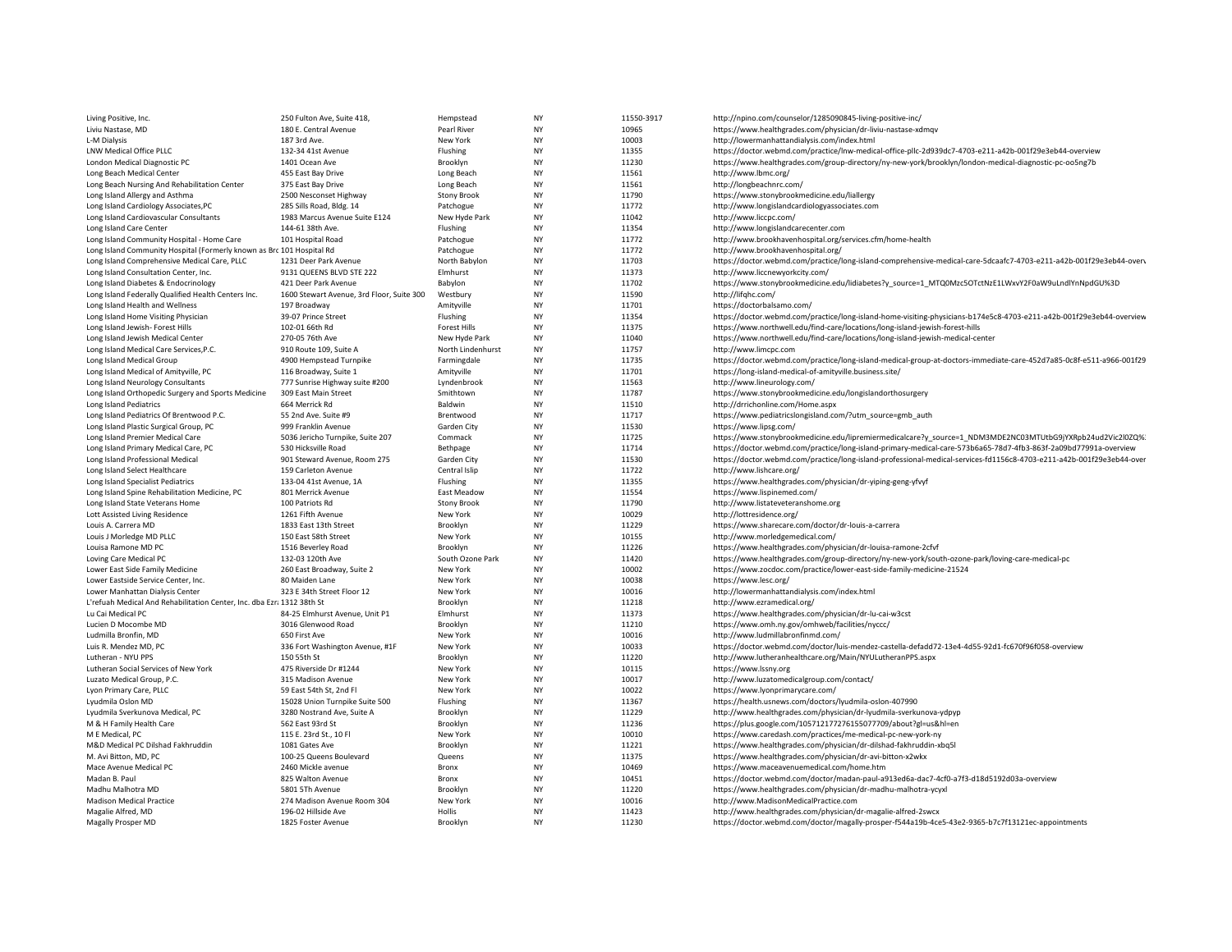| | | | | | |
|---|---|---|---|---|---|
| Living Positive, Inc. | 250 Fulton Ave, Suite 418, | Hempstead | NY | 11550-3917 | http://npino.com/counselor/1285090845-living-positive-inc/ |
| Liviu Nastase, MD | 180 E. Central Avenue | Pearl River | NY | 10965 | https://www.healthgrades.com/physician/dr-liviu-nastase-xdmqv |
| L-M Dialysis | 187 3rd Ave. | New York | NY | 10003 | http://lowermanhattandialysis.com/index.html |
| LNW Medical Office PLLC | 132-34 41st Avenue | Flushing | NY | 11355 | https://doctor.webmd.com/practice/lnw-medical-office-pllc-2d939dc7-4703-e211-a42b-001f29e3eb44-overview |
| London Medical Diagnostic PC | 1401 Ocean Ave | Brooklyn | NY | 11230 | https://www.healthgrades.com/group-directory/ny-new-york/brooklyn/london-medical-diagnostic-pc-oo5ng7b |
| Long Beach Medical Center | 455 East Bay Drive | Long Beach | NY | 11561 | http://www.lbmc.org/ |
| Long Beach Nursing And Rehabilitation Center | 375 East Bay Drive | Long Beach | NY | 11561 | http://longbeachnrc.com/ |
| Long Island Allergy and Asthma | 2500 Nesconset Highway | Stony Brook | NY | 11790 | https://www.stonybrookmedicine.edu/liallergy |
| Long Island Cardiology Associates,PC | 285 Sills Road, Bldg. 14 | Patchogue | NY | 11772 | http://www.longislandcardiologyassociates.com |
| Long Island Cardiovascular Consultants | 1983 Marcus Avenue Suite E124 | New Hyde Park | NY | 11042 | http://www.liccpc.com/ |
| Long Island Care Center | 144-61 38th Ave. | Flushing | NY | 11354 | http://www.longislandcarecenter.com |
| Long Island Community Hospital - Home Care | 101 Hospital Road | Patchogue | NY | 11772 | http://www.brookhavenhospital.org/services.cfm/home-health |
| Long Island Community Hospital (Formerly known as Brc | 101 Hospital Rd | Patchogue | NY | 11772 | http://www.brookhavenhospital.org/ |
| Long Island Comprehensive Medical Care, PLLC | 1231 Deer Park Avenue | North Babylon | NY | 11703 | https://doctor.webmd.com/practice/long-island-comprehensive-medical-care-5dcaafc7-4703-e211-a42b-001f29e3eb44-overv |
| Long Island Consultation Center, Inc. | 9131 QUEENS BLVD STE 222 | Elmhurst | NY | 11373 | http://www.liccnewyorkcity.com/ |
| Long Island Diabetes & Endocrinology | 421 Deer Park Avenue | Babylon | NY | 11702 | https://www.stonybrookmedicine.edu/lidiabetes?y_source=1_MTQ0Mzc5OTctNzE1LWxvY2F0aW9uLndlYnNpdGU%3D |
| Long Island Federally Qualified Health Centers Inc. | 1600 Stewart Avenue, 3rd Floor, Suite 300 | Westbury | NY | 11590 | http://lifqhc.com/ |
| Long Island Health and Wellness | 197 Broadway | Amityville | NY | 11701 | https://doctorbalsamo.com/ |
| Long Island Home Visiting Physician | 39-07 Prince Street | Flushing | NY | 11354 | https://doctor.webmd.com/practice/long-island-home-visiting-physicians-b174e5c8-4703-e211-a42b-001f29e3eb44-overview |
| Long Island Jewish- Forest Hills | 102-01 66th Rd | Forest Hills | NY | 11375 | https://www.northwell.edu/find-care/locations/long-island-jewish-forest-hills |
| Long Island Jewish Medical Center | 270-05 76th Ave | New Hyde Park | NY | 11040 | https://www.northwell.edu/find-care/locations/long-island-jewish-medical-center |
| Long Island Medical Care Services,P.C. | 910 Route 109, Suite A | North Lindenhurst | NY | 11757 | http://www.limcpc.com |
| Long Island Medical Group | 4900 Hempstead Turnpike | Farmingdale | NY | 11735 | https://doctor.webmd.com/practice/long-island-medical-group-at-doctors-immediate-care-452d7a85-0c8f-e511-a966-001f29 |
| Long Island Medical of Amityville, PC | 116 Broadway, Suite 1 | Amityville | NY | 11701 | https://long-island-medical-of-amityville.business.site/ |
| Long Island Neurology Consultants | 777 Sunrise Highway suite #200 | Lyndenbrook | NY | 11563 | http://www.lineurology.com/ |
| Long Island Orthopedic Surgery and Sports Medicine | 309 East Main Street | Smithtown | NY | 11787 | https://www.stonybrookmedicine.edu/longislandorthosurgery |
| Long Island Pediatrics | 664 Merrick Rd | Baldwin | NY | 11510 | http://drrichonline.com/Home.aspx |
| Long Island Pediatrics Of Brentwood P.C. | 55 2nd Ave. Suite #9 | Brentwood | NY | 11717 | https://www.pediatricslongisland.com/?utm_source=gmb_auth |
| Long Island Plastic Surgical Group, PC | 999 Franklin Avenue | Garden City | NY | 11530 | https://www.lipsg.com/ |
| Long Island Premier Medical Care | 5036 Jericho Turnpike, Suite 207 | Commack | NY | 11725 | https://www.stonybrookmedicine.edu/lipremiermedicalcare?y_source=1_NDM3MDE2NC03MTUtbG9jYXRpb24ud2Vic2l0ZQ%: |
| Long Island Primary Medical Care, PC | 530 Hicksville Road | Bethpage | NY | 11714 | https://doctor.webmd.com/practice/long-island-primary-medical-care-573b6a65-78d7-4fb3-863f-2a09bd77991a-overview |
| Long Island Professional Medical | 901 Steward Avenue, Room 275 | Garden City | NY | 11530 | https://doctor.webmd.com/practice/long-island-professional-medical-services-fd1156c8-4703-e211-a42b-001f29e3eb44-over |
| Long Island Select Healthcare | 159 Carleton Avenue | Central Islip | NY | 11722 | http://www.lishcare.org/ |
| Long Island Specialist Pediatrics | 133-04 41st Avenue, 1A | Flushing | NY | 11355 | https://www.healthgrades.com/physician/dr-yiping-geng-yfvyf |
| Long Island Spine Rehabilitation Medicine, PC | 801 Merrick Avenue | East Meadow | NY | 11554 | https://www.lispinemed.com/ |
| Long Island State Veterans Home | 100 Patriots Rd | Stony Brook | NY | 11790 | http://www.listateveteranshome.org |
| Lott Assisted Living Residence | 1261 Fifth Avenue | New York | NY | 10029 | http://lottresidence.org/ |
| Louis A. Carrera MD | 1833 East 13th Street | Brooklyn | NY | 11229 | https://www.sharecare.com/doctor/dr-louis-a-carrera |
| Louis J Morledge MD PLLC | 150 East 58th Street | New York | NY | 10155 | http://www.morledgemedical.com/ |
| Louisa Ramone MD PC | 1516 Beverley Road | Brooklyn | NY | 11226 | https://www.healthgrades.com/physician/dr-louisa-ramone-2cfvf |
| Loving Care Medical PC | 132-03 120th Ave | South Ozone Park | NY | 11420 | https://www.healthgrades.com/group-directory/ny-new-york/south-ozone-park/loving-care-medical-pc |
| Lower East Side Family Medicine | 260 East Broadway, Suite 2 | New York | NY | 10002 | https://www.zocdoc.com/practice/lower-east-side-family-medicine-21524 |
| Lower Eastside Service Center, Inc. | 80 Maiden Lane | New York | NY | 10038 | https://www.lesc.org/ |
| Lower Manhattan Dialysis Center | 323 E 34th Street Floor 12 | New York | NY | 10016 | http://lowermanhattandialysis.com/index.html |
| L'refuah Medical And Rehabilitation Center, Inc. dba Ezra | 1312 38th St | Brooklyn | NY | 11218 | http://www.ezramedical.org/ |
| Lu Cai Medical PC | 84-25 Elmhurst Avenue, Unit P1 | Elmhurst | NY | 11373 | https://www.healthgrades.com/physician/dr-lu-cai-w3cst |
| Lucien D Mocombe MD | 3016 Glenwood Road | Brooklyn | NY | 11210 | https://www.omh.ny.gov/omhweb/facilities/nyccc/ |
| Ludmilla Bronfin, MD | 650 First Ave | New York | NY | 10016 | http://www.ludmillabronfinmd.com/ |
| Luis R. Mendez MD, PC | 336 Fort Washington Avenue, #1F | New York | NY | 10033 | https://doctor.webmd.com/doctor/luis-mendez-castella-defadd72-13e4-4d55-92d1-fc670f96f058-overview |
| Lutheran - NYU PPS | 150 55th St | Brooklyn | NY | 11220 | http://www.lutheranhealthcare.org/Main/NYULutheranPPS.aspx |
| Lutheran Social Services of New York | 475 Riverside Dr #1244 | New York | NY | 10115 | https://www.lssny.org |
| Luzato Medical Group, P.C. | 315 Madison Avenue | New York | NY | 10017 | http://www.luzatomedicalgroup.com/contact/ |
| Lyon Primary Care, PLLC | 59 East 54th St, 2nd Fl | New York | NY | 10022 | https://www.lyonprimarycare.com/ |
| Lyudmila Oslon MD | 15028 Union Turnpike Suite 500 | Flushing | NY | 11367 | https://health.usnews.com/doctors/lyudmila-oslon-407990 |
| Lyudmila Sverkunova Medical, PC | 3280 Nostrand Ave, Suite A | Brooklyn | NY | 11229 | http://www.healthgrades.com/physician/dr-lyudmila-sverkunova-ydpyp |
| M & H Family Health Care | 562 East 93rd St | Brooklyn | NY | 11236 | https://plus.google.com/105712177276155077709/about?gl=us&hl=en |
| M E Medical, PC | 115 E. 23rd St., 10 Fl | New York | NY | 10010 | https://www.caredash.com/practices/me-medical-pc-new-york-ny |
| M&D Medical PC Dilshad Fakhruddin | 1081 Gates Ave | Brooklyn | NY | 11221 | https://www.healthgrades.com/physician/dr-dilshad-fakhruddin-xbq5l |
| M. Avi Bitton, MD, PC | 100-25 Queens Boulevard | Queens | NY | 11375 | https://www.healthgrades.com/physician/dr-avi-bitton-x2wkx |
| Mace Avenue Medical PC | 2460 Mickle avenue | Bronx | NY | 10469 | https://www.maceavenuemedical.com/home.htm |
| Madan B. Paul | 825 Walton Avenue | Bronx | NY | 10451 | https://doctor.webmd.com/doctor/madan-paul-a913ed6a-dac7-4cf0-a7f3-d18d5192d03a-overview |
| Madhu Malhotra MD | 5801 5Th Avenue | Brooklyn | NY | 11220 | https://www.healthgrades.com/physician/dr-madhu-malhotra-ycyxl |
| Madison Medical Practice | 274 Madison Avenue Room 304 | New York | NY | 10016 | http://www.MadisonMedicalPractice.com |
| Magalie Alfred, MD | 196-02 Hillside Ave | Hollis | NY | 11423 | http://www.healthgrades.com/physician/dr-magalie-alfred-2swcx |
| Magally Prosper MD | 1825 Foster Avenue | Brooklyn | NY | 11230 | https://doctor.webmd.com/doctor/magally-prosper-f544a19b-4ce5-43e2-9365-b7c7f13121ec-appointments |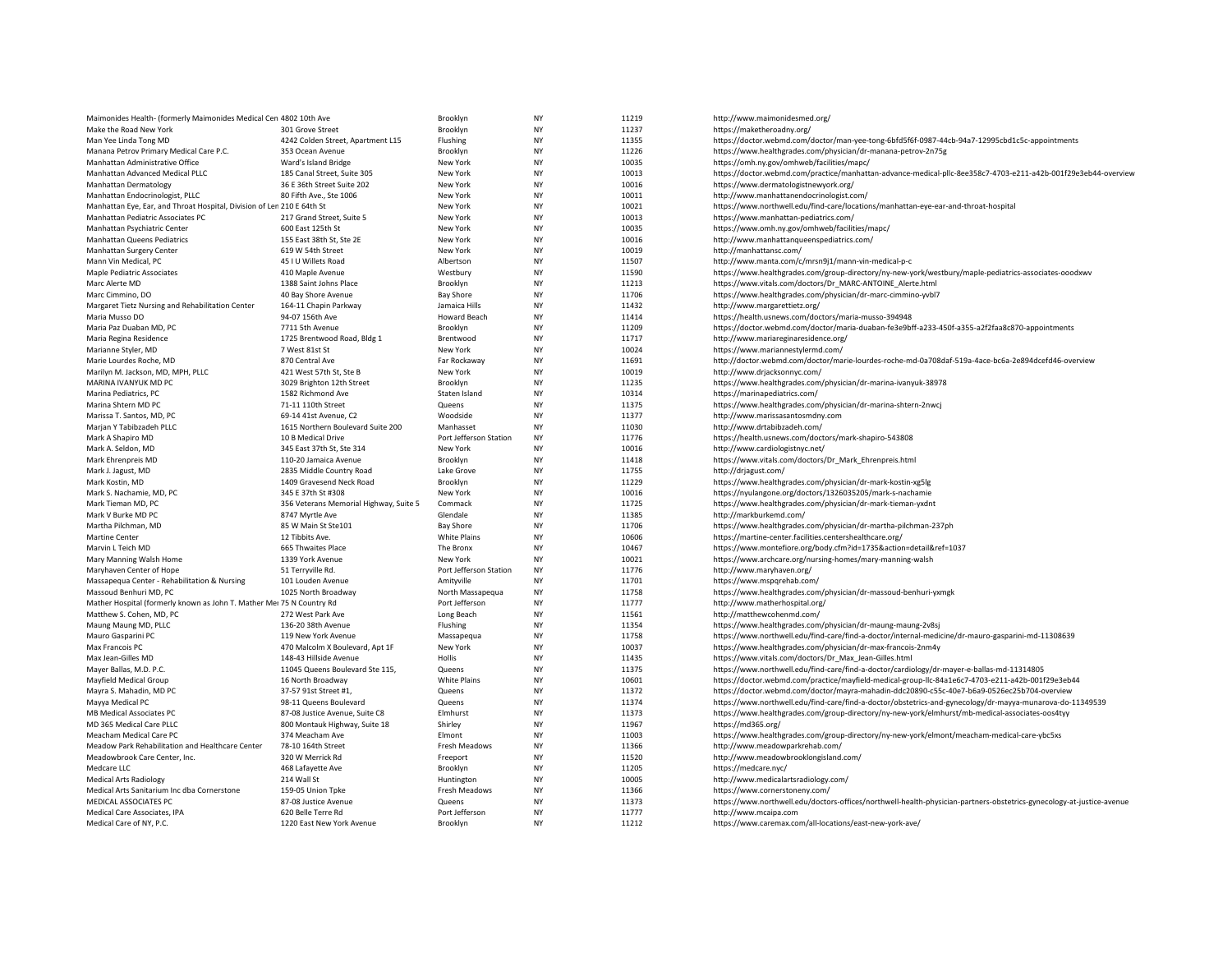| | | | | | |
|---|---|---|---|---|---|
| Maimonides Health- (formerly Maimonides Medical Cen | 4802 10th Ave | Brooklyn | NY | 11219 | http://www.maimonidesmed.org/ |
| Make the Road New York | 301 Grove Street | Brooklyn | NY | 11237 | https://maketheroadny.org/ |
| Man Yee Linda Tong MD | 4242 Colden Street, Apartment L15 | Flushing | NY | 11355 | https://doctor.webmd.com/doctor/man-yee-tong-6bfd5f6f-0987-44cb-94a7-12995cbd1c5c-appointments |
| Manana Petrov Primary Medical Care P.C. | 353 Ocean Avenue | Brooklyn | NY | 11226 | https://www.healthgrades.com/physician/dr-manana-petrov-2n75g |
| Manhattan Administrative Office | Ward's Island Bridge | New York | NY | 10035 | https://omh.ny.gov/omhweb/facilities/mapc/ |
| Manhattan Advanced Medical PLLC | 185 Canal Street, Suite 305 | New York | NY | 10013 | https://doctor.webmd.com/practice/manhattan-advance-medical-pllc-8ee358c7-4703-e211-a42b-001f29e3eb44-overview |
| Manhattan Dermatology | 36 E 36th Street Suite 202 | New York | NY | 10016 | https://www.dermatologistnewyork.org/ |
| Manhattan Endocrinologist, PLLC | 80 Fifth Ave., Ste 1006 | New York | NY | 10011 | http://www.manhattanendocrinologist.com/ |
| Manhattan Eye, Ear, and Throat Hospital, Division of Len | 210 E 64th St | New York | NY | 10021 | https://www.northwell.edu/find-care/locations/manhattan-eye-ear-and-throat-hospital |
| Manhattan Pediatric Associates PC | 217 Grand Street, Suite 5 | New York | NY | 10013 | https://www.manhattan-pediatrics.com/ |
| Manhattan Psychiatric Center | 600 East 125th St | New York | NY | 10035 | https://www.omh.ny.gov/omhweb/facilities/mapc/ |
| Manhattan Queens Pediatrics | 155 East 38th St, Ste 2E | New York | NY | 10016 | http://www.manhattanqueenspediatrics.com/ |
| Manhattan Surgery Center | 619 W 54th Street | New York | NY | 10019 | http://manhattansc.com/ |
| Mann Vin Medical, PC | 45 I U Willets Road | Albertson | NY | 11507 | http://www.manta.com/c/mrsn9j1/mann-vin-medical-p-c |
| Maple Pediatric Associates | 410 Maple Avenue | Westbury | NY | 11590 | https://www.healthgrades.com/group-directory/ny-new-york/westbury/maple-pediatrics-associates-ooodxwv |
| Marc Alerte MD | 1388 Saint Johns Place | Brooklyn | NY | 11213 | https://www.vitals.com/doctors/Dr_MARC-ANTOINE_Alerte.html |
| Marc Cimmino, DO | 40 Bay Shore Avenue | Bay Shore | NY | 11706 | https://www.healthgrades.com/physician/dr-marc-cimmino-yvbl7 |
| Margaret Tietz Nursing and Rehabilitation Center | 164-11 Chapin Parkway | Jamaica Hills | NY | 11432 | http://www.margarettietz.org/ |
| Maria Musso DO | 94-07 156th Ave | Howard Beach | NY | 11414 | https://health.usnews.com/doctors/maria-musso-394948 |
| Maria Paz Duaban MD, PC | 7711 5th Avenue | Brooklyn | NY | 11209 | https://doctor.webmd.com/doctor/maria-duaban-fe3e9bff-a233-450f-a355-a2f2faa8c870-appointments |
| Maria Regina Residence | 1725 Brentwood Road, Bldg 1 | Brentwood | NY | 11717 | http://www.mariareginaresidence.org/ |
| Marianne Styler, MD | 7 West 81st St | New York | NY | 10024 | https://www.mariannestylermd.com/ |
| Marie Lourdes Roche, MD | 870 Central Ave | Far Rockaway | NY | 11691 | http://doctor.webmd.com/doctor/marie-lourdes-roche-md-0a708daf-519a-4ace-bc6a-2e894dcefd46-overview |
| Marilyn M. Jackson, MD, MPH, PLLC | 421 West 57th St, Ste B | New York | NY | 10019 | http://www.drjacksonnyc.com/ |
| MARINA IVANYUK MD PC | 3029 Brighton 12th Street | Brooklyn | NY | 11235 | https://www.healthgrades.com/physician/dr-marina-ivanyuk-38978 |
| Marina Pediatrics, PC | 1582 Richmond Ave | Staten Island | NY | 10314 | https://marinapediatrics.com/ |
| Marina Shtern MD PC | 71-11 110th Street | Queens | NY | 11375 | https://www.healthgrades.com/physician/dr-marina-shtern-2nwcj |
| Marissa T. Santos, MD, PC | 69-14 41st Avenue, C2 | Woodside | NY | 11377 | http://www.marissasantosmdny.com |
| Marjan Y Tabibzadeh PLLC | 1615 Northern Boulevard Suite 200 | Manhasset | NY | 11030 | http://www.drtabibzadeh.com/ |
| Mark A Shapiro MD | 10 B Medical Drive | Port Jefferson Station | NY | 11776 | https://health.usnews.com/doctors/mark-shapiro-543808 |
| Mark A. Seldon, MD | 345 East 37th St, Ste 314 | New York | NY | 10016 | http://www.cardiologistnyc.net/ |
| Mark Ehrenpreis MD | 110-20 Jamaica Avenue | Brooklyn | NY | 11418 | https://www.vitals.com/doctors/Dr_Mark_Ehrenpreis.html |
| Mark J. Jagust, MD | 2835 Middle Country Road | Lake Grove | NY | 11755 | http://drjagust.com/ |
| Mark Kostin, MD | 1409 Gravesend Neck Road | Brooklyn | NY | 11229 | https://www.healthgrades.com/physician/dr-mark-kostin-xg5lg |
| Mark S. Nachamie, MD, PC | 345 E 37th St #308 | New York | NY | 10016 | https://nyulangone.org/doctors/1326035205/mark-s-nachamie |
| Mark Tieman MD, PC | 356 Veterans Memorial Highway, Suite 5 | Commack | NY | 11725 | https://www.healthgrades.com/physician/dr-mark-tieman-yxdnt |
| Mark V Burke MD PC | 8747 Myrtle Ave | Glendale | NY | 11385 | http://markburkemd.com/ |
| Martha Pilchman, MD | 85 W Main St Ste101 | Bay Shore | NY | 11706 | https://www.healthgrades.com/physician/dr-martha-pilchman-237ph |
| Martine Center | 12 Tibbits Ave. | White Plains | NY | 10606 | https://martine-center.facilities.centershealthcare.org/ |
| Marvin L Teich MD | 665 Thwaites Place | The Bronx | NY | 10467 | https://www.montefiore.org/body.cfm?id=1735&action=detail&ref=1037 |
| Mary Manning Walsh Home | 1339 York Avenue | New York | NY | 10021 | https://www.archcare.org/nursing-homes/mary-manning-walsh |
| Maryhaven Center of Hope | 51 Terryville Rd. | Port Jefferson Station | NY | 11776 | http://www.maryhaven.org/ |
| Massapequa Center - Rehabilitation & Nursing | 101 Louden Avenue | Amityville | NY | 11701 | https://www.mspqrehab.com/ |
| Massoud Benhuri MD, PC | 1025 North Broadway | North Massapequa | NY | 11758 | https://www.healthgrades.com/physician/dr-massoud-benhuri-yxmgk |
| Mather Hospital (formerly known as John T. Mather Mei | 75 N Country Rd | Port Jefferson | NY | 11777 | http://www.matherhospital.org/ |
| Matthew S. Cohen, MD, PC | 272 West Park Ave | Long Beach | NY | 11561 | http://matthewcohenmd.com/ |
| Maung Maung MD, PLLC | 136-20 38th Avenue | Flushing | NY | 11354 | https://www.healthgrades.com/physician/dr-maung-maung-2v8sj |
| Mauro Gasparini PC | 119 New York Avenue | Massapequa | NY | 11758 | https://www.northwell.edu/find-care/find-a-doctor/internal-medicine/dr-mauro-gasparini-md-11308639 |
| Max Francois PC | 470 Malcolm X Boulevard, Apt 1F | New York | NY | 10037 | https://www.healthgrades.com/physician/dr-max-francois-2nm4y |
| Max Jean-Gilles MD | 148-43 Hillside Avenue | Hollis | NY | 11435 | https://www.vitals.com/doctors/Dr_Max_Jean-Gilles.html |
| Mayer Ballas, M.D. P.C. | 11045 Queens Boulevard Ste 115, | Queens | NY | 11375 | https://www.northwell.edu/find-care/find-a-doctor/cardiology/dr-mayer-e-ballas-md-11314805 |
| Mayfield Medical Group | 16 North Broadway | White Plains | NY | 10601 | https://doctor.webmd.com/practice/mayfield-medical-group-llc-84a1e6c7-4703-e211-a42b-001f29e3eb44 |
| Mayra S. Mahadin, MD PC | 37-57 91st Street #1, | Queens | NY | 11372 | https://doctor.webmd.com/doctor/mayra-mahadin-ddc20890-c55c-40e7-b6a9-0526ec25b704-overview |
| Mayya Medical PC | 98-11 Queens Boulevard | Queens | NY | 11374 | https://www.northwell.edu/find-care/find-a-doctor/obstetrics-and-gynecology/dr-mayya-munarova-do-11349539 |
| MB Medical Associates PC | 87-08 Justice Avenue, Suite C8 | Elmhurst | NY | 11373 | https://www.healthgrades.com/group-directory/ny-new-york/elmhurst/mb-medical-associates-oos4tyy |
| MD 365 Medical Care PLLC | 800 Montauk Highway, Suite 18 | Shirley | NY | 11967 | https://md365.org/ |
| Meacham Medical Care PC | 374 Meacham Ave | Elmont | NY | 11003 | https://www.healthgrades.com/group-directory/ny-new-york/elmont/meacham-medical-care-ybc5xs |
| Meadow Park Rehabilitation and Healthcare Center | 78-10 164th Street | Fresh Meadows | NY | 11366 | http://www.meadowparkrehab.com/ |
| Meadowbrook Care Center, Inc. | 320 W Merrick Rd | Freeport | NY | 11520 | http://www.meadowbrooklongisland.com/ |
| Medcare LLC | 468 Lafayette Ave | Brooklyn | NY | 11205 | https://medcare.nyc/ |
| Medical Arts Radiology | 214 Wall St | Huntington | NY | 10005 | http://www.medicalartsradiology.com/ |
| Medical Arts Sanitarium Inc dba Cornerstone | 159-05 Union Tpke | Fresh Meadows | NY | 11366 | https://www.cornerstoneny.com/ |
| MEDICAL ASSOCIATES PC | 87-08 Justice Avenue | Queens | NY | 11373 | https://www.northwell.edu/doctors-offices/northwell-health-physician-partners-obstetrics-gynecology-at-justice-avenue |
| Medical Care Associates, IPA | 620 Belle Terre Rd | Port Jefferson | NY | 11777 | http://www.mcaipa.com |
| Medical Care of NY, P.C. | 1220 East New York Avenue | Brooklyn | NY | 11212 | https://www.caremax.com/all-locations/east-new-york-ave/ |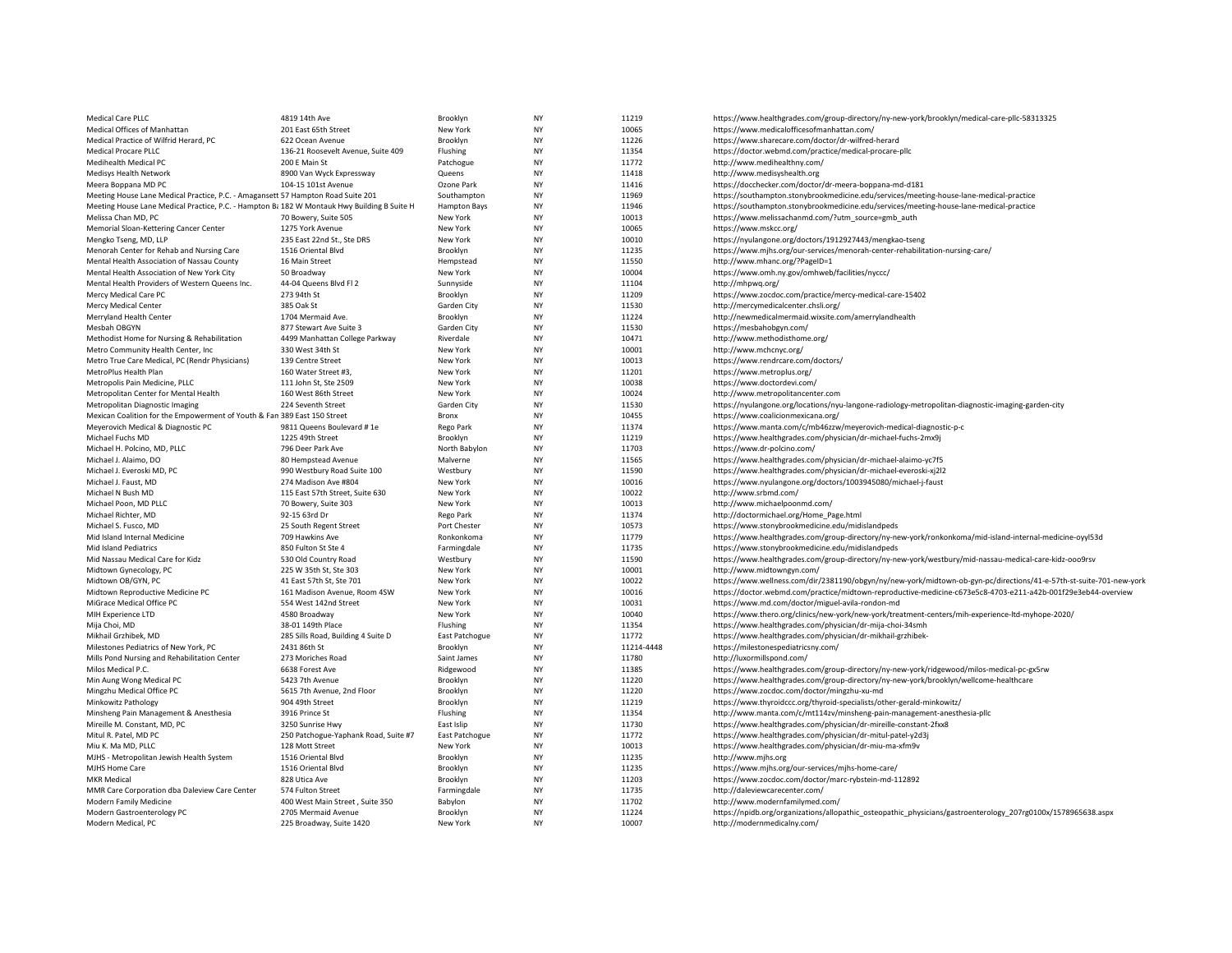| | | | | | |
|---|---|---|---|---|---|
| Medical Care PLLC | 4819 14th Ave | Brooklyn | NY | 11219 | https://www.healthgrades.com/group-directory/ny-new-york/brooklyn/medical-care-pllc-58313325 |
| Medical Offices of Manhattan | 201 East 65th Street | New York | NY | 10065 | https://www.medicalofficesofmanhattan.com/ |
| Medical Practice of Wilfrid Herard, PC | 622 Ocean Avenue | Brooklyn | NY | 11226 | https://www.sharecare.com/doctor/dr-wilfred-herard |
| Medical Procare PLLC | 136-21 Roosevelt Avenue, Suite 409 | Flushing | NY | 11354 | https://doctor.webmd.com/practice/medical-procare-pllc |
| Medihealth Medical PC | 200 E Main St | Patchogue | NY | 11772 | http://www.medihealthny.com/ |
| Medisys Health Network | 8900 Van Wyck Expressway | Queens | NY | 11418 | http://www.medisyshealth.org |
| Meera Boppana MD PC | 104-15 101st Avenue | Ozone Park | NY | 11416 | https://docchecker.com/doctor/dr-meera-boppana-md-d181 |
| Meeting House Lane Medical Practice, P.C. - Amagansett | 57 Hampton Road Suite 201 | Southampton | NY | 11969 | https://southampton.stonybrookmedicine.edu/services/meeting-house-lane-medical-practice |
| Meeting House Lane Medical Practice, P.C. - Hampton Ba | 182 W Montauk Hwy Building B Suite H | Hampton Bays | NY | 11946 | https://southampton.stonybrookmedicine.edu/services/meeting-house-lane-medical-practice |
| Melissa Chan MD, PC | 70 Bowery, Suite 505 | New York | NY | 10013 | https://www.melissachanmd.com/?utm_source=gmb_auth |
| Memorial Sloan-Kettering Cancer Center | 1275 York Avenue | New York | NY | 10065 | https://www.mskcc.org/ |
| Mengko Tseng, MD, LLP | 235 East 22nd St., Ste DR5 | New York | NY | 10010 | https://nyulangone.org/doctors/1912927443/mengkao-tseng |
| Menorah Center for Rehab and Nursing Care | 1516 Oriental Blvd | Brooklyn | NY | 11235 | https://www.mjhs.org/our-services/menorah-center-rehabilitation-nursing-care/ |
| Mental Health Association of Nassau County | 16 Main Street | Hempstead | NY | 11550 | http://www.mhanc.org/?PageID=1 |
| Mental Health Association of New York City | 50 Broadway | New York | NY | 10004 | https://www.omh.ny.gov/omhweb/facilities/nyccc/ |
| Mental Health Providers of Western Queens Inc. | 44-04 Queens Blvd Fl 2 | Sunnyside | NY | 11104 | http://mhpwq.org/ |
| Mercy Medical Care PC | 273 94th St | Brooklyn | NY | 11209 | https://www.zocdoc.com/practice/mercy-medical-care-15402 |
| Mercy Medical Center | 385 Oak St | Garden City | NY | 11530 | http://mercymedicalcenter.chsli.org/ |
| Merryland Health Center | 1704 Mermaid Ave. | Brooklyn | NY | 11224 | http://newmedicalmermaid.wixsite.com/amerrylandhealth |
| Mesbah OBGYN | 877 Stewart Ave Suite 3 | Garden City | NY | 11530 | https://mesbahobgyn.com/ |
| Methodist Home for Nursing & Rehabilitation | 4499 Manhattan College Parkway | Riverdale | NY | 10471 | http://www.methodisthome.org/ |
| Metro Community Health Center, Inc | 330 West 34th St | New York | NY | 10001 | http://www.mchcnyc.org/ |
| Metro True Care Medical, PC (Rendr Physicians) | 139 Centre Street | New York | NY | 10013 | https://www.rendrcare.com/doctors/ |
| MetroPlus Health Plan | 160 Water Street #3, | New York | NY | 11201 | https://www.metroplus.org/ |
| Metropolis Pain Medicine, PLLC | 111 John St, Ste 2509 | New York | NY | 10038 | https://www.doctordevi.com/ |
| Metropolitan Center for Mental Health | 160 West 86th Street | New York | NY | 10024 | http://www.metropolitancenter.com |
| Metropolitan Diagnostic Imaging | 224 Seventh Street | Garden City | NY | 11530 | https://nyulangone.org/locations/nyu-langone-radiology-metropolitan-diagnostic-imaging-garden-city |
| Mexican Coalition for the Empowerment of Youth & Fan | 389 East 150 Street | Bronx | NY | 10455 | https://www.coalicionmexicana.org/ |
| Meyerovich Medical & Diagnostic PC | 9811 Queens Boulevard # 1e | Rego Park | NY | 11374 | https://www.manta.com/c/mb46zzw/meyerovich-medical-diagnostic-p-c |
| Michael Fuchs MD | 1225 49th Street | Brooklyn | NY | 11219 | https://www.healthgrades.com/physician/dr-michael-fuchs-2mx9j |
| Michael H. Polcino, MD, PLLC | 796 Deer Park Ave | North Babylon | NY | 11703 | https://www.dr-polcino.com/ |
| Michael J. Alaimo, DO | 80 Hempstead Avenue | Malverne | NY | 11565 | https://www.healthgrades.com/physician/dr-michael-alaimo-yc7f5 |
| Michael J. Everoski MD, PC | 990 Westbury Road Suite 100 | Westbury | NY | 11590 | https://www.healthgrades.com/physician/dr-michael-everoski-xj2l2 |
| Michael J. Faust, MD | 274 Madison Ave #804 | New York | NY | 10016 | https://www.nyulangone.org/doctors/1003945080/michael-j-faust |
| Michael N Bush MD | 115 East 57th Street, Suite 630 | New York | NY | 10022 | http://www.srbmd.com/ |
| Michael Poon, MD PLLC | 70 Bowery, Suite 303 | New York | NY | 10013 | http://www.michaelpoonmd.com/ |
| Michael Richter, MD | 92-15 63rd Dr | Rego Park | NY | 11374 | http://doctormichael.org/Home_Page.html |
| Michael S. Fusco, MD | 25 South Regent Street | Port Chester | NY | 10573 | https://www.stonybrookmedicine.edu/midislandpeds |
| Mid Island Internal Medicine | 709 Hawkins Ave | Ronkonkoma | NY | 11779 | https://www.healthgrades.com/group-directory/ny-new-york/ronkonkoma/mid-island-internal-medicine-oyyl53d |
| Mid Island Pediatrics | 850 Fulton St Ste 4 | Farmingdale | NY | 11735 | https://www.stonybrookmedicine.edu/midislandpeds |
| Mid Nassau Medical Care for Kidz | 530 Old Country Road | Westbury | NY | 11590 | https://www.healthgrades.com/group-directory/ny-new-york/westbury/mid-nassau-medical-care-kidz-ooo9rsv |
| Midtown Gynecology, PC | 225 W 35th St, Ste 303 | New York | NY | 10001 | http://www.midtowngyn.com/ |
| Midtown OB/GYN, PC | 41 East 57th St, Ste 701 | New York | NY | 10022 | https://www.wellness.com/dir/2381190/obgyn/ny/new-york/midtown-ob-gyn-pc/directions/41-e-57th-st-suite-701-new-york |
| Midtown Reproductive Medicine PC | 161 Madison Avenue, Room 4SW | New York | NY | 10016 | https://doctor.webmd.com/practice/midtown-reproductive-medicine-c673e5c8-4703-e211-a42b-001f29e3eb44-overview |
| MiGrace Medical Office PC | 554 West 142nd Street | New York | NY | 10031 | https://www.md.com/doctor/miguel-avila-rondon-md |
| MIH Experience LTD | 4580 Broadway | New York | NY | 10040 | https://www.thero.org/clinics/new-york/new-york/treatment-centers/mih-experience-ltd-myhope-2020/ |
| Mija Choi, MD | 38-01 149th Place | Flushing | NY | 11354 | https://www.healthgrades.com/physician/dr-mija-choi-34smh |
| Mikhail Grzhibek, MD | 285 Sills Road, Building 4 Suite D | East Patchogue | NY | 11772 | https://www.healthgrades.com/physician/dr-mikhail-grzhibek- |
| Milestones Pediatrics of New York, PC | 2431 86th St | Brooklyn | NY | 11214-4448 | https://milestonespediatricsny.com/ |
| Mills Pond Nursing and Rehabilitation Center | 273 Moriches Road | Saint James | NY | 11780 | http://luxormillspond.com/ |
| Milos Medical P.C. | 6638 Forest Ave | Ridgewood | NY | 11385 | https://www.healthgrades.com/group-directory/ny-new-york/ridgewood/milos-medical-pc-gx5rw |
| Min Aung Wong Medical PC | 5423 7th Avenue | Brooklyn | NY | 11220 | https://www.healthgrades.com/group-directory/ny-new-york/brooklyn/wellcome-healthcare |
| Mingzhu Medical Office PC | 5615 7th Avenue, 2nd Floor | Brooklyn | NY | 11220 | https://www.zocdoc.com/doctor/mingzhu-xu-md |
| Minkowitz Pathology | 904 49th Street | Brooklyn | NY | 11219 | https://www.thyroidccc.org/thyroid-specialists/other-gerald-minkowitz/ |
| Minsheng Pain Management & Anesthesia | 3916 Prince St | Flushing | NY | 11354 | http://www.manta.com/c/mt114zv/minsheng-pain-management-anesthesia-pllc |
| Mireille M. Constant, MD, PC | 3250 Sunrise Hwy | East Islip | NY | 11730 | https://www.healthgrades.com/physician/dr-mireille-constant-2fxx8 |
| Mitul R. Patel, MD PC | 250 Patchogue-Yaphank Road, Suite #7 | East Patchogue | NY | 11772 | https://www.healthgrades.com/physician/dr-mitul-patel-y2d3j |
| Miu K. Ma MD, PLLC | 128 Mott Street | New York | NY | 10013 | https://www.healthgrades.com/physician/dr-miu-ma-xfm9v |
| MJHS - Metropolitan Jewish Health System | 1516 Oriental Blvd | Brooklyn | NY | 11235 | http://www.mjhs.org |
| MJHS Home Care | 1516 Oriental Blvd | Brooklyn | NY | 11235 | https://www.mjhs.org/our-services/mjhs-home-care/ |
| MKR Medical | 828 Utica Ave | Brooklyn | NY | 11203 | https://www.zocdoc.com/doctor/marc-rybstein-md-112892 |
| MMR Care Corporation dba Daleview Care Center | 574 Fulton Street | Farmingdale | NY | 11735 | http://daleviewcarecenter.com/ |
| Modern Family Medicine | 400 West Main Street , Suite 350 | Babylon | NY | 11702 | http://www.modernfamilymed.com/ |
| Modern Gastroenterology PC | 2705 Mermaid Avenue | Brooklyn | NY | 11224 | https://npidb.org/organizations/allopathic_osteopathic_physicians/gastroenterology_207rg0100x/1578965638.aspx |
| Modern Medical, PC | 225 Broadway, Suite 1420 | New York | NY | 10007 | http://modernmedicalny.com/ |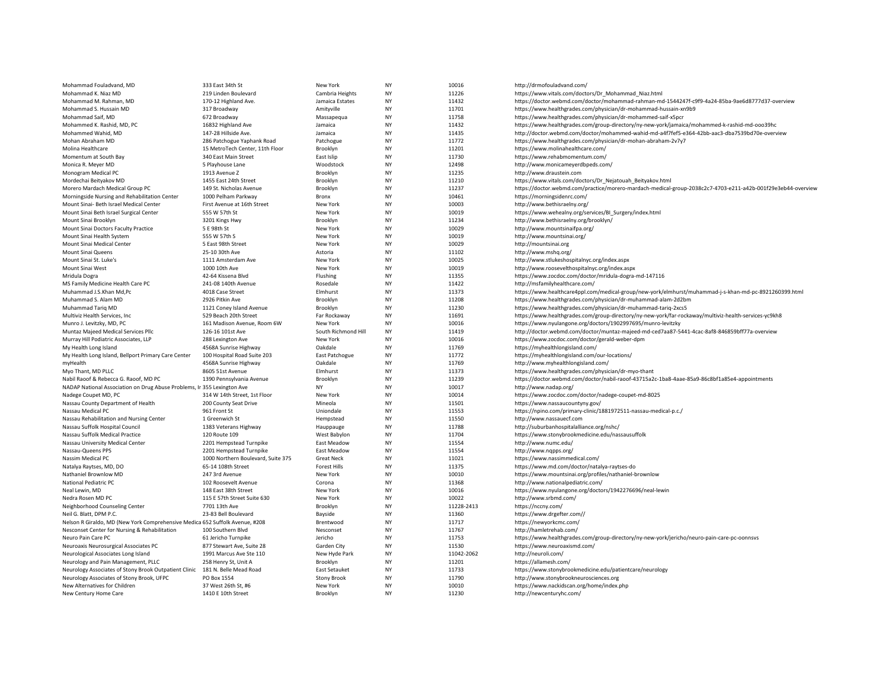| | | | | | |
|---|---|---|---|---|---|
| Mohammad Fouladvand, MD | 333 East 34th St | New York | NY | 10016 | http://drmofouladvand.com/ |
| Mohammad K. Niaz MD | 219 Linden Boulevard | Cambria Heights | NY | 11226 | https://www.vitals.com/doctors/Dr_Mohammad_Niaz.html |
| Mohammad M. Rahman, MD | 170-12 Highland Ave. | Jamaica Estates | NY | 11432 | https://doctor.webmd.com/doctor/mohammad-rahman-md-1544247f-c9f9-4a24-85ba-9ae6d8777d37-overview |
| Mohammad S. Hussain MD | 317 Broadway | Amityville | NY | 11701 | https://www.healthgrades.com/physician/dr-mohammad-hussain-xn9b9 |
| Mohammad Saif, MD | 672 Broadway | Massapequa | NY | 11758 | https://www.healthgrades.com/physician/dr-mohammed-saif-x5pcr |
| Mohammed K. Rashid, MD, PC | 16832 Highland Ave | Jamaica | NY | 11432 | https://www.healthgrades.com/group-directory/ny-new-york/jamaica/mohammed-k-rashid-md-ooo39hc |
| Mohammed Wahid, MD | 147-28 Hillside Ave. | Jamaica | NY | 11435 | http://doctor.webmd.com/doctor/mohammed-wahid-md-a4f7fef5-e364-42bb-aac3-dba7539bd70e-overview |
| Mohan Abraham MD | 286 Patchogue Yaphank Road | Patchogue | NY | 11772 | https://www.healthgrades.com/physician/dr-mohan-abraham-2v7y7 |
| Molina Healthcare | 15 MetroTech Center, 11th Floor | Brooklyn | NY | 11201 | https://www.molinahealthcare.com/ |
| Momentum at South Bay | 340 East Main Street | East Islip | NY | 11730 | https://www.rehabmomentum.com/ |
| Monica R. Meyer MD | 5 Playhouse Lane | Woodstock | NY | 12498 | http://www.monicameyerdbpeds.com/ |
| Monogram Medical PC | 1913 Avenue Z | Brooklyn | NY | 11235 | http://www.draustein.com |
| Mordechai Beityakov MD | 1455 East 24th Street | Brooklyn | NY | 11210 | https://www.vitals.com/doctors/Dr_Nejatouah_Beityakov.html |
| Morero Mardach Medical Group PC | 149 St. Nicholas Avenue | Brooklyn | NY | 11237 | https://doctor.webmd.com/practice/morero-mardach-medical-group-2038c2c7-4703-e211-a42b-001f29e3eb44-overview |
| Morningside Nursing and Rehabilitation Center | 1000 Pelham Parkway | Bronx | NY | 10461 | https://morningsidenrc.com/ |
| Mount Sinai- Beth Israel Medical Center | First Avenue at 16th Street | New York | NY | 10003 | http://www.bethisraelny.org/ |
| Mount Sinai Beth Israel Surgical Center | 555 W 57th St | New York | NY | 10019 | https://www.wehealny.org/services/BI_Surgery/index.html |
| Mount Sinai Brooklyn | 3201 Kings Hwy | Brooklyn | NY | 11234 | http://www.bethisraelny.org/brooklyn/ |
| Mount Sinai Doctors Faculty Practice | 5 E 98th St | New York | NY | 10029 | http://www.mountsinaifpa.org/ |
| Mount Sinai Health System | 555 W 57th S | New York | NY | 10019 | http://www.mountsinai.org/ |
| Mount Sinai Medical Center | 5 East 98th Street | New York | NY | 10029 | http://mountsinai.org |
| Mount Sinai Queens | 25-10 30th Ave | Astoria | NY | 11102 | http://www.mshq.org/ |
| Mount Sinai St. Luke's | 1111 Amsterdam Ave | New York | NY | 10025 | http://www.stlukeshospitalnyc.org/index.aspx |
| Mount Sinai West | 1000 10th Ave | New York | NY | 10019 | http://www.roosevelthospitalnyc.org/index.aspx |
| Mridula Dogra | 42-64 Kissena Blvd | Flushing | NY | 11355 | https://www.zocdoc.com/doctor/mridula-dogra-md-147116 |
| MS Family Medicine Health Care PC | 241-08 140th Avenue | Rosedale | NY | 11422 | http://msfamilyhealthcare.com/ |
| Muhammad J.S.Khan Md,Pc | 4018 Case Street | Elmhurst | NY | 11373 | https://www.healthcare4ppl.com/medical-group/new-york/elmhurst/muhammad-j-s-khan-md-pc-8921260399.html |
| Muhammad S. Alam MD | 2926 Pitkin Ave | Brooklyn | NY | 11208 | https://www.healthgrades.com/physician/dr-muhammad-alam-2d2bm |
| Muhammad Tariq MD | 1121 Coney Island Avenue | Brooklyn | NY | 11230 | https://www.healthgrades.com/physician/dr-muhammad-tariq-2xcs5 |
| Multiviz Health Services, Inc | 529 Beach 20th Street | Far Rockaway | NY | 11691 | https://www.healthgrades.com/group-directory/ny-new-york/far-rockaway/multiviz-health-services-yc9kh8 |
| Munro J. Levitzky, MD, PC | 161 Madison Avenue, Room 6W | New York | NY | 10016 | https://www.nyulangone.org/doctors/1902997695/munro-levitzky |
| Muntaz Majeed Medical Services Pllc | 126-16 101st Ave | South Richmond Hill | NY | 11419 | http://doctor.webmd.com/doctor/muntaz-majeed-md-ced7aa87-5441-4cac-8af8-846859bff77a-overview |
| Murray Hill Podiatric Associates, LLP | 288 Lexington Ave | New York | NY | 10016 | https://www.zocdoc.com/doctor/gerald-weber-dpm |
| My Health Long Island | 4568A Sunrise Highway | Oakdale | NY | 11769 | https://myhealthlongisland.com/ |
| My Health Long Island, Bellport Primary Care Center | 100 Hospital Road Suite 203 | East Patchogue | NY | 11772 | https://myhealthlongisland.com/our-locations/ |
| myHealth | 4568A Sunrise Highway | Oakdale | NY | 11769 | http://www.myhealthlongisland.com/ |
| Myo Thant, MD PLLC | 8605 51st Avenue | Elmhurst | NY | 11373 | https://www.healthgrades.com/physician/dr-myo-thant |
| Nabil Raoof & Rebecca G. Raoof, MD PC | 1390 Pennsylvania Avenue | Brooklyn | NY | 11239 | https://doctor.webmd.com/doctor/nabil-raoof-43715a2c-1ba8-4aae-85a9-86c8bf1a85e4-appointments |
| NADAP National Association on Drug Abuse Problems, Ir | 355 Lexington Ave | NY | NY | 10017 | http://www.nadap.org/ |
| Nadege Coupet MD, PC | 314 W 14th Street, 1st Floor | New York | NY | 10014 | https://www.zocdoc.com/doctor/nadege-coupet-md-8025 |
| Nassau County Department of Health | 200 County Seat Drive | Mineola | NY | 11501 | https://www.nassaucountyny.gov/ |
| Nassau Medical PC | 961 Front St | Uniondale | NY | 11553 | https://npino.com/primary-clinic/1881972511-nassau-medical-p.c./ |
| Nassau Rehabilitation and Nursing Center | 1 Greenwich St | Hempstead | NY | 11550 | http://www.nassauecf.com |
| Nassau Suffolk Hospital Council | 1383 Veterans Highway | Hauppauge | NY | 11788 | http://suburbanhospitalalliance.org/nshc/ |
| Nassau Suffolk Medical Practice | 120 Route 109 | West Babylon | NY | 11704 | https://www.stonybrookmedicine.edu/nassausuffolk |
| Nassau University Medical Center | 2201 Hempstead Turnpike | East Meadow | NY | 11554 | http://www.numc.edu/ |
| Nassau-Queens PPS | 2201 Hempstead Turnpike | East Meadow | NY | 11554 | http://www.nqpps.org/ |
| Nassim Medical PC | 1000 Northern Boulevard, Suite 375 | Great Neck | NY | 11021 | https://www.nassimmedical.com/ |
| Natalya Raytses, MD, DO | 65-14 108th Street | Forest Hills | NY | 11375 | https://www.md.com/doctor/natalya-raytses-do |
| Nathaniel Brownlow MD | 247 3rd Avenue | New York | NY | 10010 | https://www.mountsinai.org/profiles/nathaniel-brownlow |
| National Pediatric PC | 102 Roosevelt Avenue | Corona | NY | 11368 | http://www.nationalpediatric.com/ |
| Neal Lewin, MD | 148 East 38th Street | New York | NY | 10016 | https://www.nyulangone.org/doctors/1942276696/neal-lewin |
| Nedra Rosen MD PC | 115 E 57th Street Suite 630 | New York | NY | 10022 | http://www.srbmd.com/ |
| Neighborhood Counseling Center | 7701 13th Ave | Brooklyn | NY | 11228-2413 | https://nccny.com/ |
| Neil G. Blatt, DPM P.C. | 23-83 Bell Boulevard | Bayside | NY | 11360 | https://www.drgefter.com// |
| Nelson R Giraldo, MD (New York Comprehensive Medica | 652 Suffolk Avenue, #208 | Brentwood | NY | 11717 | https://newyorkcmc.com/ |
| Nesconset Center for Nursing & Rehabilitation | 100 Southern Blvd | Nesconset | NY | 11767 | http://hamletrehab.com/ |
| Neuro Pain Care PC | 61 Jericho Turnpike | Jericho | NY | 11753 | https://www.healthgrades.com/group-directory/ny-new-york/jericho/neuro-pain-care-pc-oonnsvs |
| Neuroaxis Neurosurgical Associates PC | 877 Stewart Ave, Suite 28 | Garden City | NY | 11530 | https://www.neuroaxismd.com/ |
| Neurological Associates Long Island | 1991 Marcus Ave Ste 110 | New Hyde Park | NY | 11042-2062 | http://neuroli.com/ |
| Neurology and Pain Management, PLLC | 258 Henry St, Unit A | Brooklyn | NY | 11201 | https://allamesh.com/ |
| Neurology Associates of Stony Brook Outpatient Clinic | 181 N. Belle Mead Road | East Setauket | NY | 11733 | https://www.stonybrookmedicine.edu/patientcare/neurology |
| Neurology Associates of Stony Brook, UFPC | PO Box 1554 | Stony Brook | NY | 11790 | http://www.stonybrookneurosciences.org |
| New Alternatives for Children | 37 West 26th St, #6 | New York | NY | 10010 | https://www.nackidscan.org/home/index.php |
| New Century Home Care | 1410 E 10th Street | Brooklyn | NY | 11230 | http://newcenturyhc.com/ |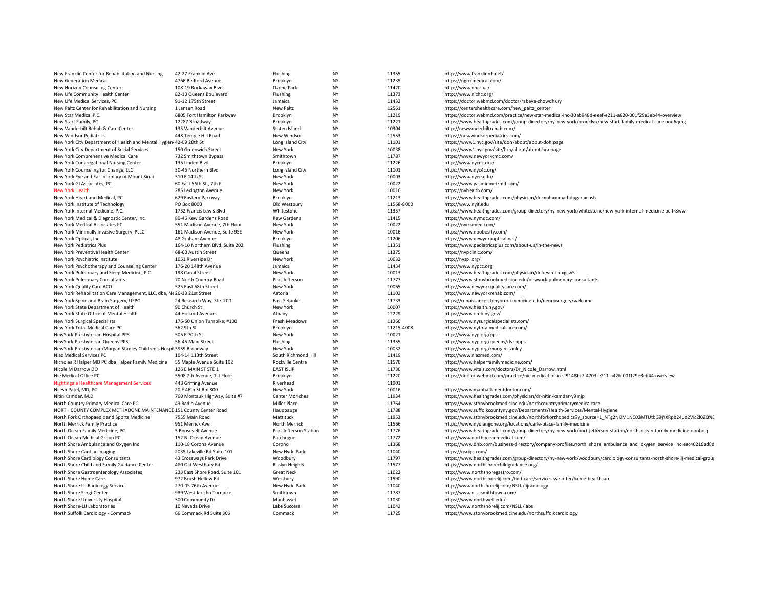| | | | | | |
|---|---|---|---|---|---|
| New Franklin Center for Rehabilitation and Nursing | 42-27 Franklin Ave | Flushing | NY | 11355 | http://www.franklinnh.net/ |
| New Generation Medical | 4766 Bedford Avenue | Brooklyn | NY | 11235 | https://ngm-medical.com/ |
| New Horizon Counseling Center | 108-19 Rockaway Blvd | Ozone Park | NY | 11420 | http://www.nhcc.us/ |
| New Life Community Health Center | 82-10 Queens Boulevard | Flushing | NY | 11373 | http://www.nlchc.org/ |
| New Life Medical Services, PC | 91-12 175th Street | Jamaica | NY | 11432 | https://doctor.webmd.com/doctor/rabeya-chowdhury |
| New Paltz Center for Rehabilitation and Nursing | 1 Jansen Road | New Paltz | Ny | 12561 | https://centershealthcare.com/new_paltz_center |
| New Star Medical P.C. | 6805 Fort Hamilton Parkway | Brooklyn | NY | 11219 | https://doctor.webmd.com/practice/new-star-medical-inc-30ab948d-eeef-e211-a820-001f29e3eb44-overview |
| New Start Family, PC | 12287 Broadway | Brooklyn | NY | 11221 | https://www.healthgrades.com/group-directory/ny-new-york/brooklyn/new-start-family-medical-care-ooo6qmg |
| New Vanderbilt Rehab & Care Center | 135 Vanderbilt Avenue | Staten Island | NY | 10304 | http://newvanderbiltrehab.com/ |
| New Windsor Pediatrics | 448 Temple Hill Road | New Windsor | NY | 12553 | https://newwindsorpediatrics.com/ |
| New York City Department of Health and Mental Hygien | 42-09 28th St | Long Island City | NY | 11101 | https://www1.nyc.gov/site/doh/about/about-doh.page |
| New York City Department of Social Services | 150 Greenwich Street | New York | NY | 10038 | https://www1.nyc.gov/site/hra/about/about-hra.page |
| New York Comprehensive Medical Care | 732 Smithtown Bypass | Smithtown | NY | 11787 | https://www.newyorkcmc.com/ |
| New York Congregational Nursing Center | 135 Linden Blvd. | Brooklyn | NY | 11226 | http://www.nycnc.org/ |
| New York Counseling for Change, LLC | 30-46 Northern Blvd | Long Island City | NY | 11101 | https://www.nyc4c.org/ |
| New York Eye and Ear Infirmary of Mount Sinai | 310 E 14th St | New York | NY | 10003 | http://www.nyee.edu/ |
| New York GI Associates, PC | 60 East 56th St., 7th Fl | New York | NY | 10022 | https://www.yasminmetzmd.com/ |
| New York Health | 285 Lexington Avenue | New York | NY | 10016 | https://nyhealth.com/ |
| New York Heart and Medical, PC | 629 Eastern Parkway | Brooklyn | NY | 11213 | https://www.healthgrades.com/physician/dr-muhammad-dogar-xcpsh |
| New York Institute of Technology | PO Box 8000 | Old Westbury | NY | 11568-8000 | http://www.nyit.edu |
| New York Internal Medicine, P.C. | 1752 Francis Lewis Blvd | Whitestone | NY | 11357 | https://www.healthgrades.com/group-directory/ny-new-york/whitestone/new-york-internal-medicine-pc-fr8ww |
| New York Medical & Diagnostic Center, Inc. | 80-46 Kew Gardens Road | Kew Gardens | NY | 11415 | https://www.nymdc.com/ |
| New York Medical Associates PC | 551 Madison Avenue, 7th Floor | New York | NY | 10022 | https://nymamed.com/ |
| New York Minimally Invasive Surgery, PLLC | 161 Madison Avenue, Suite 9SE | New York | NY | 10016 | https://www.noobesity.com/ |
| New York Optical, Inc. | 48 Graham Avenue | Brooklyn | NY | 11206 | https://www.newyorkoptical.net/ |
| New York Pediatrics Plus | 164-10 Northern Blvd, Suite 202 | Flushing | NY | 11351 | https://www.pediatricsplus.com/about-us/in-the-news |
| New York Preventive Health Center | 68-60 Austin Street | Queens | NY | 11375 | https://nypclinic.com/ |
| New York Psychiatric Institute | 1051 Riverside Dr | New York | NY | 10032 | http://nyspi.org/ |
| New York Psychotherapy and Counseling Center | 176-20 148th Avenue | Jamaica | NY | 11434 | http://www.nypcc.org |
| New York Pulmonary and Sleep Medicine, P.C. | 198 Canal Street | New York | NY | 10013 | https://www.healthgrades.com/physician/dr-kevin-lin-xgcw5 |
| New York Pulmonary Consultants | 70 North Country Road | Port Jefferson | NY | 11777 | https://www.stonybrookmedicine.edu/newyork-pulmonary-consultants |
| New York Quality Care ACO | 525 East 68th Street | New York | NY | 10065 | http://www.newyorkqualitycare.com/ |
| New York Rehabilitation Care Management, LLC, dba, Ne | 26-13 21st Street | Astoria | NY | 11102 | http://www.newyorkrehab.com/ |
| New York Spine and Brain Surgery, UFPC | 24 Research Way, Ste. 200 | East Setauket | NY | 11733 | https://renaissance.stonybrookmedicine.edu/neurosurgery/welcome |
| New York State Department of Health | 90 Church St | New York | NY | 10007 | https://www.health.ny.gov/ |
| New York State Office of Mental Health | 44 Holland Avenue | Albany | NY | 12229 | https://www.omh.ny.gov/ |
| New York Surgical Specialists | 176-60 Union Turnpike, #100 | Fresh Meadows | NY | 11366 | https://www.nysurgicalspecialists.com/ |
| New York Total Medical Care PC | 362 9th St | Brooklyn | NY | 11215-4008 | https://www.nytotalmedicalcare.com/ |
| NewYork-Presbyterian Hospital PPS | 505 E 70th St | New York | NY | 10021 | http://www.nyp.org/pps |
| NewYork-Presbyterian Queens PPS | 56-45 Main Street | Flushing | NY | 11355 | http://www.nyp.org/queens/dsrippps |
| NewYork-Presbyterian/Morgan Stanley Children's Hospi | 3959 Broadway | New York | NY | 10032 | http://www.nyp.org/morganstanley |
| Niaz Medical Services PC | 104-14 113th Street | South Richmond Hill | NY | 11419 | http://www.niazmed.com/ |
| Nicholas R Halper MD PC dba Halper Family Medicine | 55 Maple Avenue Suite 102 | Rockville Centre | NY | 11570 | https://www.halperfamilymedicine.com/ |
| Nicole M Darrow DO | 126 E MAIN ST STE 1 | EAST ISLIP | NY | 11730 | https://www.vitals.com/doctors/Dr_Nicole_Darrow.html |
| Nie Medical Office PC | 5508 7th Avenue, 1st Floor | Brooklyn | NY | 11220 | https://doctor.webmd.com/practice/nie-medical-office-f9148bc7-4703-e211-a42b-001f29e3eb44-overview |
| Nightingale Healthcare Management Services | 448 Griffing Avenue | Riverhead | NY | 11901 | |
| Nilesh Patel, MD, PC | 20 E 46th St Rm 800 | New York | NY | 10016 | https://www.manhattanentdoctor.com/ |
| Nitin Kamdar, M.D. | 760 Montauk Highway, Suite #7 | Center Moriches | NY | 11934 | https://www.healthgrades.com/physician/dr-nitin-kamdar-y9mjp |
| North Country Primary Medical Care PC | 43 Radio Avenue | Miller Place | NY | 11764 | https://www.stonybrookmedicine.edu/northcountryprimarymedicalcare |
| NORTH COUNTY COMPLEX METHADONE MAINTENANCE | 151 County Center Road | Hauppauge | NY | 11788 | https://www.suffolkcountyny.gov/Departments/Health-Services/Mental-Hygiene |
| North Fork Orthopaedic and Sports Medicine | 7555 Main Road | Mattituck | NY | 11952 | https://www.stonybrookmedicine.edu/northforkorthopedics?y_source=1_NTg2NDM1NC03MTUtbG9jYXRpb24ud2Vic2l0ZQ%3 |
| North Merrick Family Practice | 951 Merrick Ave | North Merrick | NY | 11566 | https://www.nyulangone.org/locations/carle-place-family-medicine |
| North Ocean Family Medicine, PC | 5 Roosevelt Avenue | Port Jefferson Station | NY | 11776 | https://www.healthgrades.com/group-directory/ny-new-york/port-jefferson-station/north-ocean-family-medicine-ooobclq |
| North Ocean Medical Group PC | 152 N. Ocean Avenue | Patchogue | NY | 11772 | http://www.northoceanmedical.com/ |
| North Shore Ambulance and Oxygen Inc | 110-18 Corona Avenue | Corono | NY | 11368 | https://www.dnb.com/business-directory/company-profiles.north_shore_ambulance_and_oxygen_service_inc.eec40216ad8d |
| North Shore Cardiac Imaging | 2035 Lakeville Rd Suite 101 | New Hyde Park | NY | 11040 | https://nscipc.com/ |
| North Shore Cardiology Consultants | 43 Crossways Park Drive | Woodbury | NY | 11797 | https://www.healthgrades.com/group-directory/ny-new-york/woodbury/cardiology-consultants-north-shore-lij-medical-grou |
| North Shore Child and Family Guidance Center | 480 Old Westbury Rd. | Roslyn Heights | NY | 11577 | https://www.northshorechildguidance.org/ |
| North Shore Gastroenterology Associates | 233 East Shore Road, Suite 101 | Great Neck | NY | 11023 | http://www.northshoregastro.com/ |
| North Shore Home Care | 972 Brush Hollow Rd | Westbury | NY | 11590 | https://www.northshorelij.com/find-care/services-we-offer/home-healthcare |
| North Shore LIJ Radiology Services | 270-05 76th Avenue | New Hyde Park | NY | 11040 | http://www.northshorelij.com/NSLIJ/lijradiology |
| North Shore Surgi-Center | 989 West Jericho Turnpike | Smithtown | NY | 11787 | http://www.nsscsmithtown.com/ |
| North Shore University Hospital | 300 Community Dr | Manhasset | NY | 11030 | https://www.northwell.edu/ |
| North Shore-LIJ Laboratories | 10 Nevada Drive | Lake Success | NY | 11042 | http://www.northshorelij.com/NSLIJ/labs |
| North Suffolk Cardiology - Commack | 66 Commack Rd Suite 306 | Commack | NY | 11725 | https://www.stonybrookmedicine.edu/northsuffolkcardiology |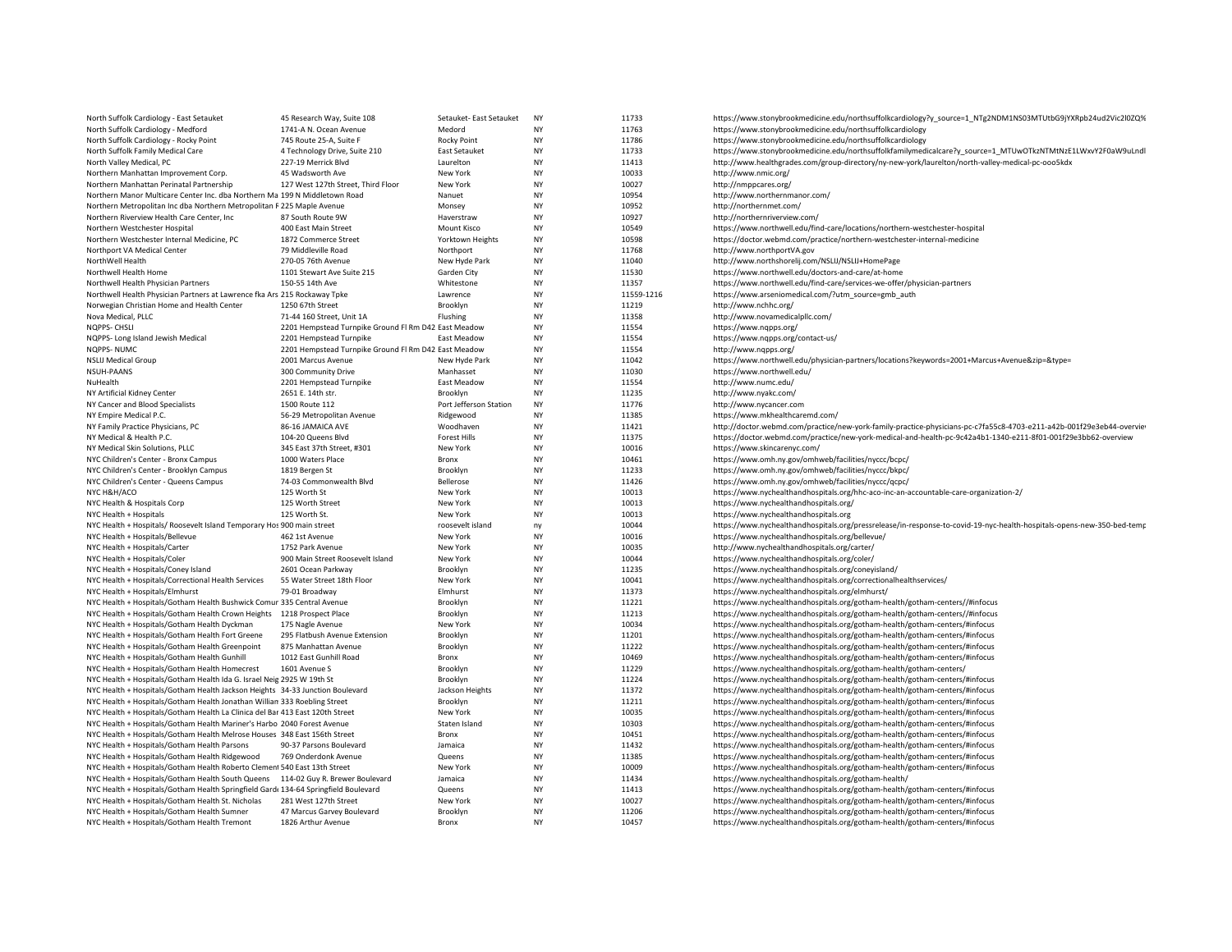| | | | | | |
|---|---|---|---|---|---|
| North Suffolk Cardiology - East Setauket | 45 Research Way, Suite 108 | Setauket- East Setauket | NY | 11733 | https://www.stonybrookmedicine.edu/northsuffolkcardiology?y_source=1_NTg2NDM1NS03MTUtbG9jYXRpb24ud2Vic2l0ZQ% |
| North Suffolk Cardiology - Medford | 1741-A N. Ocean Avenue | Medord | NY | 11763 | https://www.stonybrookmedicine.edu/northsuffolkcardiology |
| North Suffolk Cardiology - Rocky Point | 745 Route 25-A, Suite F | Rocky Point | NY | 11786 | https://www.stonybrookmedicine.edu/northsuffolkcardiology |
| North Suffolk Family Medical Care | 4 Technology Drive, Suite 210 | East Setauket | NY | 11733 | https://www.stonybrookmedicine.edu/northsuffolkfamilymedicalcare?y_source=1_MTUwOTkzNTMtNzE1LWxvY2F0aW9uLndl |
| North Valley Medical, PC | 227-19 Merrick Blvd | Laurelton | NY | 11413 | http://www.healthgrades.com/group-directory/ny-new-york/laurelton/north-valley-medical-pc-ooo5kdx |
| Northern Manhattan Improvement Corp. | 45 Wadsworth Ave | New York | NY | 10033 | http://www.nmic.org/ |
| Northern Manhattan Perinatal Partnership | 127 West 127th Street, Third Floor | New York | NY | 10027 | http://nmppcares.org/ |
| Northern Manor Multicare Center Inc. dba Northern Ma | 199 N Middletown Road | Nanuet | NY | 10954 | http://www.northernmanor.com/ |
| Northern Metropolitan Inc dba Northern Metropolitan F | 225 Maple Avenue | Monsey | NY | 10952 | http://northernmet.com/ |
| Northern Riverview Health Care Center, Inc | 87 South Route 9W | Haverstraw | NY | 10927 | http://northernriverview.com/ |
| Northern Westchester Hospital | 400 East Main Street | Mount Kisco | NY | 10549 | https://www.northwell.edu/find-care/locations/northern-westchester-hospital |
| Northern Westchester Internal Medicine, PC | 1872 Commerce Street | Yorktown Heights | NY | 10598 | https://doctor.webmd.com/practice/northern-westchester-internal-medicine |
| Northport VA Medical Center | 79 Middleville Road | Northport | NY | 11768 | http://www.northportVA.gov |
| NorthWell Health | 270-05 76th Avenue | New Hyde Park | NY | 11040 | http://www.northshorelij.com/NSLIJ/NSLIJ+HomePage |
| Northwell Health Home | 1101 Stewart Ave Suite 215 | Garden City | NY | 11530 | https://www.northwell.edu/doctors-and-care/at-home |
| Northwell Health Physician Partners | 150-55 14th Ave | Whitestone | NY | 11357 | https://www.northwell.edu/find-care/services-we-offer/physician-partners |
| Northwell Health Physician Partners at Lawrence fka Ars | 215 Rockaway Tpke | Lawrence | NY | 11559-1216 | https://www.arseniomedical.com/?utm_source=gmb_auth |
| Norwegian Christian Home and Health Center | 1250 67th Street | Brooklyn | NY | 11219 | http://www.nchhc.org/ |
| Nova Medical, PLLC | 71-44 160 Street, Unit 1A | Flushing | NY | 11358 | http://www.novamedicalpllc.com/ |
| NQPPS- CHSLI | 2201 Hempstead Turnpike Ground Fl Rm D42 | East Meadow | NY | 11554 | https://www.nqpps.org/ |
| NQPPS- Long Island Jewish Medical | 2201 Hempstead Turnpike | East Meadow | NY | 11554 | https://www.nqpps.org/contact-us/ |
| NQPPS- NUMC | 2201 Hempstead Turnpike Ground Fl Rm D42 | East Meadow | NY | 11554 | http://www.nqpps.org/ |
| NSLIJ Medical Group | 2001 Marcus Avenue | New Hyde Park | NY | 11042 | https://www.northwell.edu/physician-partners/locations?keywords=2001+Marcus+Avenue&zip=&type= |
| NSUH-PAANS | 300 Community Drive | Manhasset | NY | 11030 | https://www.northwell.edu/ |
| NuHealth | 2201 Hempstead Turnpike | East Meadow | NY | 11554 | http://www.numc.edu/ |
| NY Artificial Kidney Center | 2651 E. 14th str. | Brooklyn | NY | 11235 | http://www.nyakc.com/ |
| NY Cancer and Blood Specialists | 1500 Route 112 | Port Jefferson Station | NY | 11776 | http://www.nycancer.com |
| NY Empire Medical P.C. | 56-29 Metropolitan Avenue | Ridgewood | NY | 11385 | https://www.mkhealthcaremd.com/ |
| NY Family Practice Physicians, PC | 86-16 JAMAICA AVE | Woodhaven | NY | 11421 | http://doctor.webmd.com/practice/new-york-family-practice-physicians-pc-c7fa55c8-4703-e211-a42b-001f29e3eb44-overvie |
| NY Medical & Health P.C. | 104-20 Queens Blvd | Forest Hills | NY | 11375 | https://doctor.webmd.com/practice/new-york-medical-and-health-pc-9c42a4b1-1340-e211-8f01-001f29e3bb62-overview |
| NY Medical Skin Solutions, PLLC | 345 East 37th Street, #301 | New York | NY | 10016 | https://www.skincarenyc.com/ |
| NYC Children's Center - Bronx Campus | 1000 Waters Place | Bronx | NY | 10461 | https://www.omh.ny.gov/omhweb/facilities/nyccc/bcpc/ |
| NYC Children's Center - Brooklyn Campus | 1819 Bergen St | Brooklyn | NY | 11233 | https://www.omh.ny.gov/omhweb/facilities/nyccc/bkpc/ |
| NYC Children's Center - Queens Campus | 74-03 Commonwealth Blvd | Bellerose | NY | 11426 | https://www.omh.ny.gov/omhweb/facilities/nyccc/qcpc/ |
| NYC H&H/ACO | 125 Worth St | New York | NY | 10013 | https://www.nychealthandhospitals.org/hhc-aco-inc-an-accountable-care-organization-2/ |
| NYC Health & Hospitals Corp | 125 Worth Street | New York | NY | 10013 | https://www.nychealthandhospitals.org/ |
| NYC Health + Hospitals | 125 Worth St. | New York | NY | 10013 | https://www.nychealthandhospitals.org |
| NYC Health + Hospitals/ Roosevelt Island Temporary Hos | 900 main street | roosevelt island | ny | 10044 | https://www.nychealthandhospitals.org/pressrelease/in-response-to-covid-19-nyc-health-hospitals-opens-new-350-bed-temp |
| NYC Health + Hospitals/Bellevue | 462 1st Avenue | New York | NY | 10016 | https://www.nychealthandhospitals.org/bellevue/ |
| NYC Health + Hospitals/Carter | 1752 Park Avenue | New York | NY | 10035 | http://www.nychealthandhospitals.org/carter/ |
| NYC Health + Hospitals/Coler | 900 Main Street Roosevelt Island | New York | NY | 10044 | https://www.nychealthandhospitals.org/coler/ |
| NYC Health + Hospitals/Coney Island | 2601 Ocean Parkway | Brooklyn | NY | 11235 | https://www.nychealthandhospitals.org/coneyisland/ |
| NYC Health + Hospitals/Correctional Health Services | 55 Water Street 18th Floor | New York | NY | 10041 | https://www.nychealthandhospitals.org/correctionalhealthservices/ |
| NYC Health + Hospitals/Elmhurst | 79-01 Broadway | Elmhurst | NY | 11373 | https://www.nychealthandhospitals.org/elmhurst/ |
| NYC Health + Hospitals/Gotham Health Bushwick Comur | 335 Central Avenue | Brooklyn | NY | 11221 | https://www.nychealthandhospitals.org/gotham-health/gotham-centers//#infocus |
| NYC Health + Hospitals/Gotham Health Crown Heights | 1218 Prospect Place | Brooklyn | NY | 11213 | https://www.nychealthandhospitals.org/gotham-health/gotham-centers//#infocus |
| NYC Health + Hospitals/Gotham Health Dyckman | 175 Nagle Avenue | New York | NY | 10034 | https://www.nychealthandhospitals.org/gotham-health/gotham-centers/#infocus |
| NYC Health + Hospitals/Gotham Health Fort Greene | 295 Flatbush Avenue Extension | Brooklyn | NY | 11201 | https://www.nychealthandhospitals.org/gotham-health/gotham-centers/#infocus |
| NYC Health + Hospitals/Gotham Health Greenpoint | 875 Manhattan Avenue | Brooklyn | NY | 11222 | https://www.nychealthandhospitals.org/gotham-health/gotham-centers/#infocus |
| NYC Health + Hospitals/Gotham Health Gunhill | 1012 East Gunhill Road | Bronx | NY | 10469 | https://www.nychealthandhospitals.org/gotham-health/gotham-centers/#infocus |
| NYC Health + Hospitals/Gotham Health Homecrest | 1601 Avenue S | Brooklyn | NY | 11229 | https://www.nychealthandhospitals.org/gotham-health/gotham-centers/ |
| NYC Health + Hospitals/Gotham Health Ida G. Israel Neig | 2925 W 19th St | Brooklyn | NY | 11224 | https://www.nychealthandhospitals.org/gotham-health/gotham-centers/#infocus |
| NYC Health + Hospitals/Gotham Health Jackson Heights | 34-33 Junction Boulevard | Jackson Heights | NY | 11372 | https://www.nychealthandhospitals.org/gotham-health/gotham-centers/#infocus |
| NYC Health + Hospitals/Gotham Health Jonathan Willian | 333 Roebling Street | Brooklyn | NY | 11211 | https://www.nychealthandhospitals.org/gotham-health/gotham-centers/#infocus |
| NYC Health + Hospitals/Gotham Health La Clinica del Bar | 413 East 120th Street | New York | NY | 10035 | https://www.nychealthandhospitals.org/gotham-health/gotham-centers/#infocus |
| NYC Health + Hospitals/Gotham Health Mariner's Harbo | 2040 Forest Avenue | Staten Island | NY | 10303 | https://www.nychealthandhospitals.org/gotham-health/gotham-centers/#infocus |
| NYC Health + Hospitals/Gotham Health Melrose Houses | 348 East 156th Street | Bronx | NY | 10451 | https://www.nychealthandhospitals.org/gotham-health/gotham-centers/#infocus |
| NYC Health + Hospitals/Gotham Health Parsons | 90-37 Parsons Boulevard | Jamaica | NY | 11432 | https://www.nychealthandhospitals.org/gotham-health/gotham-centers/#infocus |
| NYC Health + Hospitals/Gotham Health Ridgewood | 769 Onderdonk Avenue | Queens | NY | 11385 | https://www.nychealthandhospitals.org/gotham-health/gotham-centers/#infocus |
| NYC Health + Hospitals/Gotham Health Roberto Clement | 540 East 13th Street | New York | NY | 10009 | https://www.nychealthandhospitals.org/gotham-health/gotham-centers/#infocus |
| NYC Health + Hospitals/Gotham Health South Queens | 114-02 Guy R. Brewer Boulevard | Jamaica | NY | 11434 | https://www.nychealthandhospitals.org/gotham-health/ |
| NYC Health + Hospitals/Gotham Health Springfield Gard | 134-64 Springfield Boulevard | Queens | NY | 11413 | https://www.nychealthandhospitals.org/gotham-health/gotham-centers/#infocus |
| NYC Health + Hospitals/Gotham Health St. Nicholas | 281 West 127th Street | New York | NY | 10027 | https://www.nychealthandhospitals.org/gotham-health/gotham-centers/#infocus |
| NYC Health + Hospitals/Gotham Health Sumner | 47 Marcus Garvey Boulevard | Brooklyn | NY | 11206 | https://www.nychealthandhospitals.org/gotham-health/gotham-centers/#infocus |
| NYC Health + Hospitals/Gotham Health Tremont | 1826 Arthur Avenue | Bronx | NY | 10457 | https://www.nychealthandhospitals.org/gotham-health/gotham-centers/#infocus |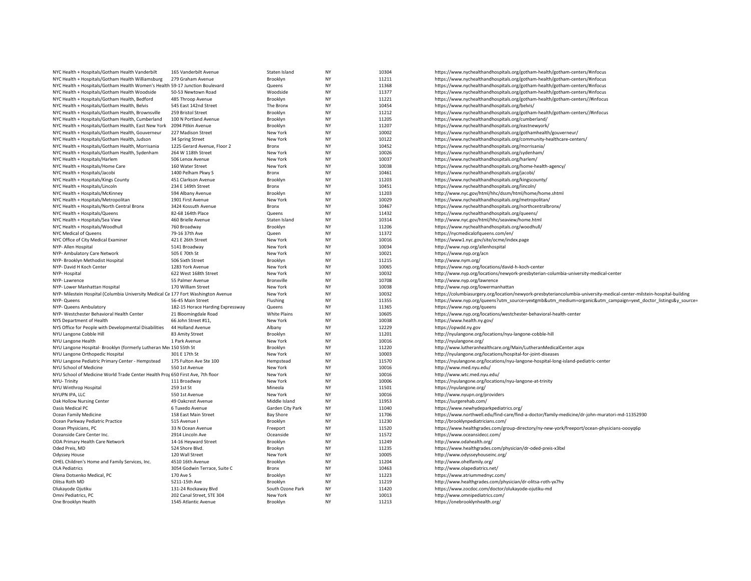| | | | | | |
|---|---|---|---|---|---|
| NYC Health + Hospitals/Gotham Health Vanderbilt | 165 Vanderbilt Avenue | Staten Island | NY | 10304 | https://www.nychealthandhospitals.org/gotham-health/gotham-centers/#infocus |
| NYC Health + Hospitals/Gotham Health Williamsburg | 279 Graham Avenue | Brooklyn | NY | 11211 | https://www.nychealthandhospitals.org/gotham-health/gotham-centers/#infocus |
| NYC Health + Hospitals/Gotham Health Women's Health | 59-17 Junction Boulevard | Queens | NY | 11368 | https://www.nychealthandhospitals.org/gotham-health/gotham-centers/#infocus |
| NYC Health + Hospitals/Gotham Health Woodside | 50-53 Newtown Road | Woodside | NY | 11377 | https://www.nychealthandhospitals.org/gotham-health/gotham-centers/#infocus |
| NYC Health + Hospitals/Gotham Health, Bedford | 485 Throop Avenue | Brooklyn | NY | 11221 | https://www.nychealthandhospitals.org/gotham-health/gotham-centers//#infocus |
| NYC Health + Hospitals/Gotham Health, Belvis | 545 East 142nd Street | The Bronx | NY | 10454 | https://www.nychealthandhospitals.org/belvis/ |
| NYC Health + Hospitals/Gotham Health, Brownsville | 259 Bristol Street | Brooklyn | NY | 11212 | https://www.nychealthandhospitals.org/gotham-health/gotham-centers//#infocus |
| NYC Health + Hospitals/Gotham Health, Cumberland | 100 N Portland Avenue | Brooklyn | NY | 11205 | https://www.nychealthandhospitals.org/cumberland/ |
| NYC Health + Hospitals/Gotham Health, East New York | 2094 Pitkin Avenue | Brooklyn | NY | 11207 | https://www.nychealthandhospitals.org/eastnewyork/ |
| NYC Health + Hospitals/Gotham Health, Gouverneur | 227 Madison Street | New York | NY | 10002 | https://www.nychealthandhospitals.org/gothamhealth/gouverneur/ |
| NYC Health + Hospitals/Gotham Health, Judson | 34 Spring Street | New York | NY | 10122 | https://www.nychealthandhospitals.org/community-healthcare-centers/ |
| NYC Health + Hospitals/Gotham Health, Morrisania | 1225 Gerard Avenue, Floor 2 | Bronx | NY | 10452 | https://www.nychealthandhospitals.org/morrisania/ |
| NYC Health + Hospitals/Gotham Health, Sydenham | 264 W 118th Street | New York | NY | 10026 | https://www.nychealthandhospitals.org/sydenham/ |
| NYC Health + Hospitals/Harlem | 506 Lenox Avenue | New York | NY | 10037 | https://www.nychealthandhospitals.org/harlem/ |
| NYC Health + Hospitals/Home Care | 160 Water Street | New York | NY | 10038 | https://www.nychealthandhospitals.org/home-health-agency/ |
| NYC Health + Hospitals/Jacobi | 1400 Pelham Pkwy S | Bronx | NY | 10461 | https://www.nychealthandhospitals.org/jacobi/ |
| NYC Health + Hospitals/Kings County | 451 Clarkson Avenue | Brooklyn | NY | 11203 | https://www.nychealthandhospitals.org/kingscounty/ |
| NYC Health + Hospitals/Lincoln | 234 E 149th Street | Bronx | NY | 10451 | https://www.nychealthandhospitals.org/lincoln/ |
| NYC Health + Hospitals/McKinney | 594 Albany Avenue | Brooklyn | NY | 11203 | http://www.nyc.gov/html/hhc/dssm/html/home/home.shtml |
| NYC Health + Hospitals/Metropolitan | 1901 First Avenue | New York | NY | 10029 | https://www.nychealthandhospitals.org/metropolitan/ |
| NYC Health + Hospitals/North Central Bronx | 3424 Kossuth Avenue | Bronx | NY | 10467 | https://www.nychealthandhospitals.org/northcentralbronx/ |
| NYC Health + Hospitals/Queens | 82-68 164th Place | Queens | NY | 11432 | https://www.nychealthandhospitals.org/queens/ |
| NYC Health + Hospitals/Sea View | 460 Brielle Avenue | Staten Island | NY | 10314 | http://www.nyc.gov/html/hhc/seaview/home.html |
| NYC Health + Hospitals/Woodhull | 760 Broadway | Brooklyn | NY | 11206 | https://www.nychealthandhospitals.org/woodhull/ |
| NYC Medical of Queens | 79-16 37th Ave | Queen | NY | 11372 | https://nycmedicalofqueens.com/en/ |
| NYC Office of City Medical Examiner | 421 E 26th Street | New York | NY | 10016 | https://www1.nyc.gov/site/ocme/index.page |
| NYP- Allen Hospital | 5141 Broadway | New York | NY | 10034 | http://www.nyp.org/allenhospital |
| NYP- Ambulatory Care Network | 505 E 70th St | New York | NY | 10021 | https://www.nyp.org/acn |
| NYP- Brooklyn Methodist Hospital | 506 Sixth Street | Brooklyn | NY | 11215 | http://www.nym.org/ |
| NYP- David H Koch Center | 1283 York Avenue | New York | NY | 10065 | https://www.nyp.org/locations/david-h-koch-center |
| NYP- Hospital | 622 West 168th Street | New York | NY | 10032 | http://www.nyp.org/locations/newyork-presbyterian-columbia-university-medical-center |
| NYP- Lawrence | 55 Palmer Avenue | Bronxville | NY | 10708 | http://www.nyp.org/lawrence |
| NYP- Lower Manhattan Hospital | 170 William Street | New York | NY | 10038 | http://www.nyp.org/lowermanhattan |
| NYP- Milestein Hospital (Columbia University Medical Ce | 177 Fort Washington Avenue | New York | NY | 10032 | https://columbiasurgery.org/location/newyork-presbyteriancolumbia-university-medical-center-milstein-hospital-building |
| NYP- Queens | 56-45 Main Street | Flushing | NY | 11355 | https://www.nyp.org/queens?utm_source=yextgmb&utm_medium=organic&utm_campaign=yext_doctor_listings&y_source= |
| NYP- Queens Ambulatory | 182-15 Horace Harding Expressway | Queens | NY | 11365 | https://www.nyp.org/queens |
| NYP- Westchester Behavioral Health Center | 21 Bloomingdale Road | White Plains | NY | 10605 | https://www.nyp.org/locations/westchester-behavioral-health-center |
| NYS Department of Health | 66 John Street #11, | New York | NY | 10038 | https://www.health.ny.gov/ |
| NYS Office for People with Developmental Disabilities | 44 Holland Avenue | Albany | NY | 12229 | https://opwdd.ny.gov |
| NYU Langone Cobble Hill | 83 Amity Street | Brooklyn | NY | 11201 | http://nyulangone.org/locations/nyu-langone-cobble-hill |
| NYU Langone Health | 1 Park Avenue | New York | NY | 10016 | http://nyulangone.org/ |
| NYU Langone Hospital- Brooklyn (formerly Lutheran Me | 150 55th St | Brooklyn | NY | 11220 | http://www.lutheranhealthcare.org/Main/LutheranMedicalCenter.aspx |
| NYU Langone Orthopedic Hospital | 301 E 17th St | New York | NY | 10003 | http://nyulangone.org/locations/hospital-for-joint-diseases |
| NYU Langone Pediatric Primary Center - Hempstead | 175 Fulton Ave Ste 100 | Hempstead | NY | 11570 | https://nyulangone.org/locations/nyu-langone-hospital-long-island-pediatric-center |
| NYU School of Medicine | 550 1st Avenue | New York | NY | 10016 | http://www.med.nyu.edu/ |
| NYU School of Medicine World Trade Center Health Prog | 650 First Ave, 7th floor | New York | NY | 10016 | http://www.wtc.med.nyu.edu/ |
| NYU- Trinity | 111 Broadway | New York | NY | 10006 | https://nyulangone.org/locations/nyu-langone-at-trinity |
| NYU Winthrop Hospital | 259 1st St | Mineola | NY | 11501 | https://nyulangone.org/ |
| NYUPN IPA, LLC | 550 1st Avenue | New York | NY | 10016 | http://www.nyupn.org/providers |
| Oak Hollow Nursing Center | 49 Oakcrest Avenue | Middle Island | NY | 11953 | https://surgerehab.com/ |
| Oasis Medical PC | 6 Tuxedo Avenue | Garden City Park | NY | 11040 | https://www.newhydeparkpediatrics.org/ |
| Ocean Family Medicine | 158 East Main Street | Bay Shore | NY | 11706 | https://www.northwell.edu/find-care/find-a-doctor/family-medicine/dr-john-muratori-md-11352930 |
| Ocean Parkway Pediatric Practice | 515 Avenue I | Brooklyn | NY | 11230 | http://brooklynpediatricians.com/ |
| Ocean Physicians, PC | 33 N Ocean Avenue | Freeport | NY | 11520 | https://www.healthgrades.com/group-directory/ny-new-york/freeport/ocean-physicians-oooyq6p |
| Oceanside Care Center Inc. | 2914 Lincoln Ave | Oceanside | NY | 11572 | https://www.oceansidecc.com/ |
| ODA Primary Health Care Network | 14-16 Heyward Street | Brooklyn | NY | 11249 | http://www.odahealth.org/ |
| Oded Preis, MD | 524 Shore Blvd. | Brookyn | NY | 11235 | https://www.healthgrades.com/physician/dr-oded-preis-x3bxl |
| Odyssey House | 120 Wall Street | New York | NY | 10005 | http://www.odysseyhouseinc.org/ |
| OHEL Children's Home and Family Services, Inc. | 4510 16th Avenue | Brooklyn | NY | 11204 | http://www.ohelfamily.org/ |
| OLA Pediatrics | 3054 Godwin Terrace, Suite C | Bronx | NY | 10463 | http://www.olapediatrics.net/ |
| Olena Dotsenko Medical, PC | 170 Ave S | Brooklyn | NY | 11223 | https://www.atriummednyc.com/ |
| Olitsa Roth MD | 5211-15th Ave | Brooklyn | NY | 11219 | http://www.healthgrades.com/physician/dr-olitsa-roth-yx7hy |
| Olukayode Ojutiku | 131-24 Rockaway Blvd | South Ozone Park | NY | 11420 | https://www.zocdoc.com/doctor/olukayode-ojutiku-md |
| Omni Pediatrics, PC | 202 Canal Street, STE 304 | New York | NY | 10013 | http://www.omnipediatrics.com/ |
| One Brooklyn Health | 1545 Atlantic Avenue | Brooklyn | NY | 11213 | https://onebrooklynhealth.org/ |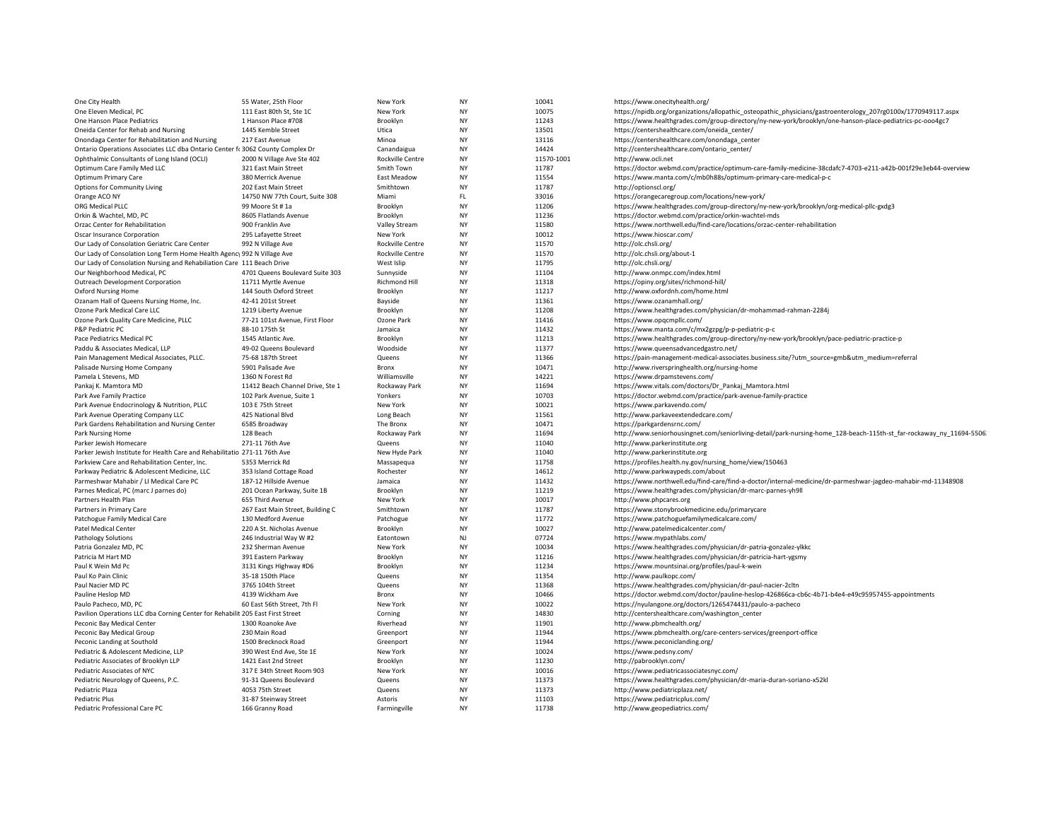| | | | | | |
|---|---|---|---|---|---|
| One City Health | 55 Water, 25th Floor | New York | NY | 10041 | https://www.onecityhealth.org/ |
| One Eleven Medical, PC | 111 East 80th St, Ste 1C | New York | NY | 10075 | https://npidb.org/organizations/allopathic_osteopathic_physicians/gastroenterology_207rg0100x/1770949117.aspx |
| One Hanson Place Pediatrics | 1 Hanson Place #708 | Brooklyn | NY | 11243 | https://www.healthgrades.com/group-directory/ny-new-york/brooklyn/one-hanson-place-pediatrics-pc-ooo4gc7 |
| Oneida Center for Rehab and Nursing | 1445 Kemble Street | Utica | NY | 13501 | https://centershealthcare.com/oneida_center/ |
| Onondaga Center for Rehabilitation and Nursing | 217 East Avenue | Minoa | NY | 13116 | https://centershealthcare.com/onondaga_center |
| Ontario Operations Associates LLC dba Ontario Center fo | 3062 County Complex Dr | Canandaigua | NY | 14424 | http://centershealthcare.com/ontario_center/ |
| Ophthalmic Consultants of Long Island (OCLI) | 2000 N Village Ave Ste 402 | Rockville Centre | NY | 11570-1001 | http://www.ocli.net |
| Optimum Care Family Med LLC | 321 East Main Street | Smith Town | NY | 11787 | https://doctor.webmd.com/practice/optimum-care-family-medicine-38cdafc7-4703-e211-a42b-001f29e3eb44-overview |
| Optimum Primary Care | 380 Merrick Avenue | East Meadow | NY | 11554 | https://www.manta.com/c/mb0h88s/optimum-primary-care-medical-p-c |
| Options for Community Living | 202 East Main Street | Smithtown | NY | 11787 | http://optionscl.org/ |
| Orange ACO NY | 14750 NW 77th Court, Suite 308 | Miami | FL | 33016 | https://orangecaregroup.com/locations/new-york/ |
| ORG Medical PLLC | 99 Moore St # 1a | Brooklyn | NY | 11206 | https://www.healthgrades.com/group-directory/ny-new-york/brooklyn/org-medical-pllc-gxdg3 |
| Orkin & Wachtel, MD, PC | 8605 Flatlands Avenue | Brooklyn | NY | 11236 | https://doctor.webmd.com/practice/orkin-wachtel-mds |
| Orzac Center for Rehabilitation | 900 Franklin Ave | Valley Stream | NY | 11580 | https://www.northwell.edu/find-care/locations/orzac-center-rehabilitation |
| Oscar Insurance Corporation | 295 Lafayette Street | New York | NY | 10012 | https://www.hioscar.com/ |
| Our Lady of Consolation Geriatric Care Center | 992 N Village Ave | Rockville Centre | NY | 11570 | http://olc.chsli.org/ |
| Our Lady of Consolation Long Term Home Health Agency | 992 N Village Ave | Rockville Centre | NY | 11570 | http://olc.chsli.org/about-1 |
| Our Lady of Consolation Nursing and Rehabiliation Care | 111 Beach Drive | West Islip | NY | 11795 | http://olc.chsli.org/ |
| Our Neighborhood Medical, PC | 4701 Queens Boulevard Suite 303 | Sunnyside | NY | 11104 | http://www.onmpc.com/index.html |
| Outreach Development Corporation | 11711 Myrtle Avenue | Richmond Hill | NY | 11318 | https://opiny.org/sites/richmond-hill/ |
| Oxford Nursing Home | 144 South Oxford Street | Brooklyn | NY | 11217 | http://www.oxfordnh.com/home.html |
| Ozanam Hall of Queens Nursing Home, Inc. | 42-41 201st Street | Bayside | NY | 11361 | https://www.ozanamhall.org/ |
| Ozone Park Medical Care LLC | 1219 Liberty Avenue | Brooklyn | NY | 11208 | https://www.healthgrades.com/physician/dr-mohammad-rahman-2284j |
| Ozone Park Quality Care Medicine, PLLC | 77-21 101st Avenue, First Floor | Ozone Park | NY | 11416 | https://www.opqcmpllc.com/ |
| P&P Pediatric PC | 88-10 175th St | Jamaica | NY | 11432 | https://www.manta.com/c/mx2gzpg/p-p-pediatric-p-c |
| Pace Pediatrics Medical PC | 1545 Atlantic Ave. | Brooklyn | NY | 11213 | https://www.healthgrades.com/group-directory/ny-new-york/brooklyn/pace-pediatric-practice-p |
| Paddu & Associates Medical, LLP | 49-02 Queens Boulevard | Woodside | NY | 11377 | https://www.queensadvancedgastro.net/ |
| Pain Management Medical Associates, PLLC. | 75-68 187th Street | Queens | NY | 11366 | https://pain-management-medical-associates.business.site/?utm_source=gmb&utm_medium=referral |
| Palisade Nursing Home Company | 5901 Palisade Ave | Bronx | NY | 10471 | http://www.riverspringhealth.org/nursing-home |
| Pamela L Stevens, MD | 1360 N Forest Rd | Williamsville | NY | 14221 | https://www.drpamstevens.com/ |
| Pankaj K. Mamtora MD | 11412 Beach Channel Drive, Ste 1 | Rockaway Park | NY | 11694 | https://www.vitals.com/doctors/Dr_Pankaj_Mamtora.html |
| Park Ave Family Practice | 102 Park Avenue, Suite 1 | Yonkers | NY | 10703 | https://doctor.webmd.com/practice/park-avenue-family-practice |
| Park Avenue Endocrinology & Nutrition, PLLC | 103 E 75th Street | New York | NY | 10021 | https://www.parkavendo.com/ |
| Park Avenue Operating Company LLC | 425 National Blvd | Long Beach | NY | 11561 | http://www.parkaveextendedcare.com/ |
| Park Gardens Rehabilitation and Nursing Center | 6585 Broadway | The Bronx | NY | 10471 | https://parkgardensrnc.com/ |
| Park Nursing Home | 128 Beach | Rockaway Park | NY | 11694 | http://www.seniorhousingnet.com/seniorliving-detail/park-nursing-home_128-beach-115th-st_far-rockaway_ny_11694-5506 |
| Parker Jewish Homecare | 271-11 76th Ave | Queens | NY | 11040 | http://www.parkerinstitute.org |
| Parker Jewish Institute for Health Care and Rehabilitatio | 271-11 76th Ave | New Hyde Park | NY | 11040 | http://www.parkerinstitute.org |
| Parkview Care and Rehabilitation Center, Inc. | 5353 Merrick Rd | Massapequa | NY | 11758 | https://profiles.health.ny.gov/nursing_home/view/150463 |
| Parkway Pediatric & Adolescent Medicine, LLC | 353 Island Cottage Road | Rochester | NY | 14612 | http://www.parkwaypeds.com/about |
| Parmeshwar Mahabir / LI Medical Care PC | 187-12 Hillside Avenue | Jamaica | NY | 11432 | https://www.northwell.edu/find-care/find-a-doctor/internal-medicine/dr-parmeshwar-jagdeo-mahabir-md-11348908 |
| Parnes Medical, PC (marc J parnes do) | 201 Ocean Parkway, Suite 1B | Brooklyn | NY | 11219 | https://www.healthgrades.com/physician/dr-marc-parnes-yh9ll |
| Partners Health Plan | 655 Third Avenue | New York | NY | 10017 | http://www.phpcares.org |
| Partners in Primary Care | 267 East Main Street, Building C | Smithtown | NY | 11787 | https://www.stonybrookmedicine.edu/primarycare |
| Patchogue Family Medical Care | 130 Medford Avenue | Patchogue | NY | 11772 | https://www.patchoguefamilymedicalcare.com/ |
| Patel Medical Center | 220 A St. Nicholas Avenue | Brooklyn | NY | 10027 | http://www.patelmedicalcenter.com/ |
| Pathology Solutions | 246 Industrial Way W #2 | Eatontown | NJ | 07724 | https://www.mypathlabs.com/ |
| Patria Gonzalez MD, PC | 232 Sherman Avenue | New York | NY | 10034 | https://www.healthgrades.com/physician/dr-patria-gonzalez-ylkkc |
| Patricia M Hart MD | 391 Eastern Parkway | Brooklyn | NY | 11216 | https://www.healthgrades.com/physician/dr-patricia-hart-ygsmy |
| Paul K Wein Md Pc | 3131 Kings Highway #D6 | Brooklyn | NY | 11234 | https://www.mountsinai.org/profiles/paul-k-wein |
| Paul Ko Pain Clinic | 35-18 150th Place | Queens | NY | 11354 | http://www.paulkopc.com/ |
| Paul Nacier MD PC | 3765 104th Street | Queens | NY | 11368 | https://www.healthgrades.com/physician/dr-paul-nacier-2cltn |
| Pauline Heslop MD | 4139 Wickham Ave | Bronx | NY | 10466 | https://doctor.webmd.com/doctor/pauline-heslop-426866ca-cb6c-4b71-b4e4-e49c95957455-appointments |
| Paulo Pacheco, MD, PC | 60 East 56th Street, 7th Fl | New York | NY | 10022 | https://nyulangone.org/doctors/1265474431/paulo-a-pacheco |
| Pavilion Operations LLC dba Corning Center for Rehabilit | 205 East First Street | Corning | NY | 14830 | http://centershealthcare.com/washington_center |
| Peconic Bay Medical Center | 1300 Roanoke Ave | Riverhead | NY | 11901 | http://www.pbmchealth.org/ |
| Peconic Bay Medical Group | 230 Main Road | Greenport | NY | 11944 | https://www.pbmchealth.org/care-centers-services/greenport-office |
| Peconic Landing at Southold | 1500 Brecknock Road | Greenport | NY | 11944 | https://www.peconiclanding.org/ |
| Pediatric & Adolescent Medicine, LLP | 390 West End Ave, Ste 1E | New York | NY | 10024 | https://www.pedsny.com/ |
| Pediatric Associates of Brooklyn LLP | 1421 East 2nd Street | Brooklyn | NY | 11230 | http://pabrooklyn.com/ |
| Pediatric Associates of NYC | 317 E 34th Street Room 903 | New York | NY | 10016 | https://www.pediatricassociatesnyc.com/ |
| Pediatric Neurology of Queens, P.C. | 91-31 Queens Boulevard | Queens | NY | 11373 | https://www.healthgrades.com/physician/dr-maria-duran-soriano-x52kl |
| Pediatric Plaza | 4053 75th Street | Queens | NY | 11373 | http://www.pediatricplaza.net/ |
| Pediatric Plus | 31-87 Steinway Street | Astoris | NY | 11103 | https://www.pediatricplus.com/ |
| Pediatric Professional Care PC | 166 Granny Road | Farmingville | NY | 11738 | http://www.geopediatrics.com/ |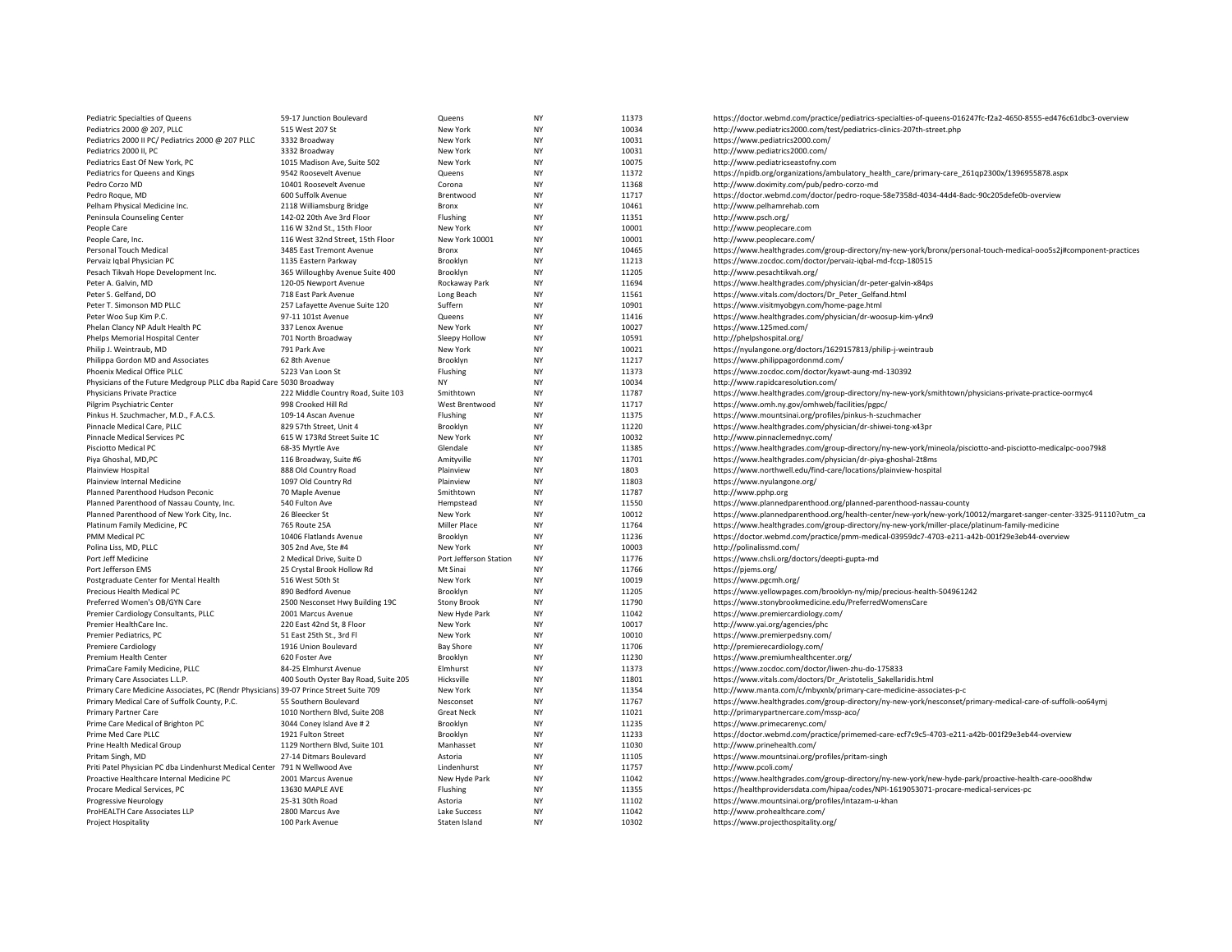| | | | | | |
|---|---|---|---|---|---|
| Pediatric Specialties of Queens | 59-17 Junction Boulevard | Queens | NY | 11373 | https://doctor.webmd.com/practice/pediatrics-specialties-of-queens-016247fc-f2a2-4650-8555-ed476c61dbc3-overview |
| Pediatrics 2000 @ 207, PLLC | 515 West 207 St | New York | NY | 10034 | http://www.pediatrics2000.com/test/pediatrics-clinics-207th-street.php |
| Pediatrics 2000 II PC/ Pediatrics 2000 @ 207 PLLC | 3332 Broadway | New York | NY | 10031 | https://www.pediatrics2000.com/ |
| Pediatrics 2000 II, PC | 3332 Broadway | New York | NY | 10031 | http://www.pediatrics2000.com/ |
| Pediatrics East Of New York, PC | 1015 Madison Ave, Suite 502 | New York | NY | 10075 | http://www.pediatricseastofny.com |
| Pediatrics for Queens and Kings | 9542 Roosevelt Avenue | Queens | NY | 11372 | https://npidb.org/organizations/ambulatory_health_care/primary-care_261qp2300x/1396955878.aspx |
| Pedro Corzo MD | 10401 Roosevelt Avenue | Corona | NY | 11368 | http://www.doximity.com/pub/pedro-corzo-md |
| Pedro Roque, MD | 600 Suffolk Avenue | Brentwood | NY | 11717 | https://doctor.webmd.com/doctor/pedro-roque-58e7358d-4034-44d4-8adc-90c205defe0b-overview |
| Pelham Physical Medicine Inc. | 2118 Williamsburg Bridge | Bronx | NY | 10461 | http://www.pelhamrehab.com |
| Peninsula Counseling Center | 142-02 20th Ave 3rd Floor | Flushing | NY | 11351 | http://www.psch.org/ |
| People Care | 116 W 32nd St., 15th Floor | New York | NY | 10001 | http://www.peoplecare.com |
| People Care, Inc. | 116 West 32nd Street, 15th Floor | New York 10001 | NY | 10001 | http://www.peoplecare.com/ |
| Personal Touch Medical | 3485 East Tremont Avenue | Bronx | NY | 10465 | https://www.healthgrades.com/group-directory/ny-new-york/bronx/personal-touch-medical-ooo5s2j#component-practices |
| Pervaiz Iqbal Physician PC | 1135 Eastern Parkway | Brooklyn | NY | 11213 | https://www.zocdoc.com/doctor/pervaiz-iqbal-md-fccp-180515 |
| Pesach Tikvah Hope Development Inc. | 365 Willoughby Avenue Suite 400 | Brooklyn | NY | 11205 | http://www.pesachtikvah.org/ |
| Peter A. Galvin, MD | 120-05 Newport Avenue | Rockaway Park | NY | 11694 | https://www.healthgrades.com/physician/dr-peter-galvin-x84ps |
| Peter S. Gelfand, DO | 718 East Park Avenue | Long Beach | NY | 11561 | https://www.vitals.com/doctors/Dr_Peter_Gelfand.html |
| Peter T. Simonson MD PLLC | 257 Lafayette Avenue Suite 120 | Suffern | NY | 10901 | https://www.visitmyobgyn.com/home-page.html |
| Peter Woo Sup Kim P.C. | 97-11 101st Avenue | Queens | NY | 11416 | https://www.healthgrades.com/physician/dr-woosup-kim-y4rx9 |
| Phelan Clancy NP Adult Health PC | 337 Lenox Avenue | New York | NY | 10027 | https://www.125med.com/ |
| Phelps Memorial Hospital Center | 701 North Broadway | Sleepy Hollow | NY | 10591 | http://phelpshospital.org/ |
| Philip J. Weintraub, MD | 791 Park Ave | New York | NY | 10021 | https://nyulangone.org/doctors/1629157813/philip-j-weintraub |
| Philippa Gordon MD and Associates | 62 8th Avenue | Brooklyn | NY | 11217 | https://www.philippagordonmd.com/ |
| Phoenix Medical Office PLLC | 5223 Van Loon St | Flushing | NY | 11373 | https://www.zocdoc.com/doctor/kyawt-aung-md-130392 |
| Physicians of the Future Medgroup PLLC dba Rapid Care | 5030 Broadway | NY | NY | 10034 | http://www.rapidcaresolution.com/ |
| Physicians Private Practice | 222 Middle Country Road, Suite 103 | Smithtown | NY | 11787 | https://www.healthgrades.com/group-directory/ny-new-york/smithtown/physicians-private-practice-oormyc4 |
| Pilgrim Psychiatric Center | 998 Crooked Hill Rd | West Brentwood | NY | 11717 | https://www.omh.ny.gov/omhweb/facilities/pgpc/ |
| Pinkus H. Szuchmacher, M.D., F.A.C.S. | 109-14 Ascan Avenue | Flushing | NY | 11375 | https://www.mountsinai.org/profiles/pinkus-h-szuchmacher |
| Pinnacle Medical Care, PLLC | 829 57th Street, Unit 4 | Brooklyn | NY | 11220 | https://www.healthgrades.com/physician/dr-shiwei-tong-x43pr |
| Pinnacle Medical Services PC | 615 W 173Rd Street Suite 1C | New York | NY | 10032 | http://www.pinnaclemednyc.com/ |
| Pisciotto Medical PC | 68-35 Myrtle Ave | Glendale | NY | 11385 | https://www.healthgrades.com/group-directory/ny-new-york/mineola/pisciotto-and-pisciotto-medicalpc-ooo79k8 |
| Piya Ghoshal, MD,PC | 116 Broadway, Suite #6 | Amityville | NY | 11701 | https://www.healthgrades.com/physician/dr-piya-ghoshal-2t8ms |
| Plainview Hospital | 888 Old Country Road | Plainview | NY | 1803 | https://www.northwell.edu/find-care/locations/plainview-hospital |
| Plainview Internal Medicine | 1097 Old Country Rd | Plainview | NY | 11803 | https://www.nyulangone.org/ |
| Planned Parenthood Hudson Peconic | 70 Maple Avenue | Smithtown | NY | 11787 | http://www.pphp.org |
| Planned Parenthood of Nassau County, Inc. | 540 Fulton Ave | Hempstead | NY | 11550 | https://www.plannedparenthood.org/planned-parenthood-nassau-county |
| Planned Parenthood of New York City, Inc. | 26 Bleecker St | New York | NY | 10012 | https://www.plannedparenthood.org/health-center/new-york/new-york/10012/margaret-sanger-center-3325-91110?utm_ca |
| Platinum Family Medicine, PC | 765 Route 25A | Miller Place | NY | 11764 | https://www.healthgrades.com/group-directory/ny-new-york/miller-place/platinum-family-medicine |
| PMM Medical PC | 10406 Flatlands Avenue | Brooklyn | NY | 11236 | https://doctor.webmd.com/practice/pmm-medical-03959dc7-4703-e211-a42b-001f29e3eb44-overview |
| Polina Liss, MD, PLLC | 305 2nd Ave, Ste #4 | New York | NY | 10003 | http://polinalissmd.com/ |
| Port Jeff Medicine | 2 Medical Drive, Suite D | Port Jefferson Station | NY | 11776 | https://www.chsli.org/doctors/deepti-gupta-md |
| Port Jefferson EMS | 25 Crystal Brook Hollow Rd | Mt Sinai | NY | 11766 | https://pjems.org/ |
| Postgraduate Center for Mental Health | 516 West 50th St | New York | NY | 10019 | https://www.pgcmh.org/ |
| Precious Health Medical PC | 890 Bedford Avenue | Brooklyn | NY | 11205 | https://www.yellowpages.com/brooklyn-ny/mip/precious-health-504961242 |
| Preferred Women's OB/GYN Care | 2500 Nesconset Hwy Building 19C | Stony Brook | NY | 11790 | https://www.stonybrookmedicine.edu/PreferredWomensCare |
| Premier Cardiology Consultants, PLLC | 2001 Marcus Avenue | New Hyde Park | NY | 11042 | https://www.premiercardiology.com/ |
| Premier HealthCare Inc. | 220 East 42nd St, 8 Floor | New York | NY | 10017 | http://www.yai.org/agencies/phc |
| Premier Pediatrics, PC | 51 East 25th St., 3rd Fl | New York | NY | 10010 | https://www.premierpedsny.com/ |
| Premiere Cardiology | 1916 Union Boulevard | Bay Shore | NY | 11706 | http://premierecardiology.com/ |
| Premium Health Center | 620 Foster Ave | Brooklyn | NY | 11230 | https://www.premiumhealthcenter.org/ |
| PrimaCare Family Medicine, PLLC | 84-25 Elmhurst Avenue | Elmhurst | NY | 11373 | https://www.zocdoc.com/doctor/liwen-zhu-do-175833 |
| Primary Care Associates L.L.P. | 400 South Oyster Bay Road, Suite 205 | Hicksville | NY | 11801 | https://www.vitals.com/doctors/Dr_Aristotelis_Sakellaridis.html |
| Primary Care Medicine Associates, PC (Rendr Physicians) | 39-07 Prince Street Suite 709 | New York | NY | 11354 | http://www.manta.com/c/mbyxnlx/primary-care-medicine-associates-p-c |
| Primary Medical Care of Suffolk County, P.C. | 55 Southern Boulevard | Nesconset | NY | 11767 | https://www.healthgrades.com/group-directory/ny-new-york/nesconset/primary-medical-care-of-suffolk-oo64ymj |
| Primary Partner Care | 1010 Northern Blvd, Suite 208 | Great Neck | NY | 11021 | http://primarypartnercare.com/mssp-aco/ |
| Prime Care Medical of Brighton PC | 3044 Coney Island Ave # 2 | Brooklyn | NY | 11235 | https://www.primecarenyc.com/ |
| Prime Med Care PLLC | 1921 Fulton Street | Brooklyn | NY | 11233 | https://doctor.webmd.com/practice/primemed-care-ecf7c9c5-4703-e211-a42b-001f29e3eb44-overview |
| Prine Health Medical Group | 1129 Northern Blvd, Suite 101 | Manhasset | NY | 11030 | http://www.prinehealth.com/ |
| Pritam Singh, MD | 27-14 Ditmars Boulevard | Astoria | NY | 11105 | https://www.mountsinai.org/profiles/pritam-singh |
| Priti Patel Physician PC dba Lindenhurst Medical Center | 791 N Wellwood Ave | Lindenhurst | NY | 11757 | http://www.pcoli.com/ |
| Proactive Healthcare Internal Medicine PC | 2001 Marcus Avenue | New Hyde Park | NY | 11042 | https://www.healthgrades.com/group-directory/ny-new-york/new-hyde-park/proactive-health-care-ooo8hdw |
| Procare Medical Services, PC | 13630 MAPLE AVE | Flushing | NY | 11355 | https://healthprovidersdata.com/hipaa/codes/NPI-1619053071-procare-medical-services-pc |
| Progressive Neurology | 25-31 30th Road | Astoria | NY | 11102 | https://www.mountsinai.org/profiles/intazam-u-khan |
| ProHEALTH Care Associates LLP | 2800 Marcus Ave | Lake Success | NY | 11042 | http://www.prohealthcare.com/ |
| Project Hospitality | 100 Park Avenue | Staten Island | NY | 10302 | https://www.projecthospitality.org/ |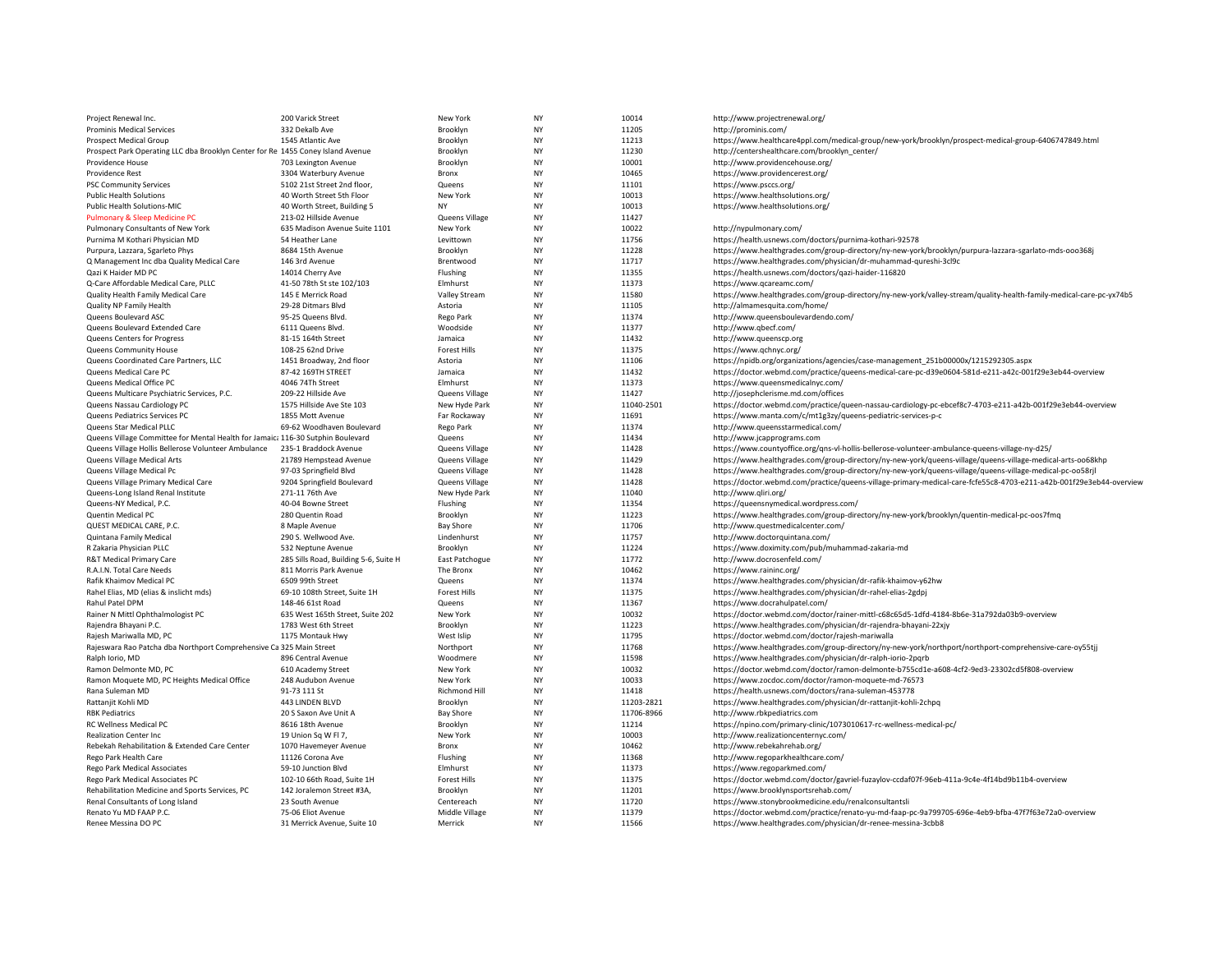| | | | | | |
|---|---|---|---|---|---|
| Project Renewal Inc. | 200 Varick Street | New York | NY | 10014 | http://www.projectrenewal.org/ |
| Prominis Medical Services | 332 Dekalb Ave | Brooklyn | NY | 11205 | http://prominis.com/ |
| Prospect Medical Group | 1545 Atlantic Ave | Brooklyn | NY | 11213 | https://www.healthcare4ppl.com/medical-group/new-york/brooklyn/prospect-medical-group-6406747849.html |
| Prospect Park Operating LLC dba Brooklyn Center for Re | 1455 Coney Island Avenue | Brooklyn | NY | 11230 | http://centershealthcare.com/brooklyn_center/ |
| Providence House | 703 Lexington Avenue | Brooklyn | NY | 10001 | http://www.providencehouse.org/ |
| Providence Rest | 3304 Waterbury Avenue | Bronx | NY | 10465 | https://www.providencerest.org/ |
| PSC Community Services | 5102 21st Street 2nd floor, | Queens | NY | 11101 | https://www.psccs.org/ |
| Public Health Solutions | 40 Worth Street 5th Floor | New York | NY | 10013 | https://www.healthsolutions.org/ |
| Public Health Solutions-MIC | 40 Worth Street, Building 5 | NY | NY | 10013 | https://www.healthsolutions.org/ |
| Pulmonary & Sleep Medicine PC | 213-02 Hillside Avenue | Queens Village | NY | 11427 | |
| Pulmonary Consultants of New York | 635 Madison Avenue Suite 1101 | New York | NY | 10022 | http://nypulmonary.com/ |
| Purnima M Kothari Physician MD | 54 Heather Lane | Levittown | NY | 11756 | https://health.usnews.com/doctors/purnima-kothari-92578 |
| Purpura, Lazzara, Sgarleto Phys | 8684 15th Avenue | Brooklyn | NY | 11228 | https://www.healthgrades.com/group-directory/ny-new-york/brooklyn/purpura-lazzara-sgarlato-mds-ooo368j |
| Q Management Inc dba Quality Medical Care | 146 3rd Avenue | Brentwood | NY | 11717 | https://www.healthgrades.com/physician/dr-muhammad-qureshi-3cl9c |
| Qazi K Haider MD PC | 14014 Cherry Ave | Flushing | NY | 11355 | https://health.usnews.com/doctors/qazi-haider-116820 |
| Q-Care Affordable Medical Care, PLLC | 41-50 78th St ste 102/103 | Elmhurst | NY | 11373 | https://www.qcareamc.com/ |
| Quality Health Family Medical Care | 145 E Merrick Road | Valley Stream | NY | 11580 | https://www.healthgrades.com/group-directory/ny-new-york/valley-stream/quality-health-family-medical-care-pc-yx74b5 |
| Quality NP Family Health | 29-28 Ditmars Blvd | Astoria | NY | 11105 | http://almamesquita.com/home/ |
| Queens Boulevard ASC | 95-25 Queens Blvd. | Rego Park | NY | 11374 | http://www.queensboulevardendo.com/ |
| Queens Boulevard Extended Care | 6111 Queens Blvd. | Woodside | NY | 11377 | http://www.qbecf.com/ |
| Queens Centers for Progress | 81-15 164th Street | Jamaica | NY | 11432 | http://www.queenscp.org |
| Queens Community House | 108-25 62nd Drive | Forest Hills | NY | 11375 | https://www.qchnyc.org/ |
| Queens Coordinated Care Partners, LLC | 1451 Broadway, 2nd floor | Astoria | NY | 11106 | https://npidb.org/organizations/agencies/case-management_251b00000x/1215292305.aspx |
| Queens Medical Care PC | 87-42 169TH STREET | Jamaica | NY | 11432 | https://doctor.webmd.com/practice/queens-medical-care-pc-d39e0604-581d-e211-a42c-001f29e3eb44-overview |
| Queens Medical Office PC | 4046 74Th Street | Elmhurst | NY | 11373 | https://www.queensmedicalnyc.com/ |
| Queens Multicare Psychiatric Services, P.C. | 209-22 Hillside Ave | Queens Village | NY | 11427 | http://josephclerisme.md.com/offices |
| Queens Nassau Cardiology PC | 1575 Hillside Ave Ste 103 | New Hyde Park | NY | 11040-2501 | https://doctor.webmd.com/practice/queen-nassau-cardiology-pc-ebcef8c7-4703-e211-a42b-001f29e3eb44-overview |
| Queens Pediatrics Services PC | 1855 Mott Avenue | Far Rockaway | NY | 11691 | https://www.manta.com/c/mt1g3zy/queens-pediatric-services-p-c |
| Queens Star Medical PLLC | 69-62 Woodhaven Boulevard | Rego Park | NY | 11374 | http://www.queensstarmedical.com/ |
| Queens Village Committee for Mental Health for Jamaica | 116-30 Sutphin Boulevard | Queens | NY | 11434 | http://www.jcapprograms.com |
| Queens Village Hollis Bellerose Volunteer Ambulance | 235-1 Braddock Avenue | Queens Village | NY | 11428 | https://www.countyoffice.org/qns-vl-hollis-bellerose-volunteer-ambulance-queens-village-ny-d25/ |
| Queens Village Medical Arts | 21789 Hempstead Avenue | Queens Village | NY | 11429 | https://www.healthgrades.com/group-directory/ny-new-york/queens-village/queens-village-medical-arts-oo68khp |
| Queens Village Medical Pc | 97-03 Springfield Blvd | Queens Village | NY | 11428 | https://www.healthgrades.com/group-directory/ny-new-york/queens-village/queens-village-medical-pc-oo58rjl |
| Queens Village Primary Medical Care | 9204 Springfield Boulevard | Queens Village | NY | 11428 | https://doctor.webmd.com/practice/queens-village-primary-medical-care-fcfe55c8-4703-e211-a42b-001f29e3eb44-overview |
| Queens-Long Island Renal Institute | 271-11 76th Ave | New Hyde Park | NY | 11040 | http://www.qliri.org/ |
| Queens-NY Medical, P.C. | 40-04 Bowne Street | Flushing | NY | 11354 | https://queensnymedical.wordpress.com/ |
| Quentin Medical PC | 280 Quentin Road | Brooklyn | NY | 11223 | https://www.healthgrades.com/group-directory/ny-new-york/brooklyn/quentin-medical-pc-oos7fmq |
| QUEST MEDICAL CARE, P.C. | 8 Maple Avenue | Bay Shore | NY | 11706 | http://www.questmedicalcenter.com/ |
| Quintana Family Medical | 290 S. Wellwood Ave. | Lindenhurst | NY | 11757 | http://www.doctorquintana.com/ |
| R Zakaria Physician PLLC | 532 Neptune Avenue | Brooklyn | NY | 11224 | https://www.doximity.com/pub/muhammad-zakaria-md |
| R&T Medical Primary Care | 285 Sills Road, Building 5-6, Suite H | East Patchogue | NY | 11772 | http://www.docrosenfeld.com/ |
| R.A.I.N. Total Care Needs | 811 Morris Park Avenue | The Bronx | NY | 10462 | https://www.raininc.org/ |
| Rafik Khaimov Medical PC | 6509 99th Street | Queens | NY | 11374 | https://www.healthgrades.com/physician/dr-rafik-khaimov-y62hw |
| Rahel Elias, MD (elias & inslicht mds) | 69-10 108th Street, Suite 1H | Forest Hills | NY | 11375 | https://www.healthgrades.com/physician/dr-rahel-elias-2gdpj |
| Rahul Patel DPM | 148-46 61st Road | Queens | NY | 11367 | https://www.docrahulpatel.com/ |
| Rainer N Mittl Ophthalmologist PC | 635 West 165th Street, Suite 202 | New York | NY | 10032 | https://doctor.webmd.com/doctor/rainer-mittl-c68c65d5-1dfd-4184-8b6e-31a792da03b9-overview |
| Rajendra Bhayani P.C. | 1783 West 6th Street | Brooklyn | NY | 11223 | https://www.healthgrades.com/physician/dr-rajendra-bhayani-22xjy |
| Rajesh Mariwalla MD, PC | 1175 Montauk Hwy | West Islip | NY | 11795 | https://doctor.webmd.com/doctor/rajesh-mariwalla |
| Rajeswara Rao Patcha dba Northport Comprehensive Ca | 325 Main Street | Northport | NY | 11768 | https://www.healthgrades.com/group-directory/ny-new-york/northport/northport-comprehensive-care-oy55tjj |
| Ralph Iorio, MD | 896 Central Avenue | Woodmere | NY | 11598 | https://www.healthgrades.com/physician/dr-ralph-iorio-2pqrb |
| Ramon Delmonte MD, PC | 610 Academy Street | New York | NY | 10032 | https://doctor.webmd.com/doctor/ramon-delmonte-b755cd1e-a608-4cf2-9ed3-23302cd5f808-overview |
| Ramon Moquete MD, PC Heights Medical Office | 248 Audubon Avenue | New York | NY | 10033 | https://www.zocdoc.com/doctor/ramon-moquete-md-76573 |
| Rana Suleman MD | 91-73 111 St | Richmond Hill | NY | 11418 | https://health.usnews.com/doctors/rana-suleman-453778 |
| Rattanjit Kohli MD | 443 LINDEN BLVD | Brooklyn | NY | 11203-2821 | https://www.healthgrades.com/physician/dr-rattanjit-kohli-2chpq |
| RBK Pediatrics | 20 S Saxon Ave Unit A | Bay Shore | NY | 11706-8966 | http://www.rbkpediatrics.com |
| RC Wellness Medical PC | 8616 18th Avenue | Brooklyn | NY | 11214 | https://npino.com/primary-clinic/1073010617-rc-wellness-medical-pc/ |
| Realization Center Inc | 19 Union Sq W Fl 7, | New York | NY | 10003 | http://www.realizationcenternyc.com/ |
| Rebekah Rehabilitation & Extended Care Center | 1070 Havemeyer Avenue | Bronx | NY | 10462 | http://www.rebekahrehab.org/ |
| Rego Park Health Care | 11126 Corona Ave | Flushing | NY | 11368 | http://www.regoparkhealthcare.com/ |
| Rego Park Medical Associates | 59-10 Junction Blvd | Elmhurst | NY | 11373 | https://www.regoparkmed.com/ |
| Rego Park Medical Associates PC | 102-10 66th Road, Suite 1H | Forest Hills | NY | 11375 | https://doctor.webmd.com/doctor/gavriel-fuzaylov-ccdaf07f-96eb-411a-9c4e-4f14bd9b11b4-overview |
| Rehabilitation Medicine and Sports Services, PC | 142 Joralemon Street #3A, | Brooklyn | NY | 11201 | https://www.brooklynsportsrehab.com/ |
| Renal Consultants of Long Island | 23 South Avenue | Centereach | NY | 11720 | https://www.stonybrookmedicine.edu/renalconsultantsli |
| Renato Yu MD FAAP P.C. | 75-06 Eliot Avenue | Middle Village | NY | 11379 | https://doctor.webmd.com/practice/renato-yu-md-faap-pc-9a799705-696e-4eb9-bfba-47f7f63e72a0-overview |
| Renee Messina DO PC | 31 Merrick Avenue, Suite 10 | Merrick | NY | 11566 | https://www.healthgrades.com/physician/dr-renee-messina-3cbb8 |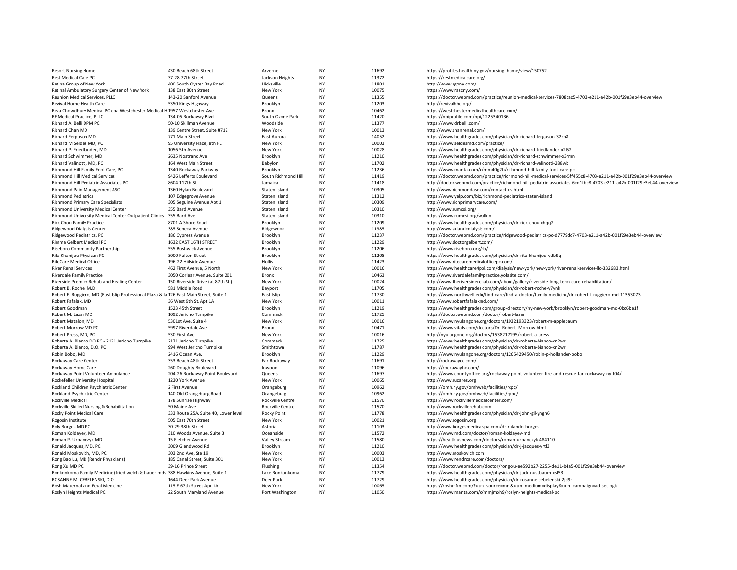| | | | | | |
|---|---|---|---|---|---|
| Resort Nursing Home | 430 Beach 68th Street | Arverne | NY | 11692 | https://profiles.health.ny.gov/nursing_home/view/150752 |
| Rest Medical Care PC | 37-28 77th Street | Jackson Heights | NY | 11372 | https://restmedicalcare.org/ |
| Retina Group of New York | 400 South Oyster Bay Road | Hicksville | NY | 11801 | http://www.rgony.com/ |
| Retinal Ambulatory Surgery Center of New York | 138 East 80th Street | New York | NY | 10075 | https://www.rascny.com/ |
| Reunion Medical Services, PLLC | 143-20 Sanford Avenue | Queens | NY | 11355 | https://doctor.webmd.com/practice/reunion-medical-services-7808cac5-4703-e211-a42b-001f29e3eb44-overview |
| Revival Home Health Care | 5350 Kings Highway | Brooklyn | NY | 11203 | http://revivalhhc.org/ |
| Reza Chowdhury Medical PC dba Westchester Medical H | 1957 Westchester Ave | Bronx | NY | 10462 | https://westchestermedicalhealthcare.com/ |
| RF Medical Practice, PLLC | 134-05 Rockaway Blvd | South Ozone Park | NY | 11420 | https://npiprofile.com/npi/1225340136 |
| Richard A. Belli DPM PC | 50-10 Skillman Avenue | Woodside | NY | 11377 | https://www.drbelli.com/ |
| Richard Chan MD | 139 Centre Street, Suite #712 | New York | NY | 10013 | http://www.chanrenal.com/ |
| Richard Ferguson MD | 771 Main Street | East Aurora | NY | 14052 | https://www.healthgrades.com/physician/dr-richard-ferguson-32rh8 |
| Richard M Seldes MD, PC | 95 University Place, 8th FL | New York | NY | 10003 | https://www.seldesmd.com/practice/ |
| Richard P. Friedlander, MD | 1056 5th Avenue | New York | NY | 10028 | https://www.healthgrades.com/physician/dr-richard-friedlander-x2l52 |
| Richard Schwimmer, MD | 2635 Nostrand Ave | Brooklyn | NY | 11210 | https://www.healthgrades.com/physician/dr-richard-schwimmer-x3rmn |
| Richard Valinotti, MD, PC | 164 West Main Street | Babylon | NY | 11702 | https://www.healthgrades.com/physician/dr-richard-valinotti-288wb |
| Richmond Hill Family Foot Care, PC | 1340 Rockaway Parkway | Brooklyn | NY | 11236 | https://www.manta.com/c/mm40g2b/richmond-hill-family-foot-care-pc |
| Richmond Hill Medical Services | 9426 Lefferts Boulevard | South Richmond Hill | NY | 11419 | https://doctor.webmd.com/practice/richmond-hill-medical-services-5ff455c8-4703-e211-a42b-001f29e3eb44-overview |
| Richmond Hill Pediatric Associates PC | 8604 117th St | Jamaica | NY | 11418 | http://doctor.webmd.com/practice/richmond-hill-pediatric-associates-6cd1fbc8-4703-e211-a42b-001f29e3eb44-overview |
| Richmond Pain Management ASC | 1360 Hylan Boulevard | Staten Island | NY | 10305 | http://www.richmondasc.com/contact-us.html |
| Richmond Pediatrics | 107 Edgegrove Avenue | Staten Island | NY | 11312 | https://www.yelp.com/biz/richmond-pediatrics-staten-island |
| Richmond Primary Care Specialists | 305 Seguine Avenue Apt 1 | Staten Island | NY | 10309 | http://www.richprimarycare.com/ |
| Richmond University Medical Center | 355 Bard Avenue | Staten Island | NY | 10310 | http://www.rumcsi.org/ |
| Richmond University Medical Center Outpatient Clinics | 355 Bard Ave | Staten Island | NY | 10310 | https://www.rumcsi.org/walkin |
| Rick Chou Family Practice | 8701 A Shore Road | Brooklyn | NY | 11209 | https://www.healthgrades.com/physician/dr-rick-chou-xhqq2 |
| Ridgewood Dialysis Center | 385 Seneca Avenue | Ridgewood | NY | 11385 | http://www.atlanticdialysis.com/ |
| Ridgewood Pediatrics, PC | 186 Cypress Avenue | Brooklyn | NY | 11237 | https://doctor.webmd.com/practice/ridgewood-pediatrics-pc-d7779dc7-4703-e211-a42b-001f29e3eb44-overview |
| Rimma Gelbert Medical PC | 1632 EAST 16TH STREET | Brooklyn | NY | 11229 | http://www.doctorgelbert.com/ |
| Riseboro Community Partnership | 555 Bushwick Avenue | Brooklyn | NY | 11206 | https://www.riseboro.org/rb/ |
| Rita Khanijou Physican PC | 3000 Fulton Street | Brooklyn | NY | 11208 | https://www.healthgrades.com/physician/dr-rita-khanijou-ydb9q |
| RiteCare Medical Office | 196-22 Hiilside Avenue | Hollis | NY | 11423 | http://www.ritecaremedicalofficepc.com/ |
| River Renal Services | 462 First Avenue, 5 North | New York | NY | 10016 | https://www.healthcare4ppl.com/dialysis/new-york/new-york/river-renal-services-llc-332683.html |
| Riverdale Family Practice | 3050 Corlear Avenue, Suite 201 | Bronx | NY | 10463 | http://www.riverdalefamilypractice.yolasite.com/ |
| Riverside Premier Rehab and Healing Center | 150 Riverside Drive (at 87th St.) | New York | NY | 10024 | http://www.theriversiderehab.com/about/gallery/riverside-long-term-care-rehabilitation/ |
| Robert B. Roche, M.D. | 581 Middle Road | Bayport | NY | 11705 | https://www.healthgrades.com/physician/dr-robert-roche-y7ynk |
| Robert F. Ruggiero, MD (East Islip Professional Plaza & Ia | 126 East Main Street, Suite 1 | East Islip | NY | 11730 | https://www.northwell.edu/find-care/find-a-doctor/family-medicine/dr-robert-f-ruggiero-md-11353073 |
| Robert Fafalak, MD | 36 West 9th St, Apt 1A | New York | NY | 10011 | http://www.robertfafalakmd.com/ |
| Robert Goodman | 1523 45th Street | Brooklyn | NY | 11219 | https://www.healthgrades.com/group-directory/ny-new-york/brooklyn/robert-goodman-md-0bc6be1f |
| Robert M. Lazar MD | 1092 Jericho Turnpike | Commack | NY | 11725 | https://doctor.webmd.com/doctor/robert-lazar |
| Robert Matalon, MD | 5301st Ave, Suite 4 | New York | NY | 10016 | https://www.nyulangone.org/doctors/1932193323/robert-m-applebaum |
| Robert Morrow MD PC | 5997 Riverdale Ave | Bronx | NY | 10471 | https://www.vitals.com/doctors/Dr_Robert_Morrow.html |
| Robert Press, MD, PC | 530 First Ave | New York | NY | 10016 | http://nyulangone.org/doctors/1538217195/robert-a-press |
| Roberta A. Bianco DO PC - 2171 Jericho Turnpike | 2171 Jericho Turnpike | Commack | NY | 11725 | https://www.healthgrades.com/physician/dr-roberta-bianco-xn2wr |
| Roberta A. Bianco, D.O. PC | 994 West Jericho Turnpike | Smithtown | NY | 11787 | https://www.healthgrades.com/physician/dr-roberta-bianco-xn2wr |
| Robin Bobo, MD | 2416 Ocean Ave. | Brooklyn | NY | 11229 | https://www.nyulangone.org/doctors/1265429450/robin-p-hollander-bobo |
| Rockaway Care Center | 353 Beach 48th Street | Far Rockaway | NY | 11691 | http://rockawaycc.com/ |
| Rockaway Home Care | 260 Doughty Boulevard | Inwood | NY | 11096 | https://rockawayhc.com/ |
| Rockaway Point Volunteer Ambulance | 204-26 Rockaway Point Boulevard | Queens | NY | 11697 | https://www.countyoffice.org/rockaway-point-volunteer-fire-and-rescue-far-rockaway-ny-f04/ |
| Rockefeller University Hospital | 1230 York Avenue | New York | NY | 10065 | http://www.rucares.org |
| Rockland Children Psychiatric Center | 2 First Avenue | Orangeburg | NY | 10962 | https://omh.ny.gov/omhweb/facilities/rcpc/ |
| Rockland Psychiatric Center | 140 Old Orangeburg Road | Orangeburg | NY | 10962 | https://omh.ny.gov/omhweb/facilities/rppc/ |
| Rockville Medical | 178 Sunrise Highway | Rockville Centre | NY | 11570 | https://www.rockvillemedicalcenter.com/ |
| Rockville Skilled Nursing &Rehabilitation | 50 Maine Ave | Rockville Centre | NY | 11570 | http://www.rockvillerehab.com |
| Rocky Point Medical Care | 333 Route 25A, Suite 40, Lower level | Rocky Point | NY | 11778 | https://www.healthgrades.com/physician/dr-john-gil-yngh6 |
| Rogosin Institute | 505 East 70th Street | New York | NY | 10021 | http://www.rogosin.org |
| Roly Borges MD PC | 30-29 38th Street | Astoria | NY | 11103 | http://www.borgesmedicalspa.com/dr-rolando-borges |
| Roman Koldayev, MD | 310 Woods Avenue, Suite 3 | Oceanside | NY | 11572 | https://www.md.com/doctor/roman-koldayev-md |
| Roman P. Urbanczyk MD | 15 Fletcher Avenue | Valley Stream | NY | 11580 | https://health.usnews.com/doctors/roman-urbanczyk-484110 |
| Ronald Jacques, MD, PC | 3009 Glendwood Rd | Brooklyn | NY | 11210 | https://www.healthgrades.com/physician/dr-j-jacques-yrtl3 |
| Ronald Moskovich, MD, PC | 303 2nd Ave, Ste 19 | New York | NY | 10003 | http://www.moskovich.com |
| Rong Bao Lu, MD (Rendr Physicians) | 185 Canal Street, Suite 301 | New York | NY | 10013 | https://www.rendrcare.com/doctors/ |
| Rong Xu MD PC | 39-16 Prince Street | Flushing | NY | 11354 | https://doctor.webmd.com/doctor/rong-xu-ee592b27-2255-de11-b4a5-001f29e3eb44-overview |
| Ronkonkoma Family Medicine (fried welch & hauer mds | 388 Hawkins Avenue, Suite 1 | Lake Ronkonkoma | NY | 11779 | https://www.healthgrades.com/physician/dr-jack-nussbaum-xsl53 |
| ROSANNE M. CEBELENSKI, D.O | 1644 Deer Park Avenue | Deer Park | NY | 11729 | https://www.healthgrades.com/physician/dr-rosanne-cebelenski-2jd9r |
| Rosh Maternal and Fetal Medicine | 115 E 67th Street Apt 1A | New York | NY | 10065 | https://roshmfm.com/?utm_source=mni&utm_medium=display&utm_campaign=ad-set-ogk |
| Roslyn Heights Medical PC | 22 South Maryland Avenue | Port Washington | NY | 11050 | https://www.manta.com/c/mmjmxh9/roslyn-heights-medical-pc |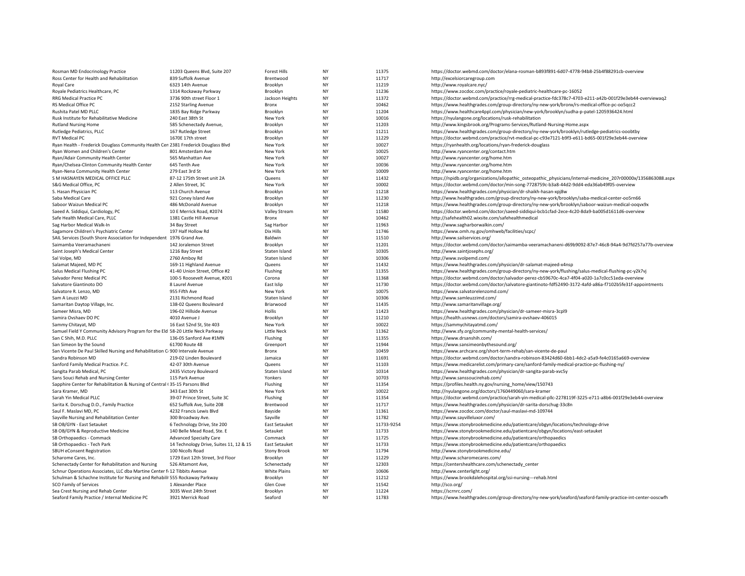| | | | | | |
|---|---|---|---|---|---|
| Rosman MD Endocrinology Practice | 11203 Queens Blvd, Suite 207 | Forest Hills | NY | 11375 | https://doctor.webmd.com/doctor/elana-rosman-b893f891-6d07-4778-94b8-25b4f88291cb-overview |
| Ross Center for Health and Rehabilitation | 839 Suffolk Avenue | Brentwood | NY | 11717 | http://excelsiorcaregroup.com |
| Royal Care | 6323 14th Avenue | Brooklyn | NY | 11219 | http://www.royalcare.nyc/ |
| Royale Pediatrics Healthcare, PC | 1314 Rockaway Parkway | Brooklyn | NY | 11236 | https://www.zocdoc.com/practice/royale-pediatric-healthcare-pc-16052 |
| RRG Medical Practice PC | 3736 90th street Floor 1 | Jackson Heights | NY | 11372 | https://doctor.webmd.com/practice/rrg-medical-practice-fdc378c7-4703-e211-a42b-001f29e3eb44-overviewaq2 |
| RS Medical Office PC | 2152 Starling Avenue | Bronx | NY | 10462 | https://www.healthgrades.com/group-directory/ny-new-york/bronx/rs-medical-office-pc-oo5qcc2 |
| Rushita Patel MD PLLC | 1835 Bay Ridge Parkway | Brooklyn | NY | 11204 | https://www.healthcare4ppl.com/physician/new-york/brooklyn/sudha-p-patel-1205936424.html |
| Rusk Institute for Rehabilitative Medicine | 240 East 38th St | New York | NY | 10016 | https://nyulangone.org/locations/rusk-rehabilitation |
| Rutland Nursing Home | 585 Schenectady Avenue, | Brooklyn | NY | 11203 | http://www.kingsbrook.org/Programs-Services/Rutland-Nursing-Home.aspx |
| Rutledge Pediatrics, PLLC | 167 Rutledge Street | Brooklyn | NY | 11211 | https://www.healthgrades.com/group-directory/ny-new-york/brooklyn/rutledge-pediatrics-ooobtby |
| RVT Medical PC | 1670E 17th street | Brooklyn | NY | 11229 | https://doctor.webmd.com/practice/rvt-medical-pc-c93e7121-b9f3-e611-bd65-001f29e3eb44-overview |
| Ryan Health - Frederick Douglass Community Health Cen | 2381 Frederick Douglass Blvd | New York | NY | 10027 | https://ryanhealth.org/locations/ryan-frederick-douglass |
| Ryan Women and Children's Center | 801 Amsterdam Ave | New York | NY | 10025 | http://www.ryancenter.org/contact.htm |
| Ryan/Adair Community Health Center | 565 Manhattan Ave | New York | NY | 10027 | http://www.ryancenter.org/home.htm |
| Ryan/Chelsea-Clinton Community Health Center | 645 Tenth Ave | New York | NY | 10036 | http://www.ryancenter.org/home.htm |
| Ryan-Nena Community Health Center | 279 East 3rd St | New York | NY | 10009 | http://www.ryancenter.org/home.htm |
| S M HASNAYEN MEDICAL OFFICE PLLC | 87-12 175th Street unit 2A | Queens | NY | 11432 | https://npidb.org/organizations/allopathic_osteopathic_physicians/internal-medicine_207r00000x/1356863088.aspx |
| S&G Medical Office, PC | 2 Allen Street, 3C | New York | NY | 10002 | https://doctor.webmd.com/doctor/min-song-7728759c-b3a8-44d2-9dd4-eda36ab49f05-overview |
| S. Hasan Physician PC | 113 Church Avenue | Brooklyn | NY | 11218 | https://www.healthgrades.com/physician/dr-shaikh-hasan-xpj8w |
| Saba Medical Care | 921 Coney Island Ave | Brooklyn | NY | 11230 | http://www.healthgrades.com/group-directory/ny-new-york/brooklyn/saba-medical-center-oo5rn66 |
| Saboor Waizun Medical PC | 486 McDonald Avenue | Brooklyn | NY | 11218 | https://www.healthgrades.com/group-directory/ny-new-york/brooklyn/saboor-waizun-medical-ooqvx9x |
| Saeed A. Siddiqui, Cardiology, PC | 10 E Merrick Road, #2074 | Valley Stream | NY | 11580 | https://doctor.webmd.com/doctor/saeed-siddiqui-bcb1cfad-2ece-4c20-8da9-ba005d1611d6-overview |
| Safe Health Medical Care, PLLC | 1381 Castle Hill Avenue | Bronx | NY | 10462 | http://safehealth02.wixsite.com/safehealthmedical |
| Sag Harbor Medical Walk-In | 34 Bay Street | Sag Harbor | NY | 11963 | http://www.sagharborwalkin.com/ |
| Sagamore Children's Psychiatric Center | 197 Half Hollow Rd | Dix Hills | NY | 11746 | https://www.omh.ny.gov/omhweb/facilities/scpc/ |
| SAIL Services (South Shore Association for Independent | 1976 Grand Ave. | Baldwin | NY | 11510 | http://www.sailservices.org/ |
| Saimamba Veeramachaneni | 142 Joralemon Street | Brooklyn | NY | 11201 | https://doctor.webmd.com/doctor/saimamba-veeramachaneni-d69b9092-87e7-46c8-94a4-9d7fd257a77b-overview |
| Saint Joseph's Medical Center | 1216 Bay Street | Staten Island | NY | 10305 | http://www.saintjosephs.org/ |
| Sal Volpe, MD | 2760 Amboy Rd | Staten Island | NY | 10306 | http://www.svolpemd.com/ |
| Salamat Majeed, MD PC | 169-11 Highland Avenue | Queens | NY | 11432 | https://www.healthgrades.com/physician/dr-salamat-majeed-x4nsp |
| Salus Medical Flushing PC | 41-40 Union Street, Office #2 | Flushing | NY | 11355 | https://www.healthgrades.com/group-directory/ny-new-york/flushing/salus-medical-flushing-pc-y2k7vj |
| Salvador Perez Medical PC | 100-5 Roosevelt Avenue, #201 | Corona | NY | 11368 | https://doctor.webmd.com/doctor/salvador-perez-cb59670c-4ca7-4f04-a020-1a7c0cc51eda-overview |
| Salvatore Giantinoto DO | 8 Laurel Avenue | East Islip | NY | 11730 | https://doctor.webmd.com/doctor/salvatore-giantinoto-fdf52490-3172-4afd-a86a-f7102b5fe31f-appointments |
| Salvatore R. Lenzo, MD | 955 Fifth Ave | New York | NY | 10075 | https://www.salvatorelenzomd.com/ |
| Sam A Leuzzi MD | 2131 Richmond Road | Staten Island | NY | 10306 | http://www.samleuzzimd.com/ |
| Samaritan Daytop Village, Inc. | 138-02 Queens Boulevard | Briarwood | NY | 11435 | http://www.samaritanvillage.org/ |
| Sameer Misra, MD | 196-02 Hillside Avenue | Hollis | NY | 11423 | https://www.healthgrades.com/physician/dr-sameer-misra-3cpl9 |
| Samira Ovshaev DO PC | 4010 Avenue J | Brooklyn | NY | 11210 | https://health.usnews.com/doctors/samira-ovshaev-406015 |
| Sammy Chitayat, MD | 16 East 52nd St, Ste 403 | New York | NY | 10022 | https://sammychitayatmd.com/ |
| Samuel Field Y Community Advisory Program for the Eld | 58-20 Little Neck Parkway | Little Neck | NY | 11362 | http://www.sfy.org/community-mental-health-services/ |
| San C Shih, M.D. PLLC | 136-05 Sanford Ave #1MN | Flushing | NY | 11355 | https://www.drsanshih.com/ |
| San Simeon by the Sound | 61700 Route 48 | Greenport | NY | 11944 | https://www.sansimeonbythesound.org/ |
| San Vicente De Paul Skilled Nursing and Rehabilitation C | 900 Intervale Avenue | Bronx | NY | 10459 | https://www.archcare.org/short-term-rehab/san-vicente-de-paul |
| Sandra Robinson MD | 219-02 Linden Boulevard | Jamaica | NY | 11691 | https://doctor.webmd.com/doctor/sandra-robinson-83424d60-6bb1-4dc2-a5a9-fe4c0165a669-overview |
| Sanford Family Medical Practice. P.C. | 42-07 30th Avenue | Queens | NY | 11103 | https://www.medicarelist.com/primary-care/sanford-family-medical-practice-pc-flushing-ny/ |
| Sangita Parab Medical, PC | 2435 Victory Boulevard | Staten Island | NY | 10314 | https://www.healthgrades.com/physician/dr-sangita-parab-xvc5y |
| Sans Souci Rehab and Nursing Center | 115 Park Avenue | Yonkers | NY | 10703 | http://www.sanssoucirehab.com/ |
| Sapphire Center for Rehabilitation & Nursing of Central ( | 35-15 Parsons Blvd | Flushing | NY | 11354 | https://profiles.health.ny.gov/nursing_home/view/150743 |
| Sara Kramer, MD | 343 East 30th St | New York | NY | 10022 | http://nyulangone.org/doctors/1760449060/sara-kramer |
| Sarah Yin Medical PLLC | 39-07 Prince Street, Suite 3C | Flushing | NY | 11354 | https://doctor.webmd.com/practice/sarah-yin-medical-pllc-2278119f-3225-e711-a8b6-001f29e3eb44-overview |
| Sarita K. Dorschug D.O., Family Practice | 652 Suffolk Ave, Suite 208 | Brentwood | NY | 11717 | https://www.healthgrades.com/physician/dr-sarita-dorschug-33c8n |
| Saul F. Maslavi MD, PC | 4232 Francis Lewis Blvd | Bayside | NY | 11361 | https://www.zocdoc.com/doctor/saul-maslavi-md-109744 |
| Sayville Nursing and Rehabilitation Center | 300 Broadway Ave. | Sayville | NY | 11782 | http://www.sayvilleluxor.com/ |
| SB OB/GYN - East Setauket | 6 Technology Drive, Ste 200 | East Setauket | NY | 11733-9254 | https://www.stonybrookmedicine.edu/patientcare/obgyn/locations/technology-drive |
| SB OB/GYN & Reproductive Medicine | 140 Belle Mead Road, Ste. E | Setauket | NY | 11733 | https://www.stonybrookmedicine.edu/patientcare/obgyn/locations/east-setauket |
| SB Orthopaedics - Commack | Advanced Specialty Care | Commack | NY | 11725 | https://www.stonybrookmedicine.edu/patientcare/orthopaedics |
| SB Orthopaedics - Tech Park | 14 Technology Drive, Suites 11, 12 & 15 | East Setauket | NY | 11733 | https://www.stonybrookmedicine.edu/patientcare/orthopaedics |
| SBUH eConsent Registration | 100 Nicolls Road | Stony Brook | NY | 11794 | http://www.stonybrookmedicine.edu/ |
| Scharome Cares, Inc. | 1729 East 12th Street, 3rd Floor | Brooklyn | NY | 11229 | http://www.scharomecares.com/ |
| Schenectady Center for Rehabilitation and Nursing | 526 Altamont Ave, | Schenectady | NY | 12303 | https://centershealthcare.com/schenectady_center |
| Schnur Operations Associates, LLC dba Martine Center fo | 12 Tibbits Avenue | White Plains | NY | 10606 | http://www.centerlight.org/ |
| Schulman & Schachne Institute for Nursing and Rehabili | 555 Rockaway Parkway | Brooklyn | NY | 11212 | https://www.brookdalehospital.org/ssi-nursing---rehab.html |
| SCO Family of Services | 1 Alexander Place | Glen Cove | NY | 11542 | http://sco.org/ |
| Sea Crest Nursing and Rehab Center | 3035 West 24th Street | Brooklyn | NY | 11224 | https://scrnrc.com/ |
| Seaford Family Practice / Internal Medicine PC | 3921 Merrick Road | Seaford | NY | 11783 | https://www.healthgrades.com/group-directory/ny-new-york/seaford/seaford-family-practice-int-center-ooscwfh |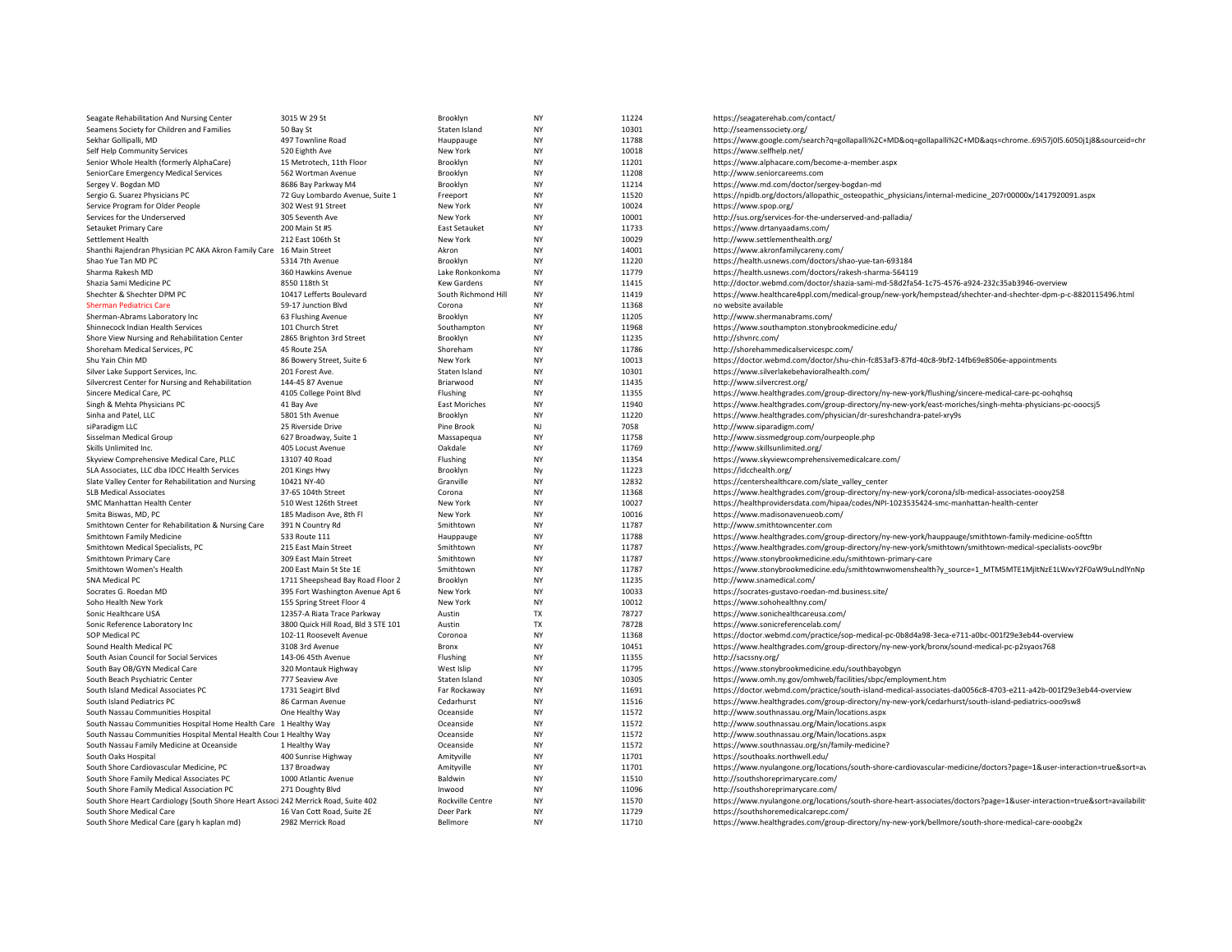| | | | | | |
|---|---|---|---|---|---|
| Seagate Rehabilitation And Nursing Center | 3015 W 29 St | Brooklyn | NY | 11224 | https://seagaterehab.com/contact/ |
| Seamens Society for Children and Families | 50 Bay St | Staten Island | NY | 10301 | http://seamenssociety.org/ |
| Sekhar Gollipalli, MD | 497 Townline Road | Hauppauge | NY | 11788 | https://www.google.com/search?q=gollapalli%2C+MD&oq=gollapalli%2C+MD&aqs=chrome..69i57j0l5.6050j1j8&sourceid=chr |
| Self Help Community Services | 520 Eighth Ave | New York | NY | 10018 | https://www.selfhelp.net/ |
| Senior Whole Health (formerly AlphaCare) | 15 Metrotech, 11th Floor | Brooklyn | NY | 11201 | https://www.alphacare.com/become-a-member.aspx |
| SeniorCare Emergency Medical Services | 562 Wortman Avenue | Brooklyn | NY | 11208 | http://www.seniorcareems.com |
| Sergey V. Bogdan MD | 8686 Bay Parkway M4 | Brooklyn | NY | 11214 | https://www.md.com/doctor/sergey-bogdan-md |
| Sergio G. Suarez Physicians PC | 72 Guy Lombardo Avenue, Suite 1 | Freeport | NY | 11520 | https://npidb.org/doctors/allopathic_osteopathic_physicians/internal-medicine_207r00000x/1417920091.aspx |
| Service Program for Older People | 302 West 91 Street | New York | NY | 10024 | https://www.spop.org/ |
| Services for the Underserved | 305 Seventh Ave | New York | NY | 10001 | http://sus.org/services-for-the-underserved-and-palladia/ |
| Setauket Primary Care | 200 Main St #5 | East Setauket | NY | 11733 | https://www.drtanyaadams.com/ |
| Settlement Health | 212 East 106th St | New York | NY | 10029 | http://www.settlementhealth.org/ |
| Shanthi Rajendran Physician PC AKA Akron Family Care | 16 Main Street | Akron | NY | 14001 | https://www.akronfamilycareny.com/ |
| Shao Yue Tan MD PC | 5314 7th Avenue | Brooklyn | NY | 11220 | https://health.usnews.com/doctors/shao-yue-tan-693184 |
| Sharma Rakesh MD | 360 Hawkins Avenue | Lake Ronkonkoma | NY | 11779 | https://health.usnews.com/doctors/rakesh-sharma-564119 |
| Shazia Sami Medicine PC | 8550 118th St | Kew Gardens | NY | 11415 | http://doctor.webmd.com/doctor/shazia-sami-md-58d2fa54-1c75-4576-a924-232c35ab3946-overview |
| Shechter & Shechter DPM PC | 10417 Lefferts Boulevard | South Richmond Hill | NY | 11419 | https://www.healthcare4ppl.com/medical-group/new-york/hempstead/shechter-and-shechter-dpm-p-c-8820115496.html |
| Sherman Pediatrics Care | 59-17 Junction Blvd | Corona | NY | 11368 | no website available |
| Sherman-Abrams Laboratory Inc | 63 Flushing Avenue | Brooklyn | NY | 11205 | http://www.shermanabrams.com/ |
| Shinnecock Indian Health Services | 101 Church Stret | Southampton | NY | 11968 | https://www.southampton.stonybrookmedicine.edu/ |
| Shore View Nursing and Rehabilitation Center | 2865 Brighton 3rd Street | Brooklyn | NY | 11235 | http://shvnrc.com/ |
| Shoreham Medical Services, PC | 45 Route 25A | Shoreham | NY | 11786 | http://shorehammedicalservicespc.com/ |
| Shu Yain Chin MD | 86 Bowery Street, Suite 6 | New York | NY | 10013 | https://doctor.webmd.com/doctor/shu-chin-fc853af3-87fd-40c8-9bf2-14fb69e8506e-appointments |
| Silver Lake Support Services, Inc. | 201 Forest Ave. | Staten Island | NY | 10301 | https://www.silverlakebehavioralhealth.com/ |
| Silvercrest Center for Nursing and Rehabilitation | 144-45 87 Avenue | Briarwood | NY | 11435 | http://www.silvercrest.org/ |
| Sincere Medical Care, PC | 4105 College Point Blvd | Flushing | NY | 11355 | https://www.healthgrades.com/group-directory/ny-new-york/flushing/sincere-medical-care-pc-oohqhsq |
| Singh & Mehta Physicians PC | 41 Bay Ave | East Moriches | NY | 11940 | https://www.healthgrades.com/group-directory/ny-new-york/east-moriches/singh-mehta-physicians-pc-ooocsj5 |
| Sinha and Patel, LLC | 5801 5th Avenue | Brooklyn | NY | 11220 | https://www.healthgrades.com/physician/dr-sureshchandra-patel-xry9s |
| siParadigm LLC | 25 Riverside Drive | Pine Brook | NJ | 7058 | http://www.siparadigm.com/ |
| Sisselman Medical Group | 627 Broadway, Suite 1 | Massapequa | NY | 11758 | http://www.sissmedgroup.com/ourpeople.php |
| Skills Unlimited Inc. | 405 Locust Avenue | Oakdale | NY | 11769 | http://www.skillsunlimited.org/ |
| Skyview Comprehensive Medical Care, PLLC | 13107 40 Road | Flushing | NY | 11354 | https://www.skyviewcomprehensivemedicalcare.com/ |
| SLA Associates, LLC dba IDCC Health Services | 201 Kings Hwy | Brooklyn | Ny | 11223 | https://idcchealth.org/ |
| Slate Valley Center for Rehabilitation and Nursing | 10421 NY-40 | Granville | NY | 12832 | https://centershealthcare.com/slate_valley_center |
| SLB Medical Associates | 37-65 104th Street | Corona | NY | 11368 | https://www.healthgrades.com/group-directory/ny-new-york/corona/slb-medical-associates-oooy258 |
| SMC Manhattan Health Center | 510 West 126th Street | New York | NY | 10027 | https://healthprovidersdata.com/hipaa/codes/NPI-1023535424-smc-manhattan-health-center |
| Smita Biswas, MD, PC | 185 Madison Ave, 8th Fl | New York | NY | 10016 | https://www.madisonavenueob.com/ |
| Smithtown Center for Rehabilitation & Nursing Care | 391 N Country Rd | Smithtown | NY | 11787 | http://www.smithtowncenter.com |
| Smithtown Family Medicine | 533 Route 111 | Hauppauge | NY | 11788 | https://www.healthgrades.com/group-directory/ny-new-york/hauppauge/smithtown-family-medicine-oo5fttn |
| Smithtown Medical Specialists, PC | 215 East Main Street | Smithtown | NY | 11787 | https://www.healthgrades.com/group-directory/ny-new-york/smithtown/smithtown-medical-specialists-oovc9br |
| Smithtown Primary Care | 309 East Main Street | Smithtown | NY | 11787 | https://www.stonybrookmedicine.edu/smithtown-primary-care |
| Smithtown Women's Health | 200 East Main St Ste 1E | Smithtown | NY | 11787 | https://www.stonybrookmedicine.edu/smithtownwomenshealth?y_source=1_MTM5MTE1MjItNzE1LWxvY2F0aW9uLndlYnNp |
| SNA Medical PC | 1711 Sheepshead Bay Road Floor 2 | Brooklyn | NY | 11235 | http://www.snamedical.com/ |
| Socrates G. Roedan MD | 395 Fort Washington Avenue Apt 6 | New York | NY | 10033 | https://socrates-gustavo-roedan-md.business.site/ |
| Soho Health New York | 155 Spring Street Floor 4 | New York | NY | 10012 | http://www.sohohealthny.com/ |
| Sonic Healthcare USA | 12357-A Riata Trace Parkway | Austin | TX | 78727 | https://www.sonichealthcareusa.com/ |
| Sonic Reference Laboratory Inc | 3800 Quick Hill Road, Bld 3 STE 101 | Austin | TX | 78728 | https://www.sonicreferencelab.com/ |
| SOP Medical PC | 102-11 Roosevelt Avenue | Coronoa | NY | 11368 | https://doctor.webmd.com/practice/sop-medical-pc-0b8d4a98-3eca-e711-a0bc-001f29e3eb44-overview |
| Sound Health Medical PC | 3108 3rd Avenue | Bronx | NY | 10451 | https://www.healthgrades.com/group-directory/ny-new-york/bronx/sound-medical-pc-p2syaos768 |
| South Asian Council for Social Services | 143-06 45th Avenue | Flushing | NY | 11355 | http://sacssny.org/ |
| South Bay OB/GYN Medical Care | 320 Montauk Highway | West Islip | NY | 11795 | https://www.stonybrookmedicine.edu/southbayobgyn |
| South Beach Psychiatric Center | 777 Seaview Ave | Staten Island | NY | 10305 | https://www.omh.ny.gov/omhweb/facilities/sbpc/employment.htm |
| South Island Medical Associates PC | 1731 Seagirt Blvd | Far Rockaway | NY | 11691 | https://doctor.webmd.com/practice/south-island-medical-associates-da0056c8-4703-e211-a42b-001f29e3eb44-overview |
| South Island Pediatrics PC | 86 Carman Avenue | Cedarhurst | NY | 11516 | https://www.healthgrades.com/group-directory/ny-new-york/cedarhurst/south-island-pediatrics-ooo9sw8 |
| South Nassau Communities Hospital | One Healthy Way | Oceanside | NY | 11572 | http://www.southnassau.org/Main/locations.aspx |
| South Nassau Communities Hospital Home Health Care | 1 Healthy Way | Oceanside | NY | 11572 | http://www.southnassau.org/Main/locations.aspx |
| South Nassau Communities Hospital Mental Health Cou | 1 Healthy Way | Oceanside | NY | 11572 | http://www.southnassau.org/Main/locations.aspx |
| South Nassau Family Medicine at Oceanside | 1 Healthy Way | Oceanside | NY | 11572 | https://www.southnassau.org/sn/family-medicine? |
| South Oaks Hospital | 400 Sunrise Highway | Amityville | NY | 11701 | https://southoaks.northwell.edu/ |
| South Shore Cardiovascular Medicine, PC | 137 Broadway | Amityville | NY | 11701 | https://www.nyulangone.org/locations/south-shore-cardiovascular-medicine/doctors?page=1&user-interaction=true&sort=av |
| South Shore Family Medical Associates PC | 1000 Atlantic Avenue | Baldwin | NY | 11510 | http://southshoreprimarycare.com/ |
| South Shore Family Medical Association PC | 271 Doughty Blvd | Inwood | NY | 11096 | http://southshoreprimarycare.com/ |
| South Shore Heart Cardiology (South Shore Heart Associ | 242 Merrick Road, Suite 402 | Rockville Centre | NY | 11570 | https://www.nyulangone.org/locations/south-shore-heart-associates/doctors?page=1&user-interaction=true&sort=availabilit |
| South Shore Medical Care | 16 Van Cott Road, Suite 2E | Deer Park | NY | 11729 | https://southshoremedicalcarepc.com/ |
| South Shore Medical Care (gary h kaplan md) | 2982 Merrick Road | Bellmore | NY | 11710 | https://www.healthgrades.com/group-directory/ny-new-york/bellmore/south-shore-medical-care-ooobg2x |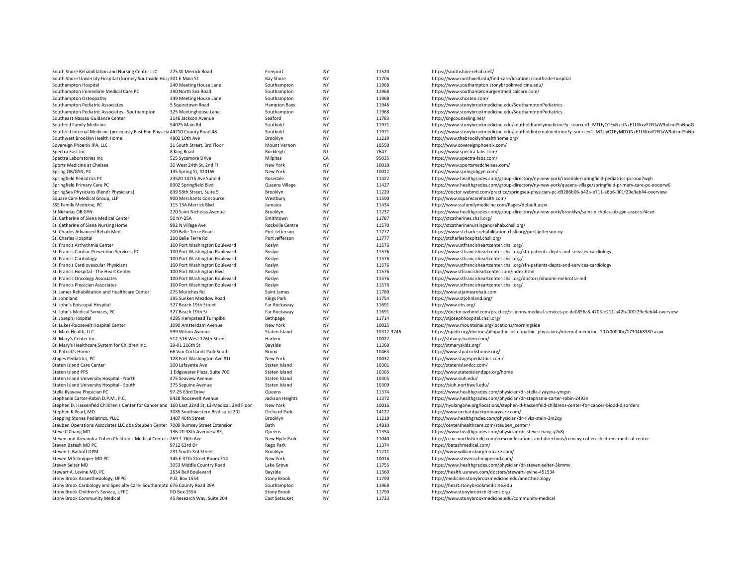| | | | | | |
|---|---|---|---|---|---|
| South Shore Rehabilitation and Nursing Center LLC | 275 W Merrick Road | Freeport | NY | 11520 | https://southshorerehab.net/ |
| South Shore University Hospital (formely Southside Hos| 301 E Main St | Bay Shore | NY | 11706 | https://www.northwell.edu/find-care/locations/southside-hospital |
| Southampton Hospital | 240 Meeting House Lane | Southampton | NY | 11968 | https://www.southampton.stonybrookmedicine.edu/ |
| Southampton Immediate Medical Care PC | 290 North Sea Road | Southampton | NY | 11968 | https://www.southamptonurgentmedicalcare.com/ |
| Southampton Osteopathy | 349 Meeting House Lane | Southampton | NY | 11968 | https://www.shosteo.com/ |
| Southampton Pediatric Associates | 5 Squiretown Road | Hampton Bays | NY | 11946 | https://www.stonybrookmedicine.edu/SouthamptonPediatrics |
| Southampton Pediatric Associates - Southampton | 325 Meetinghouse Lane | Southampton | NY | 11968 | https://www.stonybrookmedicine.edu/SouthamptonPediatrics |
| Southeast Nassau Guidance Center | 2146 Jackson Avenue | Seaford | NY | 11783 | http://sngcounseling.net/ |
| Southold Family Medicine | 54075 Main Rd | Southold | NY | 11971 | https://www.stonybrookmedicine.edu/southoldfamilymedicine?y_source=1_MTUyOTEyNzctNzE1LWxvY2F0aW9uLndlYnNpdG |
| Southold Internal Medicine (previously East End Physicia| 44210 County Road 48 | Southold | NY | 11971 | https://www.stonybrookmedicine.edu/southoldinternalmedicine?y_source=1_MTUyOTEyMDYtNzE1LWxvY2F0aW9uLndlYnNp |
| Southwest Brooklyn Health Home | 4802 10th Ave | Brooklyn | NY | 11219 | http://www.thebrooklynhealthhome.org/ |
| Sovereign Phoenix IPA, LLC | 31 South Street, 3rd Floor | Mount Vernon | NY | 10550 | http://www.sovereignphoenix.com/ |
| Spectra East Inc | 8 King Road | Rockleigh | NJ | 7647 | https://www.spectra-labs.com/ |
| Spectra Laboratories Inc | 525 Sycamore Drive | Milpitas | CA | 95035 | https://www.spectra-labs.com/ |
| Sports Medicine at Chelsea | 30 West 24th St, 2nd Fl | New York | NY | 10010 | https://www.sportsmedchelsea.com/ |
| Spring OB/GYN, PC | 135 Spring St, #201W | New York | NY | 10012 | https://www.springobgyn.com/ |
| Springfield Pediatrics PC | 23520 147th Ave Suite 4 | Rosedale | NY | 11422 | https://www.healthgrades.com/group-directory/ny-new-york/rosedale/springfield-pediatrics-pc-ooo7wgh |
| Springfield Primary Care PC | 8902 Springfield Blvd | Queens Village | NY | 11427 | https://www.healthgrades.com/group-directory/ny-new-york/queens-village/springfield-primary-care-pc-oooorw6 |
| SpringSea Physicians (Rendr Physicians) | 839 58th Street, Suite 5 | Brooklyn | NY | 11220 | https://doctor.webmd.com/practice/springsea-physician-pc-d9286b06-b42a-e711-a8b6-001f29e3eb44-overview |
| Square Care Medical Group, LLP | 900 Merchants Concourse | Westbury | NY | 11590 | http://www.squarecarehealth.com/ |
| SSS Family Medicine, PC | 115 13A Merrick Blvd | Jamaica | NY | 11434 | http://www.sssfamilymedicine.com/Pages/default.aspx |
| St Nicholas OB GYN | 220 Saint Nicholas Avenue | Brooklyn | NY | 11237 | https://www.healthgrades.com/group-directory/ny-new-york/brooklyn/saint-nicholas-ob-gyn-assocs-f4cvd |
| St. Catherine of Siena Medical Center | 50 NY-25A | Smithtown | NY | 11787 | http://stcatherines.chsli.org/ |
| St. Catherine of Siena Nursing Home | 992 N Village Ave | Rockville Centre | NY | 11570 | http://stcatherinenursingandrehab.chsli.org/ |
| St. Charles Advanced Rehab Med | 200 Belle Terre Road | Port Jefferson | NY | 11777 | https://www.stcharlesrehabilitation.chsli.org/port-jefferson-ny |
| St. Charles Hospital | 200 Belle Terre Rd | Port Jefferson | NY | 11777 | http://stcharleshospital.chsli.org/ |
| St. Francis Arrhythmia Center | 100 Port Washington Boulevard | Roslyn | NY | 11576 | https://www.stfrancisheartcenter.chsli.org/ |
| St. Francis Cardiac Prevention Services, PC | 100 Port Washington Boulevard | Roslyn | NY | 11576 | https://www.stfrancisheartcenter.chsli.org/sfh-patients-depts-and-services-cardiology |
| St. Francis Cardiology | 100 Port Washington Boulevard | Roslyn | NY | 11576 | https://www.stfrancisheartcenter.chsli.org/ |
| St. Francis Cardiovascular Physicians | 100 Port Washington Boulevard | Roslyn | NY | 11576 | https://www.stfrancisheartcenter.chsli.org/sfh-patients-depts-and-services-cardiology |
| St. Francis Hospital - The Heart Center | 100 Port Washington Blvd | Roslyn | NY | 11576 | http://www.stfrancisheartcenter.com/index.html |
| St. Francis Oncology Associates | 100 Port Washington Boulevard | Roslyn | NY | 11576 | https://www.stfrancisheartcenter.chsli.org/doctors/bhoomi-mehrotra-md |
| St. Francis Physician Associates | 100 Port Washington Boulevard | Roslyn | NY | 11576 | https://www.stfrancisheartcenter.chsli.org/ |
| St. James Rehabilitation and Healthcare Center | 275 Moriches Rd | Saint James | NY | 11780 | http://www.stjamesrehab.com |
| St. Johnland | 395 Sunken Meadow Road | Kings Park | NY | 11754 | https://www.stjohnland.org/ |
| St. John's Episcopal Hospital | 327 Beach 19th Street | Far Rockaway | NY | 11691 | http://www.ehs.org/ |
| St. John's Medical Services, PC | 327 Beach 19th St | Far Rockaway | NY | 11691 | https://doctor.webmd.com/practice/st-johns-medical-services-pc-de0856c8-4703-e211-a42b-001f29e3eb44-overview |
| St. Joseph Hospital | 4295 Hempstead Turnpike | Bethpage | NY | 11714 | http://stjosephhospital.chsli.org/ |
| St. Lukes-Roosevelt Hospital Center | 1090 Amsterdam Avenue | New York | NY | 10025 | https://www.mountsinai.org/locations/morningside |
| St. Mark Health, LLC | 599 Wilson Avenue | Staten Island | NY | 10312-3746 | https://npidb.org/doctors/allopathic_osteopathic_physicians/internal-medicine_207r00000x/1730468380.aspx |
| St. Mary's Center Inc. | 512-516 West 126th Street | Harlem | NY | 10027 | http://stmarysharlem.com/ |
| St. Mary's Healthcare System for Children Inc. | 29-01 216th St | Bayside | NY | 11360 | http://stmaryskids.org/ |
| St. Patrick's Home | 66 Van Cortlandt Park South | Bronx | NY | 10463 | http://www.stpatrickshome.org/ |
| Stages Pediatrics, PC | 128 Fort Washington Ave #1J | New York | NY | 10032 | http://www.stagespediatrics.com/ |
| Staten Island Care Center | 200 Lafayette Ave | Staten Island | NY | 10301 | http://statenislandcc.com/ |
| Staten Island PPS | 1 Edgewater Plaza, Suite 700 | Staten Island | NY | 10305 | http://www.statenislandpps.org/home |
| Staten Island University Hospital - North | 475 Seaview Avenue | Staten Island | NY | 10305 | http://www.siuh.edu/ |
| Staten Island University Hospital - South | 375 Seguine Avenue | Staten Island | NY | 10309 | https://siuh.northwell.edu/ |
| Stella Ilyayeva Physician PC | 97-25 63rd Drive | Queens | NY | 11374 | https://www.healthgrades.com/physician/dr-stella-ilyayeva-ymgsn |
| Stephanie Carter-Robin D.P.M., P.C. | 8428 Roosevelt Avenue | Jackson Heights | NY | 11372 | https://www.healthgrades.com/physician/dr-stephanie-carter-robin-2493n |
| Stephen D. Hassenfeld Children's Center for Cancer and | 160 East 32nd St, L3-Medical, 2nd Floor | New York | NY | 10016 | http://nyulangone.org/locations/stephen-d-hassenfeld-childrens-center-for-cancer-blood-disorders |
| Stephen K Pearl, MD | 3085 Southwestern Blvd.suite 202 | Orchard Park | NY | 14127 | http://www.orchardparkprimarycare.com/ |
| Stepping Stones Pediatrics, PLLC | 1407 46th Street | Brooklyn | NY | 11219 | http://www.healthgrades.com/physician/dr-rivka-stein-2m2qy |
| Steuben Operations Associates LLC dba Steuben Center | 7009 Rumsey Street Extension | Bath | NY | 14810 | http://centershealthcare.com/steuben_center/ |
| Steve C Chang MD | 136-20 38th Avenue # 8E, | Queens | NY | 11354 | https://www.healthgrades.com/physician/dr-steve-chang-y2x8j |
| Steven and Alexandra Cohen Children's Medical Center ( | 269-1 76th Ave | New Hyde Park | NY | 11040 | http://ccmc.northshorelij.com/ccmcny-locations-and-directions/ccmcny-cohen-childrens-medical-center |
| Steven Batash MD PC | 9712 63rd Dr | Rego Park | NY | 11374 | https://batashmedical.com/ |
| Steven L. Barkoff DPM | 231 South 3rd Street | Brooklyn | NY | 11211 | http://www.williamsburgfootcare.com/ |
| Steven M Schnipper MD PC | 345 E 37th Street Room 314 | New York | NY | 10016 | https://www.stevenschnippermd.com/ |
| Steven Selter MD | 3053 Middle Country Road | Lake Grove | NY | 11755 | https://www.healthgrades.com/physician/dr-steven-selter-3kmmv |
| Stewart A. Levine MD, PC | 2634 Bell Boulevard | Bayside | NY | 11360 | https://health.usnews.com/doctors/stewart-levine-451534 |
| Stony Brook Anaesthesiology, UFPC | P.O. Box 1554 | Stony Brook | NY | 11790 | http://medicine.stonybrookmedicine.edu/anesthesiology |
| Stony Brook Cardiology and Specialty Care- Southampto | 676 County Road 39A | Southampton | NY | 11968 | https://heart.stonybrookmedicine.edu |
| Stony Brook Children's Service, UFPC | PO Box 1554 | Stony Brook | NY | 11790 | http://www.stonybrookchildrens.org/ |
| Stony Brook Community Medical | 45 Research Way, Suite 204 | East Setauket | NY | 11733 | https://www.stonybrookmedicine.edu/community-medical |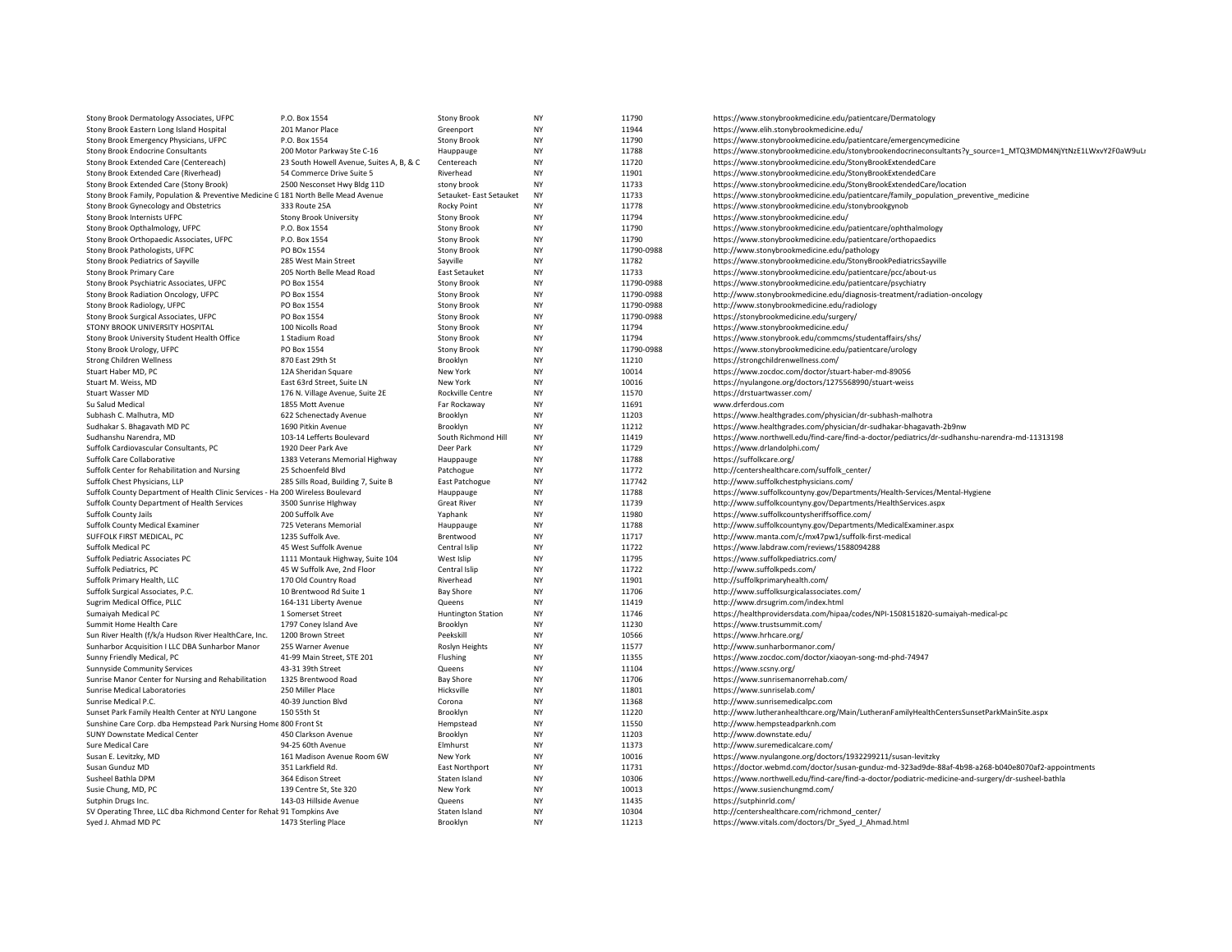| | | | | | |
|---|---|---|---|---|---|
| Stony Brook Dermatology Associates, UFPC | P.O. Box 1554 | Stony Brook | NY | 11790 | https://www.stonybrookmedicine.edu/patientcare/Dermatology |
| Stony Brook Eastern Long Island Hospital | 201 Manor Place | Greenport | NY | 11944 | https://www.elih.stonybrookmedicine.edu/ |
| Stony Brook Emergency Physicians, UFPC | P.O. Box 1554 | Stony Brook | NY | 11790 | https://www.stonybrookmedicine.edu/patientcare/emergencymedicine |
| Stony Brook Endocrine Consultants | 200 Motor Parkway Ste C-16 | Hauppauge | NY | 11788 | https://www.stonybrookmedicine.edu/stonybrookendocrineconsultants?y_source=1_MTQ3MDM4NjYtNzE1LWxvY2F0aW9uLı |
| Stony Brook Extended Care (Centereach) | 23 South Howell Avenue, Suites A, B, & C | Centereach | NY | 11720 | https://www.stonybrookmedicine.edu/StonyBrookExtendedCare |
| Stony Brook Extended Care (Riverhead) | 54 Commerce Drive Suite 5 | Riverhead | NY | 11901 | https://www.stonybrookmedicine.edu/StonyBrookExtendedCare |
| Stony Brook Extended Care (Stony Brook) | 2500 Nesconset Hwy Bldg 11D | stony brook | NY | 11733 | https://www.stonybrookmedicine.edu/StonyBrookExtendedCare/location |
| Stony Brook Family, Population & Preventive Medicine C | 181 North Belle Mead Avenue | Setauket- East Setauket | NY | 11733 | https://www.stonybrookmedicine.edu/patientcare/family_population_preventive_medicine |
| Stony Brook Gynecology and Obstetrics | 333 Route 25A | Rocky Point | NY | 11778 | https://www.stonybrookmedicine.edu/stonybrookgynob |
| Stony Brook Internists UFPC | Stony Brook University | Stony Brook | NY | 11794 | https://www.stonybrookmedicine.edu/ |
| Stony Brook Opthalmology, UFPC | P.O. Box 1554 | Stony Brook | NY | 11790 | https://www.stonybrookmedicine.edu/patientcare/ophthalmology |
| Stony Brook Orthopaedic Associates, UFPC | P.O. Box 1554 | Stony Brook | NY | 11790 | https://www.stonybrookmedicine.edu/patientcare/orthopaedics |
| Stony Brook Pathologists, UFPC | PO BOx 1554 | Stony Brook | NY | 11790-0988 | http://www.stonybrookmedicine.edu/pathology |
| Stony Brook Pediatrics of Sayville | 285 West Main Street | Sayville | NY | 11782 | https://www.stonybrookmedicine.edu/StonyBrookPediatricsSayville |
| Stony Brook Primary Care | 205 North Belle Mead Road | East Setauket | NY | 11733 | https://www.stonybrookmedicine.edu/patientcare/pcc/about-us |
| Stony Brook Psychiatric Associates, UFPC | PO Box 1554 | Stony Brook | NY | 11790-0988 | https://www.stonybrookmedicine.edu/patientcare/psychiatry |
| Stony Brook Radiation Oncology, UFPC | PO Box 1554 | Stony Brook | NY | 11790-0988 | http://www.stonybrookmedicine.edu/diagnosis-treatment/radiation-oncology |
| Stony Brook Radiology, UFPC | PO Box 1554 | Stony Brook | NY | 11790-0988 | http://www.stonybrookmedicine.edu/radiology |
| Stony Brook Surgical Associates, UFPC | PO Box 1554 | Stony Brook | NY | 11790-0988 | https://stonybrookmedicine.edu/surgery/ |
| STONY BROOK UNIVERSITY HOSPITAL | 100 Nicolls Road | Stony Brook | NY | 11794 | https://www.stonybrookmedicine.edu/ |
| Stony Brook University Student Health Office | 1 Stadium Road | Stony Brook | NY | 11794 | https://www.stonybrook.edu/commcms/studentaffairs/shs/ |
| Stony Brook Urology, UFPC | PO Box 1554 | Stony Brook | NY | 11790-0988 | https://www.stonybrookmedicine.edu/patientcare/urology |
| Strong Children Wellness | 870 East 29th St | Brooklyn | NY | 11210 | https://strongchildrenwellness.com/ |
| Stuart Haber MD, PC | 12A Sheridan Square | New York | NY | 10014 | https://www.zocdoc.com/doctor/stuart-haber-md-89056 |
| Stuart M. Weiss, MD | East 63rd Street, Suite LN | New York | NY | 10016 | https://nyulangone.org/doctors/1275568990/stuart-weiss |
| Stuart Wasser MD | 176 N. Village Avenue, Suite 2E | Rockville Centre | NY | 11570 | https://drstuartwasser.com/ |
| Su Salud Medical | 1855 Mott Avenue | Far Rockaway | NY | 11691 | www.drferdous.com |
| Subhash C. Malhutra, MD | 622 Schenectady Avenue | Brooklyn | NY | 11203 | https://www.healthgrades.com/physician/dr-subhash-malhotra |
| Sudhakar S. Bhagavath MD PC | 1690 Pitkin Avenue | Brooklyn | NY | 11212 | https://www.healthgrades.com/physician/dr-sudhakar-bhagavath-2b9nw |
| Sudhanshu Narendra, MD | 103-14 Lefferts Boulevard | South Richmond Hill | NY | 11419 | https://www.northwell.edu/find-care/find-a-doctor/pediatrics/dr-sudhanshu-narendra-md-11313198 |
| Suffolk Cardiovascular Consultants, PC | 1920 Deer Park Ave | Deer Park | NY | 11729 | https://www.drlandolphi.com/ |
| Suffolk Care Collaborative | 1383 Veterans Memorial Highway | Hauppauge | NY | 11788 | https://suffolkcare.org/ |
| Suffolk Center for Rehabilitation and Nursing | 25 Schoenfeld Blvd | Patchogue | NY | 11772 | http://centershealthcare.com/suffolk_center/ |
| Suffolk Chest Physicians, LLP | 285 Sills Road, Building 7, Suite B | East Patchogue | NY | 117742 | http://www.suffolkchestphysicians.com/ |
| Suffolk County Department of Health Clinic Services - Ha | 200 Wireless Boulevard | Hauppauge | NY | 11788 | https://www.suffolkcountyny.gov/Departments/Health-Services/Mental-Hygiene |
| Suffolk County Department of Health Services | 3500 Sunrise HIghway | Great River | NY | 11739 | http://www.suffolkcountyny.gov/Departments/HealthServices.aspx |
| Suffolk County Jails | 200 Suffolk Ave | Yaphank | NY | 11980 | https://www.suffolkcountysheriffsoffice.com/ |
| Suffolk County Medical Examiner | 725 Veterans Memorial | Hauppauge | NY | 11788 | http://www.suffolkcountyny.gov/Departments/MedicalExaminer.aspx |
| SUFFOLK FIRST MEDICAL, PC | 1235 Suffolk Ave. | Brentwood | NY | 11717 | http://www.manta.com/c/mx47pw1/suffolk-first-medical |
| Suffolk Medical PC | 45 West Suffolk Avenue | Central Islip | NY | 11722 | https://www.labdraw.com/reviews/1588094288 |
| Suffolk Pediatric Associates PC | 1111 Montauk Highway, Suite 104 | West Islip | NY | 11795 | https://www.suffolkpediatrics.com/ |
| Suffolk Pediatrics, PC | 45 W Suffolk Ave, 2nd Floor | Central Islip | NY | 11722 | http://www.suffolkpeds.com/ |
| Suffolk Primary Health, LLC | 170 Old Country Road | Riverhead | NY | 11901 | http://suffolkprimaryhealth.com/ |
| Suffolk Surgical Associates, P.C. | 10 Brentwood Rd Suite 1 | Bay Shore | NY | 11706 | http://www.suffolksurgicalassociates.com/ |
| Sugrim Medical Office, PLLC | 164-131 Liberty Avenue | Queens | NY | 11419 | http://www.drsugrim.com/index.html |
| Sumaiyah Medical PC | 1 Somerset Street | Huntington Station | NY | 11746 | https://healthprovidersdata.com/hipaa/codes/NPI-1508151820-sumaiyah-medical-pc |
| Summit Home Health Care | 1797 Coney Island Ave | Brooklyn | NY | 11230 | https://www.trustsummit.com/ |
| Sun River Health (f/k/a Hudson River HealthCare, Inc. | 1200 Brown Street | Peekskill | NY | 10566 | https://www.hrhcare.org/ |
| Sunharbor Acquisition I LLC DBA Sunharbor Manor | 255 Warner Avenue | Roslyn Heights | NY | 11577 | http://www.sunharbormanor.com/ |
| Sunny Friendly Medical, PC | 41-99 Main Street, STE 201 | Flushing | NY | 11355 | https://www.zocdoc.com/doctor/xiaoyan-song-md-phd-74947 |
| Sunnyside Community Services | 43-31 39th Street | Queens | NY | 11104 | https://www.scsny.org/ |
| Sunrise Manor Center for Nursing and Rehabilitation | 1325 Brentwood Road | Bay Shore | NY | 11706 | https://www.sunrisemanorrehab.com/ |
| Sunrise Medical Laboratories | 250 Miller Place | Hicksville | NY | 11801 | https://www.sunriselab.com/ |
| Sunrise Medical P.C. | 40-39 Junction Blvd | Corona | NY | 11368 | http://www.sunrisemedicalpc.com |
| Sunset Park Family Health Center at NYU Langone | 150 55th St | Brooklyn | NY | 11220 | http://www.lutheranhealthcare.org/Main/LutheranFamilyHealthCentersSunsetParkMainSite.aspx |
| Sunshine Care Corp. dba Hempstead Park Nursing Home | 800 Front St | Hempstead | NY | 11550 | http://www.hempsteadparknh.com |
| SUNY Downstate Medical Center | 450 Clarkson Avenue | Brooklyn | NY | 11203 | http://www.downstate.edu/ |
| Sure Medical Care | 94-25 60th Avenue | Elmhurst | NY | 11373 | http://www.suremedicalcare.com/ |
| Susan E. Levitzky, MD | 161 Madison Avenue Room 6W | New York | NY | 10016 | https://www.nyulangone.org/doctors/1932299211/susan-levitzky |
| Susan Gunduz MD | 351 Larkfield Rd. | East Northport | NY | 11731 | https://doctor.webmd.com/doctor/susan-gunduz-md-323ad9de-88af-4b98-a268-b040e8070af2-appointments |
| Susheel Bathla DPM | 364 Edison Street | Staten Island | NY | 10306 | https://www.northwell.edu/find-care/find-a-doctor/podiatric-medicine-and-surgery/dr-susheel-bathla |
| Susie Chung, MD, PC | 139 Centre St, Ste 320 | New York | NY | 10013 | https://www.susienchungmd.com/ |
| Sutphin Drugs Inc. | 143-03 Hillside Avenue | Queens | NY | 11435 | https://sutphinrld.com/ |
| SV Operating Three, LLC dba Richmond Center for Rehat | 91 Tompkins Ave | Staten Island | NY | 10304 | http://centershealthcare.com/richmond_center/ |
| Syed J. Ahmad MD PC | 1473 Sterling Place | Brooklyn | NY | 11213 | https://www.vitals.com/doctors/Dr_Syed_J_Ahmad.html |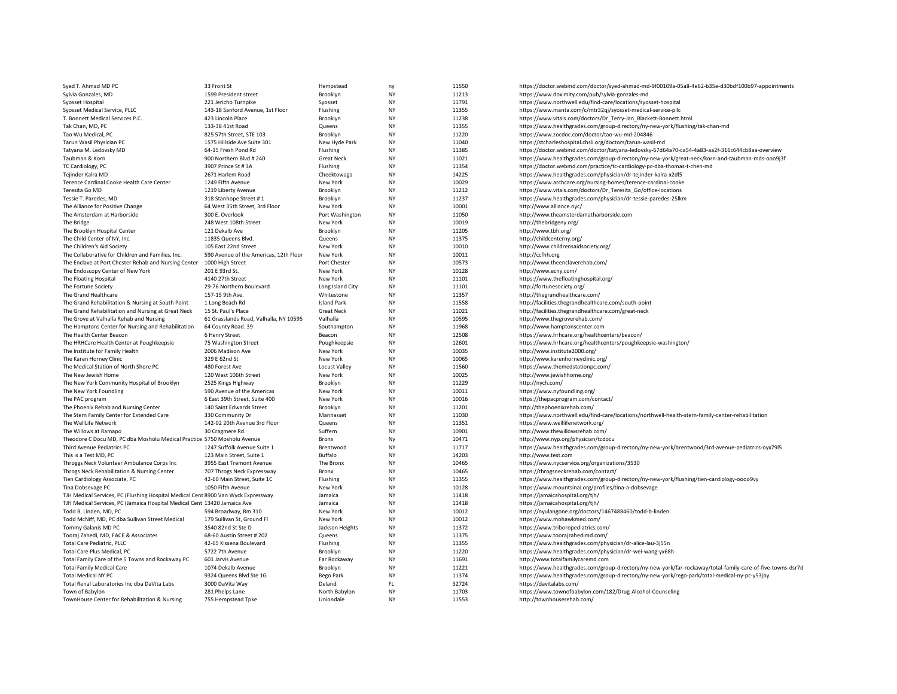| | | | | | |
|---|---|---|---|---|---|
| Syed T. Ahmad MD PC | 33 Front St | Hempstead | ny | 11550 | https://doctor.webmd.com/doctor/syed-ahmad-md-9f00109a-05a8-4e62-b35e-d30bdf100b97-appointments |
| Sylvia Gonzales, MD | 1599 President street | Brooklyn | NY | 11213 | https://www.doximity.com/pub/sylvia-gonzales-md |
| Syosset Hospital | 221 Jericho Turnpike | Syosset | NY | 11791 | https://www.northwell.edu/find-care/locations/syosset-hospital |
| Syosset Medical Service, PLLC | 143-18 Sanford Avenue, 1st Floor | Flushing | NY | 11355 | https://www.manta.com/c/mtr32qj/syosset-medical-service-pllc |
| T. Bonnett Medical Services P.C. | 423 Lincoln Place | Brooklyn | NY | 11238 | https://www.vitals.com/doctors/Dr_Terry-Jan_Blackett-Bonnett.html |
| Tak Chan, MD, PC | 133-38 41st Road | Queens | NY | 11355 | https://www.healthgrades.com/group-directory/ny-new-york/flushing/tak-chan-md |
| Tao Wu Medical, PC | 825 57th Street, STE 103 | Brooklyn | NY | 11220 | https://www.zocdoc.com/doctor/tao-wu-md-204846 |
| Tarun Wasil Physician PC | 1575 Hillside Ave Suite 301 | New Hyde Park | NY | 11040 | https://stcharleshospital.chsli.org/doctors/tarun-wasil-md |
| Tatyana M. Ledovsky MD | 64-15 Fresh Pond Rd | Flushing | NY | 11385 | https://doctor.webmd.com/doctor/tatyana-ledovsky-67d64a70-ca54-4a83-aa2f-316c644cb8aa-overview |
| Taubman & Korn | 900 Northern Blvd # 240 | Great Neck | NY | 11021 | https://www.healthgrades.com/group-directory/ny-new-york/great-neck/korn-and-taubman-mds-ooo9j3f |
| TC Cardiology, PC | 3907 Prince St # 3A | Flushing | NY | 11354 | https://doctor.webmd.com/practice/tc-cardiology-pc-dba-thomas-t-chen-md |
| Tejinder Kalra MD | 2671 Harlem Road | Cheektowaga | NY | 14225 | https://www.healthgrades.com/physician/dr-tejinder-kalra-x2dl5 |
| Terence Cardinal Cooke Health Care Center | 1249 Fifth Avenue | New York | NY | 10029 | https://www.archcare.org/nursing-homes/terence-cardinal-cooke |
| Teresita Go MD | 1219 Liberty Avenue | Brooklyn | NY | 11212 | https://www.vitals.com/doctors/Dr_Teresita_Go/office-locations |
| Tessie T. Paredes, MD | 318 Stanhope Street # 1 | Brooklyn | NY | 11237 | https://www.healthgrades.com/physician/dr-tessie-paredes-25lkm |
| The Alliance for Positive Change | 64 West 35th Street, 3rd Floor | New York | NY | 10001 | http://www.alliance.nyc/ |
| The Amsterdam at Harborside | 300 E. Overlook | Port Washington | NY | 11050 | http://www.theamsterdamatharborside.com |
| The Bridge | 248 West 108th Street | New York | NY | 10019 | http://thebridgeny.org/ |
| The Brooklyn Hospital Center | 121 Dekalb Ave | Brooklyn | NY | 11205 | http://www.tbh.org/ |
| The Child Center of NY, Inc. | 11835 Queens Blvd. | Queens | NY | 11375 | http://childcenterny.org/ |
| The Children's Aid Society | 105 East 22nd Street | New York | NY | 10010 | http://www.childrensaidsociety.org/ |
| The Collaborative for Children and Families, Inc. | 590 Avenue of the Americas, 12th Floor | New York | NY | 10011 | http://ccfhh.org |
| The Enclave at Port Chester Rehab and Nursing Center | 1000 High Street | Port Chester | NY | 10573 | http://www.theenclaverehab.com/ |
| The Endoscopy Center of New York | 201 E 93rd St. | New York | NY | 10128 | http://www.ecny.com/ |
| The Floating Hospital | 4140 27th Street | New York | NY | 11101 | https://www.thefloatinghospital.org/ |
| The Fortune Society | 29-76 Northern Boulevard | Long Island City | NY | 11101 | http://fortunesociety.org/ |
| The Grand Healthcare | 157-15 9th Ave. | Whitestone | NY | 11357 | http://thegrandhealthcare.com/ |
| The Grand Rehabilitation & Nursing at South Point | 1 Long Beach Rd | Island Park | NY | 11558 | http://facilities.thegrandhealthcare.com/south-point |
| The Grand Rehabilitation and Nursing at Great Neck | 15 St. Paul's Place | Great Neck | NY | 11021 | http://facilities.thegrandhealthcare.com/great-neck |
| The Grove at Valhalla Rehab and Nursing | 61 Grasslands Road, Valhalla, NY 10595 | Valhalla | NY | 10595 | http://www.thegroverehab.com/ |
| The Hamptons Center for Nursing and Rehabilitation | 64 County Road. 39 | Southampton | NY | 11968 | http://www.hamptonscenter.com |
| The Health Center Beacon | 6 Henry Street | Beacon | NY | 12508 | https://www.hrhcare.org/healthcenters/beacon/ |
| The HRHCare Health Center at Poughkeepsie | 75 Washington Street | Poughkeepsie | NY | 12601 | https://www.hrhcare.org/healthcenters/poughkeepsie-washington/ |
| The Institute for Family Health | 2006 Madison Ave | New York | NY | 10035 | http://www.institute2000.org/ |
| The Karen Horney Clinic | 329 E 62nd St | New York | NY | 10065 | http://www.karenhorneyclinic.org/ |
| The Medical Station of North Shore PC | 480 Forest Ave | Locust Valley | NY | 11560 | https://www.themedstationpc.com/ |
| The New Jewish Home | 120 West 106th Street | New York | NY | 10025 | http://www.jewishhome.org/ |
| The New York Community Hospital of Brooklyn | 2525 Kings Highway | Brooklyn | NY | 11229 | http://nych.com/ |
| The New York Foundling | 590 Avenue of the Americas | New York | NY | 10011 | https://www.nyfoundling.org/ |
| The PAC program | 6 East 39th Street, Suite 400 | New York | NY | 10016 | https://thepacprogram.com/contact/ |
| The Phoenix Rehab and Nursing Center | 140 Saint Edwards Street | Brooklyn | NY | 11201 | http://thephoenixrehab.com/ |
| The Stern Family Center for Extended Care | 330 Community Dr | Manhasset | NY | 11030 | https://www.northwell.edu/find-care/locations/northwell-health-stern-family-center-rehabilitation |
| The WellLife Network | 142-02 20th Avenue 3rd Floor | Queens | NY | 11351 | https://www.welllifenetwork.org/ |
| The Willows at Ramapo | 30 Cragmere Rd. | Suffern | NY | 10901 | http://www.thewillowsrehab.com/ |
| Theodore C Docu MD, PC dba Mosholu Medical Practice | 5750 Mosholu Avenue | Bronx | Ny | 10471 | http://www.nyp.org/physician/tcdocu |
| Third Avenue Pediatrics PC | 1247 Suffolk Avenue Suite 1 | Brentwood | NY | 11717 | https://www.healthgrades.com/group-directory/ny-new-york/brentwood/3rd-avenue-pediatrics-oyx79l5 |
| This is a Test MD, PC | 123 Main Street, Suite 1 | Buffalo | NY | 14203 | http://www.test.com |
| Throggs Neck Volunteer Ambulance Corps Inc | 3955 East Tremont Avenue | The Bronx | NY | 10465 | https://www.nycservice.org/organizations/3530 |
| Throgs Neck Rehabilitation & Nursing Center | 707 Throgs Neck Expressway | Bronx | NY | 10465 | https://throgsneckrehab.com/contact/ |
| Tien Cardiology Associate, PC | 42-60 Main Street, Suite 1C | Flushing | NY | 11355 | https://www.healthgrades.com/group-directory/ny-new-york/flushing/tien-cardiology-oooo9vy |
| Tina Dobsevage PC | 1050 Fifth Avenue | New York | NY | 10128 | https://www.mountsinai.org/profiles/tina-a-dobsevage |
| TJH Medical Services, PC (Flushing Hospital Medical Cent | 8900 Van Wyck Expressway | Jamaica | NY | 11418 | https://jamaicahospital.org/tjh/ |
| TJH Medical Services, PC (Jamaica Hospital Medical Cent | 13420 Jamaica Ave | Jamaica | NY | 11418 | https://jamaicahospital.org/tjh/ |
| Todd B. Linden, MD, PC | 594 Broadway, Rm 310 | New York | NY | 10012 | https://nyulangone.org/doctors/1467488460/todd-b-linden |
| Todd McNiff, MD, PC dba Sullivan Street Medical | 179 Sullivan St, Ground Fl | New York | NY | 10012 | https://www.mohawkmed.com/ |
| Tommy Galanis MD PC | 3540 82nd St Ste D | Jackson Heights | NY | 11372 | https://www.triboropediatrics.com/ |
| Tooraj Zahedi, MD, FACE & Associates | 68-60 Austin Street # 202 | Queens | NY | 11375 | https://www.toorajzahedimd.com/ |
| Total Care Pediatric, PLLC | 42-65 Kissena Boulevard | Flushing | NY | 11355 | https://www.healthgrades.com/physician/dr-alice-lau-3j55n |
| Total Care Plus Medical, PC | 5722 7th Avenue | Brooklyn | NY | 11220 | https://www.healthgrades.com/physician/dr-wei-wang-yx68h |
| Total Family Care of the 5 Towns and Rockaway PC | 601 Jarvis Avenue | Far Rockaway | NY | 11691 | http://www.totalfamilycaremd.com |
| Total Family Medical Care | 1074 Dekalb Avenue | Brooklyn | NY | 11221 | https://www.healthgrades.com/group-directory/ny-new-york/far-rockaway/total-family-care-of-five-towns-dsr7d |
| Total Medical NY PC | 9324 Queens Blvd Ste 1G | Rego Park | NY | 11374 | https://www.healthgrades.com/group-directory/ny-new-york/rego-park/total-medical-ny-pc-y53jby |
| Total Renal Laboratories Inc dba DaVita Labs | 3000 DaVita Way | Deland | FL | 32724 | https://davitalabs.com/ |
| Town of Babylon | 281 Phelps Lane | North Babylon | NY | 11703 | https://www.townofbabylon.com/182/Drug-Alcohol-Counseling |
| TownHouse Center for Rehabilitation & Nursing | 755 Hempstead Tpke | Uniondale | NY | 11553 | http://townhouserehab.com/ |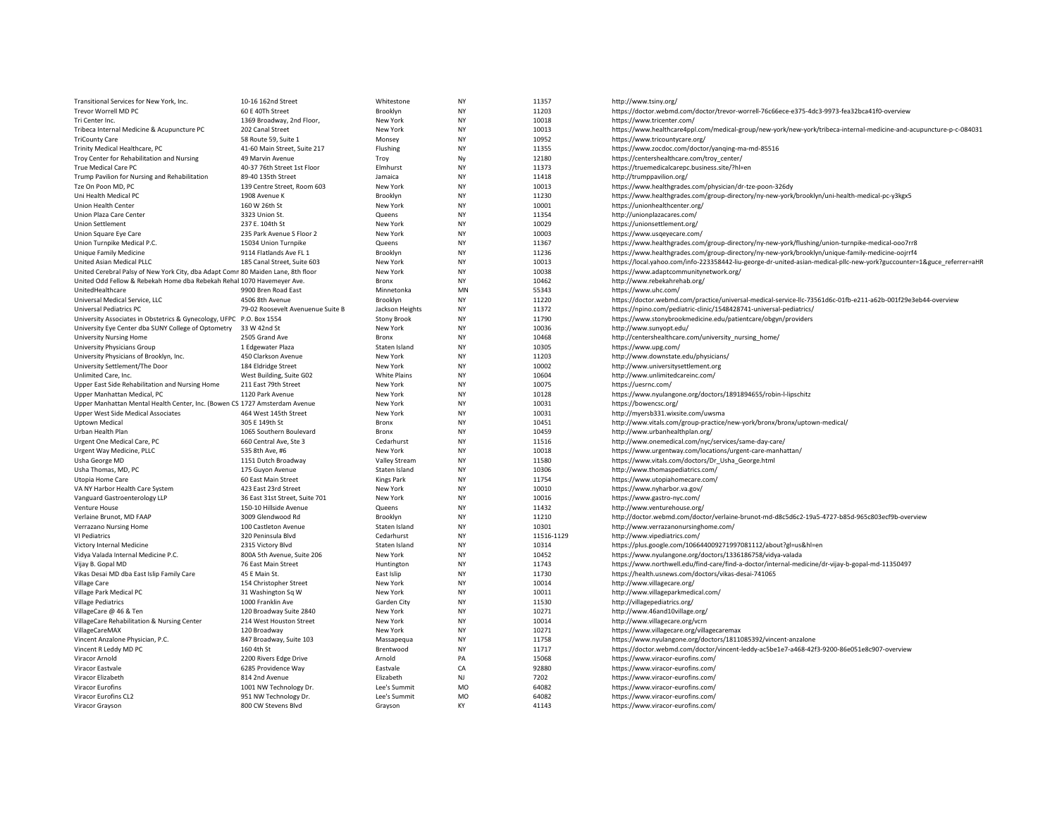| | | | | | |
|---|---|---|---|---|---|
| Transitional Services for New York, Inc. | 10-16 162nd Street | Whitestone | NY | 11357 | http://www.tsiny.org/ |
| Trevor Worrell MD PC | 60 E 40Th Street | Brooklyn | NY | 11203 | https://doctor.webmd.com/doctor/trevor-worrell-76c66ece-e375-4dc3-9973-fea32bca41f0-overview |
| Tri Center Inc. | 1369 Broadway, 2nd Floor, | New York | NY | 10018 | https://www.tricenter.com/ |
| Tribeca Internal Medicine & Acupuncture PC | 202 Canal Street | New York | NY | 10013 | https://www.healthcare4ppl.com/medical-group/new-york/new-york/tribeca-internal-medicine-and-acupuncture-p-c-084031 |
| TriCounty Care | 58 Route 59, Suite 1 | Monsey | NY | 10952 | https://www.tricountycare.org/ |
| Trinity Medical Healthcare, PC | 41-60 Main Street, Suite 217 | Flushing | NY | 11355 | https://www.zocdoc.com/doctor/yanqing-ma-md-85516 |
| Troy Center for Rehabilitation and Nursing | 49 Marvin Avenue | Troy | Ny | 12180 | https://centershealthcare.com/troy_center/ |
| True Medical Care PC | 40-37 76th Street 1st Floor | Elmhurst | NY | 11373 | https://truemedicalcarepc.business.site/?hl=en |
| Trump Pavilion for Nursing and Rehabilitation | 89-40 135th Street | Jamaica | NY | 11418 | http://trumppavilion.org/ |
| Tze On Poon MD, PC | 139 Centre Street, Room 603 | New York | NY | 10013 | https://www.healthgrades.com/physician/dr-tze-poon-326dy |
| Uni Health Medical PC | 1908 Avenue K | Brooklyn | NY | 11230 | https://www.healthgrades.com/group-directory/ny-new-york/brooklyn/uni-health-medical-pc-y3kgx5 |
| Union Health Center | 160 W 26th St | New York | NY | 10001 | https://unionhealthcenter.org/ |
| Union Plaza Care Center | 3323 Union St. | Queens | NY | 11354 | http://unionplazacares.com/ |
| Union Settlement | 237 E. 104th St | New York | NY | 10029 | https://unionsettlement.org/ |
| Union Square Eye Care | 235 Park Avenue S Floor 2 | New York | NY | 10003 | https://www.usqeyecare.com/ |
| Union Turnpike Medical P.C. | 15034 Union Turnpike | Queens | NY | 11367 | https://www.healthgrades.com/group-directory/ny-new-york/flushing/union-turnpike-medical-ooo7rr8 |
| Unique Family Medicine | 9114 Flatlands Ave FL 1 | Brooklyn | NY | 11236 | https://www.healthgrades.com/group-directory/ny-new-york/brooklyn/unique-family-medicine-oojrrf4 |
| United Asian Medical PLLC | 185 Canal Street, Suite 603 | New York | NY | 10013 | https://local.yahoo.com/info-223358442-liu-george-dr-united-asian-medical-pllc-new-york?guccounter=1&guce_referrer=aHR |
| United Cerebral Palsy of New York City, dba Adapt Comr | 80 Maiden Lane, 8th floor | New York | NY | 10038 | https://www.adaptcommunitynetwork.org/ |
| United Odd Fellow & Rebekah Home dba Rebekah Rehal | 1070 Havemeyer Ave. | Bronx | NY | 10462 | http://www.rebekahrehab.org/ |
| UnitedHealthcare | 9900 Bren Road East | Minnetonka | MN | 55343 | https://www.uhc.com/ |
| Universal Medical Service, LLC | 4506 8th Avenue | Brooklyn | NY | 11220 | https://doctor.webmd.com/practice/universal-medical-service-llc-73561d6c-01fb-e211-a62b-001f29e3eb44-overview |
| Universal Pediatrics PC | 79-02 Roosevelt Avenuenue Suite B | Jackson Heights | NY | 11372 | https://npino.com/pediatric-clinic/1548428741-universal-pediatrics/ |
| University Associates in Obstetrics & Gynecology, UFPC | P.O. Box 1554 | Stony Brook | NY | 11790 | https://www.stonybrookmedicine.edu/patientcare/obgyn/providers |
| University Eye Center dba SUNY College of Optometry | 33 W 42nd St | New York | NY | 10036 | http://www.sunyopt.edu/ |
| University Nursing Home | 2505 Grand Ave | Bronx | NY | 10468 | http://centershealthcare.com/university_nursing_home/ |
| University Physicians Group | 1 Edgewater Plaza | Staten Island | NY | 10305 | https://www.upg.com/ |
| University Physicians of Brooklyn, Inc. | 450 Clarkson Avenue | New York | NY | 11203 | http://www.downstate.edu/physicians/ |
| University Settlement/The Door | 184 Eldridge Street | New York | NY | 10002 | http://www.universitysettlement.org |
| Unlimited Care, Inc. | West Building, Suite G02 | White Plains | NY | 10604 | http://www.unlimitedcareinc.com/ |
| Upper East Side Rehabilitation and Nursing Home | 211 East 79th Street | New York | NY | 10075 | https://uesrnc.com/ |
| Upper Manhattan Medical, PC | 1120 Park Avenue | New York | NY | 10128 | https://www.nyulangone.org/doctors/1891894655/robin-l-lipschitz |
| Upper Manhattan Mental Health Center, Inc. (Bowen CS | 1727 Amsterdam Avenue | New York | NY | 10031 | https://bowencsc.org/ |
| Upper West Side Medical Associates | 464 West 145th Street | New York | NY | 10031 | http://myersb331.wixsite.com/uwsma |
| Uptown Medical | 305 E 149th St | Bronx | NY | 10451 | http://www.vitals.com/group-practice/new-york/bronx/bronx/uptown-medical/ |
| Urban Health Plan | 1065 Southern Boulevard | Bronx | NY | 10459 | http://www.urbanhealthplan.org/ |
| Urgent One Medical Care, PC | 660 Central Ave, Ste 3 | Cedarhurst | NY | 11516 | http://www.onemedical.com/nyc/services/same-day-care/ |
| Urgent Way Medicine, PLLC | 535 8th Ave, #6 | New York | NY | 10018 | https://www.urgentway.com/locations/urgent-care-manhattan/ |
| Usha George MD | 1151 Dutch Broadway | Valley Stream | NY | 11580 | https://www.vitals.com/doctors/Dr_Usha_George.html |
| Usha Thomas, MD, PC | 175 Guyon Avenue | Staten Island | NY | 10306 | http://www.thomaspediatrics.com/ |
| Utopia Home Care | 60 East Main Street | Kings Park | NY | 11754 | https://www.utopiahomecare.com/ |
| VA NY Harbor Health Care System | 423 East 23rd Street | New York | NY | 10010 | https://www.nyharbor.va.gov/ |
| Vanguard Gastroenterology LLP | 36 East 31st Street, Suite 701 | New York | NY | 10016 | https://www.gastro-nyc.com/ |
| Venture House | 150-10 Hillside Avenue | Queens | NY | 11432 | http://www.venturehouse.org/ |
| Verlaine Brunot, MD FAAP | 3009 Glendwood Rd | Brooklyn | NY | 11210 | http://doctor.webmd.com/doctor/verlaine-brunot-md-d8c5d6c2-19a5-4727-b85d-965c803ecf9b-overview |
| Verrazano Nursing Home | 100 Castleton Avenue | Staten Island | NY | 10301 | http://www.verrazanonursinghome.com/ |
| VI Pediatrics | 320 Peninsula Blvd | Cedarhurst | NY | 11516-1129 | http://www.vipediatrics.com/ |
| Victory Internal Medicine | 2315 Victory Blvd | Staten Island | NY | 10314 | https://plus.google.com/106644009271997081112/about?gl=us&hl=en |
| Vidya Valada Internal Medicine P.C. | 800A 5th Avenue, Suite 206 | New York | NY | 10452 | https://www.nyulangone.org/doctors/1336186758/vidya-valada |
| Vijay B. Gopal MD | 76 East Main Street | Huntington | NY | 11743 | https://www.northwell.edu/find-care/find-a-doctor/internal-medicine/dr-vijay-b-gopal-md-11350497 |
| Vikas Desai MD dba East Islip Family Care | 45 E Main St. | East Islip | NY | 11730 | https://health.usnews.com/doctors/vikas-desai-741065 |
| Village Care | 154 Christopher Street | New York | NY | 10014 | http://www.villagecare.org/ |
| Village Park Medical PC | 31 Washington Sq W | New York | NY | 10011 | http://www.villageparkmedical.com/ |
| Village Pediatrics | 1000 Franklin Ave | Garden City | NY | 11530 | http://villagepediatrics.org/ |
| VillageCare @ 46 & Ten | 120 Broadway Suite 2840 | New York | NY | 10271 | http://www.46and10village.org/ |
| VillageCare Rehabilitation & Nursing Center | 214 West Houston Street | New York | NY | 10014 | http://www.villagecare.org/vcrn |
| VillageCareMAX | 120 Broadway | New York | NY | 10271 | https://www.villagecare.org/villagecaremax |
| Vincent Anzalone Physician, P.C. | 847 Broadway, Suite 103 | Massapequa | NY | 11758 | https://www.nyulangone.org/doctors/1811085392/vincent-anzalone |
| Vincent R Leddy MD PC | 160 4th St | Brentwood | NY | 11717 | https://doctor.webmd.com/doctor/vincent-leddy-ac5be1e7-a468-42f3-9200-86e051e8c907-overview |
| Viracor Arnold | 2200 Rivers Edge Drive | Arnold | PA | 15068 | https://www.viracor-eurofins.com/ |
| Viracor Eastvale | 6285 Providence Way | Eastvale | CA | 92880 | https://www.viracor-eurofins.com/ |
| Viracor Elizabeth | 814 2nd Avenue | Elizabeth | NJ | 7202 | https://www.viracor-eurofins.com/ |
| Viracor Eurofins | 1001 NW Technology Dr. | Lee's Summit | MO | 64082 | https://www.viracor-eurofins.com/ |
| Viracor Eurofins CL2 | 951 NW Technology Dr. | Lee's Summit | MO | 64082 | https://www.viracor-eurofins.com/ |
| Viracor Grayson | 800 CW Stevens Blvd | Grayson | KY | 41143 | https://www.viracor-eurofins.com/ |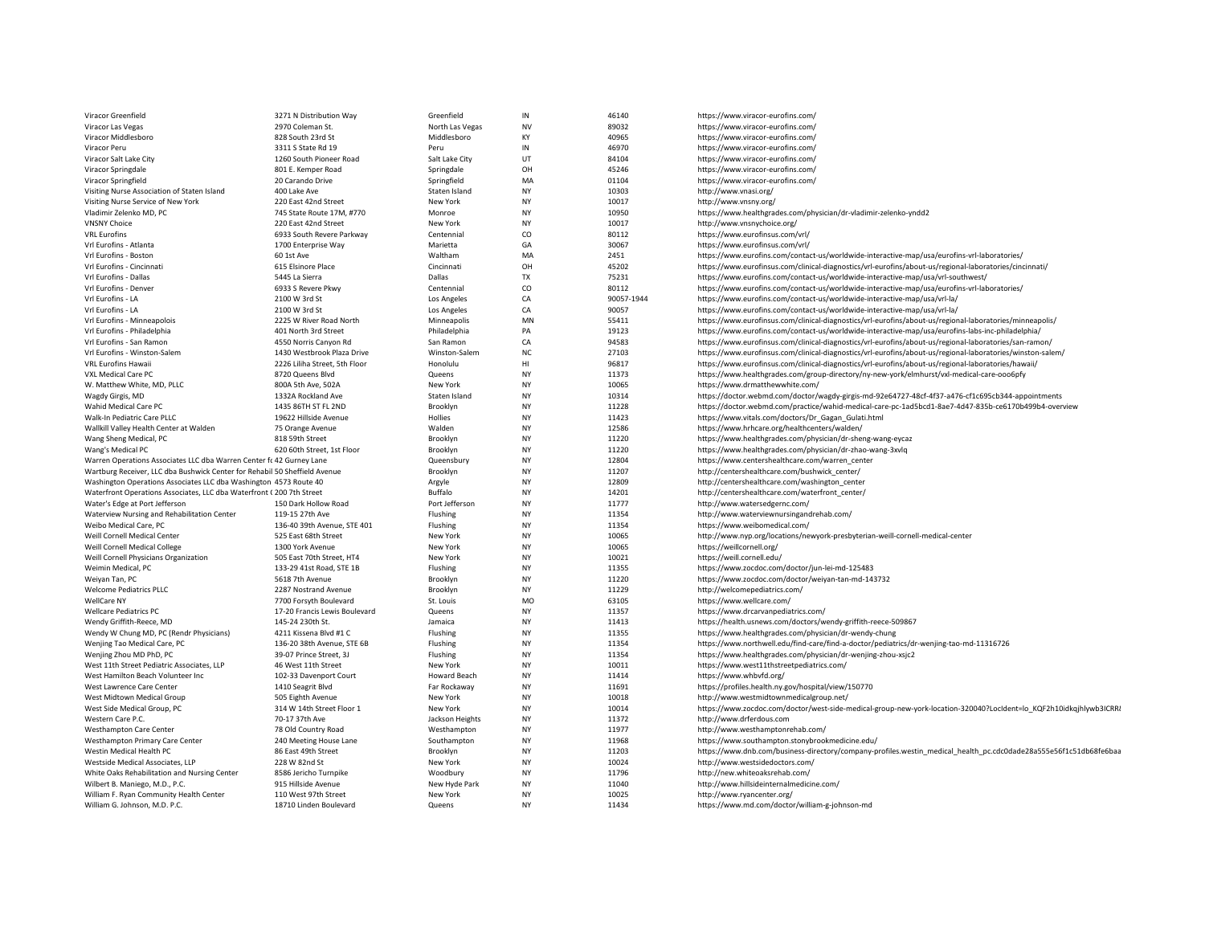| | | | | | |
|---|---|---|---|---|---|
| Viracor Greenfield | 3271 N Distribution Way | Greenfield | IN | 46140 | https://www.viracor-eurofins.com/ |
| Viracor Las Vegas | 2970 Coleman St. | North Las Vegas | NV | 89032 | https://www.viracor-eurofins.com/ |
| Viracor Middlesboro | 828 South 23rd St | Middlesboro | KY | 40965 | https://www.viracor-eurofins.com/ |
| Viracor Peru | 3311 S State Rd 19 | Peru | IN | 46970 | https://www.viracor-eurofins.com/ |
| Viracor Salt Lake City | 1260 South Pioneer Road | Salt Lake City | UT | 84104 | https://www.viracor-eurofins.com/ |
| Viracor Springdale | 801 E. Kemper Road | Springdale | OH | 45246 | https://www.viracor-eurofins.com/ |
| Viracor Springfield | 20 Carando Drive | Springfield | MA | 01104 | https://www.viracor-eurofins.com/ |
| Visiting Nurse Association of Staten Island | 400 Lake Ave | Staten Island | NY | 10303 | http://www.vnasi.org/ |
| Visiting Nurse Service of New York | 220 East 42nd Street | New York | NY | 10017 | http://www.vnsny.org/ |
| Vladimir Zelenko MD, PC | 745 State Route 17M, #770 | Monroe | NY | 10950 | https://www.healthgrades.com/physician/dr-vladimir-zelenko-yndd2 |
| VNSNY Choice | 220 East 42nd Street | New York | NY | 10017 | http://www.vnsnychoice.org/ |
| VRL Eurofins | 6933 South Revere Parkway | Centennial | CO | 80112 | https://www.eurofinsus.com/vrl/ |
| Vrl Eurofins - Atlanta | 1700 Enterprise Way | Marietta | GA | 30067 | https://www.eurofinsus.com/vrl/ |
| Vrl Eurofins - Boston | 60 1st Ave | Waltham | MA | 2451 | https://www.eurofins.com/contact-us/worldwide-interactive-map/usa/eurofins-vrl-laboratories/ |
| Vrl Eurofins - Cincinnati | 615 Elsinore Place | Cincinnati | OH | 45202 | https://www.eurofinsus.com/clinical-diagnostics/vrl-eurofins/about-us/regional-laboratories/cincinnati/ |
| Vrl Eurofins - Dallas | 5445 La Sierra | Dallas | TX | 75231 | https://www.eurofins.com/contact-us/worldwide-interactive-map/usa/vrl-southwest/ |
| Vrl Eurofins - Denver | 6933 S Revere Pkwy | Centennial | CO | 80112 | https://www.eurofins.com/contact-us/worldwide-interactive-map/usa/eurofins-vrl-laboratories/ |
| Vrl Eurofins - LA | 2100 W 3rd St | Los Angeles | CA | 90057-1944 | https://www.eurofins.com/contact-us/worldwide-interactive-map/usa/vrl-la/ |
| Vrl Eurofins - LA | 2100 W 3rd St | Los Angeles | CA | 90057 | https://www.eurofins.com/contact-us/worldwide-interactive-map/usa/vrl-la/ |
| Vrl Eurofins - Minneapolois | 2225 W River Road North | Minneapolis | MN | 55411 | https://www.eurofinsus.com/clinical-diagnostics/vrl-eurofins/about-us/regional-laboratories/minneapolis/ |
| Vrl Eurofins - Philadelphia | 401 North 3rd Street | Philadelphia | PA | 19123 | https://www.eurofins.com/contact-us/worldwide-interactive-map/usa/eurofins-labs-inc-philadelphia/ |
| Vrl Eurofins - San Ramon | 4550 Norris Canyon Rd | San Ramon | CA | 94583 | https://www.eurofinsus.com/clinical-diagnostics/vrl-eurofins/about-us/regional-laboratories/san-ramon/ |
| Vrl Eurofins - Winston-Salem | 1430 Westbrook Plaza Drive | Winston-Salem | NC | 27103 | https://www.eurofinsus.com/clinical-diagnostics/vrl-eurofins/about-us/regional-laboratories/winston-salem/ |
| VRL Eurofins Hawaii | 2226 Liliha Street, 5th Floor | Honolulu | HI | 96817 | https://www.eurofinsus.com/clinical-diagnostics/vrl-eurofins/about-us/regional-laboratories/hawaii/ |
| VXL Medical Care PC | 8720 Queens Blvd | Queens | NY | 11373 | https://www.healthgrades.com/group-directory/ny-new-york/elmhurst/vxl-medical-care-ooo6pfy |
| W. Matthew White, MD, PLLC | 800A 5th Ave, 502A | New York | NY | 10065 | https://www.drmatthewwhite.com/ |
| Wagdy Girgis, MD | 1332A Rockland Ave | Staten Island | NY | 10314 | https://doctor.webmd.com/doctor/wagdy-girgis-md-92e64727-48cf-4f37-a476-cf1c695cb344-appointments |
| Wahid Medical Care PC | 1435 86TH ST FL 2ND | Brooklyn | NY | 11228 | https://doctor.webmd.com/practice/wahid-medical-care-pc-1ad5bcd1-8ae7-4d47-835b-ce6170b499b4-overview |
| Walk-In Pediatric Care PLLC | 19622 Hillside Avenue | Hollies | NY | 11423 | https://www.vitals.com/doctors/Dr_Gagan_Gulati.html |
| Wallkill Valley Health Center at Walden | 75 Orange Avenue | Walden | NY | 12586 | https://www.hrhcare.org/healthcenters/walden/ |
| Wang Sheng Medical, PC | 818 59th Street | Brooklyn | NY | 11220 | https://www.healthgrades.com/physician/dr-sheng-wang-eycaz |
| Wang's Medical PC | 620 60th Street, 1st Floor | Brooklyn | NY | 11220 | https://www.healthgrades.com/physician/dr-zhao-wang-3xvlq |
| Warren Operations Associates LLC dba Warren Center fc | 42 Gurney Lane | Queensbury | NY | 12804 | https://www.centershealthcare.com/warren_center |
| Wartburg Receiver, LLC dba Bushwick Center for Rehabil | 50 Sheffield Avenue | Brooklyn | NY | 11207 | http://centershealthcare.com/bushwick_center/ |
| Washington Operations Associates LLC dba Washington | 4573 Route 40 | Argyle | NY | 12809 | http://centershealthcare.com/washington_center |
| Waterfront Operations Associates, LLC dba Waterfront ( | 200 7th Street | Buffalo | NY | 14201 | http://centershealthcare.com/waterfront_center/ |
| Water's Edge at Port Jefferson | 150 Dark Hollow Road | Port Jefferson | NY | 11777 | http://www.watersedgernc.com/ |
| Waterview Nursing and Rehabilitation Center | 119-15 27th Ave | Flushing | NY | 11354 | http://www.waterviewnursingandrehab.com/ |
| Weibo Medical Care, PC | 136-40 39th Avenue, STE 401 | Flushing | NY | 11354 | https://www.weibomedical.com/ |
| Weill Cornell Medical Center | 525 East 68th Street | New York | NY | 10065 | http://www.nyp.org/locations/newyork-presbyterian-weill-cornell-medical-center |
| Weill Cornell Medical College | 1300 York Avenue | New York | NY | 10065 | https://weillcornell.org/ |
| Weill Cornell Physicians Organization | 505 East 70th Street, HT4 | New York | NY | 10021 | https://weill.cornell.edu/ |
| Weimin Medical, PC | 133-29 41st Road, STE 1B | Flushing | NY | 11355 | https://www.zocdoc.com/doctor/jun-lei-md-125483 |
| Weiyan Tan, PC | 5618 7th Avenue | Brooklyn | NY | 11220 | https://www.zocdoc.com/doctor/weiyan-tan-md-143732 |
| Welcome Pediatrics PLLC | 2287 Nostrand Avenue | Brooklyn | NY | 11229 | http://welcomepediatrics.com/ |
| WellCare NY | 7700 Forsyth Boulevard | St. Louis | MO | 63105 | https://www.wellcare.com/ |
| Wellcare Pediatrics PC | 17-20 Francis Lewis Boulevard | Queens | NY | 11357 | https://www.drcarvanpediatrics.com/ |
| Wendy Griffith-Reece, MD | 145-24 230th St. | Jamaica | NY | 11413 | https://health.usnews.com/doctors/wendy-griffith-reece-509867 |
| Wendy W Chung MD, PC (Rendr Physicians) | 4211 Kissena Blvd #1 C | Flushing | NY | 11355 | https://www.healthgrades.com/physician/dr-wendy-chung |
| Wenjing Tao Medical Care, PC | 136-20 38th Avenue, STE 6B | Flushing | NY | 11354 | https://www.northwell.edu/find-care/find-a-doctor/pediatrics/dr-wenjing-tao-md-11316726 |
| Wenjing Zhou MD PhD, PC | 39-07 Prince Street, 3J | Flushing | NY | 11354 | https://www.healthgrades.com/physician/dr-wenjing-zhou-xsjc2 |
| West 11th Street Pediatric Associates, LLP | 46 West 11th Street | New York | NY | 10011 | https://www.west11thstreetpediatrics.com/ |
| West Hamilton Beach Volunteer Inc | 102-33 Davenport Court | Howard Beach | NY | 11414 | https://www.whbvfd.org/ |
| West Lawrence Care Center | 1410 Seagrit Blvd | Far Rockaway | NY | 11691 | https://profiles.health.ny.gov/hospital/view/150770 |
| West Midtown Medical Group | 505 Eighth Avenue | New York | NY | 10018 | http://www.westmidtownmedicalgroup.net/ |
| West Side Medical Group, PC | 314 W 14th Street Floor 1 | New York | NY | 10014 | https://www.zocdoc.com/doctor/west-side-medical-group-new-york-location-320040?LocIdent=lo_KQF2h10idkqjhlywb3lCRR |
| Western Care P.C. | 70-17 37th Ave | Jackson Heights | NY | 11372 | http://www.drferdous.com |
| Westhampton Care Center | 78 Old Country Road | Westhampton | NY | 11977 | http://www.westhamptonrehab.com/ |
| Westhampton Primary Care Center | 240 Meeting House Lane | Southampton | NY | 11968 | https://www.southampton.stonybrookmedicine.edu/ |
| Westin Medical Health PC | 86 East 49th Street | Brooklyn | NY | 11203 | https://www.dnb.com/business-directory/company-profiles.westin_medical_health_pc.cdc0dade28a555e56f1c51db68fe6baa |
| Westside Medical Associates, LLP | 228 W 82nd St | New York | NY | 10024 | http://www.westsidedoctors.com/ |
| White Oaks Rehabilitation and Nursing Center | 8586 Jericho Turnpike | Woodbury | NY | 11796 | http://new.whiteoaksrehab.com/ |
| Wilbert B. Maniego, M.D., P.C. | 915 Hillside Avenue | New Hyde Park | NY | 11040 | http://www.hillsideinternalmedicine.com/ |
| William F. Ryan Community Health Center | 110 West 97th Street | New York | NY | 10025 | http://www.ryancenter.org/ |
| William G. Johnson, M.D. P.C. | 18710 Linden Boulevard | Queens | NY | 11434 | https://www.md.com/doctor/william-g-johnson-md |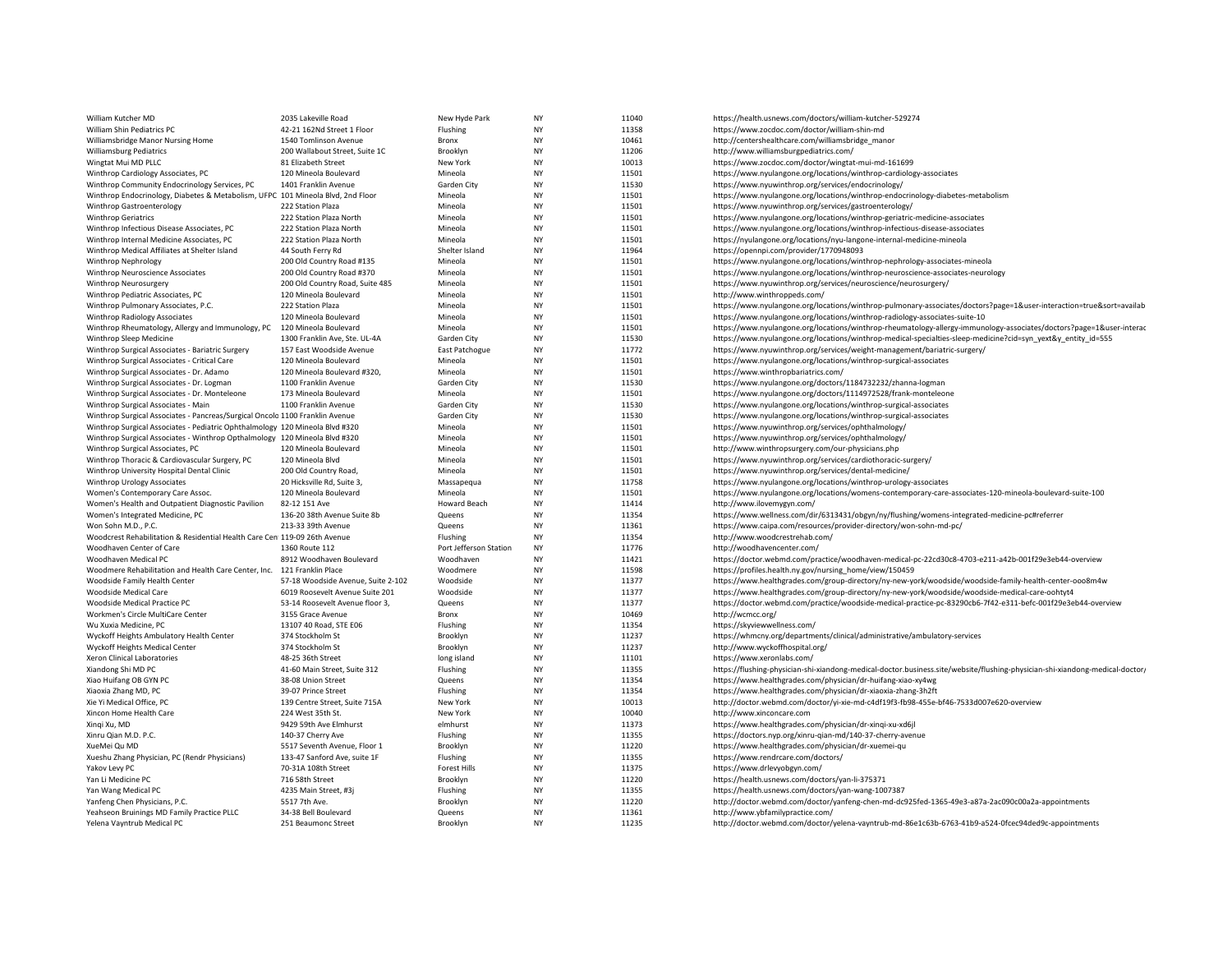| | | | | | |
|---|---|---|---|---|---|
| William Kutcher MD | 2035 Lakeville Road | New Hyde Park | NY | 11040 | https://health.usnews.com/doctors/william-kutcher-529274 |
| William Shin Pediatrics PC | 42-21 162Nd Street 1 Floor | Flushing | NY | 11358 | https://www.zocdoc.com/doctor/william-shin-md |
| Williamsbridge Manor Nursing Home | 1540 Tomlinson Avenue | Bronx | NY | 10461 | http://centershealthcare.com/williamsbridge_manor |
| Williamsburg Pediatrics | 200 Wallabout Street, Suite 1C | Brooklyn | NY | 11206 | http://www.williamsburgpediatrics.com/ |
| Wingtat Mui MD PLLC | 81 Elizabeth Street | New York | NY | 10013 | https://www.zocdoc.com/doctor/wingtat-mui-md-161699 |
| Winthrop Cardiology Associates, PC | 120 Mineola Boulevard | Mineola | NY | 11501 | https://www.nyulangone.org/locations/winthrop-cardiology-associates |
| Winthrop Community Endocrinology Services, PC | 1401 Franklin Avenue | Garden City | NY | 11530 | https://www.nyuwinthrop.org/services/endocrinology/ |
| Winthrop Endocrinology, Diabetes & Metabolism, UFPC | 101 Mineola Blvd, 2nd Floor | Mineola | NY | 11501 | https://www.nyulangone.org/locations/winthrop-endocrinology-diabetes-metabolism |
| Winthrop Gastroenterology | 222 Station Plaza | Mineola | NY | 11501 | https://www.nyuwinthrop.org/services/gastroenterology/ |
| Winthrop Geriatrics | 222 Station Plaza North | Mineola | NY | 11501 | https://www.nyulangone.org/locations/winthrop-geriatric-medicine-associates |
| Winthrop Infectious Disease Associates, PC | 222 Station Plaza North | Mineola | NY | 11501 | https://www.nyulangone.org/locations/winthrop-infectious-disease-associates |
| Winthrop Internal Medicine Associates, PC | 222 Station Plaza North | Mineola | NY | 11501 | https://nyulangone.org/locations/nyu-langone-internal-medicine-mineola |
| Winthrop Medical Affiliates at Shelter Island | 44 South Ferry Rd | Shelter Island | NY | 11964 | https://opennpi.com/provider/1770948093 |
| Winthrop Nephrology | 200 Old Country Road #135 | Mineola | NY | 11501 | https://www.nyulangone.org/locations/winthrop-nephrology-associates-mineola |
| Winthrop Neuroscience Associates | 200 Old Country Road #370 | Mineola | NY | 11501 | https://www.nyulangone.org/locations/winthrop-neuroscience-associates-neurology |
| Winthrop Neurosurgery | 200 Old Country Road, Suite 485 | Mineola | NY | 11501 | https://www.nyuwinthrop.org/services/neuroscience/neurosurgery/ |
| Winthrop Pediatric Associates, PC | 120 Mineola Boulevard | Mineola | NY | 11501 | http://www.winthroppeds.com/ |
| Winthrop Pulmonary Associates, P.C. | 222 Station Plaza | Mineola | NY | 11501 | https://www.nyulangone.org/locations/winthrop-pulmonary-associates/doctors?page=1&user-interaction=true&sort=availab |
| Winthrop Radiology Associates | 120 Mineola Boulevard | Mineola | NY | 11501 | https://www.nyulangone.org/locations/winthrop-radiology-associates-suite-10 |
| Winthrop Rheumatology, Allergy and Immunology, PC | 120 Mineola Boulevard | Mineola | NY | 11501 | https://www.nyulangone.org/locations/winthrop-rheumatology-allergy-immunology-associates/doctors?page=1&user-interac |
| Winthrop Sleep Medicine | 1300 Franklin Ave, Ste. UL-4A | Garden City | NY | 11530 | https://www.nyulangone.org/locations/winthrop-medical-specialties-sleep-medicine?cid=syn_yext&y_entity_id=555 |
| Winthrop Surgical Associates - Bariatric Surgery | 157 East Woodside Avenue | East Patchogue | NY | 11772 | https://www.nyuwinthrop.org/services/weight-management/bariatric-surgery/ |
| Winthrop Surgical Associates - Critical Care | 120 Mineola Boulevard | Mineola | NY | 11501 | https://www.nyulangone.org/locations/winthrop-surgical-associates |
| Winthrop Surgical Associates - Dr. Adamo | 120 Mineola Boulevard #320, | Mineola | NY | 11501 | https://www.winthropbariatrics.com/ |
| Winthrop Surgical Associates - Dr. Logman | 1100 Franklin Avenue | Garden City | NY | 11530 | https://www.nyulangone.org/doctors/1184732232/zhanna-logman |
| Winthrop Surgical Associates - Dr. Monteleone | 173 Mineola Boulevard | Mineola | NY | 11501 | https://www.nyulangone.org/doctors/1114972528/frank-monteleone |
| Winthrop Surgical Associates - Main | 1100 Franklin Avenue | Garden City | NY | 11530 | https://www.nyulangone.org/locations/winthrop-surgical-associates |
| Winthrop Surgical Associates - Pancreas/Surgical Oncolo | 1100 Franklin Avenue | Garden City | NY | 11530 | https://www.nyulangone.org/locations/winthrop-surgical-associates |
| Winthrop Surgical Associates - Pediatric Ophthalmology | 120 Mineola Blvd #320 | Mineola | NY | 11501 | https://www.nyuwinthrop.org/services/ophthalmology/ |
| Winthrop Surgical Associates - Winthrop Opthalmology | 120 Mineola Blvd #320 | Mineola | NY | 11501 | https://www.nyuwinthrop.org/services/ophthalmology/ |
| Winthrop Surgical Associates, PC | 120 Mineola Boulevard | Mineola | NY | 11501 | http://www.winthropsurgery.com/our-physicians.php |
| Winthrop Thoracic & Cardiovascular Surgery, PC | 120 Mineola Blvd | Mineola | NY | 11501 | https://www.nyuwinthrop.org/services/cardiothoracic-surgery/ |
| Winthrop University Hospital Dental Clinic | 200 Old Country Road, | Mineola | NY | 11501 | https://www.nyuwinthrop.org/services/dental-medicine/ |
| Winthrop Urology Associates | 20 Hicksville Rd, Suite 3, | Massapequa | NY | 11758 | https://www.nyulangone.org/locations/winthrop-urology-associates |
| Women's Contemporary Care Assoc. | 120 Mineola Boulevard | Mineola | NY | 11501 | https://www.nyulangone.org/locations/womens-contemporary-care-associates-120-mineola-boulevard-suite-100 |
| Women's Health and Outpatient Diagnostic Pavilion | 82-12 151 Ave | Howard Beach | NY | 11414 | http://www.ilovemygyn.com/ |
| Women's Integrated Medicine, PC | 136-20 38th Avenue Suite 8b | Queens | NY | 11354 | https://www.wellness.com/dir/6313431/obgyn/ny/flushing/womens-integrated-medicine-pc#referrer |
| Won Sohn M.D., P.C. | 213-33 39th Avenue | Queens | NY | 11361 | https://www.caipa.com/resources/provider-directory/won-sohn-md-pc/ |
| Woodcrest Rehabilitation & Residential Health Care Cen | 119-09 26th Avenue | Flushing | NY | 11354 | http://www.woodcrestrehab.com/ |
| Woodhaven Center of Care | 1360 Route 112 | Port Jefferson Station | NY | 11776 | http://woodhavencenter.com/ |
| Woodhaven Medical PC | 8912 Woodhaven Boulevard | Woodhaven | NY | 11421 | https://doctor.webmd.com/practice/woodhaven-medical-pc-22cd30c8-4703-e211-a42b-001f29e3eb44-overview |
| Woodmere Rehabilitation and Health Care Center, Inc. | 121 Franklin Place | Woodmere | NY | 11598 | https://profiles.health.ny.gov/nursing_home/view/150459 |
| Woodside Family Health Center | 57-18 Woodside Avenue, Suite 2-102 | Woodside | NY | 11377 | https://www.healthgrades.com/group-directory/ny-new-york/woodside/woodside-family-health-center-ooo8m4w |
| Woodside Medical Care | 6019 Roosevelt Avenue Suite 201 | Woodside | NY | 11377 | https://www.healthgrades.com/group-directory/ny-new-york/woodside/woodside-medical-care-oohtyt4 |
| Woodside Medical Practice PC | 53-14 Roosevelt Avenue floor 3, | Queens | NY | 11377 | https://doctor.webmd.com/practice/woodside-medical-practice-pc-83290cb6-7f42-e311-befc-001f29e3eb44-overview |
| Workmen's Circle MultiCare Center | 3155 Grace Avenue | Bronx | NY | 10469 | http://wcmcc.org/ |
| Wu Xuxia Medicine, PC | 13107 40 Road, STE E06 | Flushing | NY | 11354 | https://skyviewwellness.com/ |
| Wyckoff Heights Ambulatory Health Center | 374 Stockholm St | Brooklyn | NY | 11237 | https://whmcny.org/departments/clinical/administrative/ambulatory-services |
| Wyckoff Heights Medical Center | 374 Stockholm St | Brooklyn | NY | 11237 | http://www.wyckoffhospital.org/ |
| Xeron Clinical Laboratories | 48-25 36th Street | long island | NY | 11101 | https://www.xeronlabs.com/ |
| Xiandong Shi MD PC | 41-60 Main Street, Suite 312 | Flushing | NY | 11355 | https://flushing-physician-shi-xiandong-medical-doctor.business.site/website/flushing-physician-shi-xiandong-medical-doctor/ |
| Xiao Huifang OB GYN PC | 38-08 Union Street | Queens | NY | 11354 | https://www.healthgrades.com/physician/dr-huifang-xiao-xy4wg |
| Xiaoxia Zhang MD, PC | 39-07 Prince Street | Flushing | NY | 11354 | https://www.healthgrades.com/physician/dr-xiaoxia-zhang-3h2ft |
| Xie Yi Medical Office, PC | 139 Centre Street, Suite 715A | New York | NY | 10013 | http://doctor.webmd.com/doctor/yi-xie-md-c4df19f3-fb98-455e-bf46-7533d007e620-overview |
| Xincon Home Health Care | 224 West 35th St. | New York | NY | 10040 | http://www.xinconcare.com |
| Xinqi Xu, MD | 9429 59th Ave Elmhurst | elmhurst | NY | 11373 | https://www.healthgrades.com/physician/dr-xinqi-xu-xd6jl |
| Xinru Qian M.D. P.C. | 140-37 Cherry Ave | Flushing | NY | 11355 | https://doctors.nyp.org/xinru-qian-md/140-37-cherry-avenue |
| XueMei Qu MD | 5517 Seventh Avenue, Floor 1 | Brooklyn | NY | 11220 | https://www.healthgrades.com/physician/dr-xuemei-qu |
| Xueshu Zhang Physician, PC (Rendr Physicians) | 133-47 Sanford Ave, suite 1F | Flushing | NY | 11355 | https://www.rendrcare.com/doctors/ |
| Yakov Levy PC | 70-31A 108th Street | Forest Hills | NY | 11375 | https://www.drlevyobgyn.com/ |
| Yan Li Medicine PC | 716 58th Street | Brooklyn | NY | 11220 | https://health.usnews.com/doctors/yan-li-375371 |
| Yan Wang Medical PC | 4235 Main Street, #3j | Flushing | NY | 11355 | https://health.usnews.com/doctors/yan-wang-1007387 |
| Yanfeng Chen Physicians, P.C. | 5517 7th Ave. | Brooklyn | NY | 11220 | http://doctor.webmd.com/doctor/yanfeng-chen-md-dc925fed-1365-49e3-a87a-2ac090c00a2a-appointments |
| Yeahseon Bruinings MD Family Practice PLLC | 34-38 Bell Boulevard | Queens | NY | 11361 | http://www.ybfamilypractice.com/ |
| Yelena Vayntrub Medical PC | 251 Beaumonc Street | Brooklyn | NY | 11235 | http://doctor.webmd.com/doctor/yelena-vayntrub-md-86e1c63b-6763-41b9-a524-0fcec94ded9c-appointments |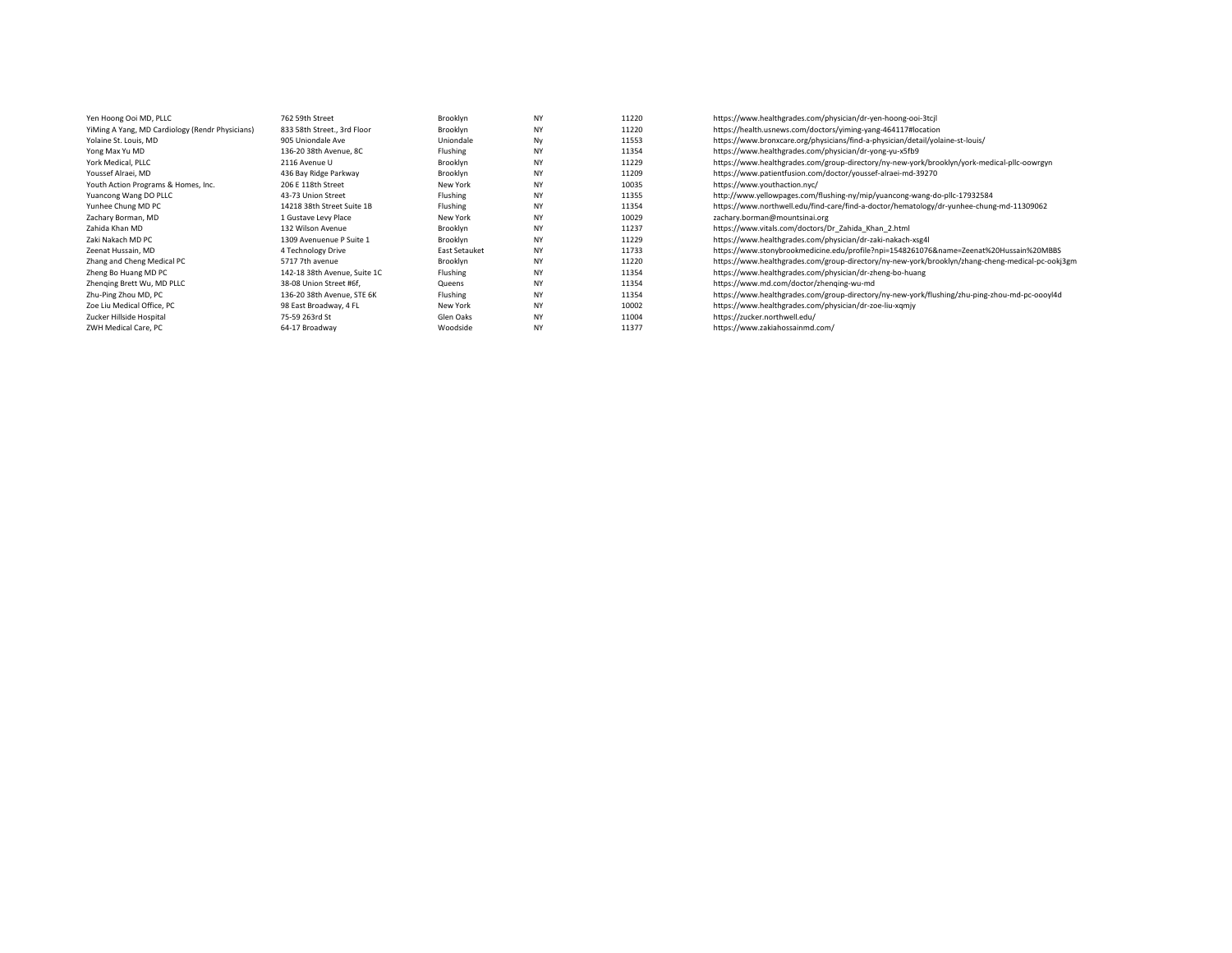| | | | | | |
|---|---|---|---|---|---|
| Yen Hoong Ooi MD, PLLC | 762 59th Street | Brooklyn | NY | 11220 | https://www.healthgrades.com/physician/dr-yen-hoong-ooi-3tcjl |
| YiMing A Yang, MD Cardiology (Rendr Physicians) | 833 58th Street., 3rd Floor | Brooklyn | NY | 11220 | https://health.usnews.com/doctors/yiming-yang-464117#location |
| Yolaine St. Louis, MD | 905 Uniondale Ave | Uniondale | Ny | 11553 | https://www.bronxcare.org/physicians/find-a-physician/detail/yolaine-st-louis/ |
| Yong Max Yu MD | 136-20 38th Avenue, 8C | Flushing | NY | 11354 | https://www.healthgrades.com/physician/dr-yong-yu-x5fb9 |
| York Medical, PLLC | 2116 Avenue U | Brooklyn | NY | 11229 | https://www.healthgrades.com/group-directory/ny-new-york/brooklyn/york-medical-pllc-oowrgyn |
| Youssef Alraei, MD | 436 Bay Ridge Parkway | Brooklyn | NY | 11209 | https://www.patientfusion.com/doctor/youssef-alraei-md-39270 |
| Youth Action Programs & Homes, Inc. | 206 E 118th Street | New York | NY | 10035 | https://www.youthaction.nyc/ |
| Yuancong Wang DO PLLC | 43-73 Union Street | Flushing | NY | 11355 | http://www.yellowpages.com/flushing-ny/mip/yuancong-wang-do-pllc-17932584 |
| Yunhee Chung MD PC | 14218 38th Street Suite 1B | Flushing | NY | 11354 | https://www.northwell.edu/find-care/find-a-doctor/hematology/dr-yunhee-chung-md-11309062 |
| Zachary Borman, MD | 1 Gustave Levy Place | New York | NY | 10029 | zachary.borman@mountsinai.org |
| Zahida Khan MD | 132 Wilson Avenue | Brooklyn | NY | 11237 | https://www.vitals.com/doctors/Dr_Zahida_Khan_2.html |
| Zaki Nakach MD PC | 1309 Avenuenue P Suite 1 | Brooklyn | NY | 11229 | https://www.healthgrades.com/physician/dr-zaki-nakach-xsg4l |
| Zeenat Hussain, MD | 4 Technology Drive | East Setauket | NY | 11733 | https://www.stonybrookmedicine.edu/profile?npi=1548261076&name=Zeenat%20Hussain%20MBBS |
| Zhang and Cheng Medical PC | 5717 7th avenue | Brooklyn | NY | 11220 | https://www.healthgrades.com/group-directory/ny-new-york/brooklyn/zhang-cheng-medical-pc-ookj3gm |
| Zheng Bo Huang MD PC | 142-18 38th Avenue, Suite 1C | Flushing | NY | 11354 | https://www.healthgrades.com/physician/dr-zheng-bo-huang |
| Zhenqing Brett Wu, MD PLLC | 38-08 Union Street #6f, | Queens | NY | 11354 | https://www.md.com/doctor/zhenqing-wu-md |
| Zhu-Ping Zhou MD, PC | 136-20 38th Avenue, STE 6K | Flushing | NY | 11354 | https://www.healthgrades.com/group-directory/ny-new-york/flushing/zhu-ping-zhou-md-pc-oooyl4d |
| Zoe Liu Medical Office, PC | 98 East Broadway, 4 FL | New York | NY | 10002 | https://www.healthgrades.com/physician/dr-zoe-liu-xqmjy |
| Zucker Hillside Hospital | 75-59 263rd St | Glen Oaks | NY | 11004 | https://zucker.northwell.edu/ |
| ZWH Medical Care, PC | 64-17 Broadway | Woodside | NY | 11377 | https://www.zakiahossainmd.com/ |